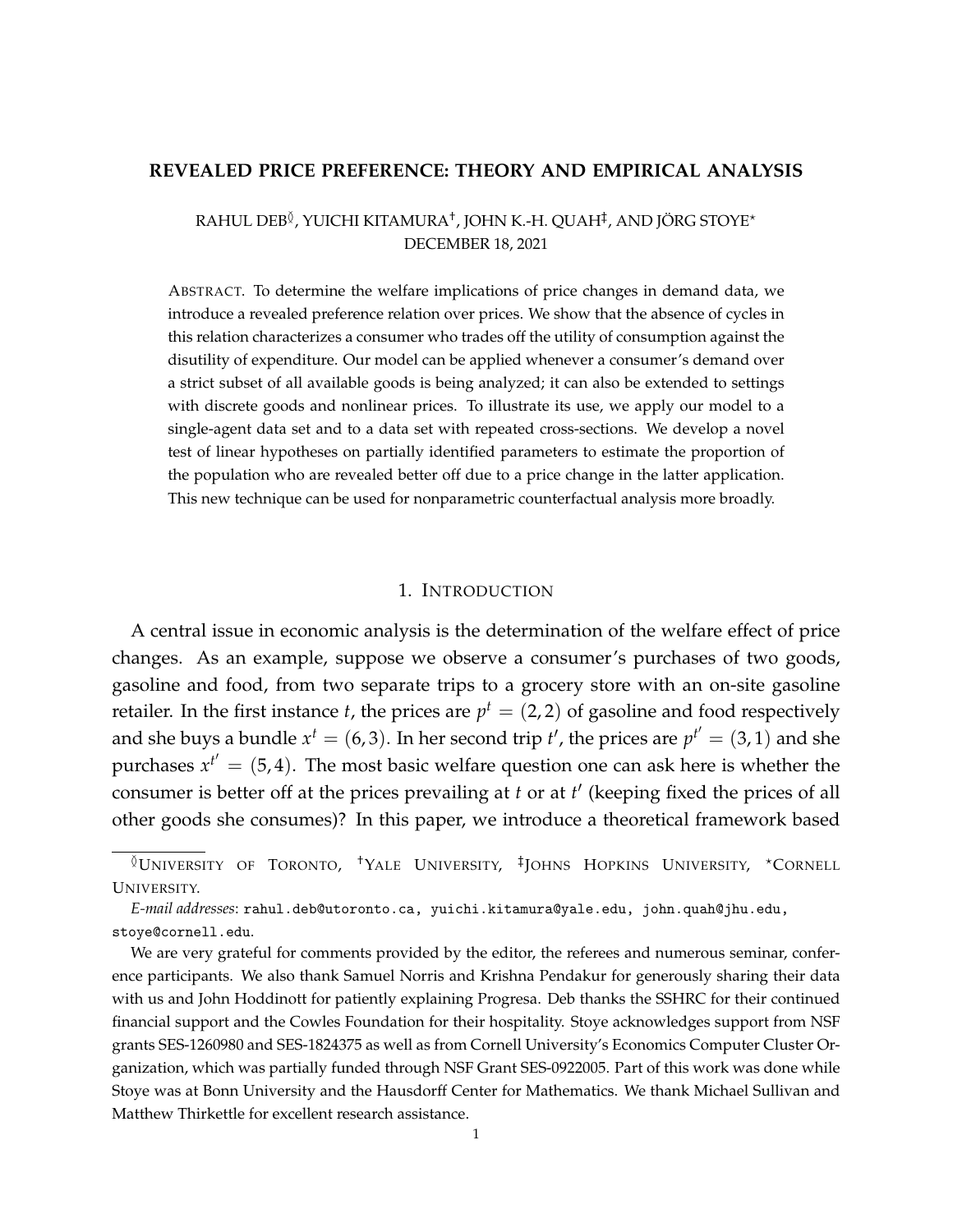# REVEALED PRICE PREFERENCE: THEORY AND EMPIRICAL ANALYSIS

RAHUL DEB[◊], YUICHI KITAMURA[†], JOHN K.-H. QUAH[‡], AND JÖRG STOYE[⋆]
DECEMBER 18, 2021

ABSTRACT. To determine the welfare implications of price changes in demand data, we introduce a revealed preference relation over prices. We show that the absence of cycles in this relation characterizes a consumer who trades off the utility of consumption against the disutility of expenditure. Our model can be applied whenever a consumer's demand over a strict subset of all available goods is being analyzed; it can also be extended to settings with discrete goods and nonlinear prices. To illustrate its use, we apply our model to a single-agent data set and to a data set with repeated cross-sections. We develop a novel test of linear hypotheses on partially identified parameters to estimate the proportion of the population who are revealed better off due to a price change in the latter application. This new technique can be used for nonparametric counterfactual analysis more broadly.

## 1. INTRODUCTION

A central issue in economic analysis is the determination of the welfare effect of price changes. As an example, suppose we observe a consumer's purchases of two goods, gasoline and food, from two separate trips to a grocery store with an on-site gasoline retailer. In the first instance $t$, the prices are $p^t = (2, 2)$ of gasoline and food respectively and she buys a bundle $x^t = (6, 3)$. In her second trip $t'$, the prices are $p^{t'} = (3, 1)$ and she purchases $x^{t'} = (5, 4)$. The most basic welfare question one can ask here is whether the consumer is better off at the prices prevailing at $t$ or at $t'$ (keeping fixed the prices of all other goods she consumes)? In this paper, we introduce a theoretical framework based

---

[◊]UNIVERSITY OF TORONTO, [†]YALE UNIVERSITY, [‡]JOHNS HOPKINS UNIVERSITY, [⋆]CORNELL UNIVERSITY.

*E-mail addresses*: rahul.deb@utoronto.ca, yuichi.kitamura@yale.edu, john.quah@jhu.edu, stoye@cornell.edu.

We are very grateful for comments provided by the editor, the referees and numerous seminar, conference participants. We also thank Samuel Norris and Krishna Pendakur for generously sharing their data with us and John Hoddinott for patiently explaining Progresa. Deb thanks the SSHRC for their continued financial support and the Cowles Foundation for their hospitality. Stoye acknowledges support from NSF grants SES-1260980 and SES-1824375 as well as from Cornell University's Economics Computer Cluster Organization, which was partially funded through NSF Grant SES-0922005. Part of this work was done while Stoye was at Bonn University and the Hausdorff Center for Mathematics. We thank Michael Sullivan and Matthew Thirkettle for excellent research assistance.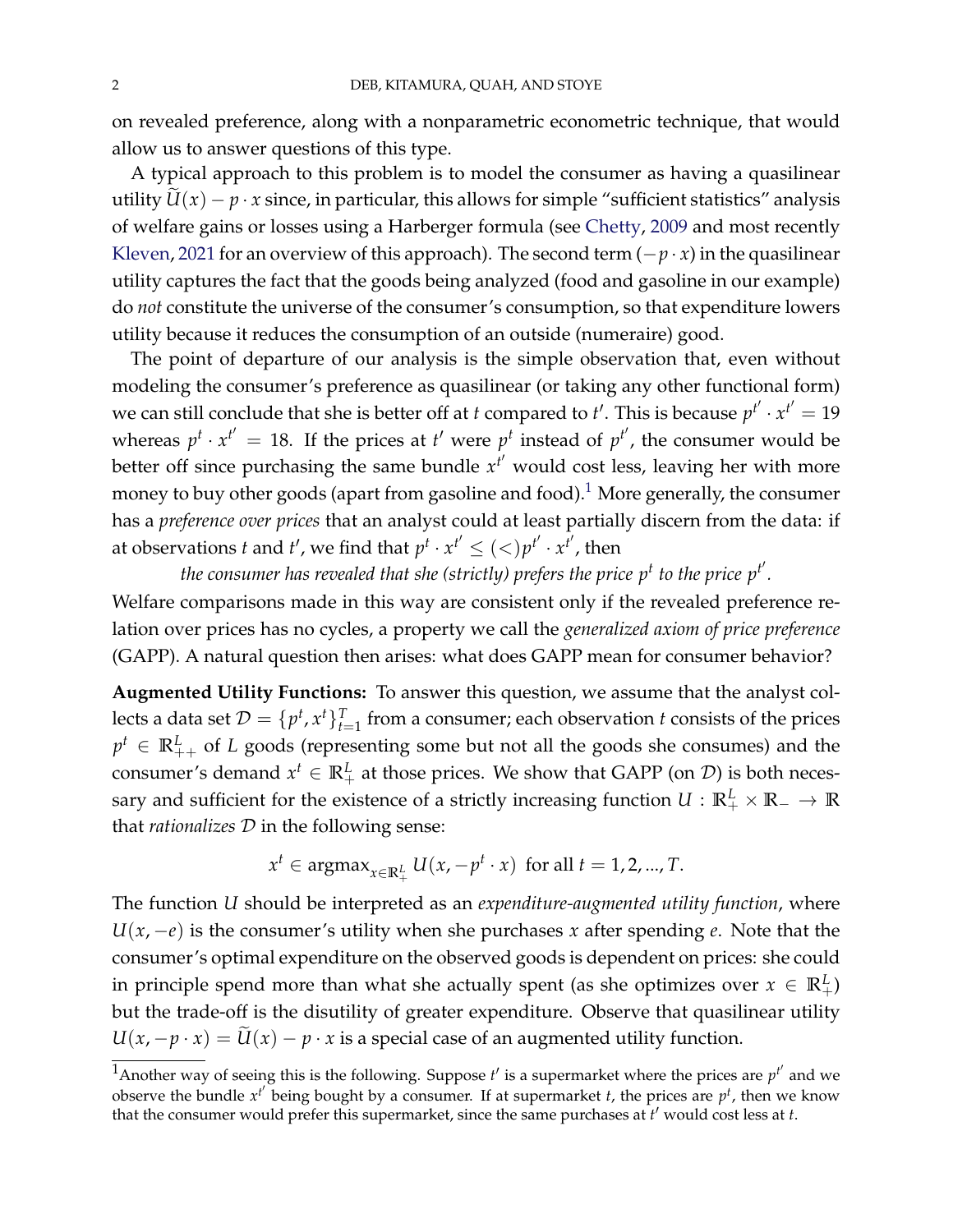on revealed preference, along with a nonparametric econometric technique, that would allow us to answer questions of this type.

A typical approach to this problem is to model the consumer as having a quasilinear utility $\widetilde{U}(x) - p \cdot x$ since, in particular, this allows for simple "sufficient statistics" analysis of welfare gains or losses using a Harberger formula (see Chetty, 2009 and most recently Kleven, 2021 for an overview of this approach). The second term $(-p \cdot x)$ in the quasilinear utility captures the fact that the goods being analyzed (food and gasoline in our example) do *not* constitute the universe of the consumer's consumption, so that expenditure lowers utility because it reduces the consumption of an outside (numeraire) good.

The point of departure of our analysis is the simple observation that, even without modeling the consumer's preference as quasilinear (or taking any other functional form) we can still conclude that she is better off at $t$ compared to $t'$. This is because $p^{t'} \cdot x^{t'} = 19$ whereas $p^t \cdot x^{t'} = 18$. If the prices at $t'$ were $p^t$ instead of $p^{t'}$, the consumer would be better off since purchasing the same bundle $x^{t'}$ would cost less, leaving her with more money to buy other goods (apart from gasoline and food).[1] More generally, the consumer has a *preference over prices* that an analyst could at least partially discern from the data: if at observations $t$ and $t'$, we find that $p^t \cdot x^{t'} \leq (<) p^{t'} \cdot x^{t'}$, then

*the consumer has revealed that she (strictly) prefers the price $p^t$ to the price $p^{t'}$.*

Welfare comparisons made in this way are consistent only if the revealed preference relation over prices has no cycles, a property we call the *generalized axiom of price preference* (GAPP). A natural question then arises: what does GAPP mean for consumer behavior?

**Augmented Utility Functions:** To answer this question, we assume that the analyst collects a data set $\mathcal{D} = \{p^t, x^t\}_{t=1}^T$ from a consumer; each observation $t$ consists of the prices $p^t \in \mathbb{R}^L_{++}$ of $L$ goods (representing some but not all the goods she consumes) and the consumer's demand $x^t \in \mathbb{R}^L_+$ at those prices. We show that GAPP (on $\mathcal{D}$) is both necessary and sufficient for the existence of a strictly increasing function $U : \mathbb{R}^L_+ \times \mathbb{R}_- \to \mathbb{R}$ that *rationalizes* $\mathcal{D}$ in the following sense:

$$x^t \in \operatorname{argmax}_{x \in \mathbb{R}^L_+} U(x, -p^t \cdot x) \text{ for all } t = 1, 2, ..., T.$$

The function $U$ should be interpreted as an *expenditure-augmented utility function*, where $U(x, -e)$ is the consumer's utility when she purchases $x$ after spending $e$. Note that the consumer's optimal expenditure on the observed goods is dependent on prices: she could in principle spend more than what she actually spent (as she optimizes over $x \in \mathbb{R}^L_+$) but the trade-off is the disutility of greater expenditure. Observe that quasilinear utility $U(x, -p \cdot x) = \widetilde{U}(x) - p \cdot x$ is a special case of an augmented utility function.

[1] Another way of seeing this is the following. Suppose $t'$ is a supermarket where the prices are $p^{t'}$ and we observe the bundle $x^{t'}$ being bought by a consumer. If at supermarket $t$, the prices are $p^t$, then we know that the consumer would prefer this supermarket, since the same purchases at $t'$ would cost less at $t$.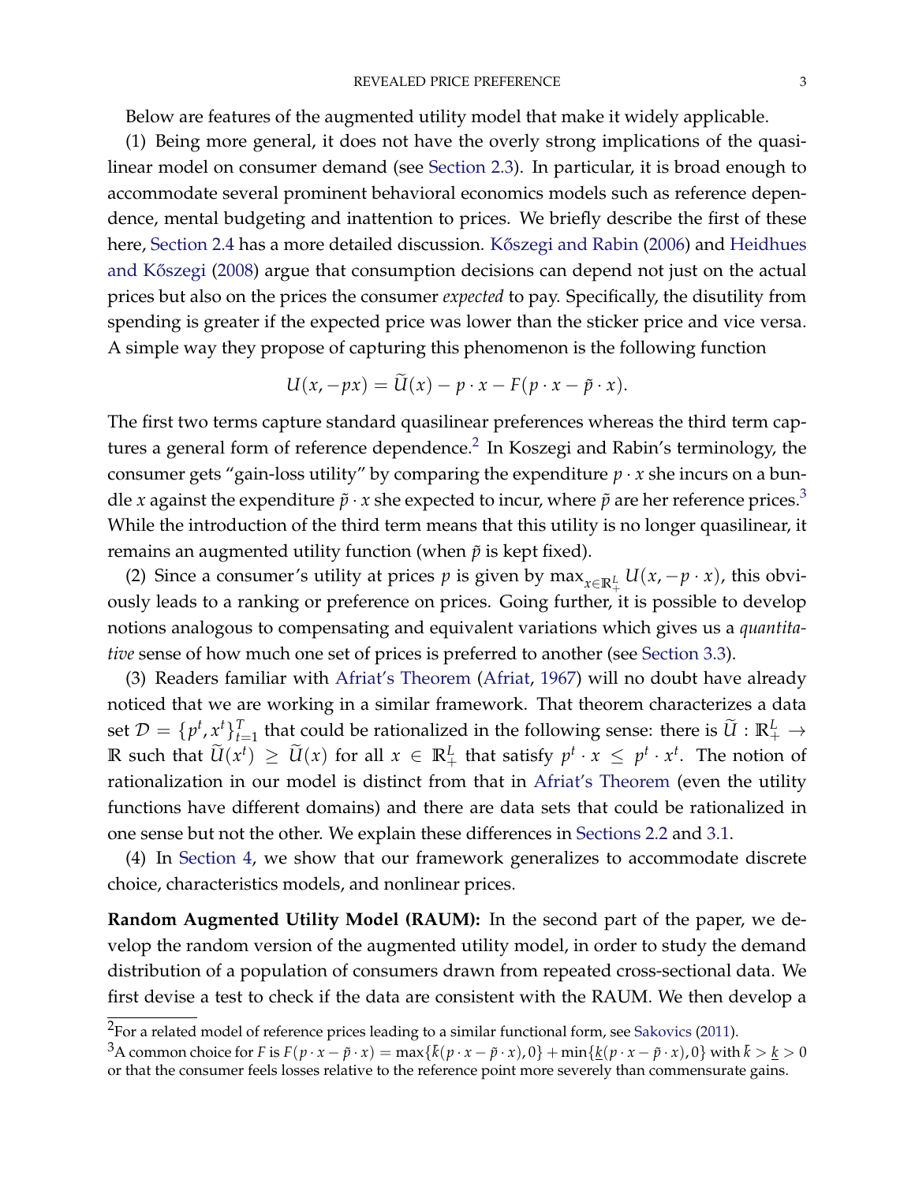Below are features of the augmented utility model that make it widely applicable.

(1) Being more general, it does not have the overly strong implications of the quasilinear model on consumer demand (see Section 2.3). In particular, it is broad enough to accommodate several prominent behavioral economics models such as reference dependence, mental budgeting and inattention to prices. We briefly describe the first of these here, Section 2.4 has a more detailed discussion. Kőszegi and Rabin (2006) and Heidhues and Kőszegi (2008) argue that consumption decisions can depend not just on the actual prices but also on the prices the consumer *expected* to pay. Specifically, the disutility from spending is greater if the expected price was lower than the sticker price and vice versa. A simple way they propose of capturing this phenomenon is the following function

$$U(x, -px) = \widetilde{U}(x) - p \cdot x - F(p \cdot x - \tilde{p} \cdot x).$$

The first two terms capture standard quasilinear preferences whereas the third term captures a general form of reference dependence.[2] In Koszegi and Rabin's terminology, the consumer gets "gain-loss utility" by comparing the expenditure $p \cdot x$ she incurs on a bundle $x$ against the expenditure $\tilde{p} \cdot x$ she expected to incur, where $\tilde{p}$ are her reference prices.[3] While the introduction of the third term means that this utility is no longer quasilinear, it remains an augmented utility function (when $\tilde{p}$ is kept fixed).

(2) Since a consumer's utility at prices $p$ is given by $\max_{x \in \mathbb{R}^L_+} U(x, -p \cdot x)$, this obviously leads to a ranking or preference on prices. Going further, it is possible to develop notions analogous to compensating and equivalent variations which gives us a *quantitative* sense of how much one set of prices is preferred to another (see Section 3.3).

(3) Readers familiar with Afriat's Theorem (Afriat, 1967) will no doubt have already noticed that we are working in a similar framework. That theorem characterizes a data set $\mathcal{D} = \{p^t, x^t\}_{t=1}^T$ that could be rationalized in the following sense: there is $\widetilde{U} : \mathbb{R}^L_+ \to \mathbb{R}$ such that $\widetilde{U}(x^t) \geq \widetilde{U}(x)$ for all $x \in \mathbb{R}^L_+$ that satisfy $p^t \cdot x \leq p^t \cdot x^t$. The notion of rationalization in our model is distinct from that in Afriat's Theorem (even the utility functions have different domains) and there are data sets that could be rationalized in one sense but not the other. We explain these differences in Sections 2.2 and 3.1.

(4) In Section 4, we show that our framework generalizes to accommodate discrete choice, characteristics models, and nonlinear prices.

**Random Augmented Utility Model (RAUM):** In the second part of the paper, we develop the random version of the augmented utility model, in order to study the demand distribution of a population of consumers drawn from repeated cross-sectional data. We first devise a test to check if the data are consistent with the RAUM. We then develop a

[2] For a related model of reference prices leading to a similar functional form, see Sakovics (2011).

[3] A common choice for $F$ is $F(p \cdot x - \tilde{p} \cdot x) = \max\{\bar{k}(p \cdot x - \tilde{p} \cdot x), 0\} + \min\{\underline{k}(p \cdot x - \tilde{p} \cdot x), 0\}$ with $\bar{k} > \underline{k} > 0$ or that the consumer feels losses relative to the reference point more severely than commensurate gains.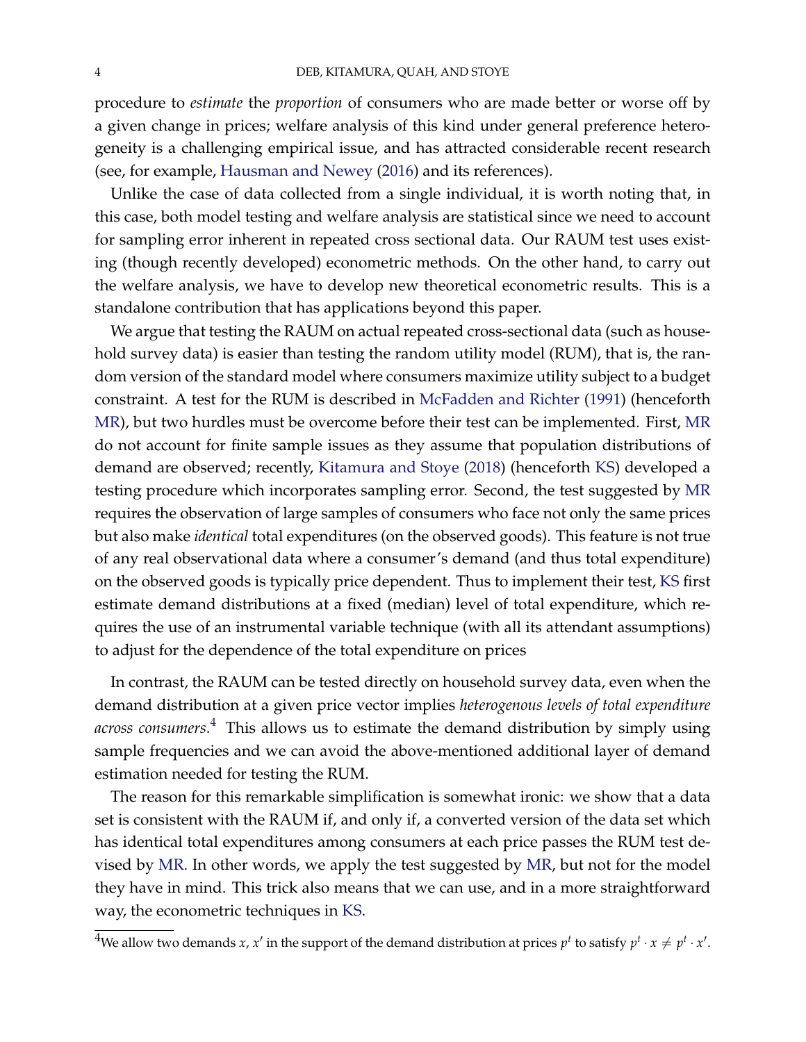procedure to *estimate* the *proportion* of consumers who are made better or worse off by a given change in prices; welfare analysis of this kind under general preference heterogeneity is a challenging empirical issue, and has attracted considerable recent research (see, for example, Hausman and Newey (2016) and its references).

Unlike the case of data collected from a single individual, it is worth noting that, in this case, both model testing and welfare analysis are statistical since we need to account for sampling error inherent in repeated cross sectional data. Our RAUM test uses existing (though recently developed) econometric methods. On the other hand, to carry out the welfare analysis, we have to develop new theoretical econometric results. This is a standalone contribution that has applications beyond this paper.

We argue that testing the RAUM on actual repeated cross-sectional data (such as household survey data) is easier than testing the random utility model (RUM), that is, the random version of the standard model where consumers maximize utility subject to a budget constraint. A test for the RUM is described in McFadden and Richter (1991) (henceforth MR), but two hurdles must be overcome before their test can be implemented. First, MR do not account for finite sample issues as they assume that population distributions of demand are observed; recently, Kitamura and Stoye (2018) (henceforth KS) developed a testing procedure which incorporates sampling error. Second, the test suggested by MR requires the observation of large samples of consumers who face not only the same prices but also make *identical* total expenditures (on the observed goods). This feature is not true of any real observational data where a consumer's demand (and thus total expenditure) on the observed goods is typically price dependent. Thus to implement their test, KS first estimate demand distributions at a fixed (median) level of total expenditure, which requires the use of an instrumental variable technique (with all its attendant assumptions) to adjust for the dependence of the total expenditure on prices

In contrast, the RAUM can be tested directly on household survey data, even when the demand distribution at a given price vector implies *heterogenous levels of total expenditure across consumers*.[4] This allows us to estimate the demand distribution by simply using sample frequencies and we can avoid the above-mentioned additional layer of demand estimation needed for testing the RUM.

The reason for this remarkable simplification is somewhat ironic: we show that a data set is consistent with the RAUM if, and only if, a converted version of the data set which has identical total expenditures among consumers at each price passes the RUM test devised by MR. In other words, we apply the test suggested by MR, but not for the model they have in mind. This trick also means that we can use, and in a more straightforward way, the econometric techniques in KS.

[4]We allow two demands $x$, $x'$ in the support of the demand distribution at prices $p^t$ to satisfy $p^t \cdot x \neq p^t \cdot x'$.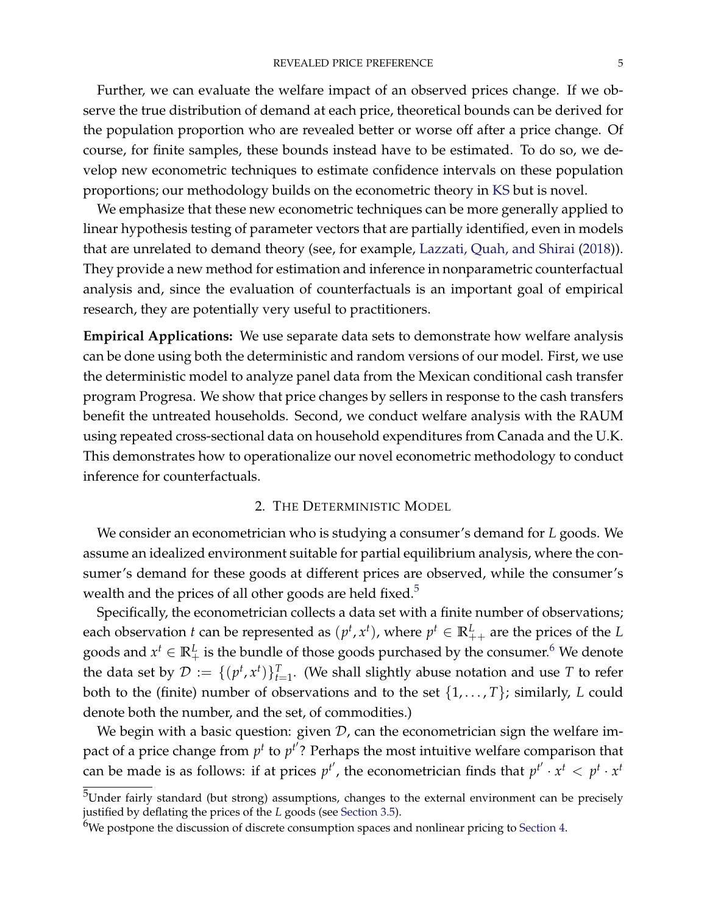Further, we can evaluate the welfare impact of an observed prices change. If we observe the true distribution of demand at each price, theoretical bounds can be derived for the population proportion who are revealed better or worse off after a price change. Of course, for finite samples, these bounds instead have to be estimated. To do so, we develop new econometric techniques to estimate confidence intervals on these population proportions; our methodology builds on the econometric theory in KS but is novel.

We emphasize that these new econometric techniques can be more generally applied to linear hypothesis testing of parameter vectors that are partially identified, even in models that are unrelated to demand theory (see, for example, Lazzati, Quah, and Shirai (2018)). They provide a new method for estimation and inference in nonparametric counterfactual analysis and, since the evaluation of counterfactuals is an important goal of empirical research, they are potentially very useful to practitioners.

**Empirical Applications:** We use separate data sets to demonstrate how welfare analysis can be done using both the deterministic and random versions of our model. First, we use the deterministic model to analyze panel data from the Mexican conditional cash transfer program Progresa. We show that price changes by sellers in response to the cash transfers benefit the untreated households. Second, we conduct welfare analysis with the RAUM using repeated cross-sectional data on household expenditures from Canada and the U.K. This demonstrates how to operationalize our novel econometric methodology to conduct inference for counterfactuals.

## 2. The Deterministic Model

We consider an econometrician who is studying a consumer's demand for $L$ goods. We assume an idealized environment suitable for partial equilibrium analysis, where the consumer's demand for these goods at different prices are observed, while the consumer's wealth and the prices of all other goods are held fixed.[5]

Specifically, the econometrician collects a data set with a finite number of observations; each observation $t$ can be represented as $(p^t, x^t)$, where $p^t \in \mathbb{R}^L_{++}$ are the prices of the $L$ goods and $x^t \in \mathbb{R}^L_+$ is the bundle of those goods purchased by the consumer.[6] We denote the data set by $\mathcal{D} := \{(p^t, x^t)\}_{t=1}^T$. (We shall slightly abuse notation and use $T$ to refer both to the (finite) number of observations and to the set $\{1, \ldots, T\}$; similarly, $L$ could denote both the number, and the set, of commodities.)

We begin with a basic question: given $\mathcal{D}$, can the econometrician sign the welfare impact of a price change from $p^t$ to $p^{t'}$? Perhaps the most intuitive welfare comparison that can be made is as follows: if at prices $p^{t'}$, the econometrician finds that $p^{t'} \cdot x^t < p^t \cdot x^t$

[5] Under fairly standard (but strong) assumptions, changes to the external environment can be precisely justified by deflating the prices of the $L$ goods (see Section 3.5).

[6] We postpone the discussion of discrete consumption spaces and nonlinear pricing to Section 4.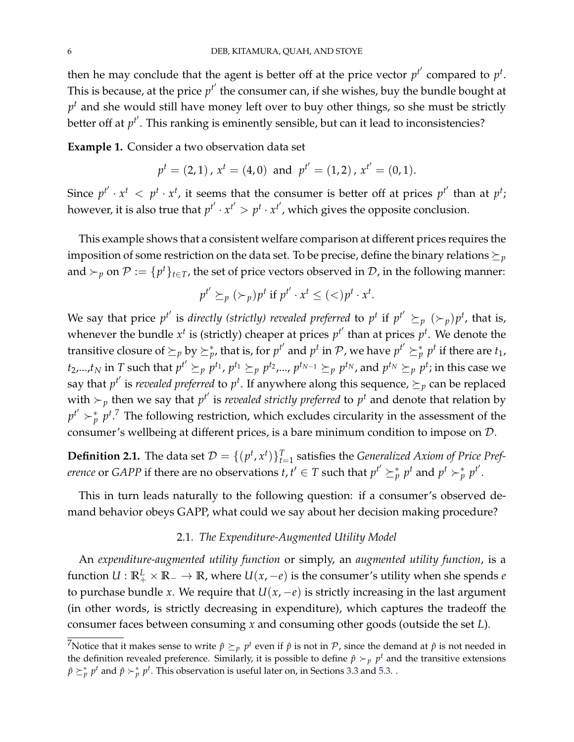then he may conclude that the agent is better off at the price vector $p^{t'}$ compared to $p^t$. This is because, at the price $p^{t'}$ the consumer can, if she wishes, buy the bundle bought at $p^t$ and she would still have money left over to buy other things, so she must be strictly better off at $p^{t'}$. This ranking is eminently sensible, but can it lead to inconsistencies?

**Example 1.** Consider a two observation data set

$$p^t = (2,1)\,,\; x^t = (4,0) \;\text{ and }\; p^{t'} = (1,2)\,,\; x^{t'} = (0,1).$$

Since $p^{t'} \cdot x^t < p^t \cdot x^t$, it seems that the consumer is better off at prices $p^{t'}$ than at $p^t$; however, it is also true that $p^{t'} \cdot x^{t'} > p^t \cdot x^{t'}$, which gives the opposite conclusion.

This example shows that a consistent welfare comparison at different prices requires the imposition of some restriction on the data set. To be precise, define the binary relations $\succeq_p$ and $\succ_p$ on $\mathcal{P} := \{p^t\}_{t \in T}$, the set of price vectors observed in $\mathcal{D}$, in the following manner:

$$p^{t'} \succeq_p (\succ_p) p^t \text{ if } p^{t'} \cdot x^t \leq (<) p^t \cdot x^t.$$

We say that price $p^{t'}$ is *directly (strictly) revealed preferred* to $p^t$ if $p^{t'} \succeq_p (\succ_p) p^t$, that is, whenever the bundle $x^t$ is (strictly) cheaper at prices $p^{t'}$ than at prices $p^t$. We denote the transitive closure of $\succeq_p$ by $\succeq_p^*$, that is, for $p^{t'}$ and $p^t$ in $\mathcal{P}$, we have $p^{t'} \succeq_p^* p^t$ if there are $t_1$, $t_2$,...,$t_N$ in $T$ such that $p^{t'} \succeq_p p^{t_1}$, $p^{t_1} \succeq_p p^{t_2}$,..., $p^{t_{N-1}} \succeq_p p^{t_N}$, and $p^{t_N} \succeq_p p^t$; in this case we say that $p^{t'}$ is *revealed preferred* to $p^t$. If anywhere along this sequence, $\succeq_p$ can be replaced with $\succ_p$ then we say that $p^{t'}$ is *revealed strictly preferred* to $p^t$ and denote that relation by $p^{t'} \succ_p^* p^t$.[7] The following restriction, which excludes circularity in the assessment of the consumer's wellbeing at different prices, is a bare minimum condition to impose on $\mathcal{D}$.

**Definition 2.1.** The data set $\mathcal{D} = \{(p^t, x^t)\}_{t=1}^T$ satisfies the *Generalized Axiom of Price Preference* or *GAPP* if there are no observations $t, t' \in T$ such that $p^{t'} \succeq_p^* p^t$ and $p^t \succ_p^* p^{t'}$.

This in turn leads naturally to the following question: if a consumer's observed demand behavior obeys GAPP, what could we say about her decision making procedure?

### 2.1. *The Expenditure-Augmented Utility Model*

An *expenditure-augmented utility function* or simply, an *augmented utility function*, is a function $U : \mathbb{R}_+^L \times \mathbb{R}_- \to \mathbb{R}$, where $U(x, -e)$ is the consumer's utility when she spends $e$ to purchase bundle $x$. We require that $U(x, -e)$ is strictly increasing in the last argument (in other words, is strictly decreasing in expenditure), which captures the tradeoff the consumer faces between consuming $x$ and consuming other goods (outside the set $L$).

[7] Notice that it makes sense to write $\hat{p} \succeq_p p^t$ even if $\hat{p}$ is not in $\mathcal{P}$, since the demand at $\hat{p}$ is not needed in the definition revealed preference. Similarly, it is possible to define $\hat{p} \succ_p p^t$ and the transitive extensions $\hat{p} \succeq_p^* p^t$ and $\hat{p} \succ_p^* p^t$. This observation is useful later on, in Sections 3.3 and 5.3. .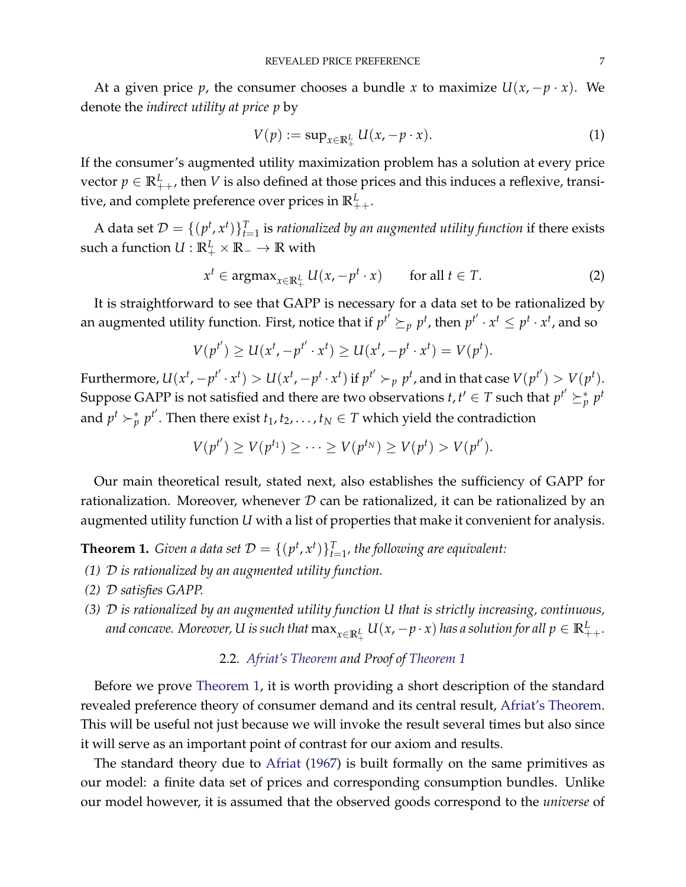At a given price $p$, the consumer chooses a bundle $x$ to maximize $U(x, -p \cdot x)$. We denote the *indirect utility at price p* by

$$V(p) := \sup_{x \in \mathbb{R}^L_+} U(x, -p \cdot x). \tag{1}$$

If the consumer's augmented utility maximization problem has a solution at every price vector $p \in \mathbb{R}^L_{++}$, then $V$ is also defined at those prices and this induces a reflexive, transitive, and complete preference over prices in $\mathbb{R}^L_{++}$.

A data set $\mathcal{D} = \{(p^t, x^t)\}_{t=1}^T$ is *rationalized by an augmented utility function* if there exists such a function $U : \mathbb{R}^L_+ \times \mathbb{R}_- \to \mathbb{R}$ with

$$x^t \in \operatorname{argmax}_{x \in \mathbb{R}^L_+} U(x, -p^t \cdot x) \qquad \text{for all } t \in T. \tag{2}$$

It is straightforward to see that GAPP is necessary for a data set to be rationalized by an augmented utility function. First, notice that if $p^{t'} \succeq_p p^t$, then $p^{t'} \cdot x^t \leq p^t \cdot x^t$, and so

$$V(p^{t'}) \geq U(x^t, -p^{t'} \cdot x^t) \geq U(x^t, -p^t \cdot x^t) = V(p^t).$$

Furthermore, $U(x^t, -p^{t'} \cdot x^t) > U(x^t, -p^t \cdot x^t)$ if $p^{t'} \succ_p p^t$, and in that case $V(p^{t'}) > V(p^t)$. Suppose GAPP is not satisfied and there are two observations $t, t' \in T$ such that $p^{t'} \succeq_p^* p^t$ and $p^t \succ_p^* p^{t'}$. Then there exist $t_1, t_2, \ldots, t_N \in T$ which yield the contradiction

$$V(p^{t'}) \geq V(p^{t_1}) \geq \cdots \geq V(p^{t_N}) \geq V(p^t) > V(p^{t'}).$$

Our main theoretical result, stated next, also establishes the sufficiency of GAPP for rationalization. Moreover, whenever $\mathcal{D}$ can be rationalized, it can be rationalized by an augmented utility function $U$ with a list of properties that make it convenient for analysis.

**Theorem 1.** *Given a data set $\mathcal{D} = \{(p^t, x^t)\}_{t=1}^T$, the following are equivalent:*

*(1) $\mathcal{D}$ is rationalized by an augmented utility function.*

*(2) $\mathcal{D}$ satisfies GAPP.*

*(3) $\mathcal{D}$ is rationalized by an augmented utility function $U$ that is strictly increasing, continuous, and concave. Moreover, $U$ is such that $\max_{x \in \mathbb{R}^L_+} U(x, -p \cdot x)$ has a solution for all $p \in \mathbb{R}^L_{++}$.*

### 2.2. *Afriat's Theorem* and Proof of *Theorem 1*

Before we prove Theorem 1, it is worth providing a short description of the standard revealed preference theory of consumer demand and its central result, Afriat's Theorem. This will be useful not just because we will invoke the result several times but also since it will serve as an important point of contrast for our axiom and results.

The standard theory due to Afriat (1967) is built formally on the same primitives as our model: a finite data set of prices and corresponding consumption bundles. Unlike our model however, it is assumed that the observed goods correspond to the *universe* of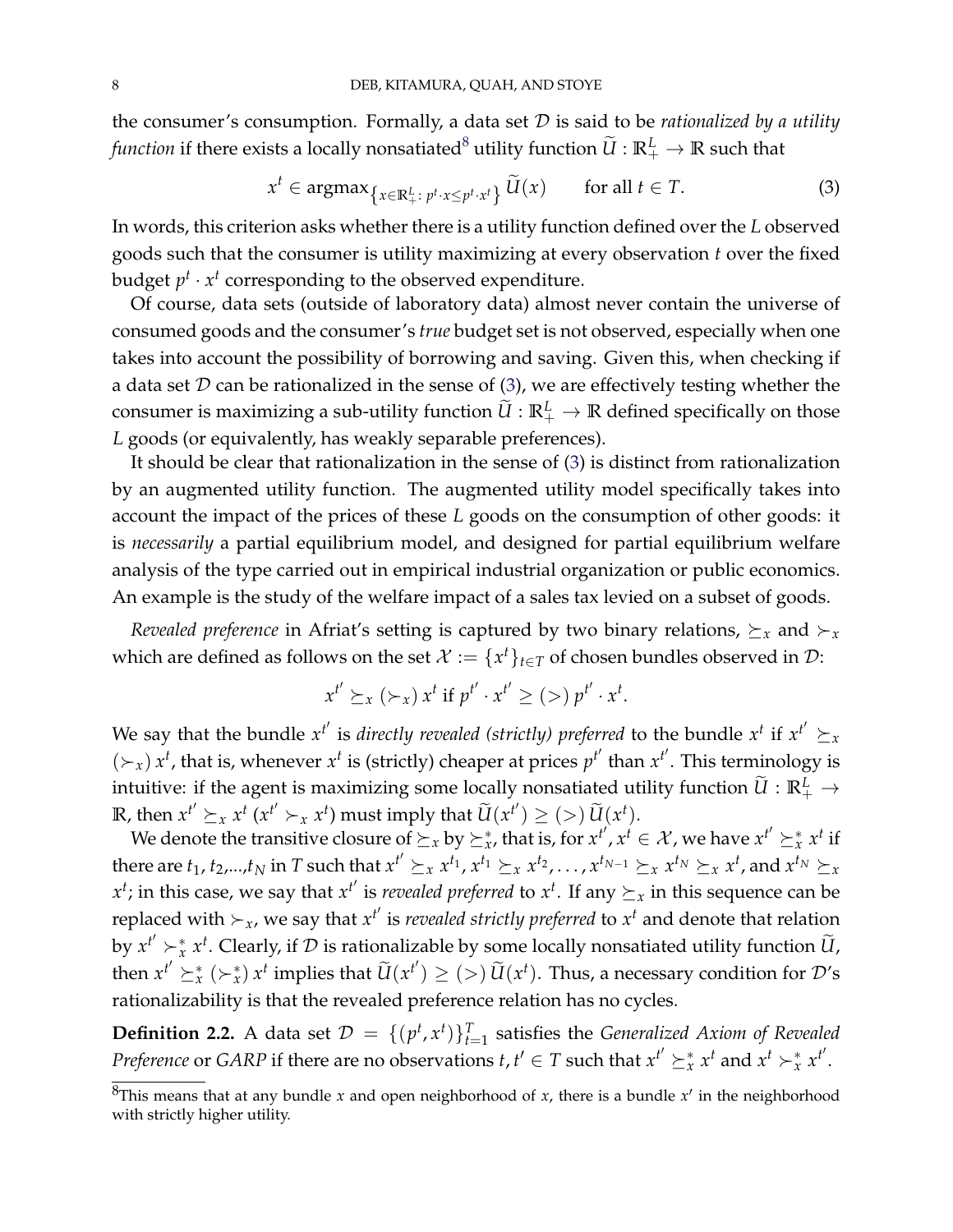the consumer's consumption. Formally, a data set $\mathcal{D}$ is said to be *rationalized by a utility function* if there exists a locally nonsatiated[8] utility function $\widetilde{U} : \mathbb{R}^L_+ \to \mathbb{R}$ such that

$$x^t \in \operatorname{argmax}_{\left\{x \in \mathbb{R}^L_+ :\, p^t \cdot x \leq p^t \cdot x^t\right\}} \widetilde{U}(x) \qquad \text{for all } t \in T. \tag{3}$$

In words, this criterion asks whether there is a utility function defined over the $L$ observed goods such that the consumer is utility maximizing at every observation $t$ over the fixed budget $p^t \cdot x^t$ corresponding to the observed expenditure.

Of course, data sets (outside of laboratory data) almost never contain the universe of consumed goods and the consumer's *true* budget set is not observed, especially when one takes into account the possibility of borrowing and saving. Given this, when checking if a data set $\mathcal{D}$ can be rationalized in the sense of (3), we are effectively testing whether the consumer is maximizing a sub-utility function $\widetilde{U} : \mathbb{R}^L_+ \to \mathbb{R}$ defined specifically on those $L$ goods (or equivalently, has weakly separable preferences).

It should be clear that rationalization in the sense of (3) is distinct from rationalization by an augmented utility function. The augmented utility model specifically takes into account the impact of the prices of these $L$ goods on the consumption of other goods: it is *necessarily* a partial equilibrium model, and designed for partial equilibrium welfare analysis of the type carried out in empirical industrial organization or public economics. An example is the study of the welfare impact of a sales tax levied on a subset of goods.

*Revealed preference* in Afriat's setting is captured by two binary relations, $\succeq_x$ and $\succ_x$ which are defined as follows on the set $\mathcal{X} := \{x^t\}_{t \in T}$ of chosen bundles observed in $\mathcal{D}$:

$$x^{t'} \succeq_x (\succ_x)\, x^t \text{ if } p^{t'} \cdot x^{t'} \geq (>)\, p^{t'} \cdot x^t.$$

We say that the bundle $x^{t'}$ is *directly revealed (strictly) preferred* to the bundle $x^t$ if $x^{t'} \succeq_x (\succ_x)\, x^t$, that is, whenever $x^t$ is (strictly) cheaper at prices $p^{t'}$ than $x^{t'}$. This terminology is intuitive: if the agent is maximizing some locally nonsatiated utility function $\widetilde{U} : \mathbb{R}^L_+ \to \mathbb{R}$, then $x^{t'} \succeq_x x^t$ ($x^{t'} \succ_x x^t$) must imply that $\widetilde{U}(x^{t'}) \geq (>)\, \widetilde{U}(x^t)$.

We denote the transitive closure of $\succeq_x$ by $\succeq^*_x$, that is, for $x^{t'}, x^t \in \mathcal{X}$, we have $x^{t'} \succeq^*_x x^t$ if there are $t_1, t_2, \ldots, t_N$ in $T$ such that $x^{t'} \succeq_x x^{t_1}$, $x^{t_1} \succeq_x x^{t_2}, \ldots, x^{t_{N-1}} \succeq_x x^{t_N} \succeq_x x^t$, and $x^{t_N} \succeq_x x^t$; in this case, we say that $x^{t'}$ is *revealed preferred* to $x^t$. If any $\succeq_x$ in this sequence can be replaced with $\succ_x$, we say that $x^{t'}$ is *revealed strictly preferred* to $x^t$ and denote that relation by $x^{t'} \succ^*_x x^t$. Clearly, if $\mathcal{D}$ is rationalizable by some locally nonsatiated utility function $\widetilde{U}$, then $x^{t'} \succeq^*_x (\succ^*_x)\, x^t$ implies that $\widetilde{U}(x^{t'}) \geq (>)\, \widetilde{U}(x^t)$. Thus, a necessary condition for $\mathcal{D}$'s rationalizability is that the revealed preference relation has no cycles.

**Definition 2.2.** A data set $\mathcal{D} = \{(p^t, x^t)\}_{t=1}^T$ satisfies the *Generalized Axiom of Revealed Preference* or *GARP* if there are no observations $t, t' \in T$ such that $x^{t'} \succeq^*_x x^t$ and $x^t \succ^*_x x^{t'}$.

[8]This means that at any bundle $x$ and open neighborhood of $x$, there is a bundle $x'$ in the neighborhood with strictly higher utility.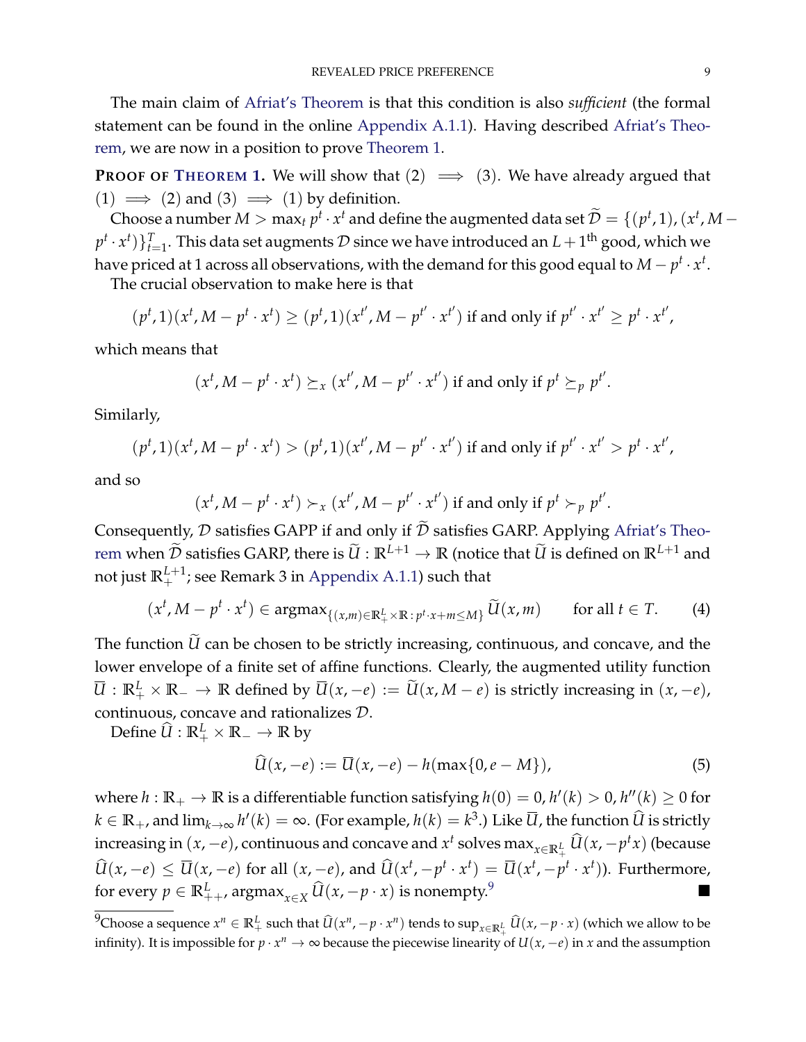The main claim of Afriat's Theorem is that this condition is also *sufficient* (the formal statement can be found in the online Appendix A.1.1). Having described Afriat's Theorem, we are now in a position to prove Theorem 1.

**PROOF OF THEOREM 1.** We will show that (2) $\implies$ (3). We have already argued that (1) $\implies$ (2) and (3) $\implies$ (1) by definition.

Choose a number $M > \max_t p^t \cdot x^t$ and define the augmented data set $\widetilde{\mathcal{D}} = \{(p^t, 1), (x^t, M - p^t \cdot x^t)\}_{t=1}^T$. This data set augments $\mathcal{D}$ since we have introduced an $L+1^{\text{th}}$ good, which we have priced at 1 across all observations, with the demand for this good equal to $M - p^t \cdot x^t$.

The crucial observation to make here is that

$$(p^t, 1)(x^t, M - p^t \cdot x^t) \geq (p^t, 1)(x^{t'}, M - p^{t'} \cdot x^{t'}) \text{ if and only if } p^{t'} \cdot x^{t'} \geq p^t \cdot x^{t'},$$

which means that

$$(x^t, M - p^t \cdot x^t) \succeq_x (x^{t'}, M - p^{t'} \cdot x^{t'}) \text{ if and only if } p^t \succeq_p p^{t'}.$$

Similarly,

$$(p^t, 1)(x^t, M - p^t \cdot x^t) > (p^t, 1)(x^{t'}, M - p^{t'} \cdot x^{t'}) \text{ if and only if } p^{t'} \cdot x^{t'} > p^t \cdot x^{t'},$$

and so

$$(x^t, M - p^t \cdot x^t) \succ_x (x^{t'}, M - p^{t'} \cdot x^{t'}) \text{ if and only if } p^t \succ_p p^{t'}.$$

Consequently, $\mathcal{D}$ satisfies GAPP if and only if $\widetilde{\mathcal{D}}$ satisfies GARP. Applying Afriat's Theorem when $\widetilde{\mathcal{D}}$ satisfies GARP, there is $\widetilde{U} : \mathbb{R}^{L+1} \to \mathbb{R}$ (notice that $\widetilde{U}$ is defined on $\mathbb{R}^{L+1}$ and not just $\mathbb{R}^{L+1}_+$; see Remark 3 in Appendix A.1.1) such that

$$(x^t, M - p^t \cdot x^t) \in \operatorname{argmax}_{\{(x,m) \in \mathbb{R}^L_+ \times \mathbb{R} \,:\, p^t \cdot x + m \leq M\}} \widetilde{U}(x, m) \qquad \text{for all } t \in T. \tag{4}$$

The function $\widetilde{U}$ can be chosen to be strictly increasing, continuous, and concave, and the lower envelope of a finite set of affine functions. Clearly, the augmented utility function $\overline{U} : \mathbb{R}^L_+ \times \mathbb{R}_- \to \mathbb{R}$ defined by $\overline{U}(x, -e) := \widetilde{U}(x, M - e)$ is strictly increasing in $(x, -e)$, continuous, concave and rationalizes $\mathcal{D}$.

Define $\widehat{U} : \mathbb{R}^L_+ \times \mathbb{R}_- \to \mathbb{R}$ by

$$\widehat{U}(x, -e) := \overline{U}(x, -e) - h(\max\{0, e - M\}), \tag{5}$$

where $h : \mathbb{R}_+ \to \mathbb{R}$ is a differentiable function satisfying $h(0) = 0$, $h'(k) > 0$, $h''(k) \geq 0$ for $k \in \mathbb{R}_+$, and $\lim_{k \to \infty} h'(k) = \infty$. (For example, $h(k) = k^3$.) Like $\overline{U}$, the function $\widehat{U}$ is strictly increasing in $(x, -e)$, continuous and concave and $x^t$ solves $\max_{x \in \mathbb{R}^L_+} \widehat{U}(x, -p^t x)$ (because $\widehat{U}(x, -e) \leq \overline{U}(x, -e)$ for all $(x, -e)$, and $\widehat{U}(x^t, -p^t \cdot x^t) = \overline{U}(x^t, -p^t \cdot x^t)$). Furthermore, for every $p \in \mathbb{R}^L_{++}$, $\operatorname{argmax}_{x \in X} \widehat{U}(x, -p \cdot x)$ is nonempty.[9] ∎

[9]Choose a sequence $x^n \in \mathbb{R}^L_+$ such that $\widehat{U}(x^n, -p \cdot x^n)$ tends to $\sup_{x \in \mathbb{R}^L_+} \widehat{U}(x, -p \cdot x)$ (which we allow to be infinity). It is impossible for $p \cdot x^n \to \infty$ because the piecewise linearity of $U(x, -e)$ in $x$ and the assumption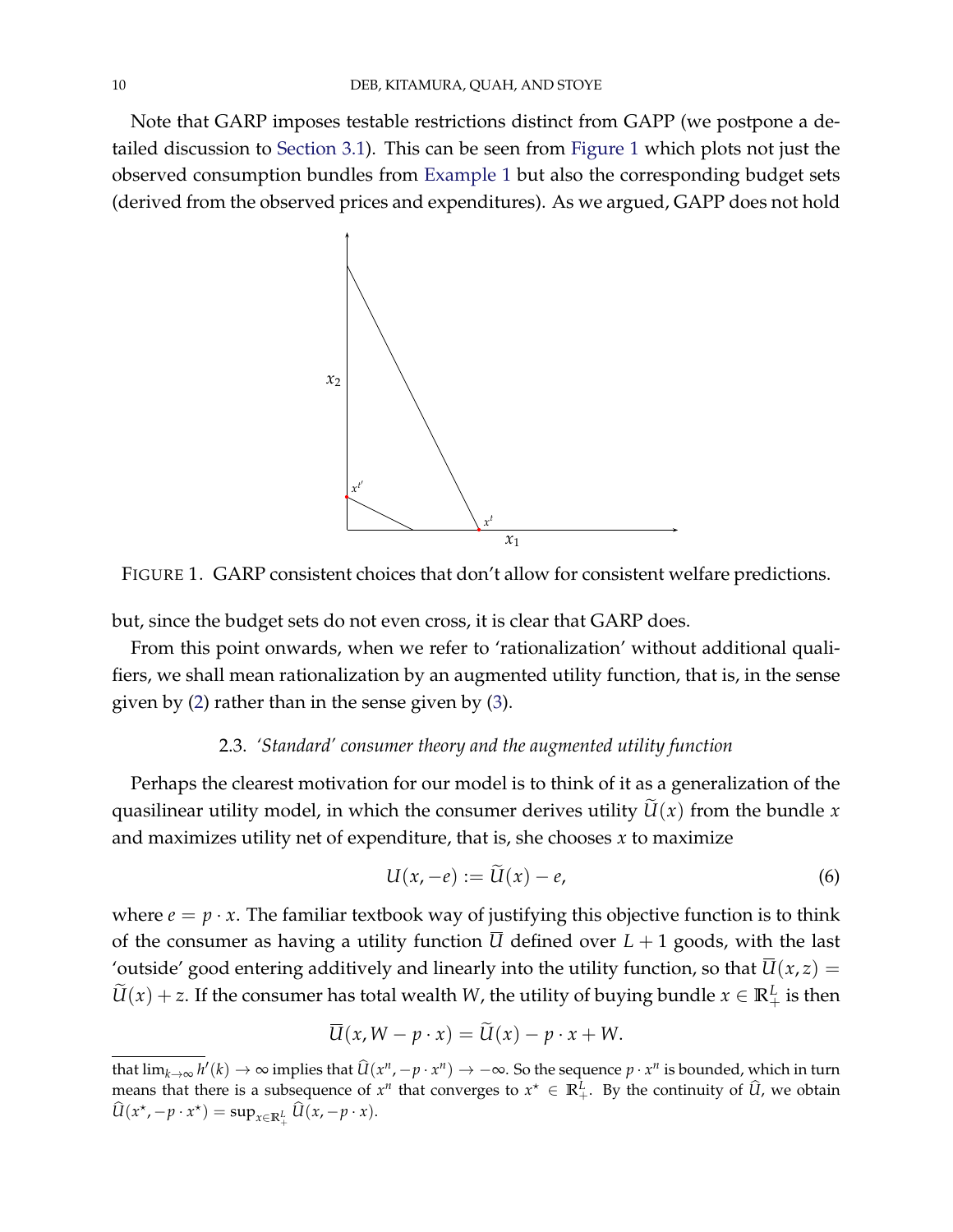Note that GARP imposes testable restrictions distinct from GAPP (we postpone a detailed discussion to Section 3.1). This can be seen from Figure 1 which plots not just the observed consumption bundles from Example 1 but also the corresponding budget sets (derived from the observed prices and expenditures). As we argued, GAPP does not hold but, since the budget sets do not even cross, it is clear that GARP does.

FIGURE 1. GARP consistent choices that don't allow for consistent welfare predictions.

From this point onwards, when we refer to 'rationalization' without additional qualifiers, we shall mean rationalization by an augmented utility function, that is, in the sense given by (2) rather than in the sense given by (3).

### 2.3. *'Standard' consumer theory and the augmented utility function*

Perhaps the clearest motivation for our model is to think of it as a generalization of the quasilinear utility model, in which the consumer derives utility $\widetilde{U}(x)$ from the bundle $x$ and maximizes utility net of expenditure, that is, she chooses $x$ to maximize

$$U(x, -e) := \widetilde{U}(x) - e, \tag{6}$$

where $e = p \cdot x$. The familiar textbook way of justifying this objective function is to think of the consumer as having a utility function $\overline{U}$ defined over $L+1$ goods, with the last 'outside' good entering additively and linearly into the utility function, so that $\overline{U}(x, z) = \widetilde{U}(x) + z$. If the consumer has total wealth $W$, the utility of buying bundle $x \in \mathbb{R}^L_+$ is then

$$\overline{U}(x, W - p \cdot x) = \widetilde{U}(x) - p \cdot x + W.$$

---

that $\lim_{k \to \infty} h'(k) \to \infty$ implies that $\widehat{U}(x^n, -p \cdot x^n) \to -\infty$. So the sequence $p \cdot x^n$ is bounded, which in turn means that there is a subsequence of $x^n$ that converges to $x^\star \in \mathbb{R}^L_+$. By the continuity of $\widehat{U}$, we obtain $\widehat{U}(x^\star, -p \cdot x^\star) = \sup_{x \in \mathbb{R}^L_+} \widehat{U}(x, -p \cdot x)$.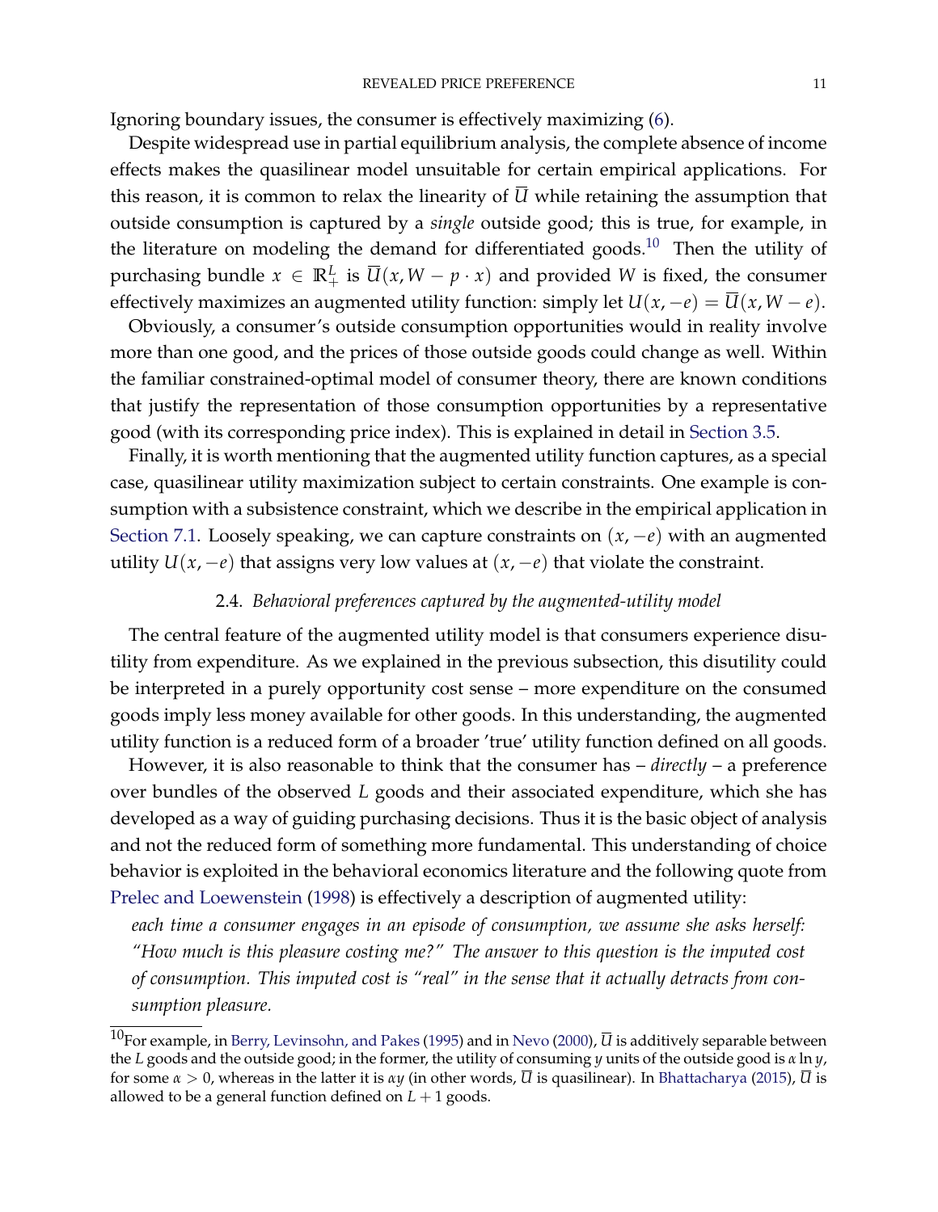Ignoring boundary issues, the consumer is effectively maximizing (6).

Despite widespread use in partial equilibrium analysis, the complete absence of income effects makes the quasilinear model unsuitable for certain empirical applications. For this reason, it is common to relax the linearity of $\overline{U}$ while retaining the assumption that outside consumption is captured by a *single* outside good; this is true, for example, in the literature on modeling the demand for differentiated goods.[10] Then the utility of purchasing bundle $x \in \mathbb{R}^L_+$ is $\overline{U}(x, W - p \cdot x)$ and provided $W$ is fixed, the consumer effectively maximizes an augmented utility function: simply let $U(x, -e) = \overline{U}(x, W - e)$.

Obviously, a consumer's outside consumption opportunities would in reality involve more than one good, and the prices of those outside goods could change as well. Within the familiar constrained-optimal model of consumer theory, there are known conditions that justify the representation of those consumption opportunities by a representative good (with its corresponding price index). This is explained in detail in Section 3.5.

Finally, it is worth mentioning that the augmented utility function captures, as a special case, quasilinear utility maximization subject to certain constraints. One example is consumption with a subsistence constraint, which we describe in the empirical application in Section 7.1. Loosely speaking, we can capture constraints on $(x, -e)$ with an augmented utility $U(x, -e)$ that assigns very low values at $(x, -e)$ that violate the constraint.

### 2.4. *Behavioral preferences captured by the augmented-utility model*

The central feature of the augmented utility model is that consumers experience disutility from expenditure. As we explained in the previous subsection, this disutility could be interpreted in a purely opportunity cost sense – more expenditure on the consumed goods imply less money available for other goods. In this understanding, the augmented utility function is a reduced form of a broader 'true' utility function defined on all goods.

However, it is also reasonable to think that the consumer has – *directly* – a preference over bundles of the observed $L$ goods and their associated expenditure, which she has developed as a way of guiding purchasing decisions. Thus it is the basic object of analysis and not the reduced form of something more fundamental. This understanding of choice behavior is exploited in the behavioral economics literature and the following quote from Prelec and Loewenstein (1998) is effectively a description of augmented utility:

> *each time a consumer engages in an episode of consumption, we assume she asks herself: "How much is this pleasure costing me?" The answer to this question is the imputed cost of consumption. This imputed cost is "real" in the sense that it actually detracts from consumption pleasure.*

---

[10] For example, in Berry, Levinsohn, and Pakes (1995) and in Nevo (2000), $\overline{U}$ is additively separable between the $L$ goods and the outside good; in the former, the utility of consuming $y$ units of the outside good is $\alpha \ln y$, for some $\alpha > 0$, whereas in the latter it is $\alpha y$ (in other words, $\overline{U}$ is quasilinear). In Bhattacharya (2015), $\overline{U}$ is allowed to be a general function defined on $L + 1$ goods.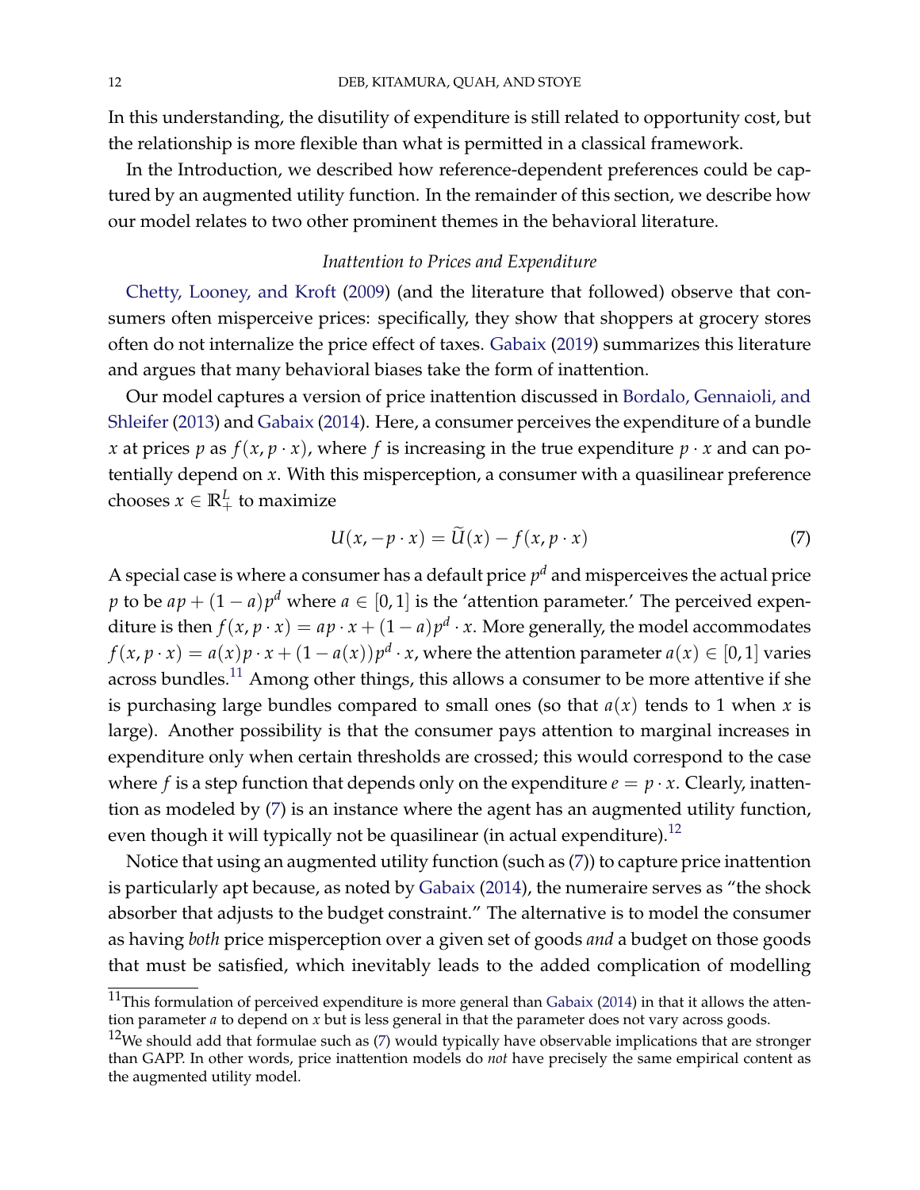In this understanding, the disutility of expenditure is still related to opportunity cost, but the relationship is more flexible than what is permitted in a classical framework.

In the Introduction, we described how reference-dependent preferences could be captured by an augmented utility function. In the remainder of this section, we describe how our model relates to two other prominent themes in the behavioral literature.

### *Inattention to Prices and Expenditure*

Chetty, Looney, and Kroft (2009) (and the literature that followed) observe that consumers often misperceive prices: specifically, they show that shoppers at grocery stores often do not internalize the price effect of taxes. Gabaix (2019) summarizes this literature and argues that many behavioral biases take the form of inattention.

Our model captures a version of price inattention discussed in Bordalo, Gennaioli, and Shleifer (2013) and Gabaix (2014). Here, a consumer perceives the expenditure of a bundle $x$ at prices $p$ as $f(x, p \cdot x)$, where $f$ is increasing in the true expenditure $p \cdot x$ and can potentially depend on $x$. With this misperception, a consumer with a quasilinear preference chooses $x \in \mathbb{R}^L_+$ to maximize

$$U(x, -p \cdot x) = \widetilde{U}(x) - f(x, p \cdot x) \tag{7}$$

A special case is where a consumer has a default price $p^d$ and misperceives the actual price $p$ to be $ap + (1-a)p^d$ where $a \in [0,1]$ is the 'attention parameter.' The perceived expenditure is then $f(x, p \cdot x) = ap \cdot x + (1-a)p^d \cdot x$. More generally, the model accommodates $f(x, p \cdot x) = a(x) p \cdot x + (1 - a(x)) p^d \cdot x$, where the attention parameter $a(x) \in [0,1]$ varies across bundles.[11] Among other things, this allows a consumer to be more attentive if she is purchasing large bundles compared to small ones (so that $a(x)$ tends to 1 when $x$ is large). Another possibility is that the consumer pays attention to marginal increases in expenditure only when certain thresholds are crossed; this would correspond to the case where $f$ is a step function that depends only on the expenditure $e = p \cdot x$. Clearly, inattention as modeled by (7) is an instance where the agent has an augmented utility function, even though it will typically not be quasilinear (in actual expenditure).[12]

Notice that using an augmented utility function (such as (7)) to capture price inattention is particularly apt because, as noted by Gabaix (2014), the numeraire serves as "the shock absorber that adjusts to the budget constraint." The alternative is to model the consumer as having *both* price misperception over a given set of goods *and* a budget on those goods that must be satisfied, which inevitably leads to the added complication of modelling

[11] This formulation of perceived expenditure is more general than Gabaix (2014) in that it allows the attention parameter $a$ to depend on $x$ but is less general in that the parameter does not vary across goods.

[12] We should add that formulae such as (7) would typically have observable implications that are stronger than GAPP. In other words, price inattention models do *not* have precisely the same empirical content as the augmented utility model.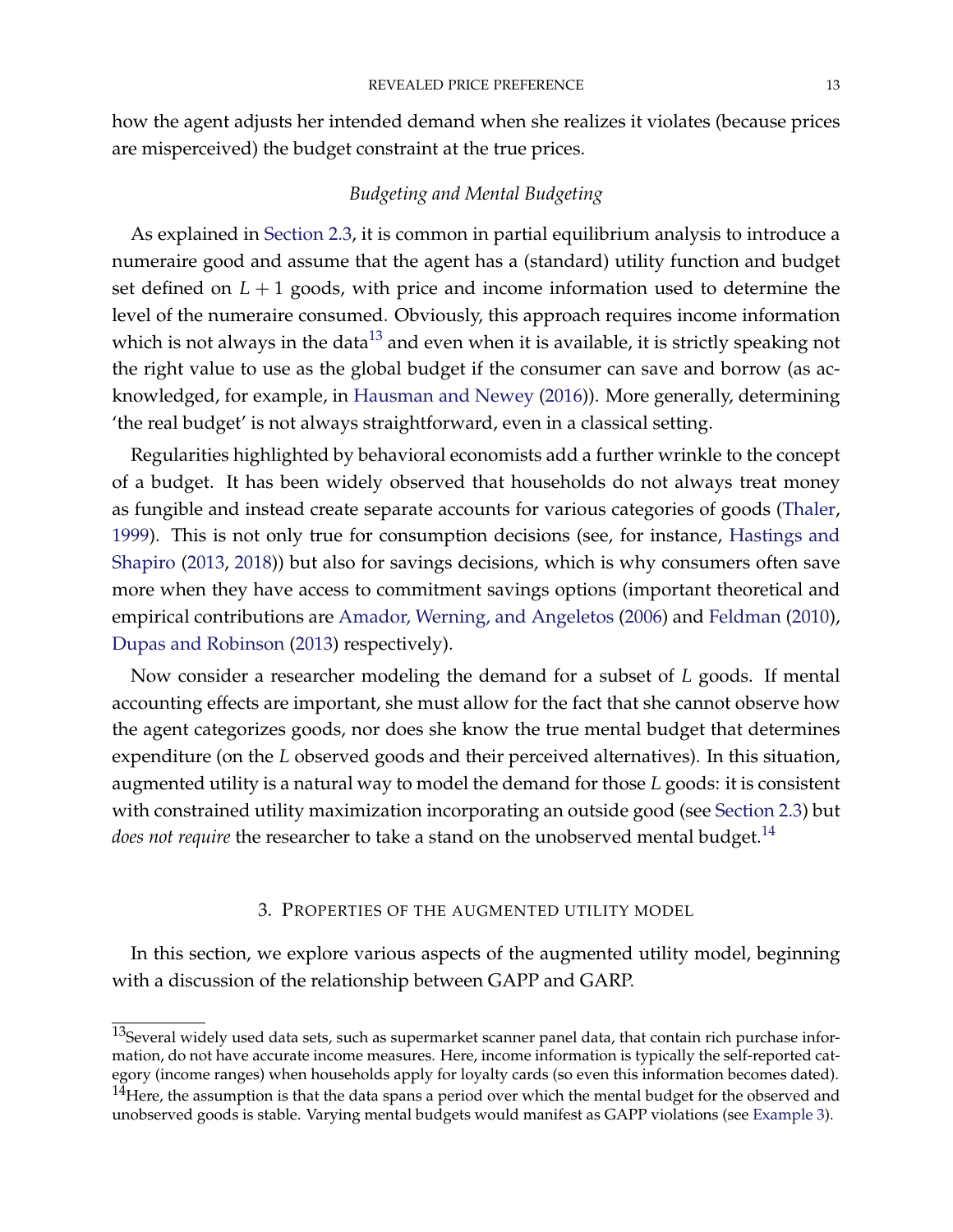how the agent adjusts her intended demand when she realizes it violates (because prices are misperceived) the budget constraint at the true prices.

*Budgeting and Mental Budgeting*

As explained in Section 2.3, it is common in partial equilibrium analysis to introduce a numeraire good and assume that the agent has a (standard) utility function and budget set defined on $L + 1$ goods, with price and income information used to determine the level of the numeraire consumed. Obviously, this approach requires income information which is not always in the data[13] and even when it is available, it is strictly speaking not the right value to use as the global budget if the consumer can save and borrow (as acknowledged, for example, in Hausman and Newey (2016)). More generally, determining 'the real budget' is not always straightforward, even in a classical setting.

Regularities highlighted by behavioral economists add a further wrinkle to the concept of a budget. It has been widely observed that households do not always treat money as fungible and instead create separate accounts for various categories of goods (Thaler, 1999). This is not only true for consumption decisions (see, for instance, Hastings and Shapiro (2013, 2018)) but also for savings decisions, which is why consumers often save more when they have access to commitment savings options (important theoretical and empirical contributions are Amador, Werning, and Angeletos (2006) and Feldman (2010), Dupas and Robinson (2013) respectively).

Now consider a researcher modeling the demand for a subset of $L$ goods. If mental accounting effects are important, she must allow for the fact that she cannot observe how the agent categorizes goods, nor does she know the true mental budget that determines expenditure (on the $L$ observed goods and their perceived alternatives). In this situation, augmented utility is a natural way to model the demand for those $L$ goods: it is consistent with constrained utility maximization incorporating an outside good (see Section 2.3) but *does not require* the researcher to take a stand on the unobserved mental budget.[14]

## 3. Properties of the augmented utility model

In this section, we explore various aspects of the augmented utility model, beginning with a discussion of the relationship between GAPP and GARP.

[13] Several widely used data sets, such as supermarket scanner panel data, that contain rich purchase information, do not have accurate income measures. Here, income information is typically the self-reported category (income ranges) when households apply for loyalty cards (so even this information becomes dated).

[14] Here, the assumption is that the data spans a period over which the mental budget for the observed and unobserved goods is stable. Varying mental budgets would manifest as GAPP violations (see Example 3).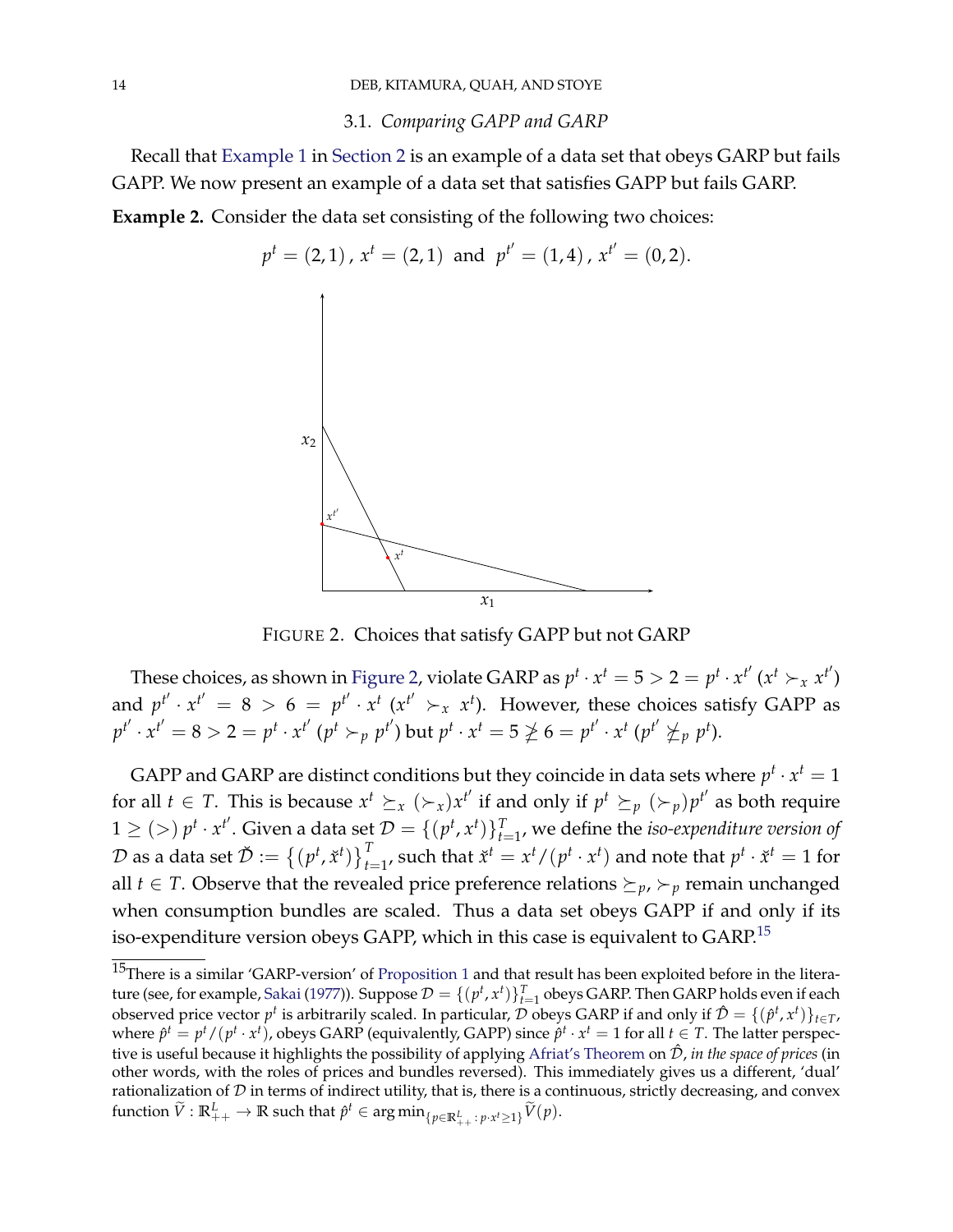### 3.1. *Comparing GAPP and GARP*

Recall that Example 1 in Section 2 is an example of a data set that obeys GARP but fails GAPP. We now present an example of a data set that satisfies GAPP but fails GARP.

**Example 2.** Consider the data set consisting of the following two choices:

$$p^t = (2,1)\,,\; x^t = (2,1) \;\text{ and }\; p^{t'} = (1,4)\,,\; x^{t'} = (0,2).$$

FIGURE 2. Choices that satisfy GAPP but not GARP

These choices, as shown in Figure 2, violate GARP as $p^t \cdot x^t = 5 > 2 = p^t \cdot x^{t'}$ ($x^t \succ_x x^{t'}$) and $p^{t'} \cdot x^{t'} = 8 > 6 = p^{t'} \cdot x^t$ ($x^{t'} \succ_x x^t$). However, these choices satisfy GAPP as $p^{t'} \cdot x^{t'} = 8 > 2 = p^t \cdot x^{t'}$ ($p^t \succ_p p^{t'}$) but $p^t \cdot x^t = 5 \not\geq 6 = p^{t'} \cdot x^t$ ($p^{t'} \not\succeq_p p^t$).

GAPP and GARP are distinct conditions but they coincide in data sets where $p^t \cdot x^t = 1$ for all $t \in T$. This is because $x^t \succeq_x (\succ_x) x^{t'}$ if and only if $p^t \succeq_p (\succ_p) p^{t'}$ as both require $1 \geq (>)\, p^t \cdot x^{t'}$. Given a data set $\mathcal{D} = \{(p^t, x^t)\}_{t=1}^T$, we define the *iso-expenditure version of* $\mathcal{D}$ as a data set $\breve{\mathcal{D}} := \{(p^t, \breve{x}^t)\}_{t=1}^T$, such that $\breve{x}^t = x^t/(p^t \cdot x^t)$ and note that $p^t \cdot \breve{x}^t = 1$ for all $t \in T$. Observe that the revealed price preference relations $\succeq_p, \succ_p$ remain unchanged when consumption bundles are scaled. Thus a data set obeys GAPP if and only if its iso-expenditure version obeys GAPP, which in this case is equivalent to GARP.[15]

[15] There is a similar 'GARP-version' of Proposition 1 and that result has been exploited before in the literature (see, for example, Sakai (1977)). Suppose $\mathcal{D} = \{(p^t, x^t)\}_{t=1}^T$ obeys GARP. Then GARP holds even if each observed price vector $p^t$ is arbitrarily scaled. In particular, $\mathcal{D}$ obeys GARP if and only if $\hat{\mathcal{D}} = \{(\hat{p}^t, x^t)\}_{t \in T}$, where $\hat{p}^t = p^t/(p^t \cdot x^t)$, obeys GARP (equivalently, GAPP) since $\hat{p}^t \cdot x^t = 1$ for all $t \in T$. The latter perspective is useful because it highlights the possibility of applying Afriat's Theorem on $\hat{\mathcal{D}}$, *in the space of prices* (in other words, with the roles of prices and bundles reversed). This immediately gives us a different, 'dual' rationalization of $\mathcal{D}$ in terms of indirect utility, that is, there is a continuous, strictly decreasing, and convex function $\widetilde{V} : \mathbb{R}^L_{++} \to \mathbb{R}$ such that $\hat{p}^t \in \arg\min_{\{p \in \mathbb{R}^L_{++} : p \cdot x^t \geq 1\}} \widetilde{V}(p)$.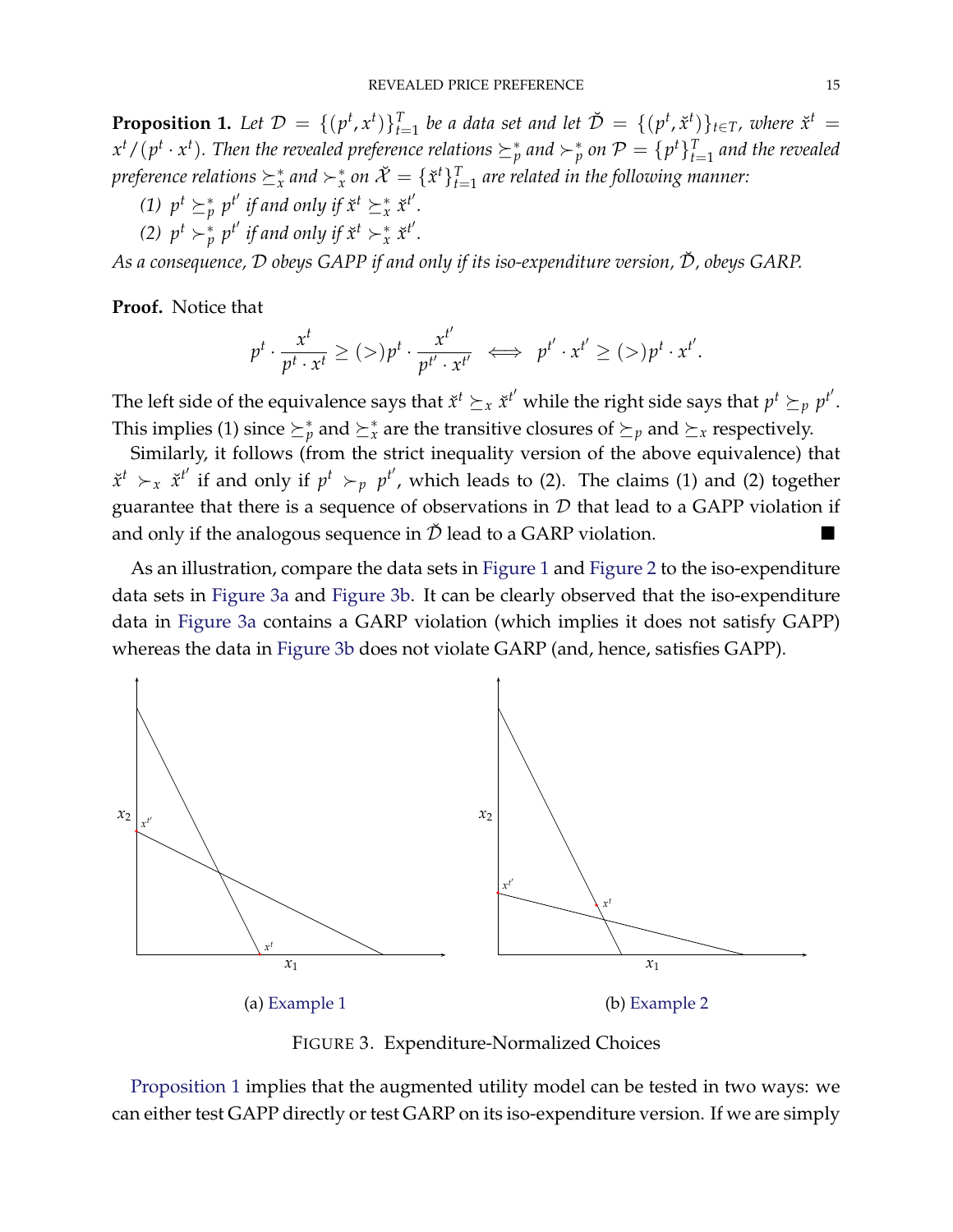**Proposition 1.** *Let $\mathcal{D} = \{(p^t, x^t)\}_{t=1}^T$ be a data set and let $\check{\mathcal{D}} = \{(p^t, \check{x}^t)\}_{t \in T}$, where $\check{x}^t = x^t/(p^t \cdot x^t)$. Then the revealed preference relations $\succeq_p^*$ and $\succ_p^*$ on $\mathcal{P} = \{p^t\}_{t=1}^T$ and the revealed preference relations $\succeq_x^*$ and $\succ_x^*$ on $\check{\mathcal{X}} = \{\check{x}^t\}_{t=1}^T$ are related in the following manner:*

*(1) $p^t \succeq_p^* p^{t'}$ if and only if $\check{x}^t \succeq_x^* \check{x}^{t'}$.*

*(2) $p^t \succ_p^* p^{t'}$ if and only if $\check{x}^t \succ_x^* \check{x}^{t'}$.*

*As a consequence, $\mathcal{D}$ obeys GAPP if and only if its iso-expenditure version, $\check{\mathcal{D}}$, obeys GARP.*

**Proof.** Notice that

$$p^t \cdot \frac{x^t}{p^t \cdot x^t} \geq (>) p^t \cdot \frac{x^{t'}}{p^{t'} \cdot x^{t'}} \iff p^{t'} \cdot x^{t'} \geq (>) p^t \cdot x^{t'}.$$

The left side of the equivalence says that $\check{x}^t \succeq_x \check{x}^{t'}$ while the right side says that $p^t \succeq_p p^{t'}$. This implies (1) since $\succeq_p^*$ and $\succeq_x^*$ are the transitive closures of $\succeq_p$ and $\succeq_x$ respectively.

Similarly, it follows (from the strict inequality version of the above equivalence) that $\check{x}^t \succ_x \check{x}^{t'}$ if and only if $p^t \succ_p p^{t'}$, which leads to (2). The claims (1) and (2) together guarantee that there is a sequence of observations in $\mathcal{D}$ that lead to a GAPP violation if and only if the analogous sequence in $\check{\mathcal{D}}$ lead to a GARP violation. ■

As an illustration, compare the data sets in Figure 1 and Figure 2 to the iso-expenditure data sets in Figure 3a and Figure 3b. It can be clearly observed that the iso-expenditure data in Figure 3a contains a GARP violation (which implies it does not satisfy GAPP) whereas the data in Figure 3b does not violate GARP (and, hence, satisfies GAPP).

(a) Example 1

(b) Example 2

FIGURE 3. Expenditure-Normalized Choices

Proposition 1 implies that the augmented utility model can be tested in two ways: we can either test GAPP directly or test GARP on its iso-expenditure version. If we are simply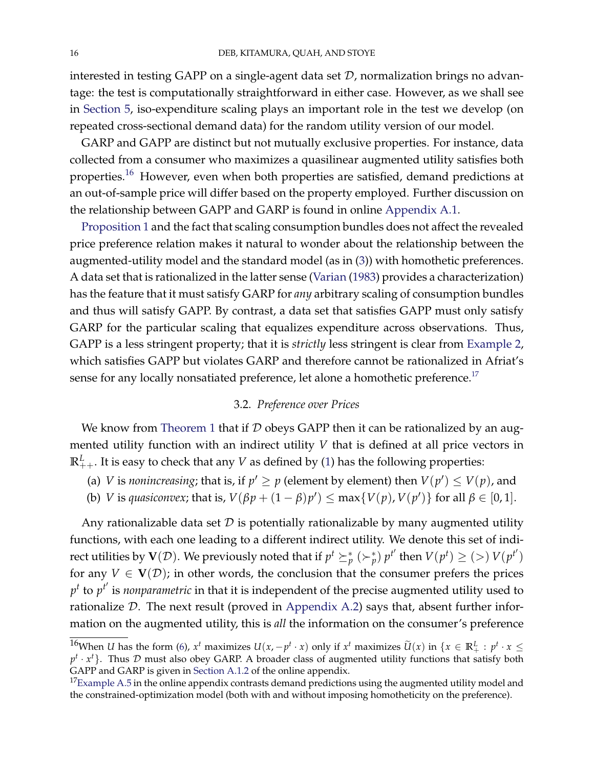interested in testing GAPP on a single-agent data set $\mathcal{D}$, normalization brings no advantage: the test is computationally straightforward in either case. However, as we shall see in Section 5, iso-expenditure scaling plays an important role in the test we develop (on repeated cross-sectional demand data) for the random utility version of our model.

GARP and GAPP are distinct but not mutually exclusive properties. For instance, data collected from a consumer who maximizes a quasilinear augmented utility satisfies both properties.[16] However, even when both properties are satisfied, demand predictions at an out-of-sample price will differ based on the property employed. Further discussion on the relationship between GAPP and GARP is found in online Appendix A.1.

Proposition 1 and the fact that scaling consumption bundles does not affect the revealed price preference relation makes it natural to wonder about the relationship between the augmented-utility model and the standard model (as in (3)) with homothetic preferences. A data set that is rationalized in the latter sense (Varian (1983) provides a characterization) has the feature that it must satisfy GARP for *any* arbitrary scaling of consumption bundles and thus will satisfy GAPP. By contrast, a data set that satisfies GAPP must only satisfy GARP for the particular scaling that equalizes expenditure across observations. Thus, GAPP is a less stringent property; that it is *strictly* less stringent is clear from Example 2, which satisfies GAPP but violates GARP and therefore cannot be rationalized in Afriat's sense for any locally nonsatiated preference, let alone a homothetic preference.[17]

### 3.2. *Preference over Prices*

We know from Theorem 1 that if $\mathcal{D}$ obeys GAPP then it can be rationalized by an augmented utility function with an indirect utility $V$ that is defined at all price vectors in $\mathbb{R}^L_{++}$. It is easy to check that any $V$ as defined by (1) has the following properties:

(a) $V$ is *nonincreasing*; that is, if $p' \geq p$ (element by element) then $V(p') \leq V(p)$, and

(b) $V$ is *quasiconvex*; that is, $V(\beta p + (1-\beta)p') \leq \max\{V(p), V(p')\}$ for all $\beta \in [0,1]$.

Any rationalizable data set $\mathcal{D}$ is potentially rationalizable by many augmented utility functions, with each one leading to a different indirect utility. We denote this set of indirect utilities by $\mathbf{V}(\mathcal{D})$. We previously noted that if $p^t \succeq_p^* (\succ_p^*)\, p^{t'}$ then $V(p^t) \geq (>)\, V(p^{t'})$ for any $V \in \mathbf{V}(\mathcal{D})$; in other words, the conclusion that the consumer prefers the prices $p^t$ to $p^{t'}$ is *nonparametric* in that it is independent of the precise augmented utility used to rationalize $\mathcal{D}$. The next result (proved in Appendix A.2) says that, absent further information on the augmented utility, this is *all* the information on the consumer's preference

---

[16] When $U$ has the form (6), $x^t$ maximizes $U(x, -p^t \cdot x)$ only if $x^t$ maximizes $\widetilde{U}(x)$ in $\{x \in \mathbb{R}^L_+ : p^t \cdot x \leq p^t \cdot x^t\}$. Thus $\mathcal{D}$ must also obey GARP. A broader class of augmented utility functions that satisfy both GAPP and GARP is given in Section A.1.2 of the online appendix.

[17] Example A.5 in the online appendix contrasts demand predictions using the augmented utility model and the constrained-optimization model (both with and without imposing homotheticity on the preference).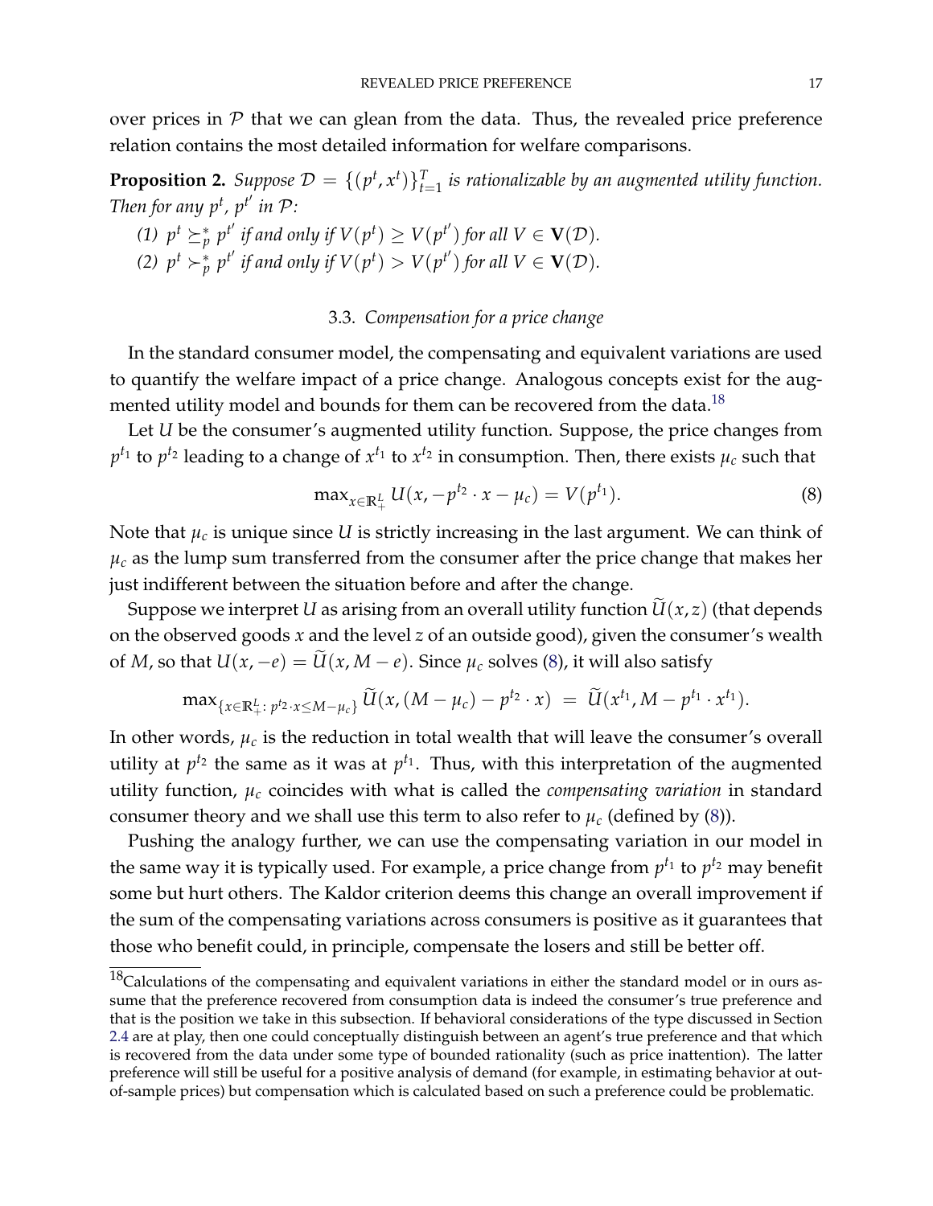over prices in $\mathcal{P}$ that we can glean from the data. Thus, the revealed price preference relation contains the most detailed information for welfare comparisons.

**Proposition 2.** *Suppose $\mathcal{D} = \{(p^t, x^t)\}_{t=1}^T$ is rationalizable by an augmented utility function. Then for any $p^t$, $p^{t'}$ in $\mathcal{P}$:*

*(1) $p^t \succeq_p^* p^{t'}$ if and only if $V(p^t) \geq V(p^{t'})$ for all $V \in \mathbf{V}(\mathcal{D})$.*
*(2) $p^t \succ_p^* p^{t'}$ if and only if $V(p^t) > V(p^{t'})$ for all $V \in \mathbf{V}(\mathcal{D})$.*

### 3.3. *Compensation for a price change*

In the standard consumer model, the compensating and equivalent variations are used to quantify the welfare impact of a price change. Analogous concepts exist for the augmented utility model and bounds for them can be recovered from the data.[18]

Let $U$ be the consumer's augmented utility function. Suppose, the price changes from $p^{t_1}$ to $p^{t_2}$ leading to a change of $x^{t_1}$ to $x^{t_2}$ in consumption. Then, there exists $\mu_c$ such that

$$\max_{x \in \mathbb{R}_+^L} U(x, -p^{t_2} \cdot x - \mu_c) = V(p^{t_1}). \tag{8}$$

Note that $\mu_c$ is unique since $U$ is strictly increasing in the last argument. We can think of $\mu_c$ as the lump sum transferred from the consumer after the price change that makes her just indifferent between the situation before and after the change.

Suppose we interpret $U$ as arising from an overall utility function $\widetilde{U}(x, z)$ (that depends on the observed goods $x$ and the level $z$ of an outside good), given the consumer's wealth of $M$, so that $U(x, -e) = \widetilde{U}(x, M - e)$. Since $\mu_c$ solves (8), it will also satisfy

$$\max_{\{x \in \mathbb{R}_+^L :\, p^{t_2} \cdot x \leq M - \mu_c\}} \widetilde{U}(x, (M - \mu_c) - p^{t_2} \cdot x) \; = \; \widetilde{U}(x^{t_1}, M - p^{t_1} \cdot x^{t_1}).$$

In other words, $\mu_c$ is the reduction in total wealth that will leave the consumer's overall utility at $p^{t_2}$ the same as it was at $p^{t_1}$. Thus, with this interpretation of the augmented utility function, $\mu_c$ coincides with what is called the *compensating variation* in standard consumer theory and we shall use this term to also refer to $\mu_c$ (defined by (8)).

Pushing the analogy further, we can use the compensating variation in our model in the same way it is typically used. For example, a price change from $p^{t_1}$ to $p^{t_2}$ may benefit some but hurt others. The Kaldor criterion deems this change an overall improvement if the sum of the compensating variations across consumers is positive as it guarantees that those who benefit could, in principle, compensate the losers and still be better off.

[18] Calculations of the compensating and equivalent variations in either the standard model or in ours assume that the preference recovered from consumption data is indeed the consumer's true preference and that is the position we take in this subsection. If behavioral considerations of the type discussed in Section 2.4 are at play, then one could conceptually distinguish between an agent's true preference and that which is recovered from the data under some type of bounded rationality (such as price inattention). The latter preference will still be useful for a positive analysis of demand (for example, in estimating behavior at out-of-sample prices) but compensation which is calculated based on such a preference could be problematic.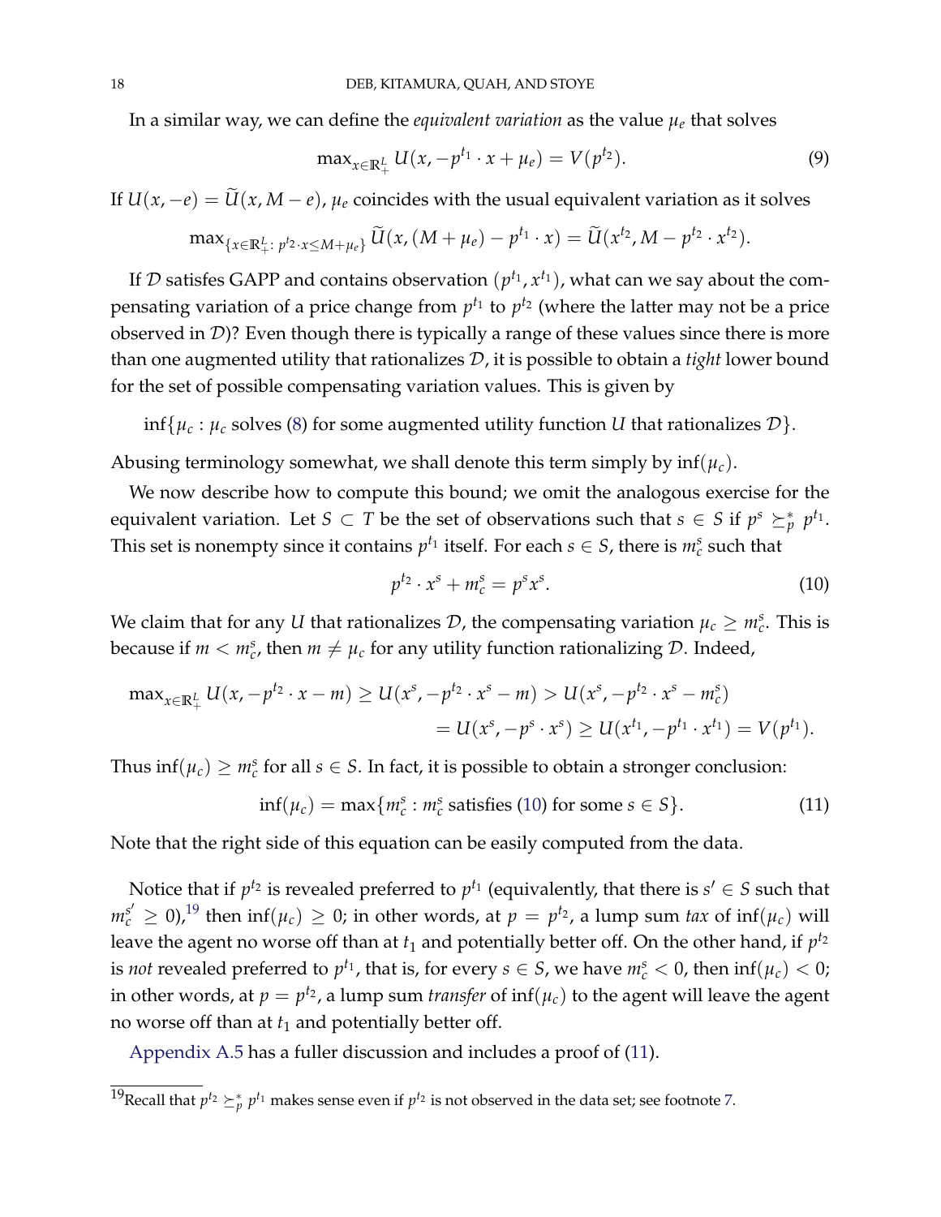In a similar way, we can define the *equivalent variation* as the value $\mu_e$ that solves

$$\max_{x \in \mathbb{R}^L_+} U(x, -p^{t_1} \cdot x + \mu_e) = V(p^{t_2}). \tag{9}$$

If $U(x, -e) = \widetilde{U}(x, M - e)$, $\mu_e$ coincides with the usual equivalent variation as it solves

$$\max_{\{x \in \mathbb{R}^L_+ :\, p^{t_2} \cdot x \leq M + \mu_e\}} \widetilde{U}(x, (M + \mu_e) - p^{t_1} \cdot x) = \widetilde{U}(x^{t_2}, M - p^{t_2} \cdot x^{t_2}).$$

If $\mathcal{D}$ satisfes GAPP and contains observation $(p^{t_1}, x^{t_1})$, what can we say about the compensating variation of a price change from $p^{t_1}$ to $p^{t_2}$ (where the latter may not be a price observed in $\mathcal{D}$)? Even though there is typically a range of these values since there is more than one augmented utility that rationalizes $\mathcal{D}$, it is possible to obtain a *tight* lower bound for the set of possible compensating variation values. This is given by

$$\inf\{\mu_c : \mu_c \text{ solves (8) for some augmented utility function } U \text{ that rationalizes } \mathcal{D}\}.$$

Abusing terminology somewhat, we shall denote this term simply by $\inf(\mu_c)$.

We now describe how to compute this bound; we omit the analogous exercise for the equivalent variation. Let $S \subset T$ be the set of observations such that $s \in S$ if $p^s \succeq^*_p p^{t_1}$. This set is nonempty since it contains $p^{t_1}$ itself. For each $s \in S$, there is $m^s_c$ such that

$$p^{t_2} \cdot x^s + m^s_c = p^s x^s. \tag{10}$$

We claim that for any $U$ that rationalizes $\mathcal{D}$, the compensating variation $\mu_c \geq m^s_c$. This is because if $m < m^s_c$, then $m \neq \mu_c$ for any utility function rationalizing $\mathcal{D}$. Indeed,

$$\begin{aligned}\max_{x \in \mathbb{R}^L_+} U(x, -p^{t_2} \cdot x - m) &\geq U(x^s, -p^{t_2} \cdot x^s - m) > U(x^s, -p^{t_2} \cdot x^s - m^s_c) \\ &= U(x^s, -p^s \cdot x^s) \geq U(x^{t_1}, -p^{t_1} \cdot x^{t_1}) = V(p^{t_1}).\end{aligned}$$

Thus $\inf(\mu_c) \geq m^s_c$ for all $s \in S$. In fact, it is possible to obtain a stronger conclusion:

$$\inf(\mu_c) = \max\{m^s_c : m^s_c \text{ satisfies (10) for some } s \in S\}. \tag{11}$$

Note that the right side of this equation can be easily computed from the data.

Notice that if $p^{t_2}$ is revealed preferred to $p^{t_1}$ (equivalently, that there is $s' \in S$ such that $m^{s'}_c \geq 0$),[19] then $\inf(\mu_c) \geq 0$; in other words, at $p = p^{t_2}$, a lump sum *tax* of $\inf(\mu_c)$ will leave the agent no worse off than at $t_1$ and potentially better off. On the other hand, if $p^{t_2}$ is *not* revealed preferred to $p^{t_1}$, that is, for every $s \in S$, we have $m^s_c < 0$, then $\inf(\mu_c) < 0$; in other words, at $p = p^{t_2}$, a lump sum *transfer* of $\inf(\mu_c)$ to the agent will leave the agent no worse off than at $t_1$ and potentially better off.

Appendix A.5 has a fuller discussion and includes a proof of (11).

[19] Recall that $p^{t_2} \succeq^*_p p^{t_1}$ makes sense even if $p^{t_2}$ is not observed in the data set; see footnote 7.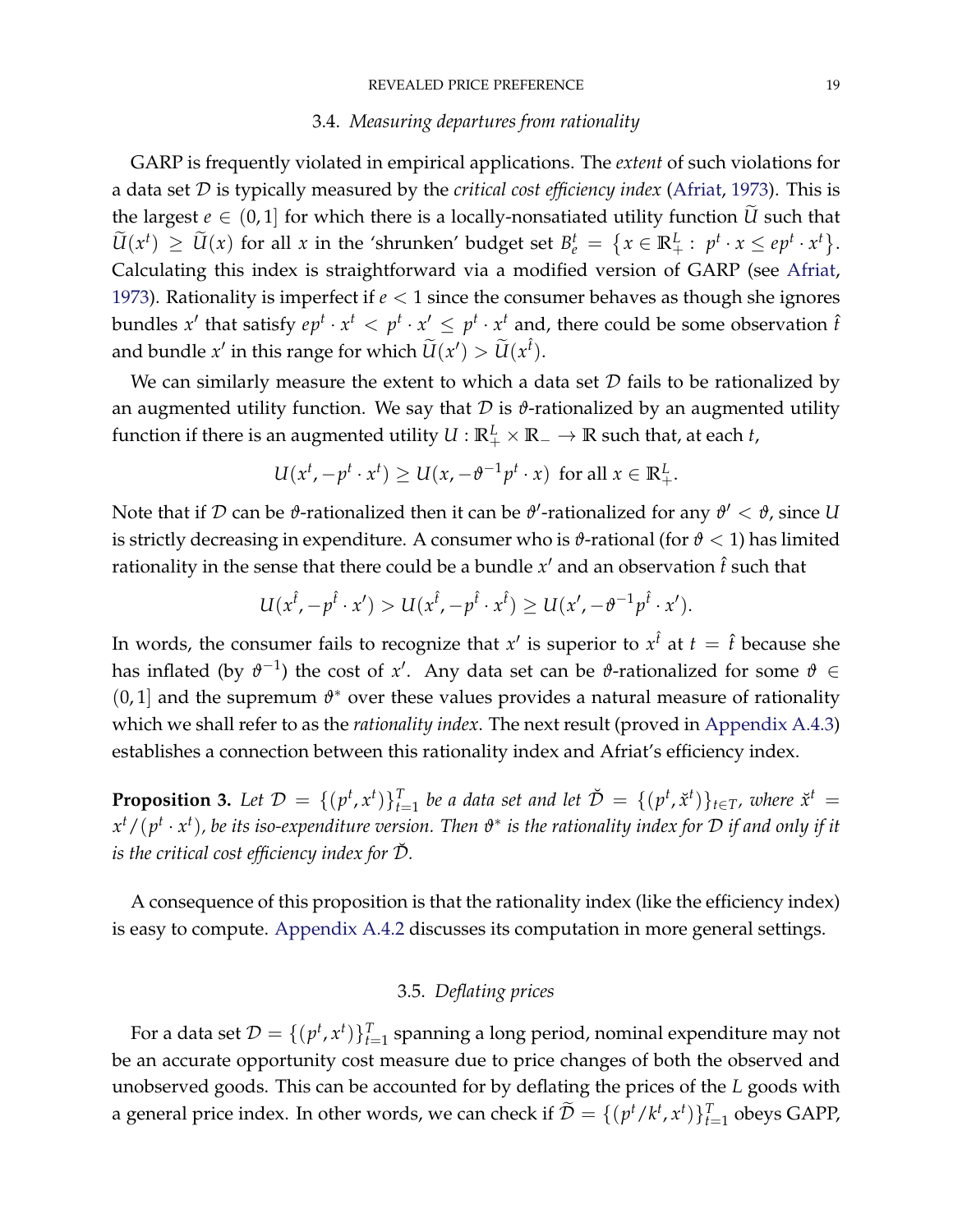### 3.4. *Measuring departures from rationality*

GARP is frequently violated in empirical applications. The *extent* of such violations for a data set $\mathcal{D}$ is typically measured by the *critical cost efficiency index* (Afriat, 1973). This is the largest $e \in (0, 1]$ for which there is a locally-nonsatiated utility function $\widetilde{U}$ such that $\widetilde{U}(x^t) \geq \widetilde{U}(x)$ for all $x$ in the 'shrunken' budget set $B_e^t = \left\{x \in \mathbb{R}_+^L : \; p^t \cdot x \leq e p^t \cdot x^t\right\}$. Calculating this index is straightforward via a modified version of GARP (see Afriat, 1973). Rationality is imperfect if $e < 1$ since the consumer behaves as though she ignores bundles $x'$ that satisfy $ep^t \cdot x^t < p^t \cdot x' \leq p^t \cdot x^t$ and, there could be some observation $\hat{t}$ and bundle $x'$ in this range for which $\widetilde{U}(x') > \widetilde{U}(x^{\hat{t}})$.

We can similarly measure the extent to which a data set $\mathcal{D}$ fails to be rationalized by an augmented utility function. We say that $\mathcal{D}$ is $\vartheta$-rationalized by an augmented utility function if there is an augmented utility $U : \mathbb{R}_+^L \times \mathbb{R}_- \to \mathbb{R}$ such that, at each $t$,

$$U(x^t, -p^t \cdot x^t) \geq U(x, -\vartheta^{-1} p^t \cdot x) \text{ for all } x \in \mathbb{R}_+^L.$$

Note that if $\mathcal{D}$ can be $\vartheta$-rationalized then it can be $\vartheta'$-rationalized for any $\vartheta' < \vartheta$, since $U$ is strictly decreasing in expenditure. A consumer who is $\vartheta$-rational (for $\vartheta < 1$) has limited rationality in the sense that there could be a bundle $x'$ and an observation $\hat{t}$ such that

$$U(x^{\hat{t}}, -p^{\hat{t}} \cdot x') > U(x^{\hat{t}}, -p^{\hat{t}} \cdot x^{\hat{t}}) \geq U(x', -\vartheta^{-1} p^{\hat{t}} \cdot x').$$

In words, the consumer fails to recognize that $x'$ is superior to $x^{\hat{t}}$ at $t = \hat{t}$ because she has inflated (by $\vartheta^{-1}$) the cost of $x'$. Any data set can be $\vartheta$-rationalized for some $\vartheta \in (0, 1]$ and the supremum $\vartheta^*$ over these values provides a natural measure of rationality which we shall refer to as the *rationality index*. The next result (proved in Appendix A.4.3) establishes a connection between this rationality index and Afriat's efficiency index.

**Proposition 3.** *Let $\mathcal{D} = \{(p^t, x^t)\}_{t=1}^T$ be a data set and let $\check{\mathcal{D}} = \{(p^t, \check{x}^t)\}_{t \in T}$, where $\check{x}^t = x^t/(p^t \cdot x^t)$, be its iso-expenditure version. Then $\vartheta^*$ is the rationality index for $\mathcal{D}$ if and only if it is the critical cost efficiency index for $\check{\mathcal{D}}$.*

A consequence of this proposition is that the rationality index (like the efficiency index) is easy to compute. Appendix A.4.2 discusses its computation in more general settings.

### 3.5. *Deflating prices*

For a data set $\mathcal{D} = \{(p^t, x^t)\}_{t=1}^T$ spanning a long period, nominal expenditure may not be an accurate opportunity cost measure due to price changes of both the observed and unobserved goods. This can be accounted for by deflating the prices of the $L$ goods with a general price index. In other words, we can check if $\widetilde{\mathcal{D}} = \{(p^t/k^t, x^t)\}_{t=1}^T$ obeys GAPP,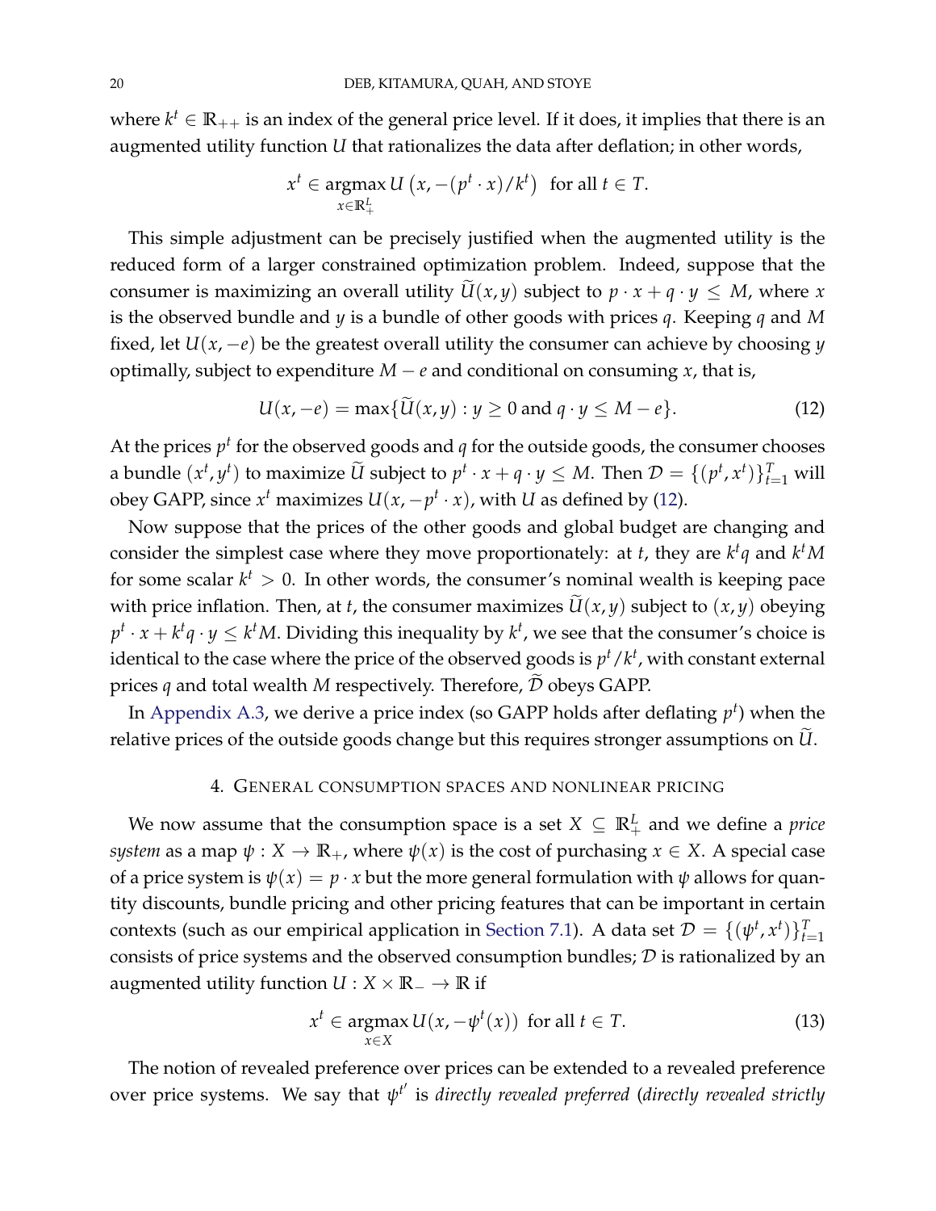where $k^t \in \mathbb{R}_{++}$ is an index of the general price level. If it does, it implies that there is an augmented utility function $U$ that rationalizes the data after deflation; in other words,

$$x^t \in \underset{x \in \mathbb{R}^L_+}{\operatorname{argmax}}\, U\left(x, -(p^t \cdot x)/k^t\right) \text{ for all } t \in T.$$

This simple adjustment can be precisely justified when the augmented utility is the reduced form of a larger constrained optimization problem. Indeed, suppose that the consumer is maximizing an overall utility $\widetilde{U}(x, y)$ subject to $p \cdot x + q \cdot y \leq M$, where $x$ is the observed bundle and $y$ is a bundle of other goods with prices $q$. Keeping $q$ and $M$ fixed, let $U(x, -e)$ be the greatest overall utility the consumer can achieve by choosing $y$ optimally, subject to expenditure $M - e$ and conditional on consuming $x$, that is,

$$U(x, -e) = \max\{\widetilde{U}(x, y) : y \geq 0 \text{ and } q \cdot y \leq M - e\}. \tag{12}$$

At the prices $p^t$ for the observed goods and $q$ for the outside goods, the consumer chooses a bundle $(x^t, y^t)$ to maximize $\widetilde{U}$ subject to $p^t \cdot x + q \cdot y \leq M$. Then $\mathcal{D} = \{(p^t, x^t)\}_{t=1}^T$ will obey GAPP, since $x^t$ maximizes $U(x, -p^t \cdot x)$, with $U$ as defined by (12).

Now suppose that the prices of the other goods and global budget are changing and consider the simplest case where they move proportionately: at $t$, they are $k^t q$ and $k^t M$ for some scalar $k^t > 0$. In other words, the consumer's nominal wealth is keeping pace with price inflation. Then, at $t$, the consumer maximizes $\widetilde{U}(x, y)$ subject to $(x, y)$ obeying $p^t \cdot x + k^t q \cdot y \leq k^t M$. Dividing this inequality by $k^t$, we see that the consumer's choice is identical to the case where the price of the observed goods is $p^t / k^t$, with constant external prices $q$ and total wealth $M$ respectively. Therefore, $\widetilde{\mathcal{D}}$ obeys GAPP.

In Appendix A.3, we derive a price index (so GAPP holds after deflating $p^t$) when the relative prices of the outside goods change but this requires stronger assumptions on $\widetilde{U}$.

## 4. General consumption spaces and nonlinear pricing

We now assume that the consumption space is a set $X \subseteq \mathbb{R}^L_+$ and we define a *price system* as a map $\psi : X \to \mathbb{R}_+$, where $\psi(x)$ is the cost of purchasing $x \in X$. A special case of a price system is $\psi(x) = p \cdot x$ but the more general formulation with $\psi$ allows for quantity discounts, bundle pricing and other pricing features that can be important in certain contexts (such as our empirical application in Section 7.1). A data set $\mathcal{D} = \{(\psi^t, x^t)\}_{t=1}^T$ consists of price systems and the observed consumption bundles; $\mathcal{D}$ is rationalized by an augmented utility function $U : X \times \mathbb{R}_- \to \mathbb{R}$ if

$$x^t \in \underset{x \in X}{\operatorname{argmax}}\, U(x, -\psi^t(x)) \text{ for all } t \in T. \tag{13}$$

The notion of revealed preference over prices can be extended to a revealed preference over price systems. We say that $\psi^{t'}$ is *directly revealed preferred* (*directly revealed strictly*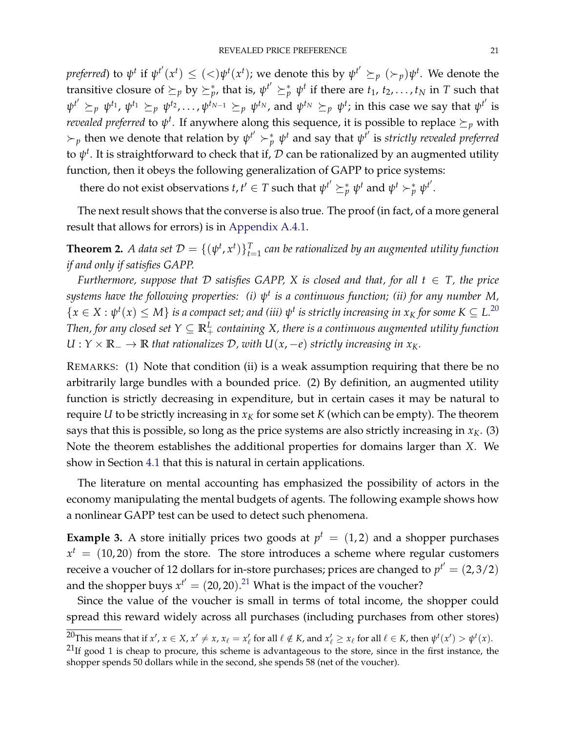*preferred*) to $\psi^t$ if $\psi^{t'}(x^t) \leq (<) \psi^t(x^t)$; we denote this by $\psi^{t'} \succeq_p (\succ_p) \psi^t$. We denote the transitive closure of $\succeq_p$ by $\succeq_p^*$, that is, $\psi^{t'} \succeq_p^* \psi^t$ if there are $t_1, t_2, \ldots, t_N$ in $T$ such that $\psi^{t'} \succeq_p \psi^{t_1}$, $\psi^{t_1} \succeq_p \psi^{t_2}, \ldots, \psi^{t_{N-1}} \succeq_p \psi^{t_N}$, and $\psi^{t_N} \succeq_p \psi^t$; in this case we say that $\psi^{t'}$ is *revealed preferred* to $\psi^t$. If anywhere along this sequence, it is possible to replace $\succeq_p$ with $\succ_p$ then we denote that relation by $\psi^{t'} \succ_p^* \psi^t$ and say that $\psi^{t'}$ is *strictly revealed preferred* to $\psi^t$. It is straightforward to check that if, $\mathcal{D}$ can be rationalized by an augmented utility function, then it obeys the following generalization of GAPP to price systems:

there do not exist observations $t, t' \in T$ such that $\psi^{t'} \succeq_p^* \psi^t$ and $\psi^t \succ_p^* \psi^{t'}$.

The next result shows that the converse is also true. The proof (in fact, of a more general result that allows for errors) is in Appendix A.4.1.

**Theorem 2.** *A data set $\mathcal{D} = \{(\psi^t, x^t)\}_{t=1}^T$ can be rationalized by an augmented utility function if and only if satisfies GAPP.*

*Furthermore, suppose that $\mathcal{D}$ satisfies GAPP, $X$ is closed and that, for all $t \in T$, the price systems have the following properties: (i) $\psi^t$ is a continuous function; (ii) for any number $M$, $\{x \in X : \psi^t(x) \leq M\}$ is a compact set; and (iii) $\psi^t$ is strictly increasing in $x_K$ for some $K \subseteq L$.*[20] *Then, for any closed set $Y \subseteq \mathbb{R}_+^L$ containing $X$, there is a continuous augmented utility function $U : Y \times \mathbb{R}_- \to \mathbb{R}$ that rationalizes $\mathcal{D}$, with $U(x, -e)$ strictly increasing in $x_K$.*

REMARKS: (1) Note that condition (ii) is a weak assumption requiring that there be no arbitrarily large bundles with a bounded price. (2) By definition, an augmented utility function is strictly decreasing in expenditure, but in certain cases it may be natural to require $U$ to be strictly increasing in $x_K$ for some set $K$ (which can be empty). The theorem says that this is possible, so long as the price systems are also strictly increasing in $x_K$. (3) Note the theorem establishes the additional properties for domains larger than $X$. We show in Section 4.1 that this is natural in certain applications.

The literature on mental accounting has emphasized the possibility of actors in the economy manipulating the mental budgets of agents. The following example shows how a nonlinear GAPP test can be used to detect such phenomena.

**Example 3.** A store initially prices two goods at $p^t = (1, 2)$ and a shopper purchases $x^t = (10, 20)$ from the store. The store introduces a scheme where regular customers receive a voucher of 12 dollars for in-store purchases; prices are changed to $p^{t'} = (2, 3/2)$ and the shopper buys $x^{t'} = (20, 20)$.[21] What is the impact of the voucher?

Since the value of the voucher is small in terms of total income, the shopper could spread this reward widely across all purchases (including purchases from other stores)

[20] This means that if $x', x \in X$, $x' \neq x$, $x_\ell = x'_\ell$ for all $\ell \notin K$, and $x'_\ell \geq x_\ell$ for all $\ell \in K$, then $\psi^t(x') > \psi^t(x)$.

[21] If good 1 is cheap to procure, this scheme is advantageous to the store, since in the first instance, the shopper spends 50 dollars while in the second, she spends 58 (net of the voucher).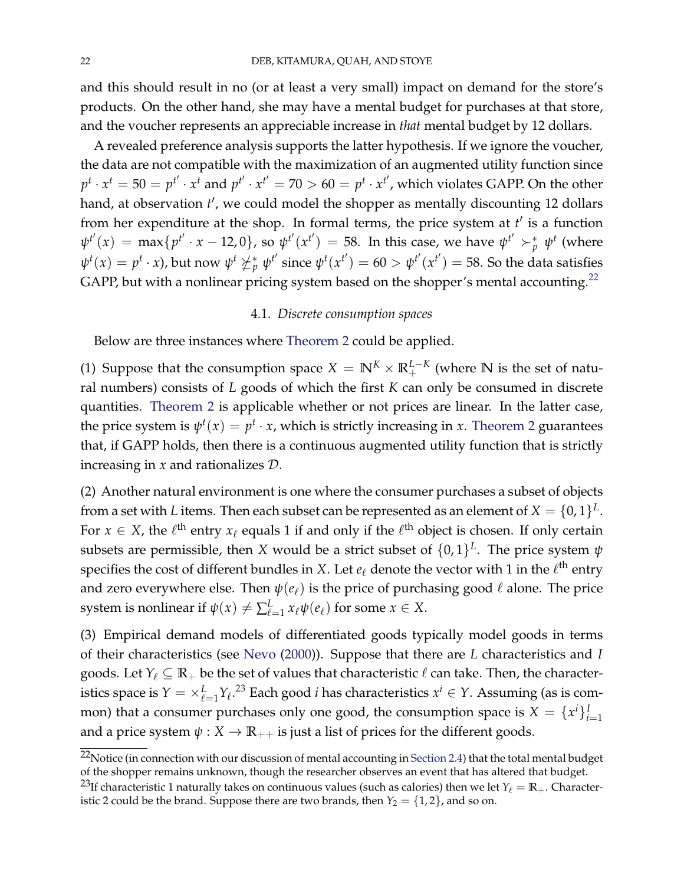and this should result in no (or at least a very small) impact on demand for the store's products. On the other hand, she may have a mental budget for purchases at that store, and the voucher represents an appreciable increase in *that* mental budget by 12 dollars.

A revealed preference analysis supports the latter hypothesis. If we ignore the voucher, the data are not compatible with the maximization of an augmented utility function since $p^t \cdot x^t = 50 = p^{t'} \cdot x^t$ and $p^{t'} \cdot x^{t'} = 70 > 60 = p^t \cdot x^{t'}$, which violates GAPP. On the other hand, at observation $t'$, we could model the shopper as mentally discounting 12 dollars from her expenditure at the shop. In formal terms, the price system at $t'$ is a function $\psi^{t'}(x) = \max\{p^{t'} \cdot x - 12, 0\}$, so $\psi^{t'}(x^{t'}) = 58$. In this case, we have $\psi^{t'} \succ_p^* \psi^t$ (where $\psi^t(x) = p^t \cdot x$), but now $\psi^t \not\succeq_p^* \psi^{t'}$ since $\psi^t(x^{t'}) = 60 > \psi^{t'}(x^{t'}) = 58$. So the data satisfies GAPP, but with a nonlinear pricing system based on the shopper's mental accounting.[22]

### 4.1. *Discrete consumption spaces*

Below are three instances where Theorem 2 could be applied.

(1) Suppose that the consumption space $X = \mathbb{N}^K \times \mathbb{R}_+^{L-K}$ (where $\mathbb{N}$ is the set of natural numbers) consists of $L$ goods of which the first $K$ can only be consumed in discrete quantities. Theorem 2 is applicable whether or not prices are linear. In the latter case, the price system is $\psi^t(x) = p^t \cdot x$, which is strictly increasing in $x$. Theorem 2 guarantees that, if GAPP holds, then there is a continuous augmented utility function that is strictly increasing in $x$ and rationalizes $\mathcal{D}$.

(2) Another natural environment is one where the consumer purchases a subset of objects from a set with $L$ items. Then each subset can be represented as an element of $X = \{0,1\}^L$. For $x \in X$, the $\ell^{\text{th}}$ entry $x_\ell$ equals 1 if and only if the $\ell^{\text{th}}$ object is chosen. If only certain subsets are permissible, then $X$ would be a strict subset of $\{0,1\}^L$. The price system $\psi$ specifies the cost of different bundles in $X$. Let $e_\ell$ denote the vector with 1 in the $\ell^{\text{th}}$ entry and zero everywhere else. Then $\psi(e_\ell)$ is the price of purchasing good $\ell$ alone. The price system is nonlinear if $\psi(x) \neq \sum_{\ell=1}^{L} x_\ell \psi(e_\ell)$ for some $x \in X$.

(3) Empirical demand models of differentiated goods typically model goods in terms of their characteristics (see Nevo (2000)). Suppose that there are $L$ characteristics and $I$ goods. Let $Y_\ell \subseteq \mathbb{R}_+$ be the set of values that characteristic $\ell$ can take. Then, the characteristics space is $Y = \times_{\ell=1}^{L} Y_\ell$.[23] Each good $i$ has characteristics $x^i \in Y$. Assuming (as is common) that a consumer purchases only one good, the consumption space is $X = \{x^i\}_{i=1}^{I}$ and a price system $\psi : X \to \mathbb{R}_{++}$ is just a list of prices for the different goods.

[22]Notice (in connection with our discussion of mental accounting in Section 2.4) that the total mental budget of the shopper remains unknown, though the researcher observes an event that has altered that budget.

[23]If characteristic 1 naturally takes on continuous values (such as calories) then we let $Y_\ell = \mathbb{R}_+$. Characteristic 2 could be the brand. Suppose there are two brands, then $Y_2 = \{1,2\}$, and so on.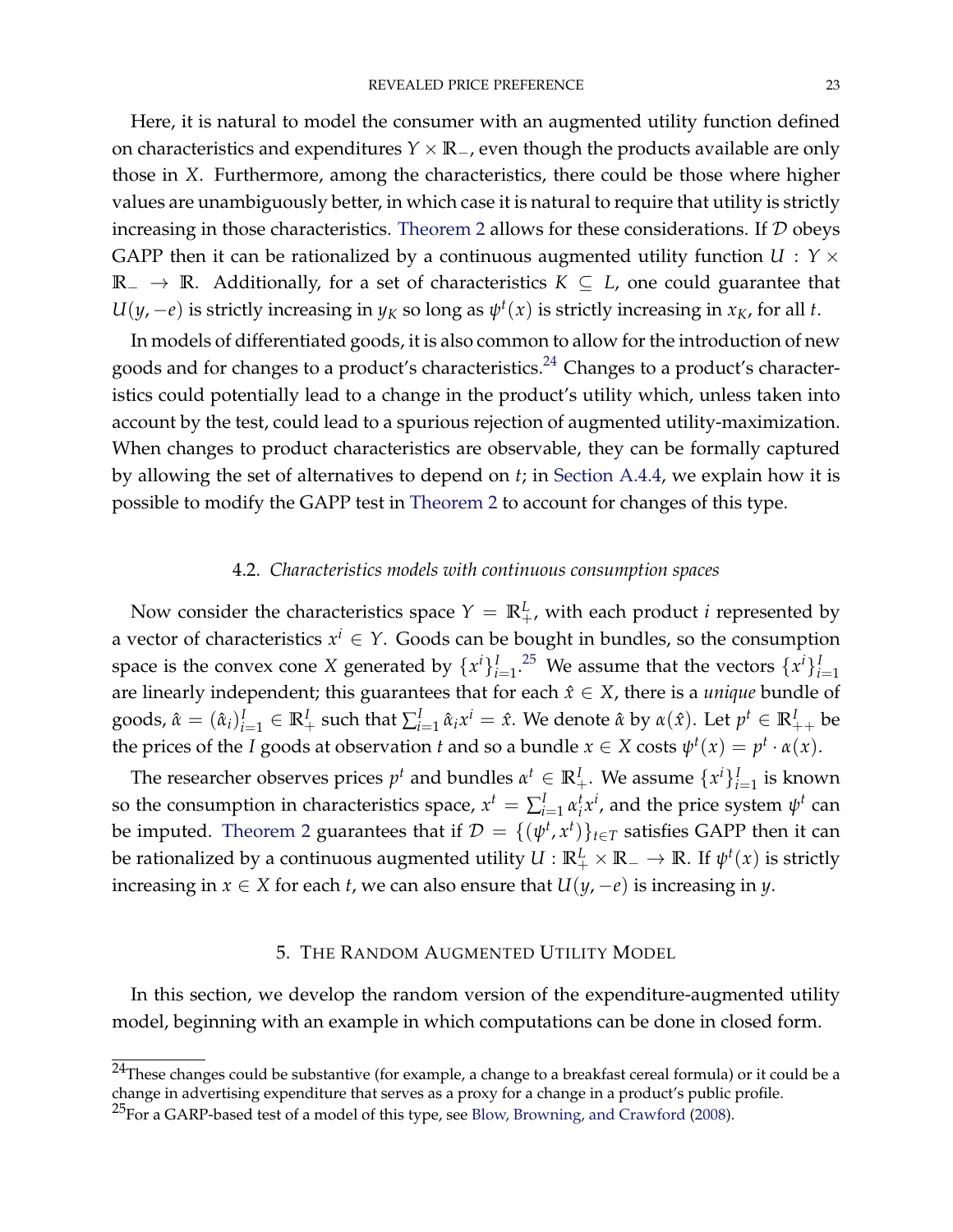Here, it is natural to model the consumer with an augmented utility function defined on characteristics and expenditures $Y \times \mathbb{R}_-$, even though the products available are only those in $X$. Furthermore, among the characteristics, there could be those where higher values are unambiguously better, in which case it is natural to require that utility is strictly increasing in those characteristics. Theorem 2 allows for these considerations. If $\mathcal{D}$ obeys GAPP then it can be rationalized by a continuous augmented utility function $U : Y \times \mathbb{R}_- \to \mathbb{R}$. Additionally, for a set of characteristics $K \subseteq L$, one could guarantee that $U(y, -e)$ is strictly increasing in $y_K$ so long as $\psi^t(x)$ is strictly increasing in $x_K$, for all $t$.

In models of differentiated goods, it is also common to allow for the introduction of new goods and for changes to a product's characteristics.[24] Changes to a product's characteristics could potentially lead to a change in the product's utility which, unless taken into account by the test, could lead to a spurious rejection of augmented utility-maximization. When changes to product characteristics are observable, they can be formally captured by allowing the set of alternatives to depend on $t$; in Section A.4.4, we explain how it is possible to modify the GAPP test in Theorem 2 to account for changes of this type.

### 4.2. *Characteristics models with continuous consumption spaces*

Now consider the characteristics space $Y = \mathbb{R}^L_+$, with each product $i$ represented by a vector of characteristics $x^i \in Y$. Goods can be bought in bundles, so the consumption space is the convex cone $X$ generated by $\{x^i\}_{i=1}^I$.[25] We assume that the vectors $\{x^i\}_{i=1}^I$ are linearly independent; this guarantees that for each $\hat{x} \in X$, there is a *unique* bundle of goods, $\hat{\alpha} = (\hat{\alpha}_i)_{i=1}^I \in \mathbb{R}^I_+$ such that $\sum_{i=1}^I \hat{\alpha}_i x^i = \hat{x}$. We denote $\hat{\alpha}$ by $\alpha(\hat{x})$. Let $p^t \in \mathbb{R}^I_{++}$ be the prices of the $I$ goods at observation $t$ and so a bundle $x \in X$ costs $\psi^t(x) = p^t \cdot \alpha(x)$.

The researcher observes prices $p^t$ and bundles $\alpha^t \in \mathbb{R}^I_+$. We assume $\{x^i\}_{i=1}^I$ is known so the consumption in characteristics space, $x^t = \sum_{i=1}^I \alpha_i^t x^i$, and the price system $\psi^t$ can be imputed. Theorem 2 guarantees that if $\mathcal{D} = \{(\psi^t, x^t)\}_{t \in T}$ satisfies GAPP then it can be rationalized by a continuous augmented utility $U : \mathbb{R}^L_+ \times \mathbb{R}_- \to \mathbb{R}$. If $\psi^t(x)$ is strictly increasing in $x \in X$ for each $t$, we can also ensure that $U(y, -e)$ is increasing in $y$.

## 5. The Random Augmented Utility Model

In this section, we develop the random version of the expenditure-augmented utility model, beginning with an example in which computations can be done in closed form.

---

[24] These changes could be substantive (for example, a change to a breakfast cereal formula) or it could be a change in advertising expenditure that serves as a proxy for a change in a product's public profile.

[25] For a GARP-based test of a model of this type, see Blow, Browning, and Crawford (2008).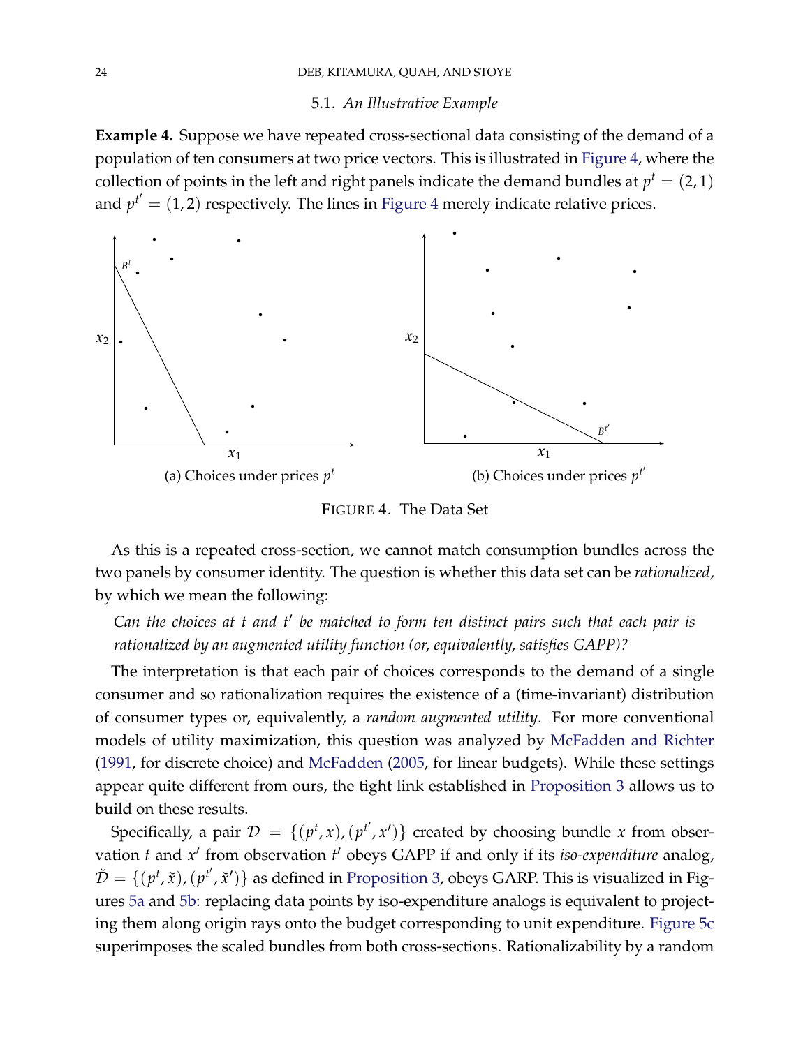### 5.1. *An Illustrative Example*

**Example 4.** Suppose we have repeated cross-sectional data consisting of the demand of a population of ten consumers at two price vectors. This is illustrated in Figure 4, where the collection of points in the left and right panels indicate the demand bundles at $p^t = (2, 1)$ and $p^{t'} = (1, 2)$ respectively. The lines in Figure 4 merely indicate relative prices.

(a) Choices under prices $p^t$

(b) Choices under prices $p^{t'}$

FIGURE 4. The Data Set

As this is a repeated cross-section, we cannot match consumption bundles across the two panels by consumer identity. The question is whether this data set can be *rationalized*, by which we mean the following:

> *Can the choices at $t$ and $t'$ be matched to form ten distinct pairs such that each pair is rationalized by an augmented utility function (or, equivalently, satisfies GAPP)?*

The interpretation is that each pair of choices corresponds to the demand of a single consumer and so rationalization requires the existence of a (time-invariant) distribution of consumer types or, equivalently, a *random augmented utility*. For more conventional models of utility maximization, this question was analyzed by McFadden and Richter (1991, for discrete choice) and McFadden (2005, for linear budgets). While these settings appear quite different from ours, the tight link established in Proposition 3 allows us to build on these results.

Specifically, a pair $\mathcal{D} = \{(p^t, x), (p^{t'}, x')\}$ created by choosing bundle $x$ from observation $t$ and $x'$ from observation $t'$ obeys GAPP if and only if its *iso-expenditure* analog, $\check{\mathcal{D}} = \{(p^t, \check{x}), (p^{t'}, \check{x}')\}$ as defined in Proposition 3, obeys GARP. This is visualized in Figures 5a and 5b: replacing data points by iso-expenditure analogs is equivalent to projecting them along origin rays onto the budget corresponding to unit expenditure. Figure 5c superimposes the scaled bundles from both cross-sections. Rationalizability by a random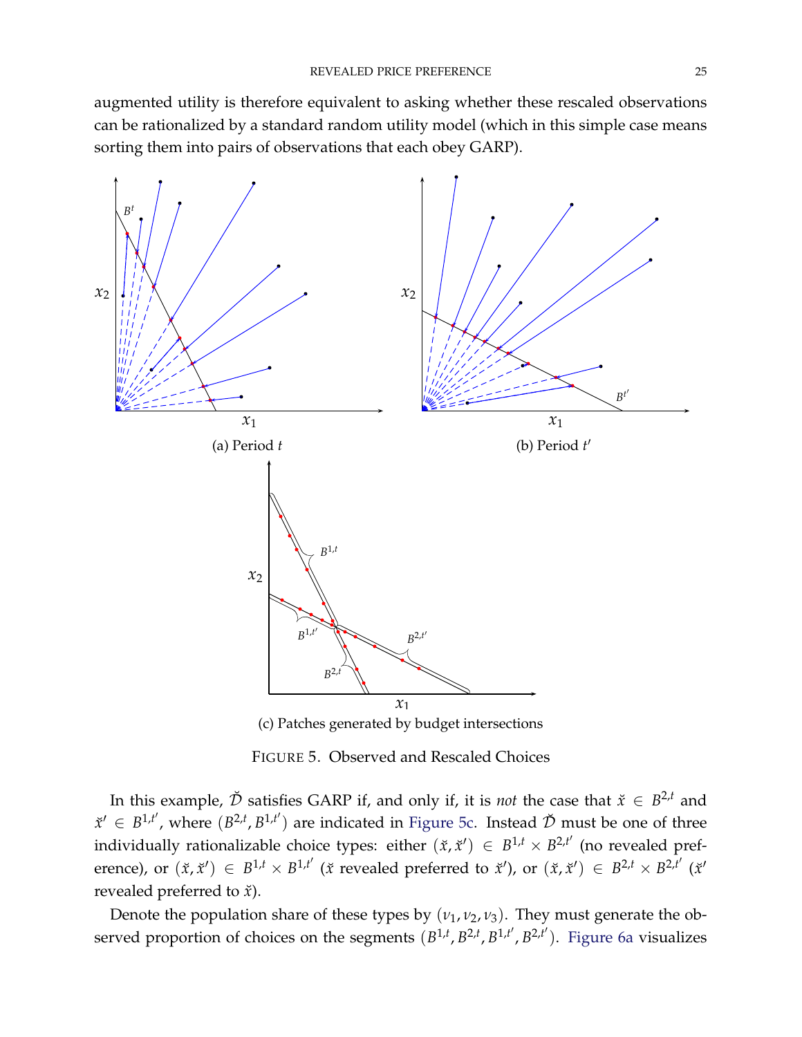augmented utility is therefore equivalent to asking whether these rescaled observations can be rationalized by a standard random utility model (which in this simple case means sorting them into pairs of observations that each obey GARP).

(a) Period $t$

(b) Period $t'$

(c) Patches generated by budget intersections

FIGURE 5. Observed and Rescaled Choices

In this example, $\breve{\mathcal{D}}$ satisfies GARP if, and only if, it is *not* the case that $\breve{x} \in B^{2,t}$ and $\breve{x}' \in B^{1,t'}$, where $(B^{2,t}, B^{1,t'})$ are indicated in Figure 5c. Instead $\breve{\mathcal{D}}$ must be one of three individually rationalizable choice types: either $(\breve{x}, \breve{x}') \in B^{1,t} \times B^{2,t'}$ (no revealed preference), or $(\breve{x}, \breve{x}') \in B^{1,t} \times B^{1,t'}$ ($\breve{x}$ revealed preferred to $\breve{x}'$), or $(\breve{x}, \breve{x}') \in B^{2,t} \times B^{2,t'}$ ($\breve{x}'$ revealed preferred to $\breve{x}$).

Denote the population share of these types by $(\nu_1, \nu_2, \nu_3)$. They must generate the observed proportion of choices on the segments $(B^{1,t}, B^{2,t}, B^{1,t'}, B^{2,t'})$. Figure 6a visualizes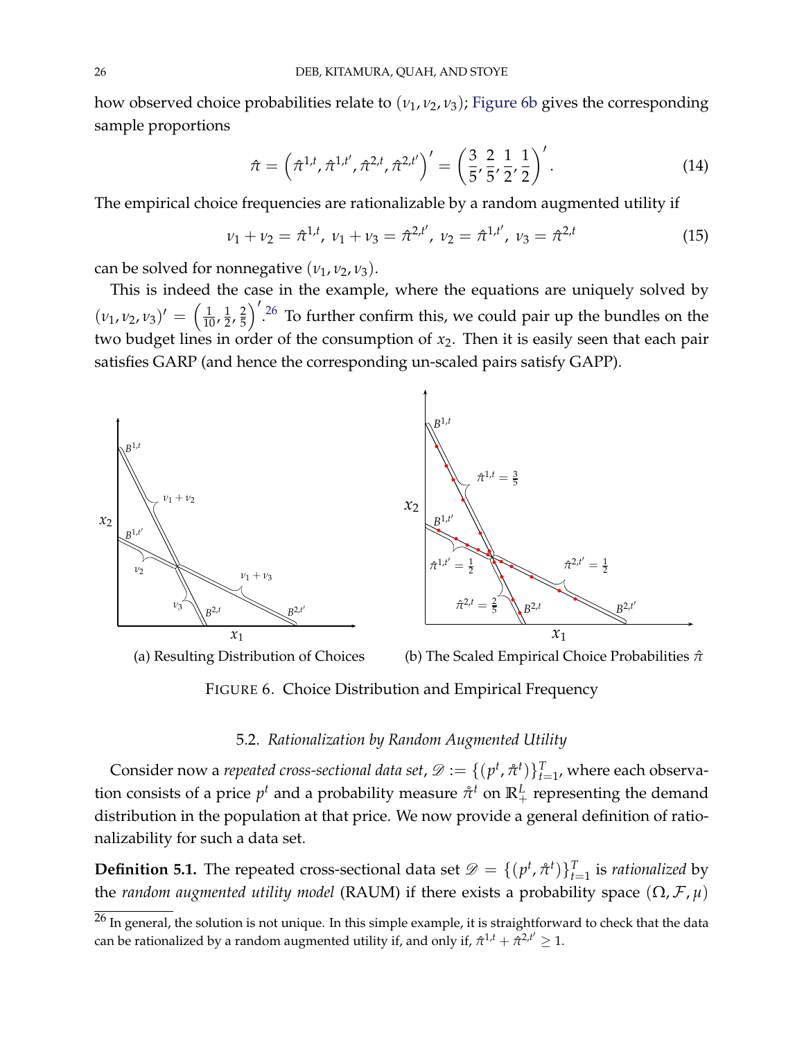how observed choice probabilities relate to $(\nu_1, \nu_2, \nu_3)$; Figure 6b gives the corresponding sample proportions

$$\hat{\pi} = \left(\hat{\pi}^{1,t}, \hat{\pi}^{1,t'}, \hat{\pi}^{2,t}, \hat{\pi}^{2,t'}\right)' = \left(\frac{3}{5}, \frac{2}{5}, \frac{1}{2}, \frac{1}{2}\right)'. \tag{14}$$

The empirical choice frequencies are rationalizable by a random augmented utility if

$$\nu_1 + \nu_2 = \hat{\pi}^{1,t},\ \nu_1 + \nu_3 = \hat{\pi}^{2,t'},\ \nu_2 = \hat{\pi}^{1,t'},\ \nu_3 = \hat{\pi}^{2,t} \tag{15}$$

can be solved for nonnegative $(\nu_1, \nu_2, \nu_3)$.

This is indeed the case in the example, where the equations are uniquely solved by $(\nu_1, \nu_2, \nu_3)' = \left(\frac{1}{10}, \frac{1}{2}, \frac{2}{5}\right)'$.[26] To further confirm this, we could pair up the bundles on the two budget lines in order of the consumption of $x_2$. Then it is easily seen that each pair satisfies GARP (and hence the corresponding un-scaled pairs satisfy GAPP).

(a) Resulting Distribution of Choices

(b) The Scaled Empirical Choice Probabilities $\hat{\pi}$

FIGURE 6. Choice Distribution and Empirical Frequency

### 5.2. *Rationalization by Random Augmented Utility*

Consider now a *repeated cross-sectional data set*, $\mathscr{D} := \{(p^t, \mathring{\pi}^t)\}_{t=1}^T$, where each observation consists of a price $p^t$ and a probability measure $\mathring{\pi}^t$ on $\mathbb{R}_+^L$ representing the demand distribution in the population at that price. We now provide a general definition of rationalizability for such a data set.

**Definition 5.1.** The repeated cross-sectional data set $\mathscr{D} = \{(p^t, \mathring{\pi}^t)\}_{t=1}^T$ is *rationalized* by the *random augmented utility model* (RAUM) if there exists a probability space $(\Omega, \mathcal{F}, \mu)$

[26] In general, the solution is not unique. In this simple example, it is straightforward to check that the data can be rationalized by a random augmented utility if, and only if, $\hat{\pi}^{1,t} + \hat{\pi}^{2,t'} \geq 1$.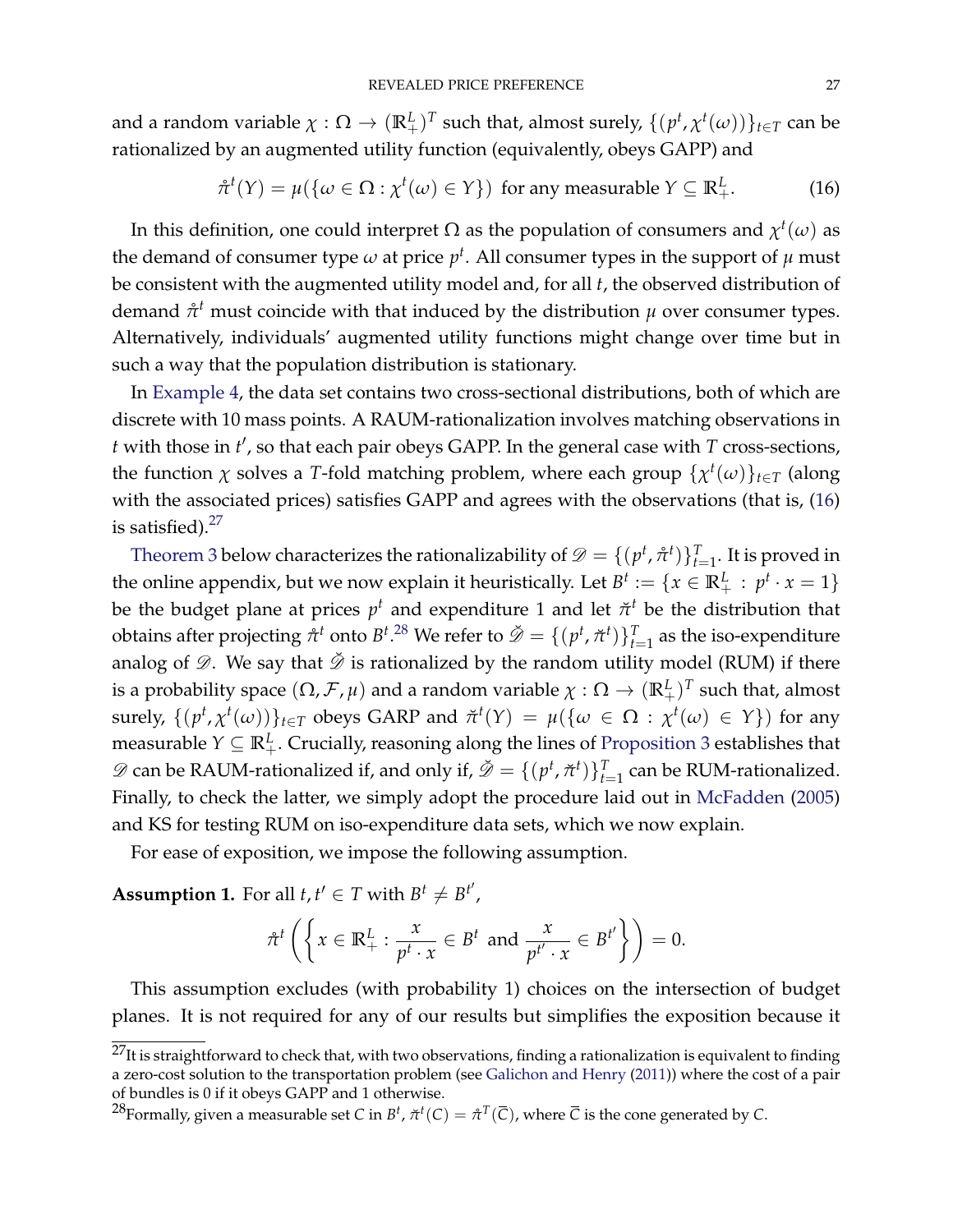and a random variable $\chi : \Omega \to (\mathbb{R}^L_+)^T$ such that, almost surely, $\{(p^t, \chi^t(\omega))\}_{t\in T}$ can be rationalized by an augmented utility function (equivalently, obeys GAPP) and

$$\mathring{\pi}^t(Y) = \mu(\{\omega \in \Omega : \chi^t(\omega) \in Y\}) \text{ for any measurable } Y \subseteq \mathbb{R}^L_+. \tag{16}$$

In this definition, one could interpret $\Omega$ as the population of consumers and $\chi^t(\omega)$ as the demand of consumer type $\omega$ at price $p^t$. All consumer types in the support of $\mu$ must be consistent with the augmented utility model and, for all $t$, the observed distribution of demand $\mathring{\pi}^t$ must coincide with that induced by the distribution $\mu$ over consumer types. Alternatively, individuals' augmented utility functions might change over time but in such a way that the population distribution is stationary.

In Example 4, the data set contains two cross-sectional distributions, both of which are discrete with 10 mass points. A RAUM-rationalization involves matching observations in $t$ with those in $t'$, so that each pair obeys GAPP. In the general case with $T$ cross-sections, the function $\chi$ solves a $T$-fold matching problem, where each group $\{\chi^t(\omega)\}_{t\in T}$ (along with the associated prices) satisfies GAPP and agrees with the observations (that is, (16) is satisfied).[27]

Theorem 3 below characterizes the rationalizability of $\mathscr{D} = \{(p^t, \mathring{\pi}^t)\}_{t=1}^T$. It is proved in the online appendix, but we now explain it heuristically. Let $B^t := \{x \in \mathbb{R}^L_+ \,:\, p^t \cdot x = 1\}$ be the budget plane at prices $p^t$ and expenditure 1 and let $\breve{\pi}^t$ be the distribution that obtains after projecting $\mathring{\pi}^t$ onto $B^t$.[28] We refer to $\breve{\mathscr{D}} = \{(p^t, \breve{\pi}^t)\}_{t=1}^T$ as the iso-expenditure analog of $\mathscr{D}$. We say that $\breve{\mathscr{D}}$ is rationalized by the random utility model (RUM) if there is a probability space $(\Omega, \mathcal{F}, \mu)$ and a random variable $\chi : \Omega \to (\mathbb{R}^L_+)^T$ such that, almost surely, $\{(p^t, \chi^t(\omega))\}_{t\in T}$ obeys GARP and $\breve{\pi}^t(Y) = \mu(\{\omega \in \Omega : \chi^t(\omega) \in Y\})$ for any measurable $Y \subseteq \mathbb{R}^L_+$. Crucially, reasoning along the lines of Proposition 3 establishes that $\mathscr{D}$ can be RAUM-rationalized if, and only if, $\breve{\mathscr{D}} = \{(p^t, \breve{\pi}^t)\}_{t=1}^T$ can be RUM-rationalized. Finally, to check the latter, we simply adopt the procedure laid out in McFadden (2005) and KS for testing RUM on iso-expenditure data sets, which we now explain.

For ease of exposition, we impose the following assumption.

**Assumption 1.** For all $t, t' \in T$ with $B^t \neq B^{t'}$,

$$\mathring{\pi}^t\left(\left\{x \in \mathbb{R}^L_+ : \frac{x}{p^t \cdot x} \in B^t \text{ and } \frac{x}{p^{t'} \cdot x} \in B^{t'}\right\}\right) = 0.$$

This assumption excludes (with probability 1) choices on the intersection of budget planes. It is not required for any of our results but simplifies the exposition because it

[27] It is straightforward to check that, with two observations, finding a rationalization is equivalent to finding a zero-cost solution to the transportation problem (see Galichon and Henry (2011)) where the cost of a pair of bundles is 0 if it obeys GAPP and 1 otherwise.

[28] Formally, given a measurable set $C$ in $B^t$, $\breve{\pi}^t(C) = \mathring{\pi}^T(\overline{C})$, where $\overline{C}$ is the cone generated by $C$.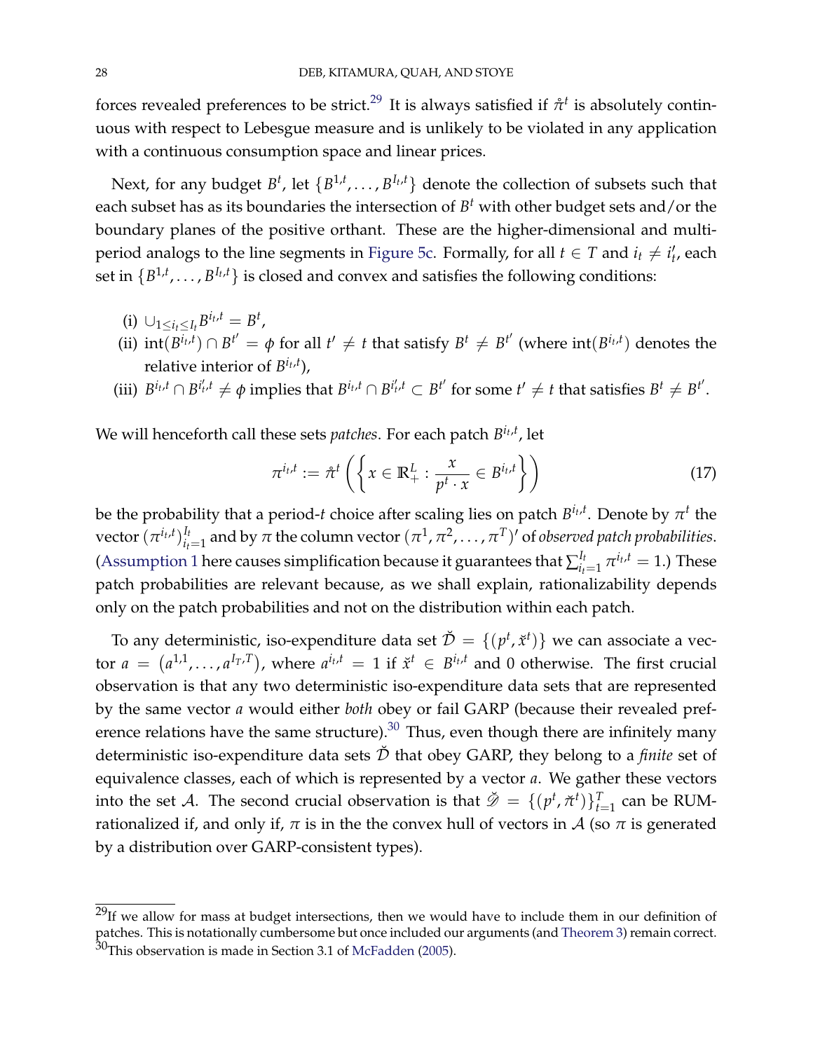forces revealed preferences to be strict.[29] It is always satisfied if $\mathring{\pi}^t$ is absolutely continuous with respect to Lebesgue measure and is unlikely to be violated in any application with a continuous consumption space and linear prices.

Next, for any budget $B^t$, let $\{B^{1,t}, \ldots, B^{I_t,t}\}$ denote the collection of subsets such that each subset has as its boundaries the intersection of $B^t$ with other budget sets and/or the boundary planes of the positive orthant. These are the higher-dimensional and multi-period analogs to the line segments in Figure 5c. Formally, for all $t \in T$ and $i_t \neq i'_t$, each set in $\{B^{1,t}, \ldots, B^{I_t,t}\}$ is closed and convex and satisfies the following conditions:

(i) $\cup_{1 \leq i_t \leq I_t} B^{i_t,t} = B^t$,

(ii) $\text{int}(B^{i_t,t}) \cap B^{t'} = \phi$ for all $t' \neq t$ that satisfy $B^t \neq B^{t'}$ (where $\text{int}(B^{i_t,t})$ denotes the relative interior of $B^{i_t,t}$),

(iii) $B^{i_t,t} \cap B^{i'_t,t} \neq \phi$ implies that $B^{i_t,t} \cap B^{i'_t,t} \subset B^{t'}$ for some $t' \neq t$ that satisfies $B^t \neq B^{t'}$.

We will henceforth call these sets *patches*. For each patch $B^{i_t,t}$, let

$$\pi^{i_t,t} := \mathring{\pi}^t \left( \left\{ x \in \mathbb{R}^L_+ : \frac{x}{p^t \cdot x} \in B^{i_t,t} \right\} \right) \tag{17}$$

be the probability that a period-$t$ choice after scaling lies on patch $B^{i_t,t}$. Denote by $\pi^t$ the vector $(\pi^{i_t,t})_{i_t=1}^{I_t}$ and by $\pi$ the column vector $(\pi^1, \pi^2, \ldots, \pi^T)'$ of *observed patch probabilities*. (Assumption 1 here causes simplification because it guarantees that $\sum_{i_t=1}^{I_t} \pi^{i_t,t} = 1$.) These patch probabilities are relevant because, as we shall explain, rationalizability depends only on the patch probabilities and not on the distribution within each patch.

To any deterministic, iso-expenditure data set $\check{\mathcal{D}} = \{(p^t, \check{x}^t)\}$ we can associate a vector $a = (a^{1,1}, \ldots, a^{I_T,T})$, where $a^{i_t,t} = 1$ if $\check{x}^t \in B^{i_t,t}$ and 0 otherwise. The first crucial observation is that any two deterministic iso-expenditure data sets that are represented by the same vector $a$ would either *both* obey or fail GARP (because their revealed preference relations have the same structure).[30] Thus, even though there are infinitely many deterministic iso-expenditure data sets $\check{\mathcal{D}}$ that obey GARP, they belong to a *finite* set of equivalence classes, each of which is represented by a vector $a$. We gather these vectors into the set $\mathcal{A}$. The second crucial observation is that $\check{\mathscr{D}} = \{(p^t, \check{\pi}^t)\}_{t=1}^T$ can be RUM-rationalized if, and only if, $\pi$ is in the the convex hull of vectors in $\mathcal{A}$ (so $\pi$ is generated by a distribution over GARP-consistent types).

---

[29] If we allow for mass at budget intersections, then we would have to include them in our definition of patches. This is notationally cumbersome but once included our arguments (and Theorem 3) remain correct.

[30] This observation is made in Section 3.1 of McFadden (2005).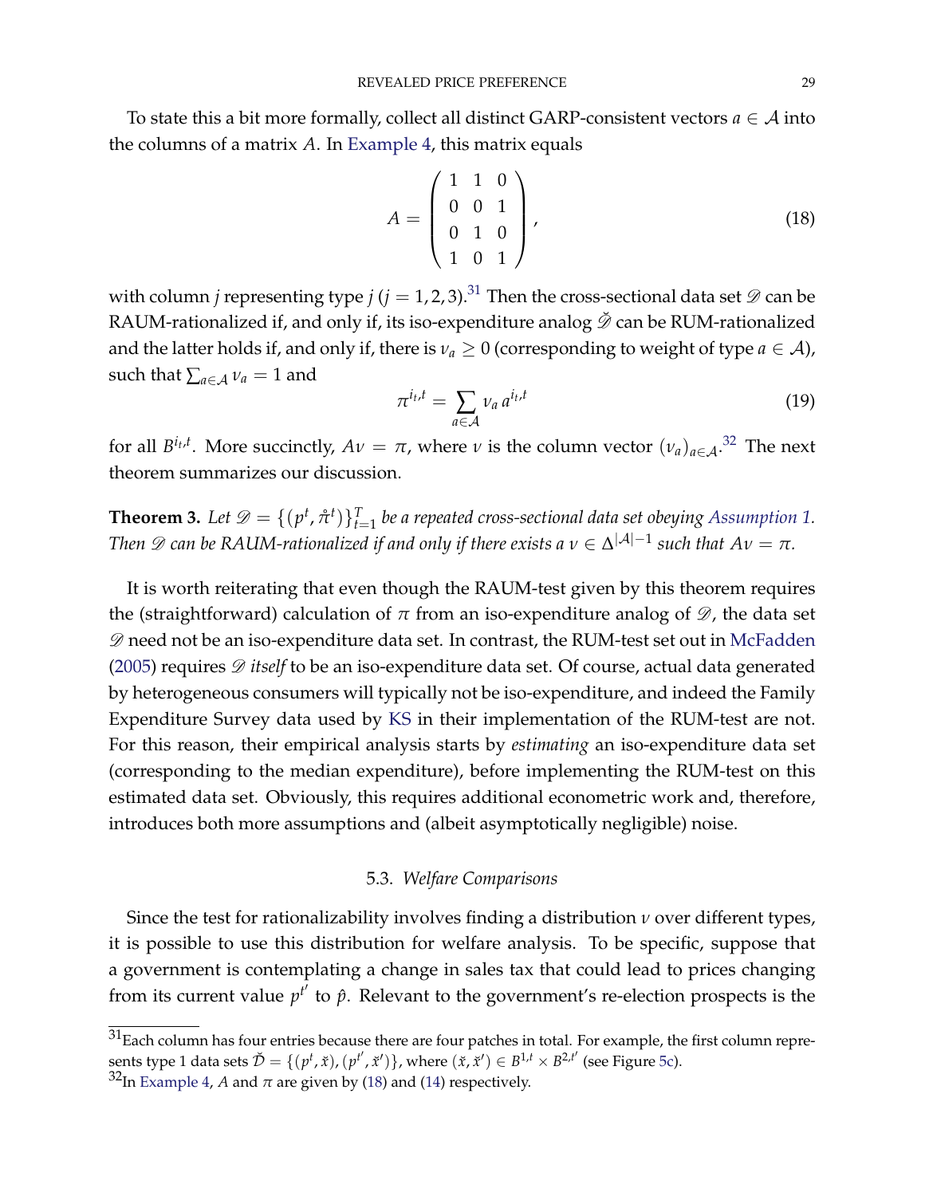To state this a bit more formally, collect all distinct GARP-consistent vectors $a \in \mathcal{A}$ into the columns of a matrix $A$. In Example 4, this matrix equals

$$A = \begin{pmatrix} 1 & 1 & 0 \\ 0 & 0 & 1 \\ 0 & 1 & 0 \\ 1 & 0 & 1 \end{pmatrix}, \tag{18}$$

with column $j$ representing type $j$ ($j = 1, 2, 3$).[31] Then the cross-sectional data set $\mathscr{D}$ can be RAUM-rationalized if, and only if, its iso-expenditure analog $\breve{\mathscr{D}}$ can be RUM-rationalized and the latter holds if, and only if, there is $\nu_a \geq 0$ (corresponding to weight of type $a \in \mathcal{A}$), such that $\sum_{a \in \mathcal{A}} \nu_a = 1$ and

$$\pi^{i_t,t} = \sum_{a \in \mathcal{A}} \nu_a \, a^{i_t,t} \tag{19}$$

for all $B^{i_t,t}$. More succinctly, $A\nu = \pi$, where $\nu$ is the column vector $(\nu_a)_{a \in \mathcal{A}}$.[32] The next theorem summarizes our discussion.

**Theorem 3.** *Let $\mathscr{D} = \{(p^t, \mathring{\pi}^t)\}_{t=1}^T$ be a repeated cross-sectional data set obeying Assumption 1. Then $\mathscr{D}$ can be RAUM-rationalized if and only if there exists a $\nu \in \Delta^{|\mathcal{A}|-1}$ such that $A\nu = \pi$.*

It is worth reiterating that even though the RAUM-test given by this theorem requires the (straightforward) calculation of $\pi$ from an iso-expenditure analog of $\mathscr{D}$, the data set $\mathscr{D}$ need not be an iso-expenditure data set. In contrast, the RUM-test set out in McFadden (2005) requires $\mathscr{D}$ *itself* to be an iso-expenditure data set. Of course, actual data generated by heterogeneous consumers will typically not be iso-expenditure, and indeed the Family Expenditure Survey data used by KS in their implementation of the RUM-test are not. For this reason, their empirical analysis starts by *estimating* an iso-expenditure data set (corresponding to the median expenditure), before implementing the RUM-test on this estimated data set. Obviously, this requires additional econometric work and, therefore, introduces both more assumptions and (albeit asymptotically negligible) noise.

### 5.3. *Welfare Comparisons*

Since the test for rationalizability involves finding a distribution $\nu$ over different types, it is possible to use this distribution for welfare analysis. To be specific, suppose that a government is contemplating a change in sales tax that could lead to prices changing from its current value $p^{t'}$ to $\hat{p}$. Relevant to the government's re-election prospects is the

---

[31] Each column has four entries because there are four patches in total. For example, the first column represents type 1 data sets $\breve{\mathcal{D}} = \{(p^t, \breve{x}), (p^{t'}, \breve{x}')\}$, where $(\breve{x}, \breve{x}') \in B^{1,t} \times B^{2,t'}$ (see Figure 5c).

[32] In Example 4, $A$ and $\pi$ are given by (18) and (14) respectively.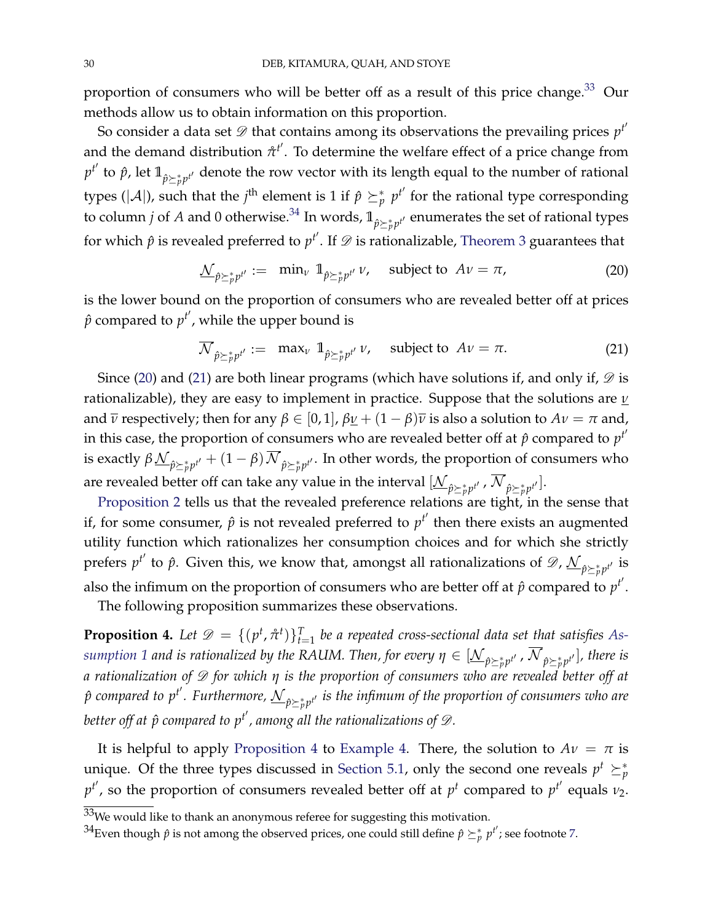proportion of consumers who will be better off as a result of this price change.[33] Our methods allow us to obtain information on this proportion.

So consider a data set $\mathscr{D}$ that contains among its observations the prevailing prices $p^{t'}$ and the demand distribution $\mathring{\pi}^{t'}$. To determine the welfare effect of a price change from $p^{t'}$ to $\hat{p}$, let $\mathbb{1}_{\hat{p}\succeq_p^* p^{t'}}$ denote the row vector with its length equal to the number of rational types ($|\mathcal{A}|$), such that the $j^{\text{th}}$ element is 1 if $\hat{p} \succeq_p^* p^{t'}$ for the rational type corresponding to column $j$ of $A$ and 0 otherwise.[34] In words, $\mathbb{1}_{\hat{p}\succeq_p^* p^{t'}}$ enumerates the set of rational types for which $\hat{p}$ is revealed preferred to $p^{t'}$. If $\mathscr{D}$ is rationalizable, Theorem 3 guarantees that

$$\underline{\mathcal{N}}_{\hat{p}\succeq_p^* p^{t'}} := \min_\nu \; \mathbb{1}_{\hat{p}\succeq_p^* p^{t'}} \nu, \quad \text{subject to} \;\; A\nu = \pi, \tag{20}$$

is the lower bound on the proportion of consumers who are revealed better off at prices $\hat{p}$ compared to $p^{t'}$, while the upper bound is

$$\overline{\mathcal{N}}_{\hat{p}\succeq_p^* p^{t'}} := \max_\nu \; \mathbb{1}_{\hat{p}\succeq_p^* p^{t'}} \nu, \quad \text{subject to} \;\; A\nu = \pi. \tag{21}$$

Since (20) and (21) are both linear programs (which have solutions if, and only if, $\mathscr{D}$ is rationalizable), they are easy to implement in practice. Suppose that the solutions are $\underline{\nu}$ and $\overline{\nu}$ respectively; then for any $\beta \in [0,1]$, $\beta\underline{\nu} + (1-\beta)\overline{\nu}$ is also a solution to $A\nu = \pi$ and, in this case, the proportion of consumers who are revealed better off at $\hat{p}$ compared to $p^{t'}$ is exactly $\beta\,\underline{\mathcal{N}}_{\hat{p}\succeq_p^* p^{t'}} + (1-\beta)\,\overline{\mathcal{N}}_{\hat{p}\succeq_p^* p^{t'}}$. In other words, the proportion of consumers who are revealed better off can take any value in the interval $[\underline{\mathcal{N}}_{\hat{p}\succeq_p^* p^{t'}}, \overline{\mathcal{N}}_{\hat{p}\succeq_p^* p^{t'}}]$.

Proposition 2 tells us that the revealed preference relations are tight, in the sense that if, for some consumer, $\hat{p}$ is not revealed preferred to $p^{t'}$ then there exists an augmented utility function which rationalizes her consumption choices and for which she strictly prefers $p^{t'}$ to $\hat{p}$. Given this, we know that, amongst all rationalizations of $\mathscr{D}$, $\underline{\mathcal{N}}_{\hat{p}\succeq_p^* p^{t'}}$ is also the infimum on the proportion of consumers who are better off at $\hat{p}$ compared to $p^{t'}$.

The following proposition summarizes these observations.

**Proposition 4.** *Let $\mathscr{D} = \{(p^t, \mathring{\pi}^t)\}_{t=1}^T$ be a repeated cross-sectional data set that satisfies Assumption 1 and is rationalized by the RAUM. Then, for every $\eta \in [\underline{\mathcal{N}}_{\hat{p}\succeq_p^* p^{t'}}, \overline{\mathcal{N}}_{\hat{p}\succeq_p^* p^{t'}}]$, there is a rationalization of $\mathscr{D}$ for which $\eta$ is the proportion of consumers who are revealed better off at $\hat{p}$ compared to $p^{t'}$. Furthermore, $\underline{\mathcal{N}}_{\hat{p}\succeq_p^* p^{t'}}$ is the infimum of the proportion of consumers who are better off at $\hat{p}$ compared to $p^{t'}$, among all the rationalizations of $\mathscr{D}$.*

It is helpful to apply Proposition 4 to Example 4. There, the solution to $A\nu = \pi$ is unique. Of the three types discussed in Section 5.1, only the second one reveals $p^t \succeq_p^* p^{t'}$, so the proportion of consumers revealed better off at $p^t$ compared to $p^{t'}$ equals $\nu_2$.

[33] We would like to thank an anonymous referee for suggesting this motivation.

[34] Even though $\hat{p}$ is not among the observed prices, one could still define $\hat{p} \succeq_p^* p^{t'}$; see footnote 7.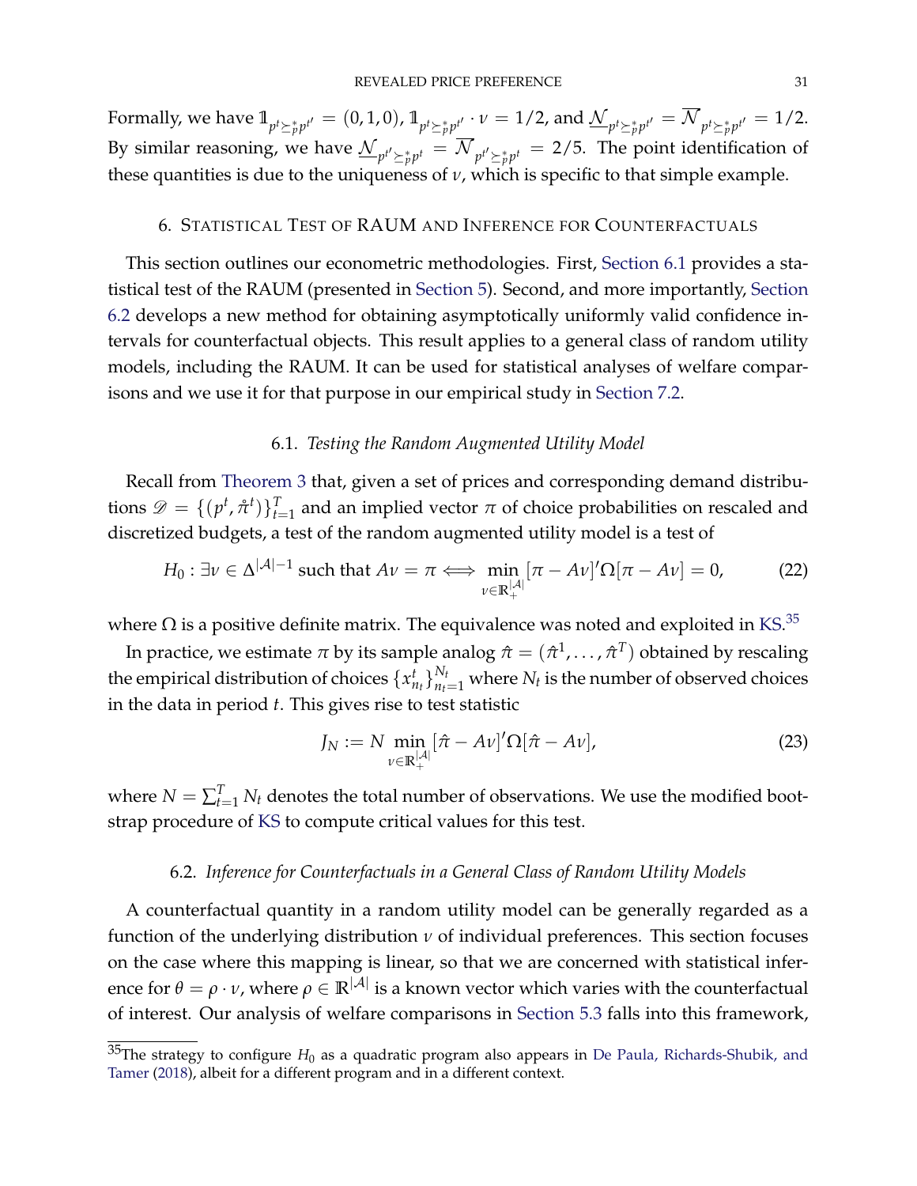Formally, we have $\mathbb{1}_{p^t \succeq_p^* p^{t'}} = (0, 1, 0)$, $\mathbb{1}_{p^t \succeq_p^* p^{t'}} \cdot \nu = 1/2$, and $\underline{\mathcal{N}}_{p^t \succeq_p^* p^{t'}} = \overline{\mathcal{N}}_{p^t \succeq_p^* p^{t'}} = 1/2$. By similar reasoning, we have $\underline{\mathcal{N}}_{p^{t'} \succeq_p^* p^t} = \overline{\mathcal{N}}_{p^{t'} \succeq_p^* p^t} = 2/5$. The point identification of these quantities is due to the uniqueness of $\nu$, which is specific to that simple example.

## 6. Statistical Test of RAUM and Inference for Counterfactuals

This section outlines our econometric methodologies. First, Section 6.1 provides a statistical test of the RAUM (presented in Section 5). Second, and more importantly, Section 6.2 develops a new method for obtaining asymptotically uniformly valid confidence intervals for counterfactual objects. This result applies to a general class of random utility models, including the RAUM. It can be used for statistical analyses of welfare comparisons and we use it for that purpose in our empirical study in Section 7.2.

### 6.1. *Testing the Random Augmented Utility Model*

Recall from Theorem 3 that, given a set of prices and corresponding demand distributions $\mathscr{D} = \{(p^t, \hat{\pi}^t)\}_{t=1}^T$ and an implied vector $\pi$ of choice probabilities on rescaled and discretized budgets, a test of the random augmented utility model is a test of

$$H_0 : \exists \nu \in \Delta^{|\mathcal{A}|-1} \text{ such that } A\nu = \pi \iff \min_{\nu \in \mathbb{R}_+^{|\mathcal{A}|}} [\pi - A\nu]'\Omega[\pi - A\nu] = 0, \tag{22}$$

where $\Omega$ is a positive definite matrix. The equivalence was noted and exploited in KS.[35]

In practice, we estimate $\pi$ by its sample analog $\hat{\pi} = (\hat{\pi}^1, \ldots, \hat{\pi}^T)$ obtained by rescaling the empirical distribution of choices $\{x_{n_t}^t\}_{n_t=1}^{N_t}$ where $N_t$ is the number of observed choices in the data in period $t$. This gives rise to test statistic

$$J_N := N \min_{\nu \in \mathbb{R}_+^{|\mathcal{A}|}} [\hat{\pi} - A\nu]'\Omega[\hat{\pi} - A\nu], \tag{23}$$

where $N = \sum_{t=1}^T N_t$ denotes the total number of observations. We use the modified bootstrap procedure of KS to compute critical values for this test.

### 6.2. *Inference for Counterfactuals in a General Class of Random Utility Models*

A counterfactual quantity in a random utility model can be generally regarded as a function of the underlying distribution $\nu$ of individual preferences. This section focuses on the case where this mapping is linear, so that we are concerned with statistical inference for $\theta = \rho \cdot \nu$, where $\rho \in \mathbb{R}^{|\mathcal{A}|}$ is a known vector which varies with the counterfactual of interest. Our analysis of welfare comparisons in Section 5.3 falls into this framework,

---

[35] The strategy to configure $H_0$ as a quadratic program also appears in De Paula, Richards-Shubik, and Tamer (2018), albeit for a different program and in a different context.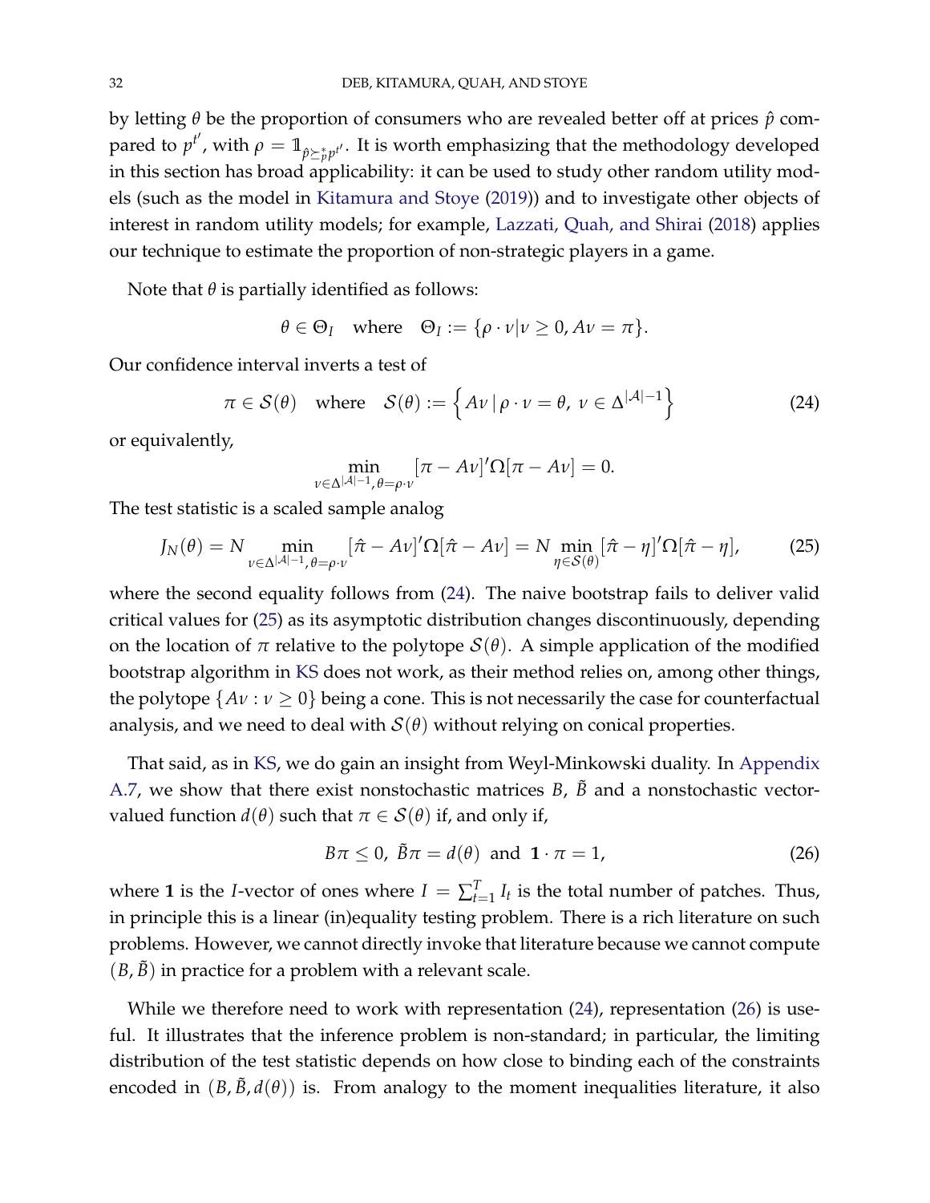by letting $\theta$ be the proportion of consumers who are revealed better off at prices $\hat{p}$ compared to $p^{t'}$, with $\rho = \mathbb{1}_{\hat{p} \succeq_p^* p^{t'}}$. It is worth emphasizing that the methodology developed in this section has broad applicability: it can be used to study other random utility models (such as the model in Kitamura and Stoye (2019)) and to investigate other objects of interest in random utility models; for example, Lazzati, Quah, and Shirai (2018) applies our technique to estimate the proportion of non-strategic players in a game.

Note that $\theta$ is partially identified as follows:

$$\theta \in \Theta_I \quad \text{where} \quad \Theta_I := \{\rho \cdot \nu | \nu \geq 0, A\nu = \pi\}.$$

Our confidence interval inverts a test of

$$\pi \in \mathcal{S}(\theta) \quad \text{where} \quad \mathcal{S}(\theta) := \left\{ A\nu \,|\, \rho \cdot \nu = \theta,\ \nu \in \Delta^{|\mathcal{A}|-1} \right\} \tag{24}$$

or equivalently,

$$\min_{\nu \in \Delta^{|\mathcal{A}|-1}, \theta = \rho \cdot \nu} [\pi - A\nu]' \Omega [\pi - A\nu] = 0.$$

The test statistic is a scaled sample analog

$$J_N(\theta) = N \min_{\nu \in \Delta^{|\mathcal{A}|-1}, \theta = \rho \cdot \nu} [\hat{\pi} - A\nu]' \Omega [\hat{\pi} - A\nu] = N \min_{\eta \in \mathcal{S}(\theta)} [\hat{\pi} - \eta]' \Omega [\hat{\pi} - \eta], \tag{25}$$

where the second equality follows from (24). The naive bootstrap fails to deliver valid critical values for (25) as its asymptotic distribution changes discontinuously, depending on the location of $\pi$ relative to the polytope $\mathcal{S}(\theta)$. A simple application of the modified bootstrap algorithm in KS does not work, as their method relies on, among other things, the polytope $\{A\nu : \nu \geq 0\}$ being a cone. This is not necessarily the case for counterfactual analysis, and we need to deal with $\mathcal{S}(\theta)$ without relying on conical properties.

That said, as in KS, we do gain an insight from Weyl-Minkowski duality. In Appendix A.7, we show that there exist nonstochastic matrices $B$, $\tilde{B}$ and a nonstochastic vector-valued function $d(\theta)$ such that $\pi \in \mathcal{S}(\theta)$ if, and only if,

$$B\pi \leq 0,\ \tilde{B}\pi = d(\theta) \ \text{ and } \ \mathbf{1} \cdot \pi = 1, \tag{26}$$

where $\mathbf{1}$ is the $I$-vector of ones where $I = \sum_{t=1}^{T} I_t$ is the total number of patches. Thus, in principle this is a linear (in)equality testing problem. There is a rich literature on such problems. However, we cannot directly invoke that literature because we cannot compute $(B, \tilde{B})$ in practice for a problem with a relevant scale.

While we therefore need to work with representation (24), representation (26) is useful. It illustrates that the inference problem is non-standard; in particular, the limiting distribution of the test statistic depends on how close to binding each of the constraints encoded in $(B, \tilde{B}, d(\theta))$ is. From analogy to the moment inequalities literature, it also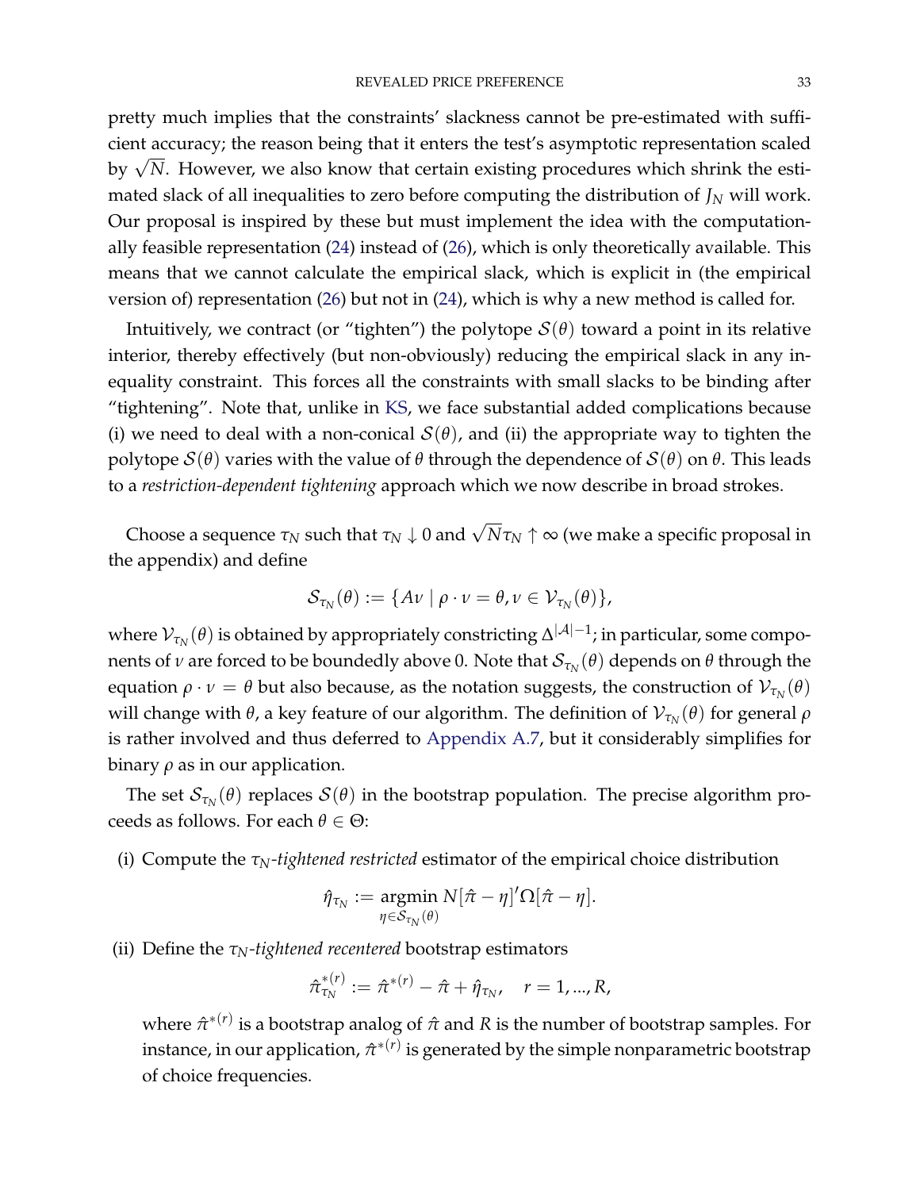pretty much implies that the constraints' slackness cannot be pre-estimated with sufficient accuracy; the reason being that it enters the test's asymptotic representation scaled by $\sqrt{N}$. However, we also know that certain existing procedures which shrink the estimated slack of all inequalities to zero before computing the distribution of $J_N$ will work. Our proposal is inspired by these but must implement the idea with the computationally feasible representation (24) instead of (26), which is only theoretically available. This means that we cannot calculate the empirical slack, which is explicit in (the empirical version of) representation (26) but not in (24), which is why a new method is called for.

Intuitively, we contract (or "tighten") the polytope $\mathcal{S}(\theta)$ toward a point in its relative interior, thereby effectively (but non-obviously) reducing the empirical slack in any inequality constraint. This forces all the constraints with small slacks to be binding after "tightening". Note that, unlike in KS, we face substantial added complications because (i) we need to deal with a non-conical $\mathcal{S}(\theta)$, and (ii) the appropriate way to tighten the polytope $\mathcal{S}(\theta)$ varies with the value of $\theta$ through the dependence of $\mathcal{S}(\theta)$ on $\theta$. This leads to a *restriction-dependent tightening* approach which we now describe in broad strokes.

Choose a sequence $\tau_N$ such that $\tau_N \downarrow 0$ and $\sqrt{N}\tau_N \uparrow \infty$ (we make a specific proposal in the appendix) and define

$$\mathcal{S}_{\tau_N}(\theta) := \{A\nu \mid \rho \cdot \nu = \theta, \nu \in \mathcal{V}_{\tau_N}(\theta)\},$$

where $\mathcal{V}_{\tau_N}(\theta)$ is obtained by appropriately constricting $\Delta^{|\mathcal{A}|-1}$; in particular, some components of $\nu$ are forced to be boundedly above 0. Note that $\mathcal{S}_{\tau_N}(\theta)$ depends on $\theta$ through the equation $\rho \cdot \nu = \theta$ but also because, as the notation suggests, the construction of $\mathcal{V}_{\tau_N}(\theta)$ will change with $\theta$, a key feature of our algorithm. The definition of $\mathcal{V}_{\tau_N}(\theta)$ for general $\rho$ is rather involved and thus deferred to Appendix A.7, but it considerably simplifies for binary $\rho$ as in our application.

The set $\mathcal{S}_{\tau_N}(\theta)$ replaces $\mathcal{S}(\theta)$ in the bootstrap population. The precise algorithm proceeds as follows. For each $\theta \in \Theta$:

(i) Compute the $\tau_N$-*tightened restricted* estimator of the empirical choice distribution

$$\hat{\eta}_{\tau_N} := \underset{\eta \in \mathcal{S}_{\tau_N}(\theta)}{\operatorname{argmin}}\, N[\hat{\pi} - \eta]'\Omega[\hat{\pi} - \eta].$$

(ii) Define the $\tau_N$-*tightened recentered* bootstrap estimators

$$\hat{\pi}^{*(r)}_{\tau_N} := \hat{\pi}^{*(r)} - \hat{\pi} + \hat{\eta}_{\tau_N}, \quad r = 1, ..., R,$$

where $\hat{\pi}^{*(r)}$ is a bootstrap analog of $\hat{\pi}$ and $R$ is the number of bootstrap samples. For instance, in our application, $\hat{\pi}^{*(r)}$ is generated by the simple nonparametric bootstrap of choice frequencies.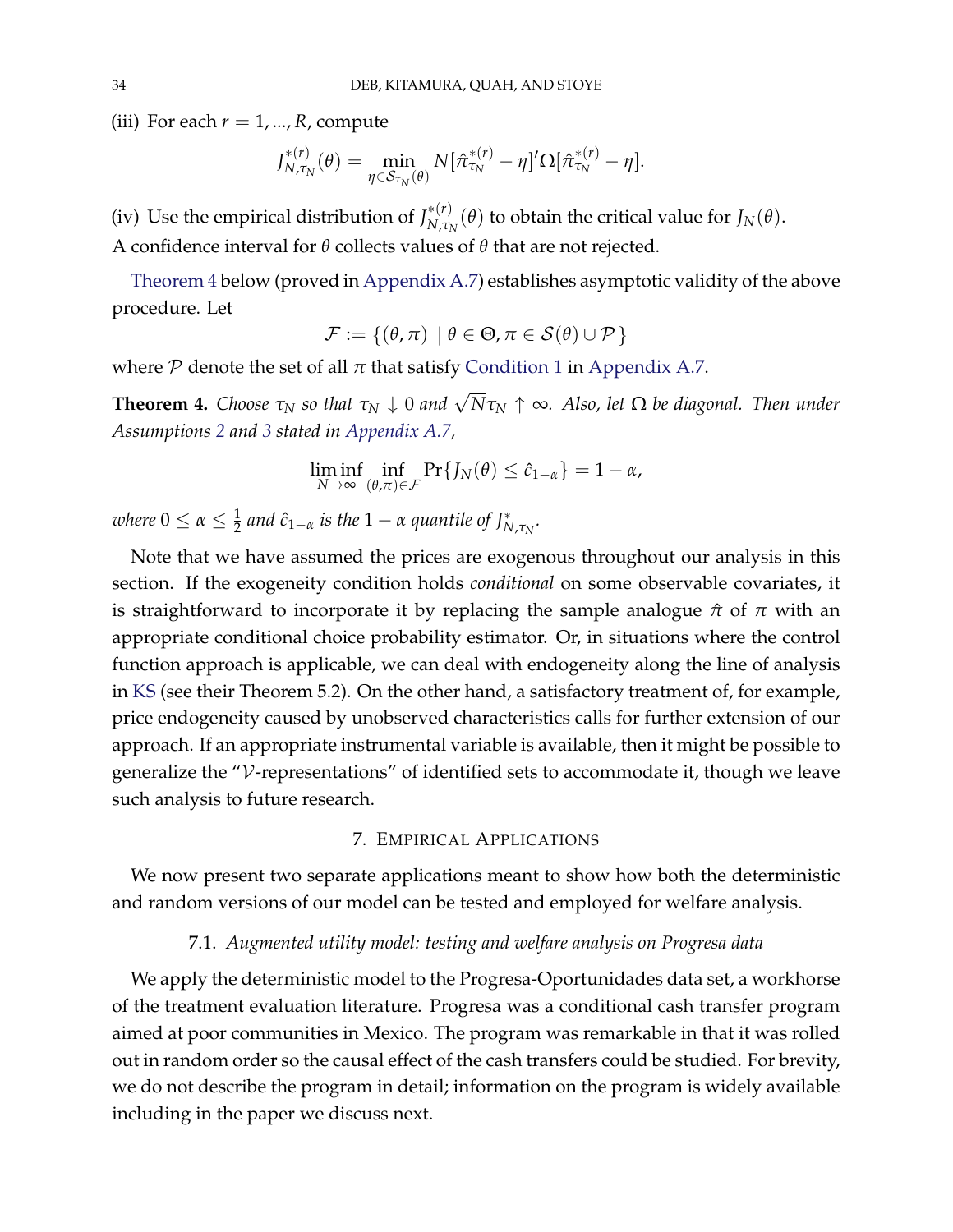(iii) For each $r = 1, ..., R$, compute

$$J^{*(r)}_{N,\tau_N}(\theta) = \min_{\eta \in \mathcal{S}_{\tau_N}(\theta)} N[\hat{\pi}^{*(r)}_{\tau_N} - \eta]'\Omega[\hat{\pi}^{*(r)}_{\tau_N} - \eta].$$

(iv) Use the empirical distribution of $J^{*(r)}_{N,\tau_N}(\theta)$ to obtain the critical value for $J_N(\theta)$.

A confidence interval for $\theta$ collects values of $\theta$ that are not rejected.

Theorem 4 below (proved in Appendix A.7) establishes asymptotic validity of the above procedure. Let

$$\mathcal{F} := \{(\theta, \pi) \mid \theta \in \Theta, \pi \in \mathcal{S}(\theta) \cup \mathcal{P}\}$$

where $\mathcal{P}$ denote the set of all $\pi$ that satisfy Condition 1 in Appendix A.7.

**Theorem 4.** *Choose $\tau_N$ so that $\tau_N \downarrow 0$ and $\sqrt{N}\tau_N \uparrow \infty$. Also, let $\Omega$ be diagonal. Then under Assumptions 2 and 3 stated in Appendix A.7,*

$$\liminf_{N \to \infty} \inf_{(\theta,\pi) \in \mathcal{F}} \Pr\{J_N(\theta) \leq \hat{c}_{1-\alpha}\} = 1 - \alpha,$$

*where $0 \leq \alpha \leq \frac{1}{2}$ and $\hat{c}_{1-\alpha}$ is the $1 - \alpha$ quantile of $J^*_{N,\tau_N}$.*

Note that we have assumed the prices are exogenous throughout our analysis in this section. If the exogeneity condition holds *conditional* on some observable covariates, it is straightforward to incorporate it by replacing the sample analogue $\hat{\pi}$ of $\pi$ with an appropriate conditional choice probability estimator. Or, in situations where the control function approach is applicable, we can deal with endogeneity along the line of analysis in KS (see their Theorem 5.2). On the other hand, a satisfactory treatment of, for example, price endogeneity caused by unobserved characteristics calls for further extension of our approach. If an appropriate instrumental variable is available, then it might be possible to generalize the "$\mathcal{V}$-representations" of identified sets to accommodate it, though we leave such analysis to future research.

## 7. Empirical Applications

We now present two separate applications meant to show how both the deterministic and random versions of our model can be tested and employed for welfare analysis.

### 7.1. *Augmented utility model: testing and welfare analysis on Progresa data*

We apply the deterministic model to the Progresa-Oportunidades data set, a workhorse of the treatment evaluation literature. Progresa was a conditional cash transfer program aimed at poor communities in Mexico. The program was remarkable in that it was rolled out in random order so the causal effect of the cash transfers could be studied. For brevity, we do not describe the program in detail; information on the program is widely available including in the paper we discuss next.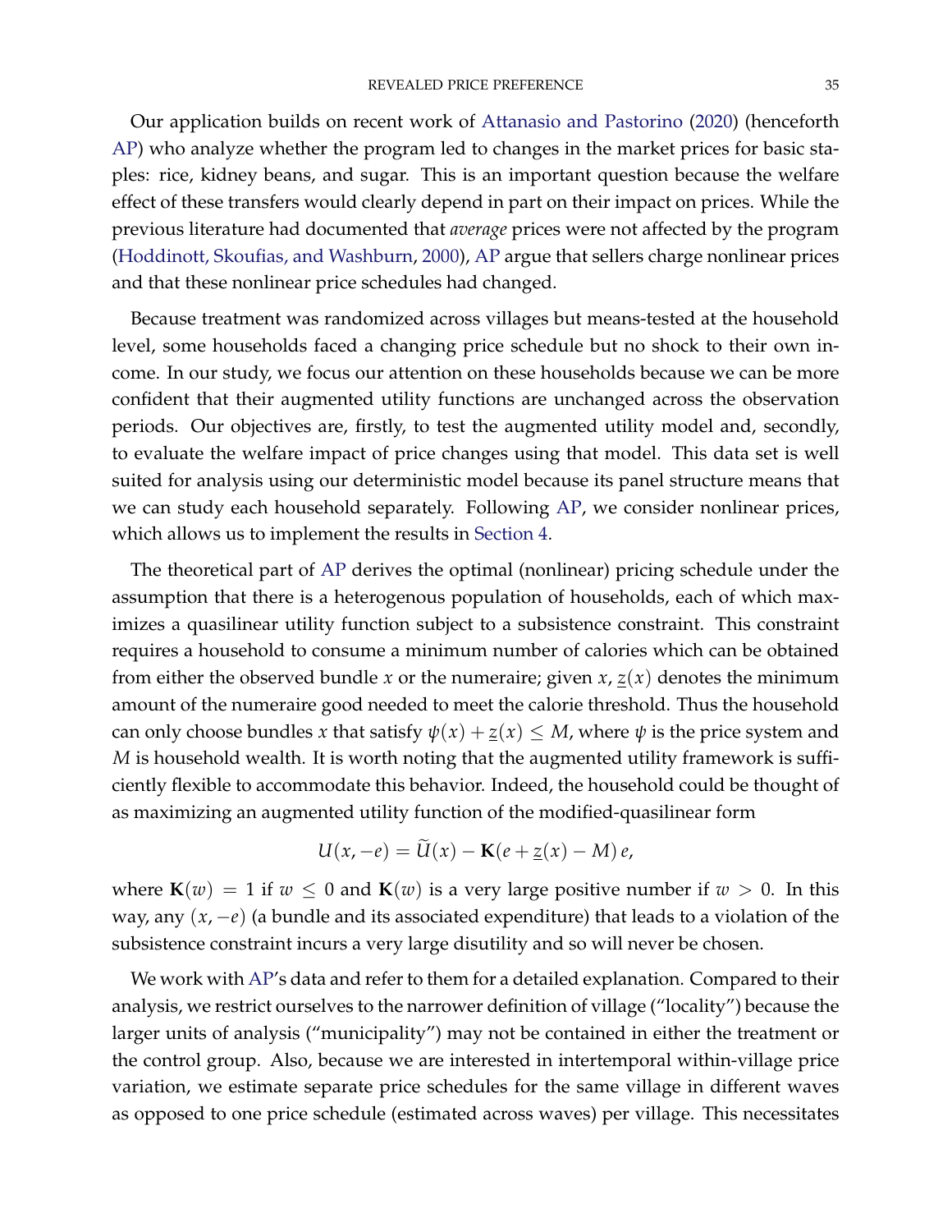Our application builds on recent work of Attanasio and Pastorino (2020) (henceforth AP) who analyze whether the program led to changes in the market prices for basic staples: rice, kidney beans, and sugar. This is an important question because the welfare effect of these transfers would clearly depend in part on their impact on prices. While the previous literature had documented that *average* prices were not affected by the program (Hoddinott, Skoufias, and Washburn, 2000), AP argue that sellers charge nonlinear prices and that these nonlinear price schedules had changed.

Because treatment was randomized across villages but means-tested at the household level, some households faced a changing price schedule but no shock to their own income. In our study, we focus our attention on these households because we can be more confident that their augmented utility functions are unchanged across the observation periods. Our objectives are, firstly, to test the augmented utility model and, secondly, to evaluate the welfare impact of price changes using that model. This data set is well suited for analysis using our deterministic model because its panel structure means that we can study each household separately. Following AP, we consider nonlinear prices, which allows us to implement the results in Section 4.

The theoretical part of AP derives the optimal (nonlinear) pricing schedule under the assumption that there is a heterogenous population of households, each of which maximizes a quasilinear utility function subject to a subsistence constraint. This constraint requires a household to consume a minimum number of calories which can be obtained from either the observed bundle $x$ or the numeraire; given $x$, $\underline{z}(x)$ denotes the minimum amount of the numeraire good needed to meet the calorie threshold. Thus the household can only choose bundles $x$ that satisfy $\psi(x) + \underline{z}(x) \leq M$, where $\psi$ is the price system and $M$ is household wealth. It is worth noting that the augmented utility framework is sufficiently flexible to accommodate this behavior. Indeed, the household could be thought of as maximizing an augmented utility function of the modified-quasilinear form

$$U(x, -e) = \widetilde{U}(x) - \mathbf{K}(e + \underline{z}(x) - M)\, e,$$

where $\mathbf{K}(w) = 1$ if $w \leq 0$ and $\mathbf{K}(w)$ is a very large positive number if $w > 0$. In this way, any $(x, -e)$ (a bundle and its associated expenditure) that leads to a violation of the subsistence constraint incurs a very large disutility and so will never be chosen.

We work with AP's data and refer to them for a detailed explanation. Compared to their analysis, we restrict ourselves to the narrower definition of village ("locality") because the larger units of analysis ("municipality") may not be contained in either the treatment or the control group. Also, because we are interested in intertemporal within-village price variation, we estimate separate price schedules for the same village in different waves as opposed to one price schedule (estimated across waves) per village. This necessitates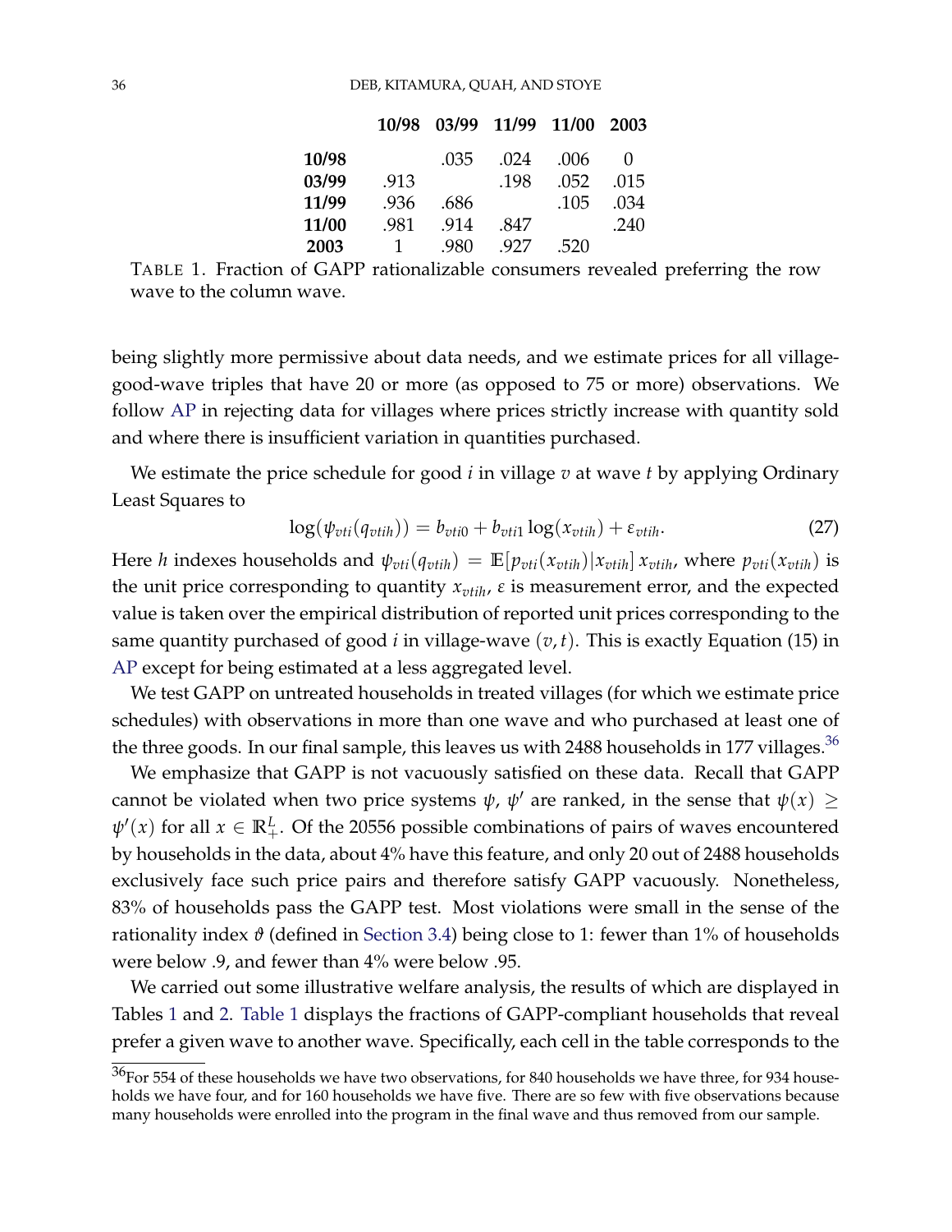| | 10/98 | 03/99 | 11/99 | 11/00 | 2003 |
|---|---|---|---|---|---|
| **10/98** | | .035 | .024 | .006 | 0 |
| **03/99** | .913 | | .198 | .052 | .015 |
| **11/99** | .936 | .686 | | .105 | .034 |
| **11/00** | .981 | .914 | .847 | | .240 |
| **2003** | 1 | .980 | .927 | .520 | |

TABLE 1. Fraction of GAPP rationalizable consumers revealed preferring the row wave to the column wave.

being slightly more permissive about data needs, and we estimate prices for all village-good-wave triples that have 20 or more (as opposed to 75 or more) observations. We follow AP in rejecting data for villages where prices strictly increase with quantity sold and where there is insufficient variation in quantities purchased.

We estimate the price schedule for good $i$ in village $v$ at wave $t$ by applying Ordinary Least Squares to

$$\log(\psi_{vti}(q_{vtih})) = b_{vti0} + b_{vti1}\log(x_{vtih}) + \varepsilon_{vtih}. \tag{27}$$

Here $h$ indexes households and $\psi_{vti}(q_{vtih}) = \mathbb{E}[p_{vti}(x_{vtih})|x_{vtih}]\, x_{vtih}$, where $p_{vti}(x_{vtih})$ is the unit price corresponding to quantity $x_{vtih}$, $\varepsilon$ is measurement error, and the expected value is taken over the empirical distribution of reported unit prices corresponding to the same quantity purchased of good $i$ in village-wave $(v, t)$. This is exactly Equation (15) in AP except for being estimated at a less aggregated level.

We test GAPP on untreated households in treated villages (for which we estimate price schedules) with observations in more than one wave and who purchased at least one of the three goods. In our final sample, this leaves us with 2488 households in 177 villages.[36]

We emphasize that GAPP is not vacuously satisfied on these data. Recall that GAPP cannot be violated when two price systems $\psi$, $\psi'$ are ranked, in the sense that $\psi(x) \geq \psi'(x)$ for all $x \in \mathbb{R}^L_+$. Of the 20556 possible combinations of pairs of waves encountered by households in the data, about 4% have this feature, and only 20 out of 2488 households exclusively face such price pairs and therefore satisfy GAPP vacuously. Nonetheless, 83% of households pass the GAPP test. Most violations were small in the sense of the rationality index $\vartheta$ (defined in Section 3.4) being close to 1: fewer than 1% of households were below .9, and fewer than 4% were below .95.

We carried out some illustrative welfare analysis, the results of which are displayed in Tables 1 and 2. Table 1 displays the fractions of GAPP-compliant households that reveal prefer a given wave to another wave. Specifically, each cell in the table corresponds to the

[36]For 554 of these households we have two observations, for 840 households we have three, for 934 households we have four, and for 160 households we have five. There are so few with five observations because many households were enrolled into the program in the final wave and thus removed from our sample.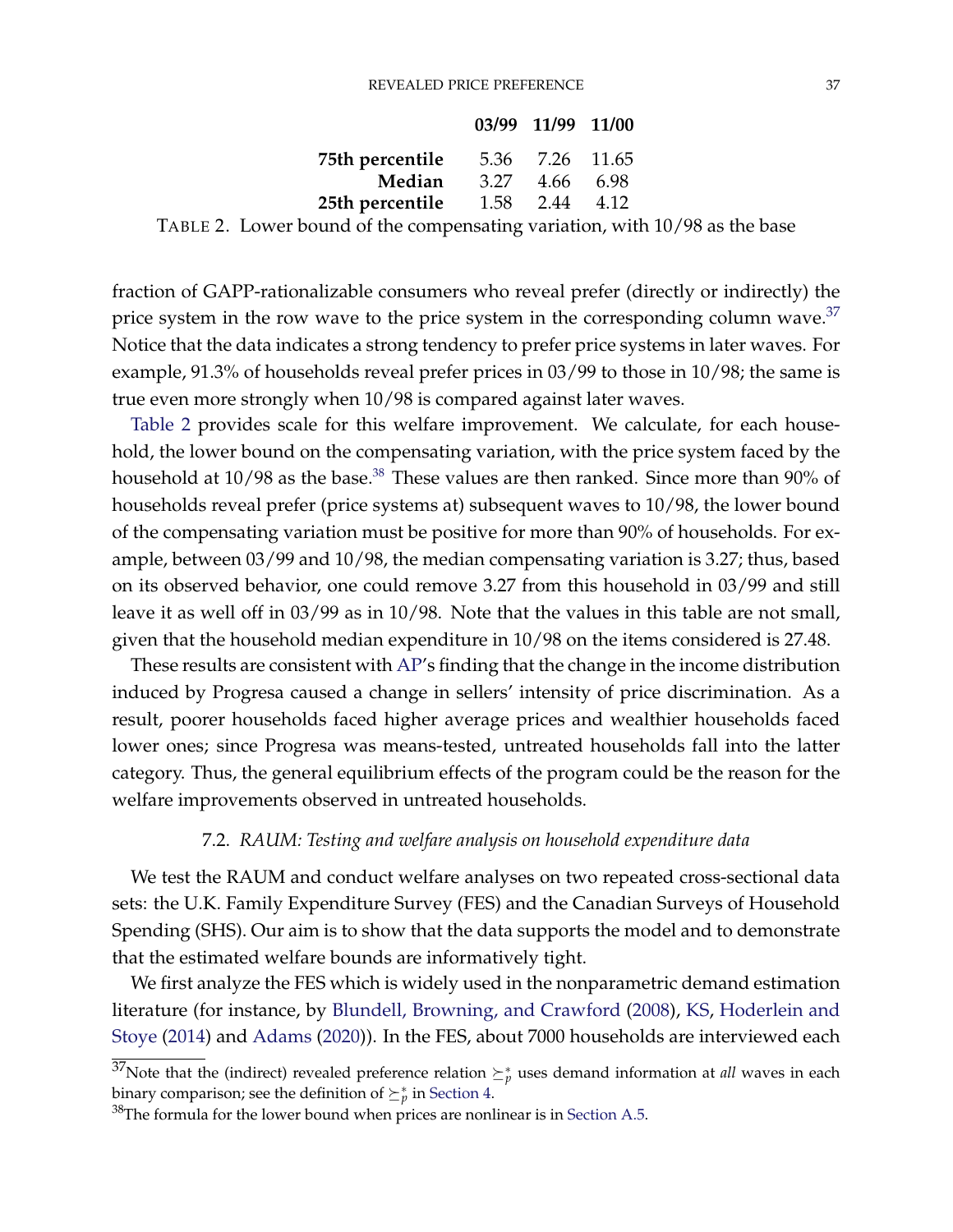|  | **03/99** | **11/99** | **11/00** |
|---|---|---|---|
| **75th percentile** | 5.36 | 7.26 | 11.65 |
| **Median** | 3.27 | 4.66 | 6.98 |
| **25th percentile** | 1.58 | 2.44 | 4.12 |

TABLE 2. Lower bound of the compensating variation, with 10/98 as the base

fraction of GAPP-rationalizable consumers who reveal prefer (directly or indirectly) the price system in the row wave to the price system in the corresponding column wave.[37] Notice that the data indicates a strong tendency to prefer price systems in later waves. For example, 91.3% of households reveal prefer prices in 03/99 to those in 10/98; the same is true even more strongly when 10/98 is compared against later waves.

Table 2 provides scale for this welfare improvement. We calculate, for each household, the lower bound on the compensating variation, with the price system faced by the household at 10/98 as the base.[38] These values are then ranked. Since more than 90% of households reveal prefer (price systems at) subsequent waves to 10/98, the lower bound of the compensating variation must be positive for more than 90% of households. For example, between 03/99 and 10/98, the median compensating variation is 3.27; thus, based on its observed behavior, one could remove 3.27 from this household in 03/99 and still leave it as well off in 03/99 as in 10/98. Note that the values in this table are not small, given that the household median expenditure in 10/98 on the items considered is 27.48.

These results are consistent with AP's finding that the change in the income distribution induced by Progresa caused a change in sellers' intensity of price discrimination. As a result, poorer households faced higher average prices and wealthier households faced lower ones; since Progresa was means-tested, untreated households fall into the latter category. Thus, the general equilibrium effects of the program could be the reason for the welfare improvements observed in untreated households.

### 7.2. *RAUM: Testing and welfare analysis on household expenditure data*

We test the RAUM and conduct welfare analyses on two repeated cross-sectional data sets: the U.K. Family Expenditure Survey (FES) and the Canadian Surveys of Household Spending (SHS). Our aim is to show that the data supports the model and to demonstrate that the estimated welfare bounds are informatively tight.

We first analyze the FES which is widely used in the nonparametric demand estimation literature (for instance, by Blundell, Browning, and Crawford (2008), KS, Hoderlein and Stoye (2014) and Adams (2020)). In the FES, about 7000 households are interviewed each

[37] Note that the (indirect) revealed preference relation $\succeq_p^*$ uses demand information at *all* waves in each binary comparison; see the definition of $\succeq_p^*$ in Section 4.

[38] The formula for the lower bound when prices are nonlinear is in Section A.5.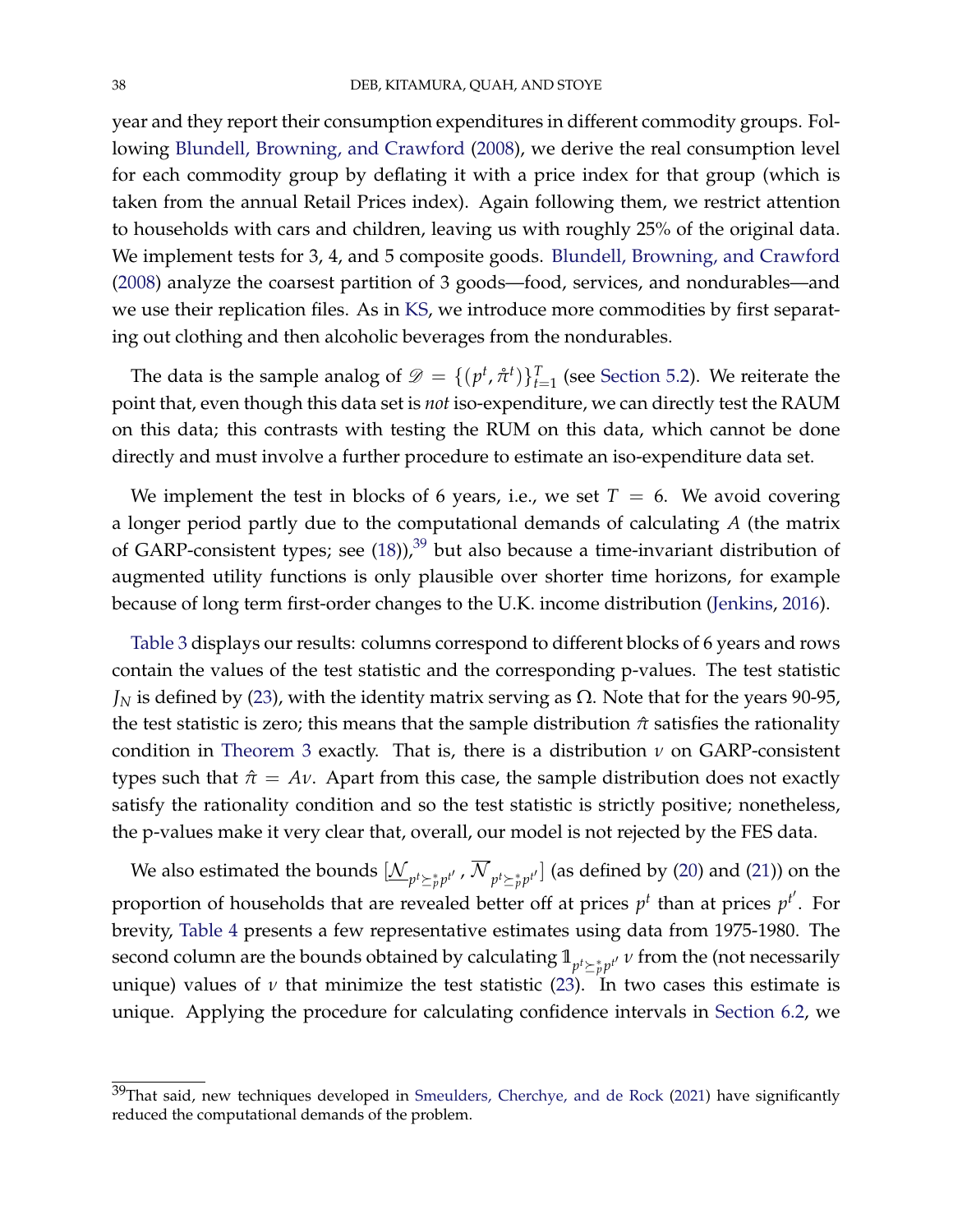year and they report their consumption expenditures in different commodity groups. Following Blundell, Browning, and Crawford (2008), we derive the real consumption level for each commodity group by deflating it with a price index for that group (which is taken from the annual Retail Prices index). Again following them, we restrict attention to households with cars and children, leaving us with roughly 25% of the original data. We implement tests for 3, 4, and 5 composite goods. Blundell, Browning, and Crawford (2008) analyze the coarsest partition of 3 goods—food, services, and nondurables—and we use their replication files. As in KS, we introduce more commodities by first separating out clothing and then alcoholic beverages from the nondurables.

The data is the sample analog of $\mathscr{D} = \{(p^t, \mathring{\pi}^t)\}_{t=1}^T$ (see Section 5.2). We reiterate the point that, even though this data set is *not* iso-expenditure, we can directly test the RAUM on this data; this contrasts with testing the RUM on this data, which cannot be done directly and must involve a further procedure to estimate an iso-expenditure data set.

We implement the test in blocks of 6 years, i.e., we set $T = 6$. We avoid covering a longer period partly due to the computational demands of calculating $A$ (the matrix of GARP-consistent types; see (18)),[39] but also because a time-invariant distribution of augmented utility functions is only plausible over shorter time horizons, for example because of long term first-order changes to the U.K. income distribution (Jenkins, 2016).

Table 3 displays our results: columns correspond to different blocks of 6 years and rows contain the values of the test statistic and the corresponding p-values. The test statistic $J_N$ is defined by (23), with the identity matrix serving as $\Omega$. Note that for the years 90-95, the test statistic is zero; this means that the sample distribution $\hat{\pi}$ satisfies the rationality condition in Theorem 3 exactly. That is, there is a distribution $\nu$ on GARP-consistent types such that $\hat{\pi} = A\nu$. Apart from this case, the sample distribution does not exactly satisfy the rationality condition and so the test statistic is strictly positive; nonetheless, the p-values make it very clear that, overall, our model is not rejected by the FES data.

We also estimated the bounds $[\underline{\mathcal{N}}_{p^t \succeq_p^* p^{t'}}, \overline{\mathcal{N}}_{p^t \succeq_p^* p^{t'}}]$ (as defined by (20) and (21)) on the proportion of households that are revealed better off at prices $p^t$ than at prices $p^{t'}$. For brevity, Table 4 presents a few representative estimates using data from 1975-1980. The second column are the bounds obtained by calculating $\mathbb{1}_{p^t \succeq_p^* p^{t'}} \nu$ from the (not necessarily unique) values of $\nu$ that minimize the test statistic (23). In two cases this estimate is unique. Applying the procedure for calculating confidence intervals in Section 6.2, we

[39] That said, new techniques developed in Smeulders, Cherchye, and de Rock (2021) have significantly reduced the computational demands of the problem.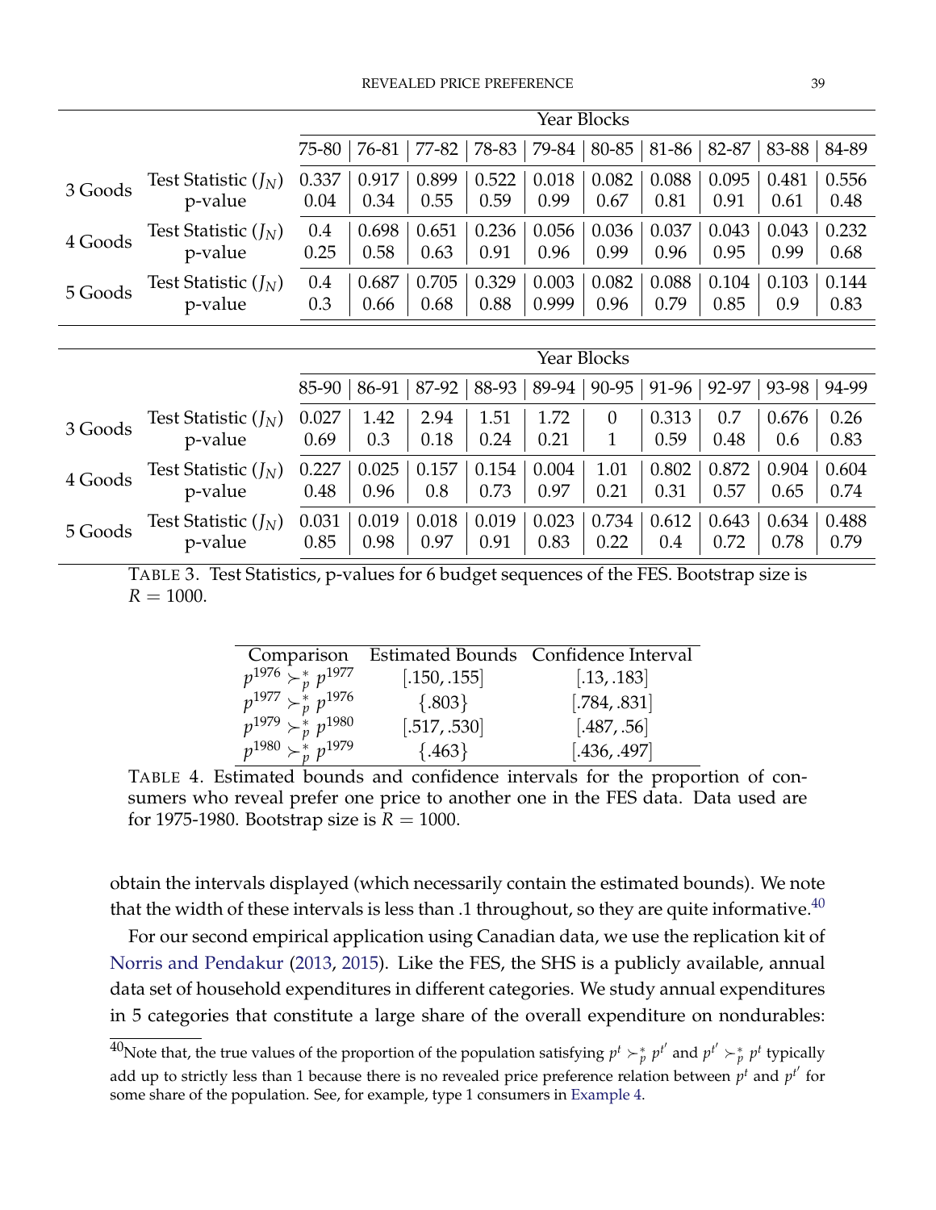| | | Year Blocks | | | | | | | | | |
|---|---|---|---|---|---|---|---|---|---|---|---|
| | | 75-80 | 76-81 | 77-82 | 78-83 | 79-84 | 80-85 | 81-86 | 82-87 | 83-88 | 84-89 |
| 3 Goods | Test Statistic ($J_N$) | 0.337 | 0.917 | 0.899 | 0.522 | 0.018 | 0.082 | 0.088 | 0.095 | 0.481 | 0.556 |
| | p-value | 0.04 | 0.34 | 0.55 | 0.59 | 0.99 | 0.67 | 0.81 | 0.91 | 0.61 | 0.48 |
| 4 Goods | Test Statistic ($J_N$) | 0.4 | 0.698 | 0.651 | 0.236 | 0.056 | 0.036 | 0.037 | 0.043 | 0.043 | 0.232 |
| | p-value | 0.25 | 0.58 | 0.63 | 0.91 | 0.96 | 0.99 | 0.96 | 0.95 | 0.99 | 0.68 |
| 5 Goods | Test Statistic ($J_N$) | 0.4 | 0.687 | 0.705 | 0.329 | 0.003 | 0.082 | 0.088 | 0.104 | 0.103 | 0.144 |
| | p-value | 0.3 | 0.66 | 0.68 | 0.88 | 0.999 | 0.96 | 0.79 | 0.85 | 0.9 | 0.83 |

| | | Year Blocks | | | | | | | | | |
|---|---|---|---|---|---|---|---|---|---|---|---|
| | | 85-90 | 86-91 | 87-92 | 88-93 | 89-94 | 90-95 | 91-96 | 92-97 | 93-98 | 94-99 |
| 3 Goods | Test Statistic ($J_N$) | 0.027 | 1.42 | 2.94 | 1.51 | 1.72 | 0 | 0.313 | 0.7 | 0.676 | 0.26 |
| | p-value | 0.69 | 0.3 | 0.18 | 0.24 | 0.21 | 1 | 0.59 | 0.48 | 0.6 | 0.83 |
| 4 Goods | Test Statistic ($J_N$) | 0.227 | 0.025 | 0.157 | 0.154 | 0.004 | 1.01 | 0.802 | 0.872 | 0.904 | 0.604 |
| | p-value | 0.48 | 0.96 | 0.8 | 0.73 | 0.97 | 0.21 | 0.31 | 0.57 | 0.65 | 0.74 |
| 5 Goods | Test Statistic ($J_N$) | 0.031 | 0.019 | 0.018 | 0.019 | 0.023 | 0.734 | 0.612 | 0.643 | 0.634 | 0.488 |
| | p-value | 0.85 | 0.98 | 0.97 | 0.91 | 0.83 | 0.22 | 0.4 | 0.72 | 0.78 | 0.79 |

TABLE 3. Test Statistics, p-values for 6 budget sequences of the FES. Bootstrap size is $R = 1000$.

| Comparison | Estimated Bounds | Confidence Interval |
|---|---|---|
| $p^{1976} \succ_p^* p^{1977}$ | $[.150, .155]$ | $[.13, .183]$ |
| $p^{1977} \succ_p^* p^{1976}$ | $\{.803\}$ | $[.784, .831]$ |
| $p^{1979} \succ_p^* p^{1980}$ | $[.517, .530]$ | $[.487, .56]$ |
| $p^{1980} \succ_p^* p^{1979}$ | $\{.463\}$ | $[.436, .497]$ |

TABLE 4. Estimated bounds and confidence intervals for the proportion of consumers who reveal prefer one price to another one in the FES data. Data used are for 1975-1980. Bootstrap size is $R = 1000$.

obtain the intervals displayed (which necessarily contain the estimated bounds). We note that the width of these intervals is less than .1 throughout, so they are quite informative.[40]

For our second empirical application using Canadian data, we use the replication kit of Norris and Pendakur (2013, 2015). Like the FES, the SHS is a publicly available, annual data set of household expenditures in different categories. We study annual expenditures in 5 categories that constitute a large share of the overall expenditure on nondurables:

[40]Note that, the true values of the proportion of the population satisfying $p^t \succ_p^* p^{t'}$ and $p^{t'} \succ_p^* p^t$ typically add up to strictly less than 1 because there is no revealed price preference relation between $p^t$ and $p^{t'}$ for some share of the population. See, for example, type 1 consumers in Example 4.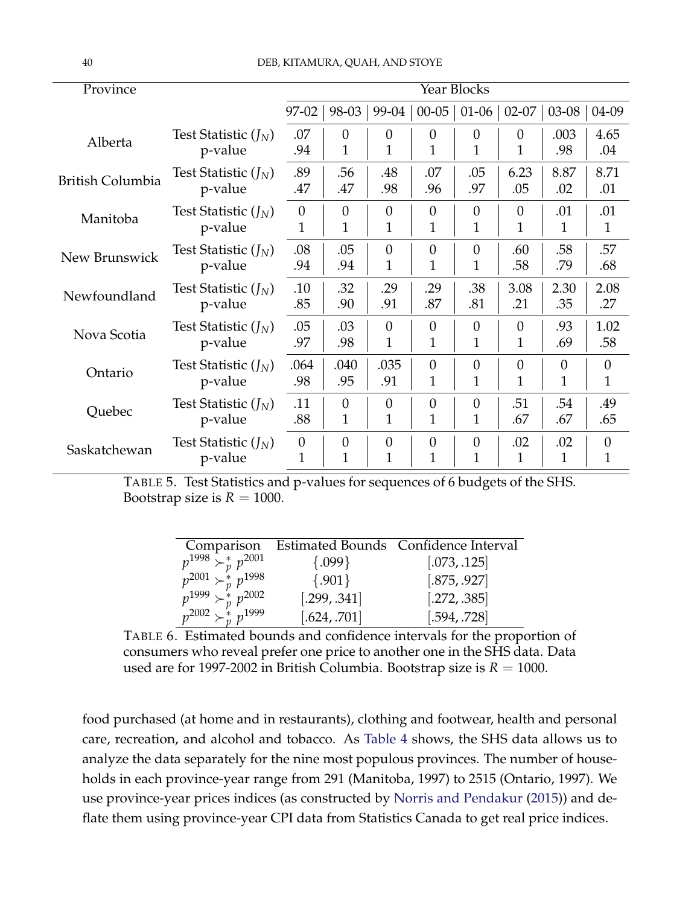| Province | | Year Blocks | | | | | | | |
|---|---|---|---|---|---|---|---|---|---|
| | | 97-02 | 98-03 | 99-04 | 00-05 | 01-06 | 02-07 | 03-08 | 04-09 |
| Alberta | Test Statistic ($J_N$) | .07 | 0 | 0 | 0 | 0 | 0 | .003 | 4.65 |
| | p-value | .94 | 1 | 1 | 1 | 1 | 1 | .98 | .04 |
| British Columbia | Test Statistic ($J_N$) | .89 | .56 | .48 | .07 | .05 | 6.23 | 8.87 | 8.71 |
| | p-value | .47 | .47 | .98 | .96 | .97 | .05 | .02 | .01 |
| Manitoba | Test Statistic ($J_N$) | 0 | 0 | 0 | 0 | 0 | 0 | .01 | .01 |
| | p-value | 1 | 1 | 1 | 1 | 1 | 1 | 1 | 1 |
| New Brunswick | Test Statistic ($J_N$) | .08 | .05 | 0 | 0 | 0 | .60 | .58 | .57 |
| | p-value | .94 | .94 | 1 | 1 | 1 | .58 | .79 | .68 |
| Newfoundland | Test Statistic ($J_N$) | .10 | .32 | .29 | .29 | .38 | 3.08 | 2.30 | 2.08 |
| | p-value | .85 | .90 | .91 | .87 | .81 | .21 | .35 | .27 |
| Nova Scotia | Test Statistic ($J_N$) | .05 | .03 | 0 | 0 | 0 | 0 | .93 | 1.02 |
| | p-value | .97 | .98 | 1 | 1 | 1 | 1 | .69 | .58 |
| Ontario | Test Statistic ($J_N$) | .064 | .040 | .035 | 0 | 0 | 0 | 0 | 0 |
| | p-value | .98 | .95 | .91 | 1 | 1 | 1 | 1 | 1 |
| Quebec | Test Statistic ($J_N$) | .11 | 0 | 0 | 0 | 0 | .51 | .54 | .49 |
| | p-value | .88 | 1 | 1 | 1 | 1 | .67 | .67 | .65 |
| Saskatchewan | Test Statistic ($J_N$) | 0 | 0 | 0 | 0 | 0 | .02 | .02 | 0 |
| | p-value | 1 | 1 | 1 | 1 | 1 | 1 | 1 | 1 |

TABLE 5. Test Statistics and p-values for sequences of 6 budgets of the SHS. Bootstrap size is $R = 1000$.

| Comparison | Estimated Bounds | Confidence Interval |
|---|---|---|
| $p^{1998} \succ_p^* p^{2001}$ | $\{.099\}$ | $[.073, .125]$ |
| $p^{2001} \succ_p^* p^{1998}$ | $\{.901\}$ | $[.875, .927]$ |
| $p^{1999} \succ_p^* p^{2002}$ | $[.299, .341]$ | $[.272, .385]$ |
| $p^{2002} \succ_p^* p^{1999}$ | $[.624, .701]$ | $[.594, .728]$ |

TABLE 6. Estimated bounds and confidence intervals for the proportion of consumers who reveal prefer one price to another one in the SHS data. Data used are for 1997-2002 in British Columbia. Bootstrap size is $R = 1000$.

food purchased (at home and in restaurants), clothing and footwear, health and personal care, recreation, and alcohol and tobacco. As Table 4 shows, the SHS data allows us to analyze the data separately for the nine most populous provinces. The number of households in each province-year range from 291 (Manitoba, 1997) to 2515 (Ontario, 1997). We use province-year prices indices (as constructed by Norris and Pendakur (2015)) and deflate them using province-year CPI data from Statistics Canada to get real price indices.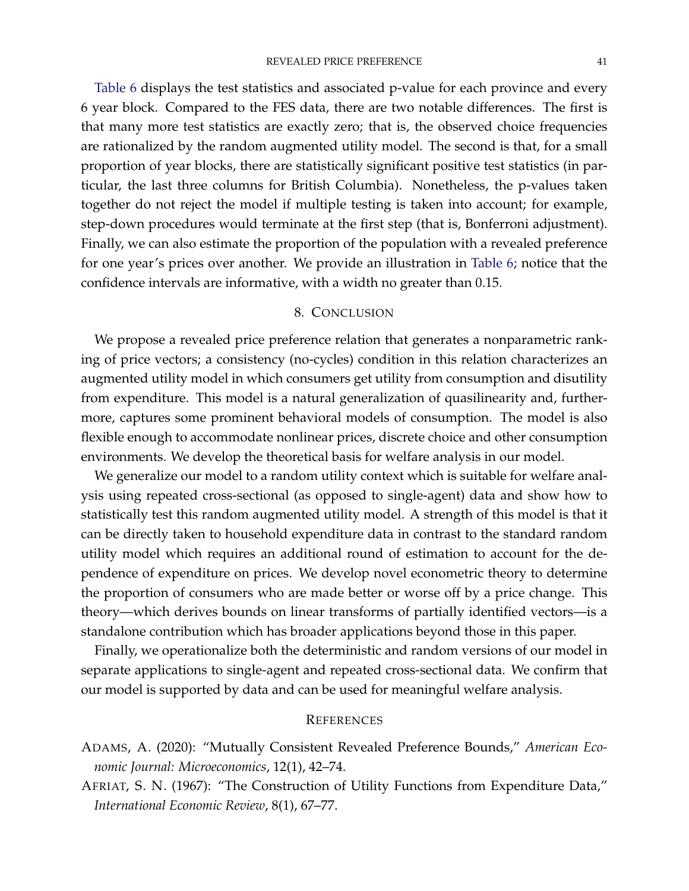Table 6 displays the test statistics and associated p-value for each province and every 6 year block. Compared to the FES data, there are two notable differences. The first is that many more test statistics are exactly zero; that is, the observed choice frequencies are rationalized by the random augmented utility model. The second is that, for a small proportion of year blocks, there are statistically significant positive test statistics (in particular, the last three columns for British Columbia). Nonetheless, the p-values taken together do not reject the model if multiple testing is taken into account; for example, step-down procedures would terminate at the first step (that is, Bonferroni adjustment). Finally, we can also estimate the proportion of the population with a revealed preference for one year's prices over another. We provide an illustration in Table 6; notice that the confidence intervals are informative, with a width no greater than 0.15.

## 8. Conclusion

We propose a revealed price preference relation that generates a nonparametric ranking of price vectors; a consistency (no-cycles) condition in this relation characterizes an augmented utility model in which consumers get utility from consumption and disutility from expenditure. This model is a natural generalization of quasilinearity and, furthermore, captures some prominent behavioral models of consumption. The model is also flexible enough to accommodate nonlinear prices, discrete choice and other consumption environments. We develop the theoretical basis for welfare analysis in our model.

We generalize our model to a random utility context which is suitable for welfare analysis using repeated cross-sectional (as opposed to single-agent) data and show how to statistically test this random augmented utility model. A strength of this model is that it can be directly taken to household expenditure data in contrast to the standard random utility model which requires an additional round of estimation to account for the dependence of expenditure on prices. We develop novel econometric theory to determine the proportion of consumers who are made better or worse off by a price change. This theory—which derives bounds on linear transforms of partially identified vectors—is a standalone contribution which has broader applications beyond those in this paper.

Finally, we operationalize both the deterministic and random versions of our model in separate applications to single-agent and repeated cross-sectional data. We confirm that our model is supported by data and can be used for meaningful welfare analysis.

## References

Adams, A. (2020): "Mutually Consistent Revealed Preference Bounds," *American Economic Journal: Microeconomics*, 12(1), 42–74.

Afriat, S. N. (1967): "The Construction of Utility Functions from Expenditure Data," *International Economic Review*, 8(1), 67–77.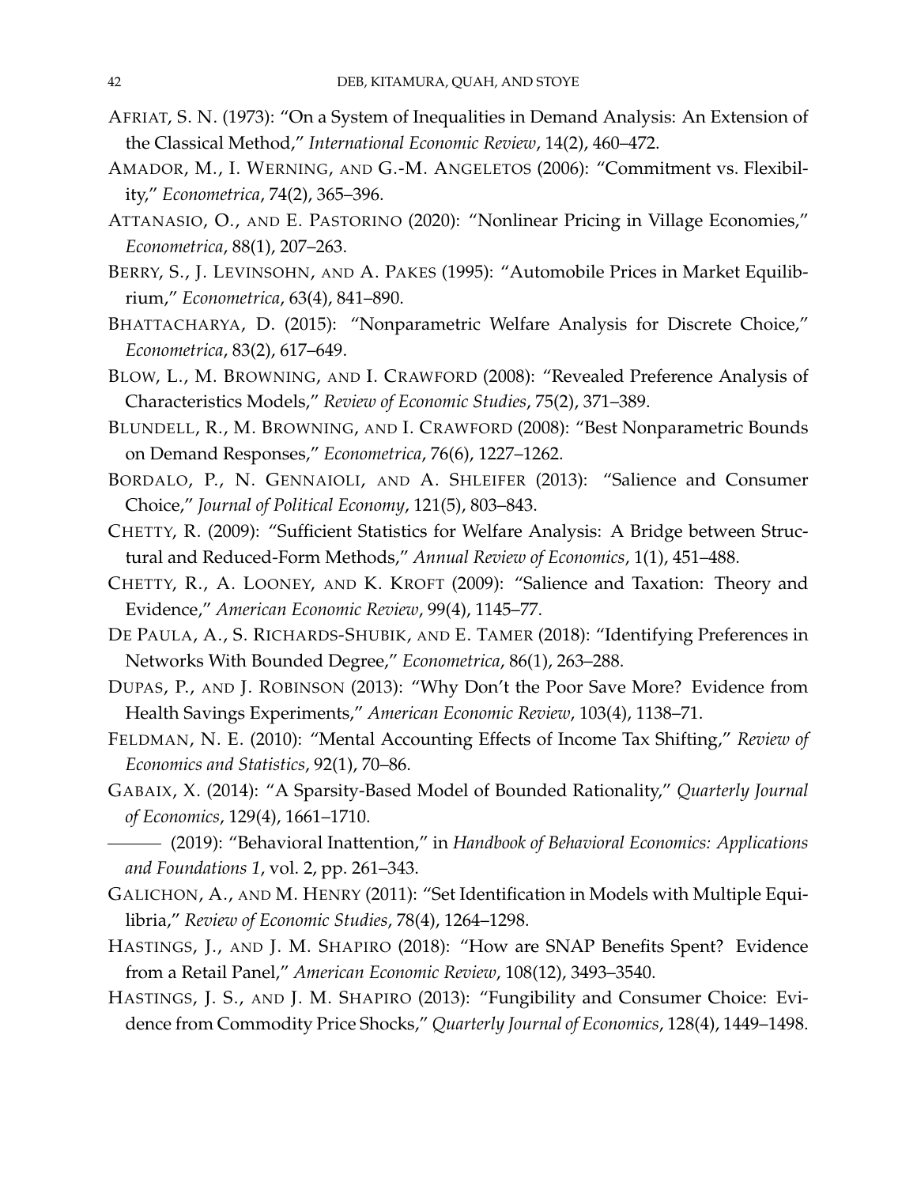AFRIAT, S. N. (1973): "On a System of Inequalities in Demand Analysis: An Extension of the Classical Method," *International Economic Review*, 14(2), 460–472.

AMADOR, M., I. WERNING, AND G.-M. ANGELETOS (2006): "Commitment vs. Flexibility," *Econometrica*, 74(2), 365–396.

ATTANASIO, O., AND E. PASTORINO (2020): "Nonlinear Pricing in Village Economies," *Econometrica*, 88(1), 207–263.

BERRY, S., J. LEVINSOHN, AND A. PAKES (1995): "Automobile Prices in Market Equilibrium," *Econometrica*, 63(4), 841–890.

BHATTACHARYA, D. (2015): "Nonparametric Welfare Analysis for Discrete Choice," *Econometrica*, 83(2), 617–649.

BLOW, L., M. BROWNING, AND I. CRAWFORD (2008): "Revealed Preference Analysis of Characteristics Models," *Review of Economic Studies*, 75(2), 371–389.

BLUNDELL, R., M. BROWNING, AND I. CRAWFORD (2008): "Best Nonparametric Bounds on Demand Responses," *Econometrica*, 76(6), 1227–1262.

BORDALO, P., N. GENNAIOLI, AND A. SHLEIFER (2013): "Salience and Consumer Choice," *Journal of Political Economy*, 121(5), 803–843.

CHETTY, R. (2009): "Sufficient Statistics for Welfare Analysis: A Bridge between Structural and Reduced-Form Methods," *Annual Review of Economics*, 1(1), 451–488.

CHETTY, R., A. LOONEY, AND K. KROFT (2009): "Salience and Taxation: Theory and Evidence," *American Economic Review*, 99(4), 1145–77.

DE PAULA, A., S. RICHARDS-SHUBIK, AND E. TAMER (2018): "Identifying Preferences in Networks With Bounded Degree," *Econometrica*, 86(1), 263–288.

DUPAS, P., AND J. ROBINSON (2013): "Why Don't the Poor Save More? Evidence from Health Savings Experiments," *American Economic Review*, 103(4), 1138–71.

FELDMAN, N. E. (2010): "Mental Accounting Effects of Income Tax Shifting," *Review of Economics and Statistics*, 92(1), 70–86.

GABAIX, X. (2014): "A Sparsity-Based Model of Bounded Rationality," *Quarterly Journal of Economics*, 129(4), 1661–1710.

——— (2019): "Behavioral Inattention," in *Handbook of Behavioral Economics: Applications and Foundations 1*, vol. 2, pp. 261–343.

GALICHON, A., AND M. HENRY (2011): "Set Identification in Models with Multiple Equilibria," *Review of Economic Studies*, 78(4), 1264–1298.

HASTINGS, J., AND J. M. SHAPIRO (2018): "How are SNAP Benefits Spent? Evidence from a Retail Panel," *American Economic Review*, 108(12), 3493–3540.

HASTINGS, J. S., AND J. M. SHAPIRO (2013): "Fungibility and Consumer Choice: Evidence from Commodity Price Shocks," *Quarterly Journal of Economics*, 128(4), 1449–1498.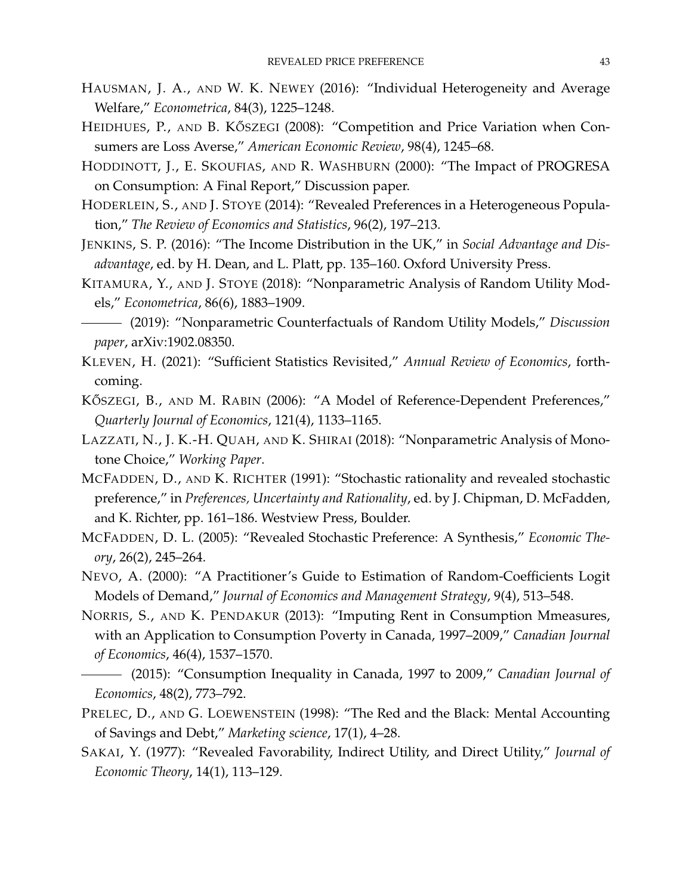HAUSMAN, J. A., AND W. K. NEWEY (2016): "Individual Heterogeneity and Average Welfare," *Econometrica*, 84(3), 1225–1248.

HEIDHUES, P., AND B. KŐSZEGI (2008): "Competition and Price Variation when Consumers are Loss Averse," *American Economic Review*, 98(4), 1245–68.

HODDINOTT, J., E. SKOUFIAS, AND R. WASHBURN (2000): "The Impact of PROGRESA on Consumption: A Final Report," Discussion paper.

HODERLEIN, S., AND J. STOYE (2014): "Revealed Preferences in a Heterogeneous Population," *The Review of Economics and Statistics*, 96(2), 197–213.

JENKINS, S. P. (2016): "The Income Distribution in the UK," in *Social Advantage and Disadvantage*, ed. by H. Dean, and L. Platt, pp. 135–160. Oxford University Press.

KITAMURA, Y., AND J. STOYE (2018): "Nonparametric Analysis of Random Utility Models," *Econometrica*, 86(6), 1883–1909.

——— (2019): "Nonparametric Counterfactuals of Random Utility Models," *Discussion paper*, arXiv:1902.08350.

KLEVEN, H. (2021): "Sufficient Statistics Revisited," *Annual Review of Economics*, forthcoming.

KŐSZEGI, B., AND M. RABIN (2006): "A Model of Reference-Dependent Preferences," *Quarterly Journal of Economics*, 121(4), 1133–1165.

LAZZATI, N., J. K.-H. QUAH, AND K. SHIRAI (2018): "Nonparametric Analysis of Monotone Choice," *Working Paper*.

MCFADDEN, D., AND K. RICHTER (1991): "Stochastic rationality and revealed stochastic preference," in *Preferences, Uncertainty and Rationality*, ed. by J. Chipman, D. McFadden, and K. Richter, pp. 161–186. Westview Press, Boulder.

MCFADDEN, D. L. (2005): "Revealed Stochastic Preference: A Synthesis," *Economic Theory*, 26(2), 245–264.

NEVO, A. (2000): "A Practitioner's Guide to Estimation of Random-Coefficients Logit Models of Demand," *Journal of Economics and Management Strategy*, 9(4), 513–548.

NORRIS, S., AND K. PENDAKUR (2013): "Imputing Rent in Consumption Mmeasures, with an Application to Consumption Poverty in Canada, 1997–2009," *Canadian Journal of Economics*, 46(4), 1537–1570.

——— (2015): "Consumption Inequality in Canada, 1997 to 2009," *Canadian Journal of Economics*, 48(2), 773–792.

PRELEC, D., AND G. LOEWENSTEIN (1998): "The Red and the Black: Mental Accounting of Savings and Debt," *Marketing science*, 17(1), 4–28.

SAKAI, Y. (1977): "Revealed Favorability, Indirect Utility, and Direct Utility," *Journal of Economic Theory*, 14(1), 113–129.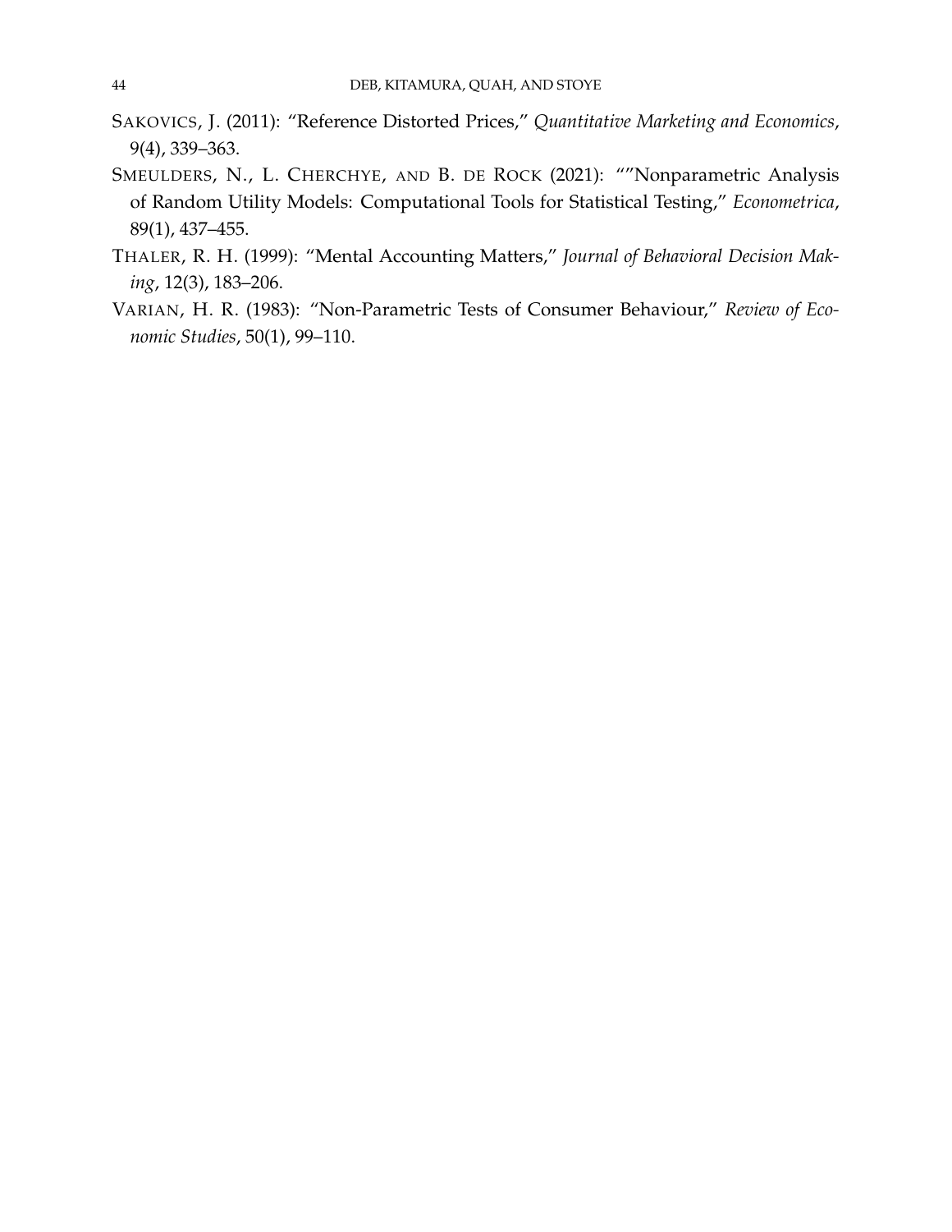SAKOVICS, J. (2011): "Reference Distorted Prices," *Quantitative Marketing and Economics*, 9(4), 339–363.

SMEULDERS, N., L. CHERCHYE, AND B. DE ROCK (2021): ""Nonparametric Analysis of Random Utility Models: Computational Tools for Statistical Testing," *Econometrica*, 89(1), 437–455.

THALER, R. H. (1999): "Mental Accounting Matters," *Journal of Behavioral Decision Making*, 12(3), 183–206.

VARIAN, H. R. (1983): "Non-Parametric Tests of Consumer Behaviour," *Review of Economic Studies*, 50(1), 99–110.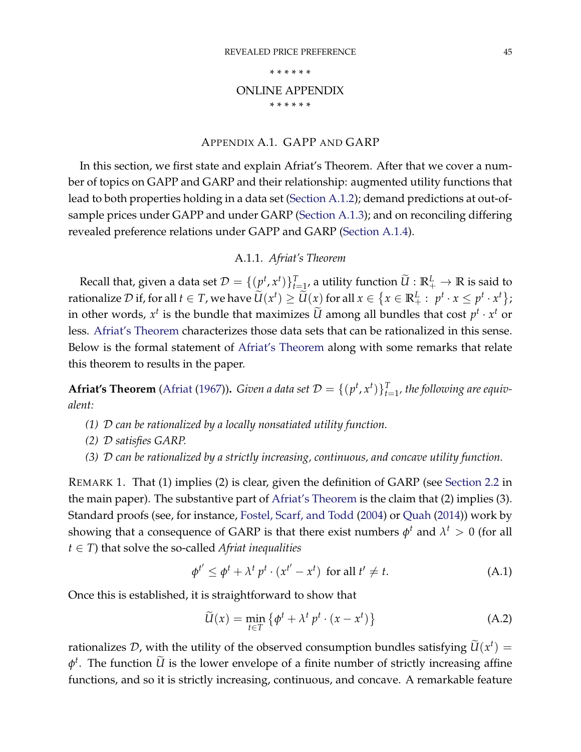\* \* \* \* \* \*

# ONLINE APPENDIX

\* \* \* \* \* \*

## APPENDIX A.1. GAPP AND GARP

In this section, we first state and explain Afriat's Theorem. After that we cover a number of topics on GAPP and GARP and their relationship: augmented utility functions that lead to both properties holding in a data set (Section A.1.2); demand predictions at out-of-sample prices under GAPP and under GARP (Section A.1.3); and on reconciling differing revealed preference relations under GAPP and GARP (Section A.1.4).

### A.1.1. *Afriat's Theorem*

Recall that, given a data set $\mathcal{D} = \{(p^t, x^t)\}_{t=1}^T$, a utility function $\widetilde{U} : \mathbb{R}_+^L \to \mathbb{R}$ is said to rationalize $\mathcal{D}$ if, for all $t \in T$, we have $\widetilde{U}(x^t) \geq \widetilde{U}(x)$ for all $x \in \{x \in \mathbb{R}_+^L : \; p^t \cdot x \leq p^t \cdot x^t\}$; in other words, $x^t$ is the bundle that maximizes $\widetilde{U}$ among all bundles that cost $p^t \cdot x^t$ or less. Afriat's Theorem characterizes those data sets that can be rationalized in this sense. Below is the formal statement of Afriat's Theorem along with some remarks that relate this theorem to results in the paper.

**Afriat's Theorem** (Afriat (1967))**.** *Given a data set $\mathcal{D} = \{(p^t, x^t)\}_{t=1}^T$, the following are equivalent:*

*(1) $\mathcal{D}$ can be rationalized by a locally nonsatiated utility function.*

*(2) $\mathcal{D}$ satisfies GARP.*

*(3) $\mathcal{D}$ can be rationalized by a strictly increasing, continuous, and concave utility function.*

REMARK 1. That (1) implies (2) is clear, given the definition of GARP (see Section 2.2 in the main paper). The substantive part of Afriat's Theorem is the claim that (2) implies (3). Standard proofs (see, for instance, Fostel, Scarf, and Todd (2004) or Quah (2014)) work by showing that a consequence of GARP is that there exist numbers $\phi^t$ and $\lambda^t > 0$ (for all $t \in T$) that solve the so-called *Afriat inequalities*

$$\phi^{t'} \leq \phi^t + \lambda^t \, p^t \cdot (x^{t'} - x^t) \;\text{ for all } t' \neq t. \tag{A.1}$$

Once this is established, it is straightforward to show that

$$\widetilde{U}(x) = \min_{t \in T} \left\{ \phi^t + \lambda^t \, p^t \cdot (x - x^t) \right\} \tag{A.2}$$

rationalizes $\mathcal{D}$, with the utility of the observed consumption bundles satisfying $\widetilde{U}(x^t) = \phi^t$. The function $\widetilde{U}$ is the lower envelope of a finite number of strictly increasing affine functions, and so it is strictly increasing, continuous, and concave. A remarkable feature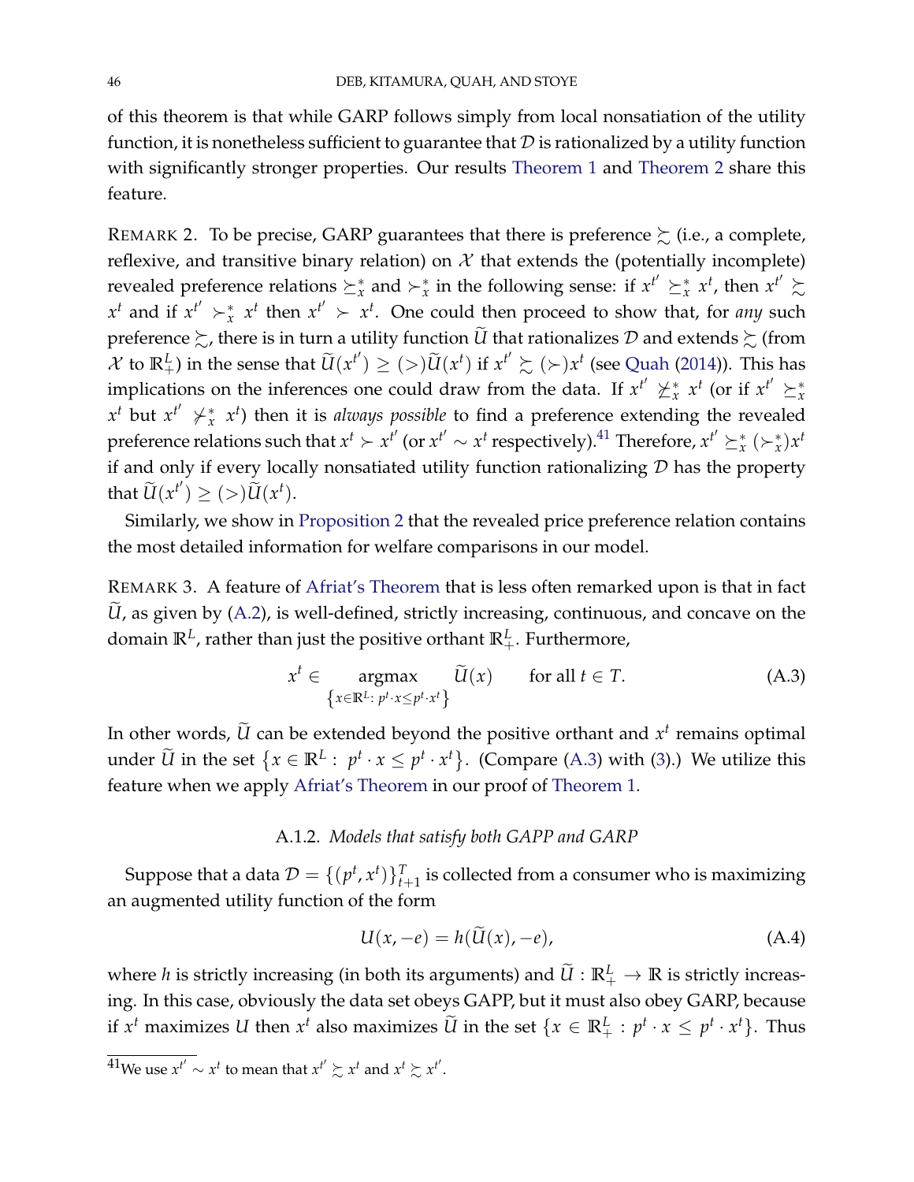of this theorem is that while GARP follows simply from local nonsatiation of the utility function, it is nonetheless sufficient to guarantee that $\mathcal{D}$ is rationalized by a utility function with significantly stronger properties. Our results Theorem 1 and Theorem 2 share this feature.

REMARK 2. To be precise, GARP guarantees that there is preference $\succsim$ (i.e., a complete, reflexive, and transitive binary relation) on $\mathcal{X}$ that extends the (potentially incomplete) revealed preference relations $\succeq_x^*$ and $\succ_x^*$ in the following sense: if $x^{t'} \succeq_x^* x^t$, then $x^{t'} \succsim x^t$ and if $x^{t'} \succ_x^* x^t$ then $x^{t'} \succ x^t$. One could then proceed to show that, for *any* such preference $\succsim$, there is in turn a utility function $\widetilde{U}$ that rationalizes $\mathcal{D}$ and extends $\succsim$ (from $\mathcal{X}$ to $\mathbb{R}_+^L$) in the sense that $\widetilde{U}(x^{t'}) \geq (>) \widetilde{U}(x^t)$ if $x^{t'} \succsim (\succ) x^t$ (see Quah (2014)). This has implications on the inferences one could draw from the data. If $x^{t'} \not\succeq_x^* x^t$ (or if $x^{t'} \succeq_x^* x^t$ but $x^{t'} \not\succ_x^* x^t$) then it is *always possible* to find a preference extending the revealed preference relations such that $x^t \succ x^{t'}$ (or $x^{t'} \sim x^t$ respectively).[41] Therefore, $x^{t'} \succeq_x^* (\succ_x^*) x^t$ if and only if every locally nonsatiated utility function rationalizing $\mathcal{D}$ has the property that $\widetilde{U}(x^{t'}) \geq (>) \widetilde{U}(x^t)$.

Similarly, we show in Proposition 2 that the revealed price preference relation contains the most detailed information for welfare comparisons in our model.

REMARK 3. A feature of Afriat's Theorem that is less often remarked upon is that in fact $\widetilde{U}$, as given by (A.2), is well-defined, strictly increasing, continuous, and concave on the domain $\mathbb{R}^L$, rather than just the positive orthant $\mathbb{R}_+^L$. Furthermore,

$$x^t \in \underset{\left\{x \in \mathbb{R}^L:\, p^t \cdot x \leq p^t \cdot x^t\right\}}{\operatorname{argmax}} \widetilde{U}(x) \qquad \text{for all } t \in T. \tag{A.3}$$

In other words, $\widetilde{U}$ can be extended beyond the positive orthant and $x^t$ remains optimal under $\widetilde{U}$ in the set $\left\{x \in \mathbb{R}^L : \ p^t \cdot x \leq p^t \cdot x^t\right\}$. (Compare (A.3) with (3).) We utilize this feature when we apply Afriat's Theorem in our proof of Theorem 1.

### A.1.2. *Models that satisfy both GAPP and GARP*

Suppose that a data $\mathcal{D} = \{(p^t, x^t)\}_{t+1}^T$ is collected from a consumer who is maximizing an augmented utility function of the form

$$U(x, -e) = h(\widetilde{U}(x), -e), \tag{A.4}$$

where $h$ is strictly increasing (in both its arguments) and $\widetilde{U} : \mathbb{R}_+^L \to \mathbb{R}$ is strictly increasing. In this case, obviously the data set obeys GAPP, but it must also obey GARP, because if $x^t$ maximizes $U$ then $x^t$ also maximizes $\widetilde{U}$ in the set $\{x \in \mathbb{R}_+^L : p^t \cdot x \leq p^t \cdot x^t\}$. Thus

[41] We use $x^{t'} \sim x^t$ to mean that $x^{t'} \succsim x^t$ and $x^t \succsim x^{t'}$.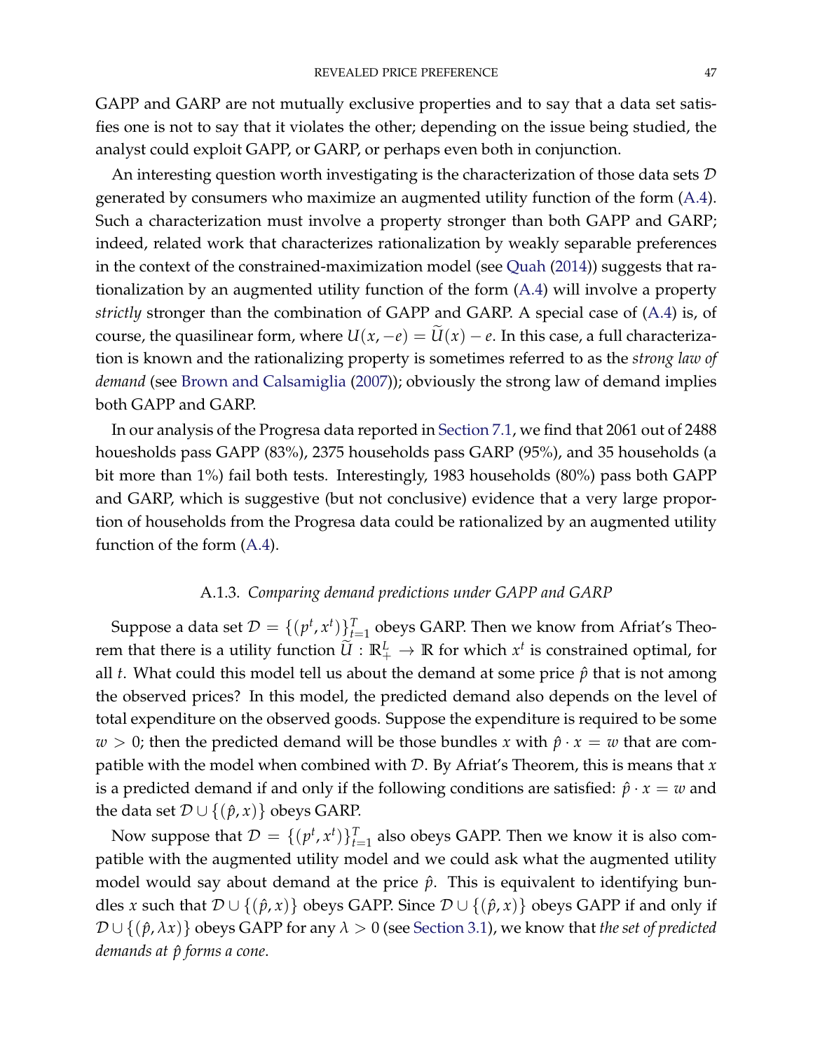GAPP and GARP are not mutually exclusive properties and to say that a data set satisfies one is not to say that it violates the other; depending on the issue being studied, the analyst could exploit GAPP, or GARP, or perhaps even both in conjunction.

An interesting question worth investigating is the characterization of those data sets $\mathcal{D}$ generated by consumers who maximize an augmented utility function of the form (A.4). Such a characterization must involve a property stronger than both GAPP and GARP; indeed, related work that characterizes rationalization by weakly separable preferences in the context of the constrained-maximization model (see Quah (2014)) suggests that rationalization by an augmented utility function of the form (A.4) will involve a property *strictly* stronger than the combination of GAPP and GARP. A special case of (A.4) is, of course, the quasilinear form, where $U(x, -e) = \widetilde{U}(x) - e$. In this case, a full characterization is known and the rationalizing property is sometimes referred to as the *strong law of demand* (see Brown and Calsamiglia (2007)); obviously the strong law of demand implies both GAPP and GARP.

In our analysis of the Progresa data reported in Section 7.1, we find that 2061 out of 2488 houesholds pass GAPP (83%), 2375 households pass GARP (95%), and 35 households (a bit more than 1%) fail both tests. Interestingly, 1983 households (80%) pass both GAPP and GARP, which is suggestive (but not conclusive) evidence that a very large proportion of households from the Progresa data could be rationalized by an augmented utility function of the form (A.4).

### A.1.3. *Comparing demand predictions under GAPP and GARP*

Suppose a data set $\mathcal{D} = \{(p^t, x^t)\}_{t=1}^T$ obeys GARP. Then we know from Afriat's Theorem that there is a utility function $\widetilde{U} : \mathbb{R}^L_+ \to \mathbb{R}$ for which $x^t$ is constrained optimal, for all $t$. What could this model tell us about the demand at some price $\hat{p}$ that is not among the observed prices? In this model, the predicted demand also depends on the level of total expenditure on the observed goods. Suppose the expenditure is required to be some $w > 0$; then the predicted demand will be those bundles $x$ with $\hat{p} \cdot x = w$ that are compatible with the model when combined with $\mathcal{D}$. By Afriat's Theorem, this is means that $x$ is a predicted demand if and only if the following conditions are satisfied: $\hat{p} \cdot x = w$ and the data set $\mathcal{D} \cup \{(\hat{p}, x)\}$ obeys GARP.

Now suppose that $\mathcal{D} = \{(p^t, x^t)\}_{t=1}^T$ also obeys GAPP. Then we know it is also compatible with the augmented utility model and we could ask what the augmented utility model would say about demand at the price $\hat{p}$. This is equivalent to identifying bundles $x$ such that $\mathcal{D} \cup \{(\hat{p}, x)\}$ obeys GAPP. Since $\mathcal{D} \cup \{(\hat{p}, x)\}$ obeys GAPP if and only if $\mathcal{D} \cup \{(\hat{p}, \lambda x)\}$ obeys GAPP for any $\lambda > 0$ (see Section 3.1), we know that *the set of predicted demands at $\hat{p}$ forms a cone*.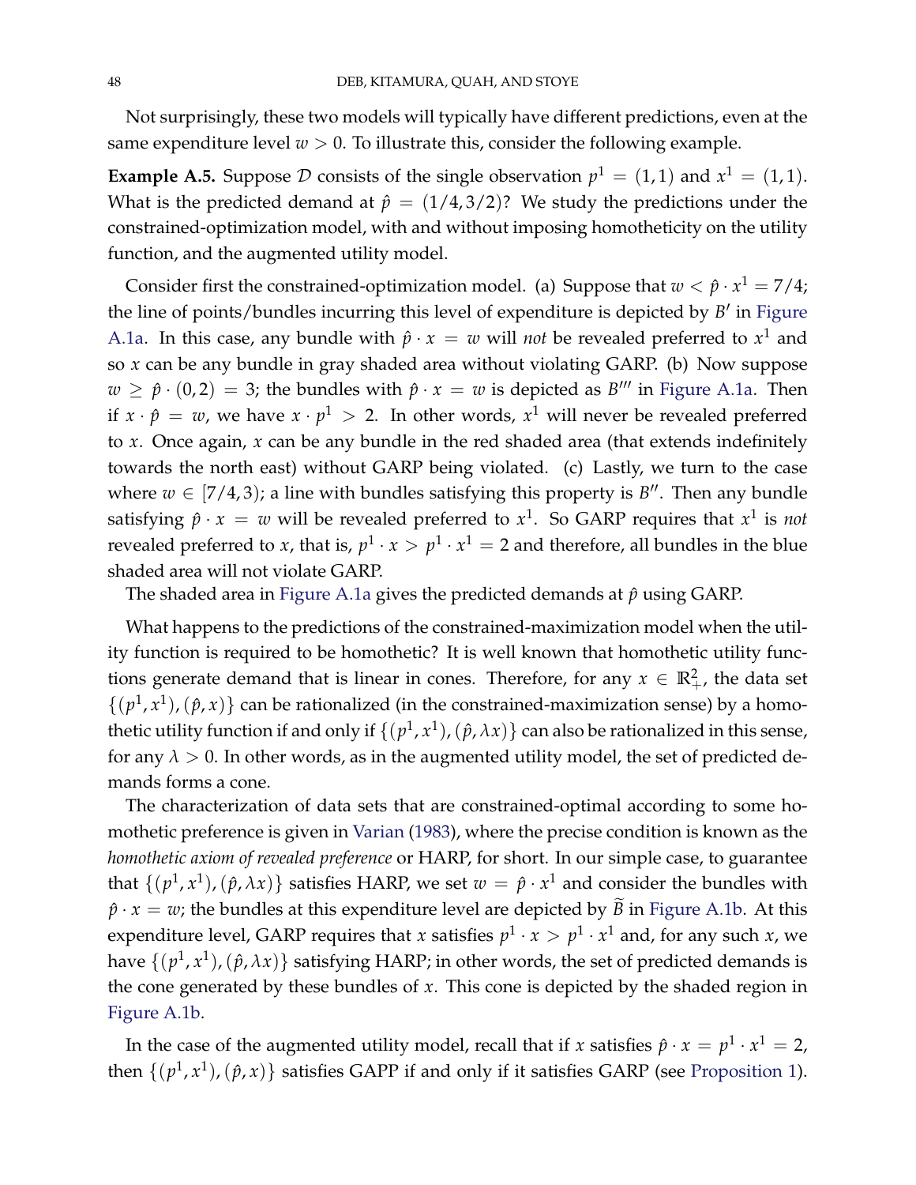Not surprisingly, these two models will typically have different predictions, even at the same expenditure level $w > 0$. To illustrate this, consider the following example.

**Example A.5.** Suppose $\mathcal{D}$ consists of the single observation $p^1 = (1, 1)$ and $x^1 = (1, 1)$. What is the predicted demand at $\hat{p} = (1/4, 3/2)$? We study the predictions under the constrained-optimization model, with and without imposing homotheticity on the utility function, and the augmented utility model.

Consider first the constrained-optimization model. (a) Suppose that $w < \hat{p} \cdot x^1 = 7/4$; the line of points/bundles incurring this level of expenditure is depicted by $B'$ in Figure A.1a. In this case, any bundle with $\hat{p} \cdot x = w$ will *not* be revealed preferred to $x^1$ and so $x$ can be any bundle in gray shaded area without violating GARP. (b) Now suppose $w \geq \hat{p} \cdot (0, 2) = 3$; the bundles with $\hat{p} \cdot x = w$ is depicted as $B'''$ in Figure A.1a. Then if $x \cdot \hat{p} = w$, we have $x \cdot p^1 > 2$. In other words, $x^1$ will never be revealed preferred to $x$. Once again, $x$ can be any bundle in the red shaded area (that extends indefinitely towards the north east) without GARP being violated. (c) Lastly, we turn to the case where $w \in [7/4, 3)$; a line with bundles satisfying this property is $B''$. Then any bundle satisfying $\hat{p} \cdot x = w$ will be revealed preferred to $x^1$. So GARP requires that $x^1$ is *not* revealed preferred to $x$, that is, $p^1 \cdot x > p^1 \cdot x^1 = 2$ and therefore, all bundles in the blue shaded area will not violate GARP.

The shaded area in Figure A.1a gives the predicted demands at $\hat{p}$ using GARP.

What happens to the predictions of the constrained-maximization model when the utility function is required to be homothetic? It is well known that homothetic utility functions generate demand that is linear in cones. Therefore, for any $x \in \mathbb{R}^2_+$, the data set $\{(p^1, x^1), (\hat{p}, x)\}$ can be rationalized (in the constrained-maximization sense) by a homothetic utility function if and only if $\{(p^1, x^1), (\hat{p}, \lambda x)\}$ can also be rationalized in this sense, for any $\lambda > 0$. In other words, as in the augmented utility model, the set of predicted demands forms a cone.

The characterization of data sets that are constrained-optimal according to some homothetic preference is given in Varian (1983), where the precise condition is known as the *homothetic axiom of revealed preference* or HARP, for short. In our simple case, to guarantee that $\{(p^1, x^1), (\hat{p}, \lambda x)\}$ satisfies HARP, we set $w = \hat{p} \cdot x^1$ and consider the bundles with $\hat{p} \cdot x = w$; the bundles at this expenditure level are depicted by $\widetilde{B}$ in Figure A.1b. At this expenditure level, GARP requires that $x$ satisfies $p^1 \cdot x > p^1 \cdot x^1$ and, for any such $x$, we have $\{(p^1, x^1), (\hat{p}, \lambda x)\}$ satisfying HARP; in other words, the set of predicted demands is the cone generated by these bundles of $x$. This cone is depicted by the shaded region in Figure A.1b.

In the case of the augmented utility model, recall that if $x$ satisfies $\hat{p} \cdot x = p^1 \cdot x^1 = 2$, then $\{(p^1, x^1), (\hat{p}, x)\}$ satisfies GAPP if and only if it satisfies GARP (see Proposition 1).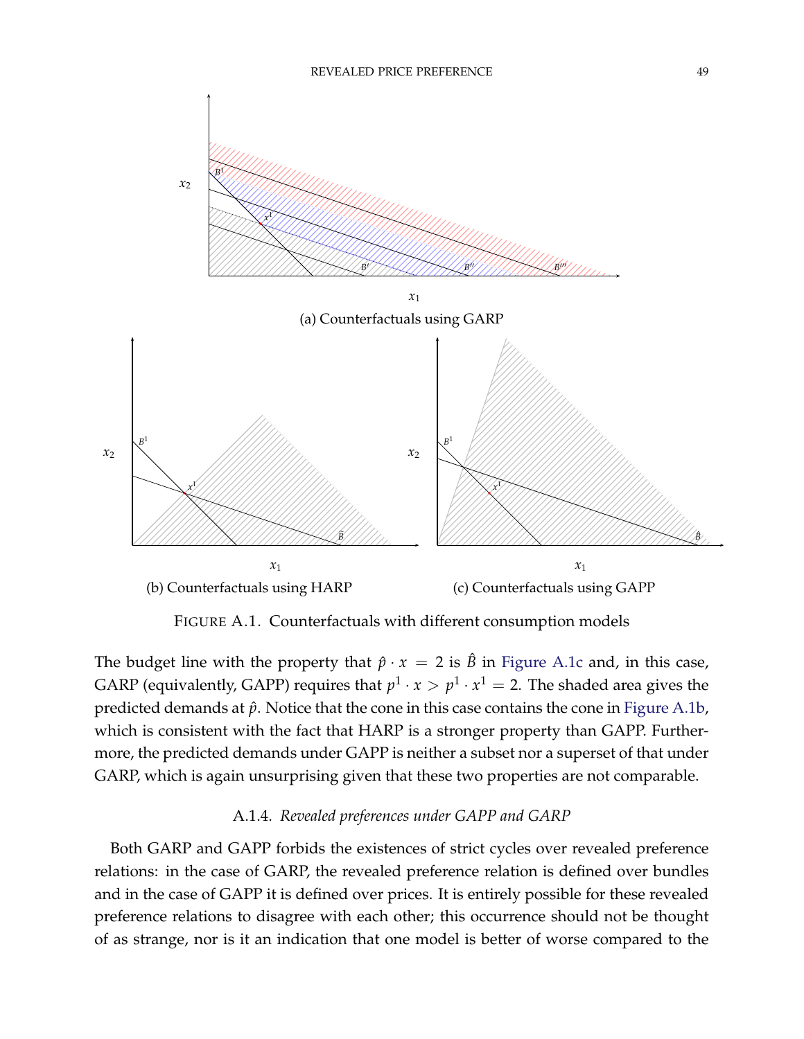(a) Counterfactuals using GARP

(b) Counterfactuals using HARP

(c) Counterfactuals using GAPP

FIGURE A.1. Counterfactuals with different consumption models

The budget line with the property that $\hat{p} \cdot x = 2$ is $\hat{B}$ in Figure A.1c and, in this case, GARP (equivalently, GAPP) requires that $p^1 \cdot x > p^1 \cdot x^1 = 2$. The shaded area gives the predicted demands at $\hat{p}$. Notice that the cone in this case contains the cone in Figure A.1b, which is consistent with the fact that HARP is a stronger property than GAPP. Furthermore, the predicted demands under GAPP is neither a subset nor a superset of that under GARP, which is again unsurprising given that these two properties are not comparable.

### A.1.4. *Revealed preferences under GAPP and GARP*

Both GARP and GAPP forbids the existences of strict cycles over revealed preference relations: in the case of GARP, the revealed preference relation is defined over bundles and in the case of GAPP it is defined over prices. It is entirely possible for these revealed preference relations to disagree with each other; this occurrence should not be thought of as strange, nor is it an indication that one model is better of worse compared to the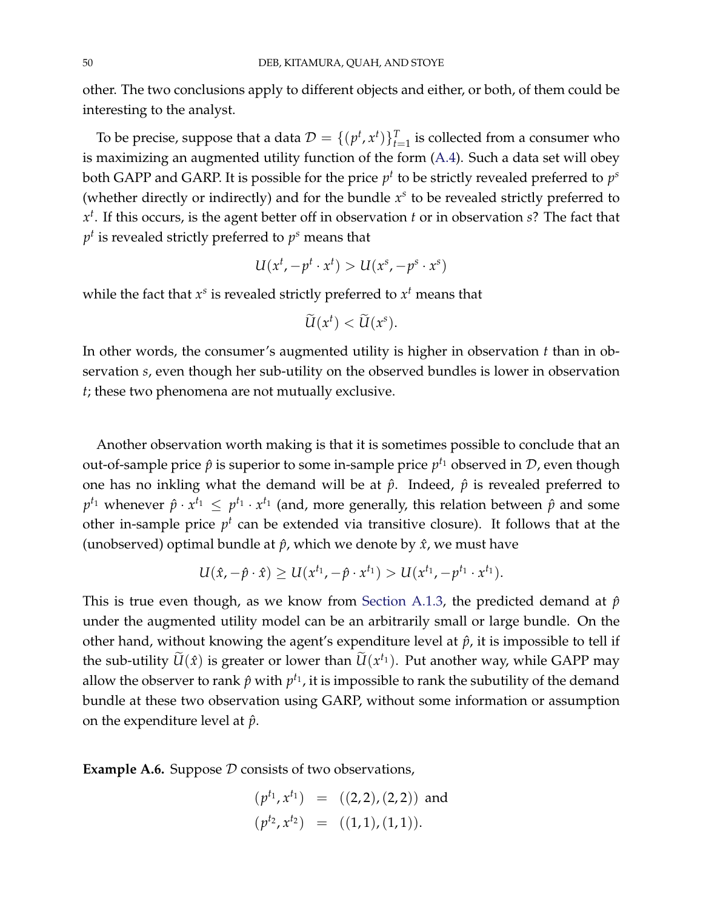other. The two conclusions apply to different objects and either, or both, of them could be interesting to the analyst.

To be precise, suppose that a data $\mathcal{D} = \{(p^t, x^t)\}_{t=1}^T$ is collected from a consumer who is maximizing an augmented utility function of the form (A.4). Such a data set will obey both GAPP and GARP. It is possible for the price $p^t$ to be strictly revealed preferred to $p^s$ (whether directly or indirectly) and for the bundle $x^s$ to be revealed strictly preferred to $x^t$. If this occurs, is the agent better off in observation $t$ or in observation $s$? The fact that $p^t$ is revealed strictly preferred to $p^s$ means that

$$U(x^t, -p^t \cdot x^t) > U(x^s, -p^s \cdot x^s)$$

while the fact that $x^s$ is revealed strictly preferred to $x^t$ means that

$$\widetilde{U}(x^t) < \widetilde{U}(x^s).$$

In other words, the consumer's augmented utility is higher in observation $t$ than in observation $s$, even though her sub-utility on the observed bundles is lower in observation $t$; these two phenomena are not mutually exclusive.

Another observation worth making is that it is sometimes possible to conclude that an out-of-sample price $\hat{p}$ is superior to some in-sample price $p^{t_1}$ observed in $\mathcal{D}$, even though one has no inkling what the demand will be at $\hat{p}$. Indeed, $\hat{p}$ is revealed preferred to $p^{t_1}$ whenever $\hat{p} \cdot x^{t_1} \leq p^{t_1} \cdot x^{t_1}$ (and, more generally, this relation between $\hat{p}$ and some other in-sample price $p^t$ can be extended via transitive closure). It follows that at the (unobserved) optimal bundle at $\hat{p}$, which we denote by $\hat{x}$, we must have

$$U(\hat{x}, -\hat{p} \cdot \hat{x}) \geq U(x^{t_1}, -\hat{p} \cdot x^{t_1}) > U(x^{t_1}, -p^{t_1} \cdot x^{t_1}).$$

This is true even though, as we know from Section A.1.3, the predicted demand at $\hat{p}$ under the augmented utility model can be an arbitrarily small or large bundle. On the other hand, without knowing the agent's expenditure level at $\hat{p}$, it is impossible to tell if the sub-utility $\widetilde{U}(\hat{x})$ is greater or lower than $\widetilde{U}(x^{t_1})$. Put another way, while GAPP may allow the observer to rank $\hat{p}$ with $p^{t_1}$, it is impossible to rank the subutility of the demand bundle at these two observation using GARP, without some information or assumption on the expenditure level at $\hat{p}$.

**Example A.6.** Suppose $\mathcal{D}$ consists of two observations,

$$\begin{aligned}
(p^{t_1}, x^{t_1}) &= ((2,2),(2,2)) \text{ and} \\
(p^{t_2}, x^{t_2}) &= ((1,1),(1,1)).
\end{aligned}$$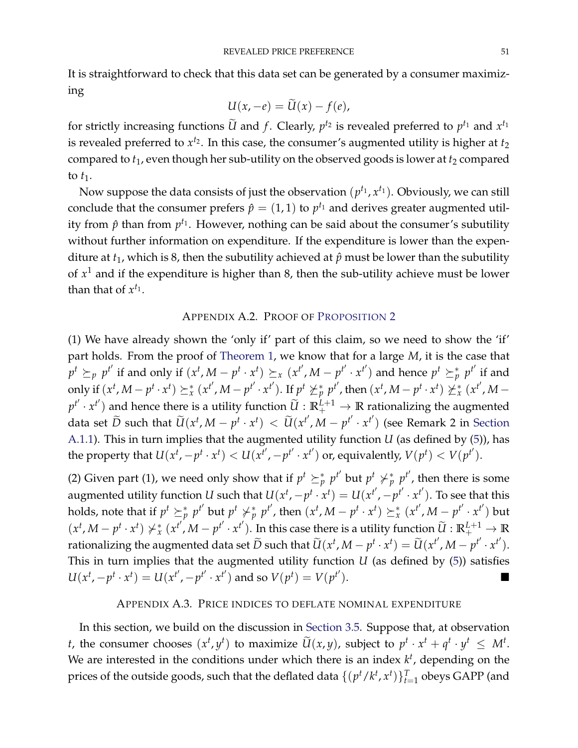It is straightforward to check that this data set can be generated by a consumer maximizing

$$U(x, -e) = \widetilde{U}(x) - f(e),$$

for strictly increasing functions $\widetilde{U}$ and $f$. Clearly, $p^{t_2}$ is revealed preferred to $p^{t_1}$ and $x^{t_1}$ is revealed preferred to $x^{t_2}$. In this case, the consumer's augmented utility is higher at $t_2$ compared to $t_1$, even though her sub-utility on the observed goods is lower at $t_2$ compared to $t_1$.

Now suppose the data consists of just the observation $(p^{t_1}, x^{t_1})$. Obviously, we can still conclude that the consumer prefers $\hat{p} = (1, 1)$ to $p^{t_1}$ and derives greater augmented utility from $\hat{p}$ than from $p^{t_1}$. However, nothing can be said about the consumer's subutility without further information on expenditure. If the expenditure is lower than the expenditure at $t_1$, which is 8, then the subutility achieved at $\hat{p}$ must be lower than the subutility of $x^1$ and if the expenditure is higher than 8, then the sub-utility achieve must be lower than that of $x^{t_1}$.

## Appendix A.2. Proof of Proposition 2

(1) We have already shown the 'only if' part of this claim, so we need to show the 'if' part holds. From the proof of Theorem 1, we know that for a large $M$, it is the case that $p^t \succeq_p p^{t'}$ if and only if $(x^t, M - p^t \cdot x^t) \succeq_x (x^{t'}, M - p^{t'} \cdot x^{t'})$ and hence $p^t \succeq_p^* p^{t'}$ if and only if $(x^t, M - p^t \cdot x^t) \succeq_x^* (x^{t'}, M - p^{t'} \cdot x^{t'})$. If $p^t \not\succeq_p^* p^{t'}$, then $(x^t, M - p^t \cdot x^t) \not\succeq_x^* (x^{t'}, M - p^{t'} \cdot x^{t'})$ and hence there is a utility function $\widetilde{U} : \mathbb{R}_+^{L+1} \to \mathbb{R}$ rationalizing the augmented data set $\widetilde{D}$ such that $\widetilde{U}(x^t, M - p^t \cdot x^t) < \widetilde{U}(x^{t'}, M - p^{t'} \cdot x^{t'})$ (see Remark 2 in Section A.1.1). This in turn implies that the augmented utility function $U$ (as defined by (5)), has the property that $U(x^t, -p^t \cdot x^t) < U(x^{t'}, -p^{t'} \cdot x^{t'})$ or, equivalently, $V(p^t) < V(p^{t'})$.

(2) Given part (1), we need only show that if $p^t \succeq_p^* p^{t'}$ but $p^t \not\succ_p^* p^{t'}$, then there is some augmented utility function $U$ such that $U(x^t, -p^t \cdot x^t) = U(x^{t'}, -p^{t'} \cdot x^{t'})$. To see that this holds, note that if $p^t \succeq_p^* p^{t'}$ but $p^t \not\succ_p^* p^{t'}$, then $(x^t, M - p^t \cdot x^t) \succeq_x^* (x^{t'}, M - p^{t'} \cdot x^{t'})$ but $(x^t, M - p^t \cdot x^t) \not\succ_x^* (x^{t'}, M - p^{t'} \cdot x^{t'})$. In this case there is a utility function $\widetilde{U} : \mathbb{R}_+^{L+1} \to \mathbb{R}$ rationalizing the augmented data set $\widetilde{D}$ such that $\widetilde{U}(x^t, M - p^t \cdot x^t) = \widetilde{U}(x^{t'}, M - p^{t'} \cdot x^{t'})$. This in turn implies that the augmented utility function $U$ (as defined by (5)) satisfies $U(x^t, -p^t \cdot x^t) = U(x^{t'}, -p^{t'} \cdot x^{t'})$ and so $V(p^t) = V(p^{t'})$. ■

## Appendix A.3. Price indices to deflate nominal expenditure

In this section, we build on the discussion in Section 3.5. Suppose that, at observation $t$, the consumer chooses $(x^t, y^t)$ to maximize $\widetilde{U}(x, y)$, subject to $p^t \cdot x^t + q^t \cdot y^t \leq M^t$. We are interested in the conditions under which there is an index $k^t$, depending on the prices of the outside goods, such that the deflated data $\{(p^t/k^t, x^t)\}_{t=1}^T$ obeys GAPP (and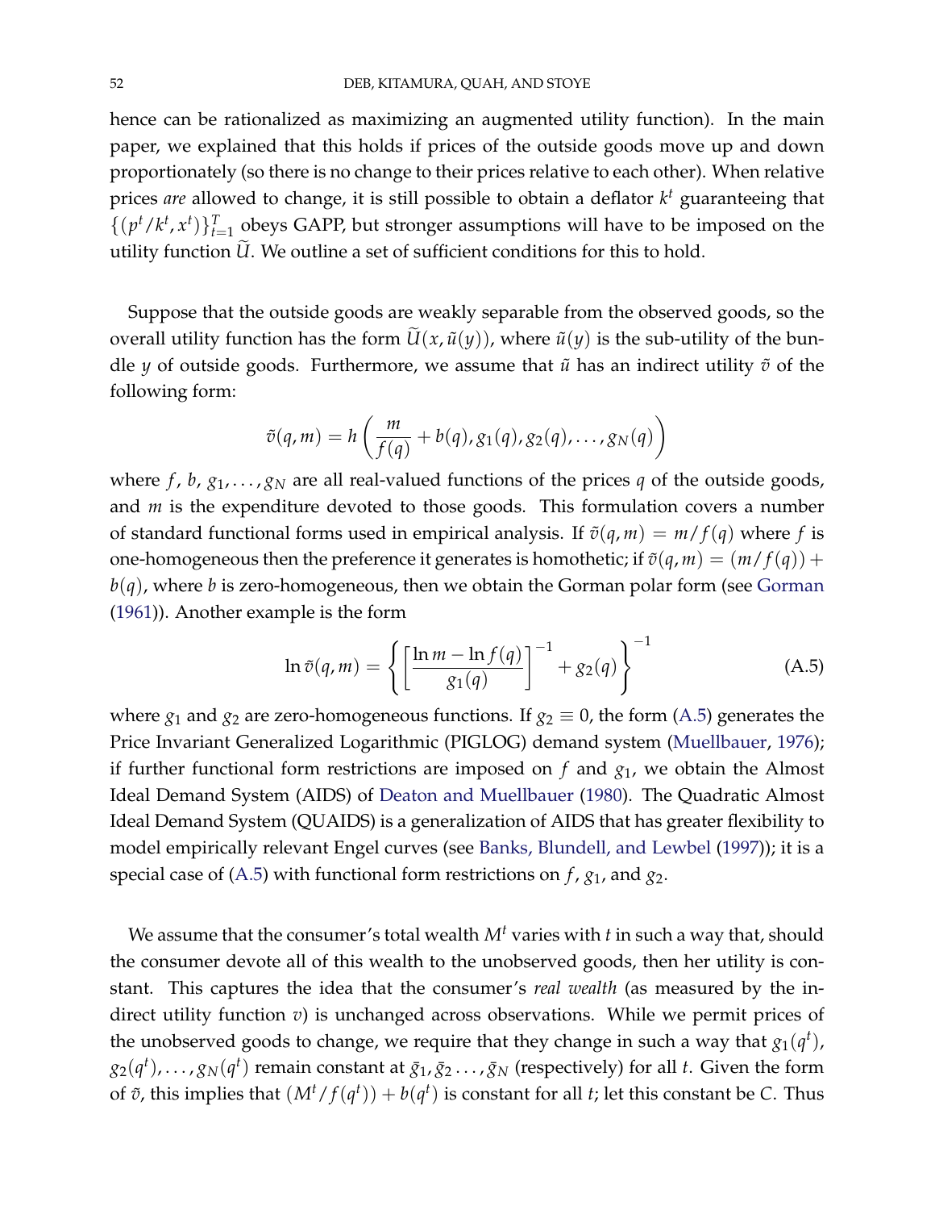hence can be rationalized as maximizing an augmented utility function). In the main paper, we explained that this holds if prices of the outside goods move up and down proportionately (so there is no change to their prices relative to each other). When relative prices *are* allowed to change, it is still possible to obtain a deflator $k^t$ guaranteeing that $\{(p^t/k^t, x^t)\}_{t=1}^T$ obeys GAPP, but stronger assumptions will have to be imposed on the utility function $\widetilde{U}$. We outline a set of sufficient conditions for this to hold.

Suppose that the outside goods are weakly separable from the observed goods, so the overall utility function has the form $\widetilde{U}(x, \tilde{u}(y))$, where $\tilde{u}(y)$ is the sub-utility of the bundle $y$ of outside goods. Furthermore, we assume that $\tilde{u}$ has an indirect utility $\tilde{v}$ of the following form:

$$\tilde{v}(q, m) = h\left(\frac{m}{f(q)} + b(q), g_1(q), g_2(q), \ldots, g_N(q)\right)$$

where $f$, $b$, $g_1, \ldots, g_N$ are all real-valued functions of the prices $q$ of the outside goods, and $m$ is the expenditure devoted to those goods. This formulation covers a number of standard functional forms used in empirical analysis. If $\tilde{v}(q, m) = m/f(q)$ where $f$ is one-homogeneous then the preference it generates is homothetic; if $\tilde{v}(q, m) = (m/f(q)) + b(q)$, where $b$ is zero-homogeneous, then we obtain the Gorman polar form (see Gorman (1961)). Another example is the form

$$\ln \tilde{v}(q, m) = \left\{ \left[\frac{\ln m - \ln f(q)}{g_1(q)}\right]^{-1} + g_2(q) \right\}^{-1} \tag{A.5}$$

where $g_1$ and $g_2$ are zero-homogeneous functions. If $g_2 \equiv 0$, the form (A.5) generates the Price Invariant Generalized Logarithmic (PIGLOG) demand system (Muellbauer, 1976); if further functional form restrictions are imposed on $f$ and $g_1$, we obtain the Almost Ideal Demand System (AIDS) of Deaton and Muellbauer (1980). The Quadratic Almost Ideal Demand System (QUAIDS) is a generalization of AIDS that has greater flexibility to model empirically relevant Engel curves (see Banks, Blundell, and Lewbel (1997)); it is a special case of (A.5) with functional form restrictions on $f$, $g_1$, and $g_2$.

We assume that the consumer's total wealth $M^t$ varies with $t$ in such a way that, should the consumer devote all of this wealth to the unobserved goods, then her utility is constant. This captures the idea that the consumer's *real wealth* (as measured by the indirect utility function $v$) is unchanged across observations. While we permit prices of the unobserved goods to change, we require that they change in such a way that $g_1(q^t)$, $g_2(q^t), \ldots, g_N(q^t)$ remain constant at $\bar{g}_1, \bar{g}_2 \ldots, \bar{g}_N$ (respectively) for all $t$. Given the form of $\tilde{v}$, this implies that $(M^t/f(q^t)) + b(q^t)$ is constant for all $t$; let this constant be $C$. Thus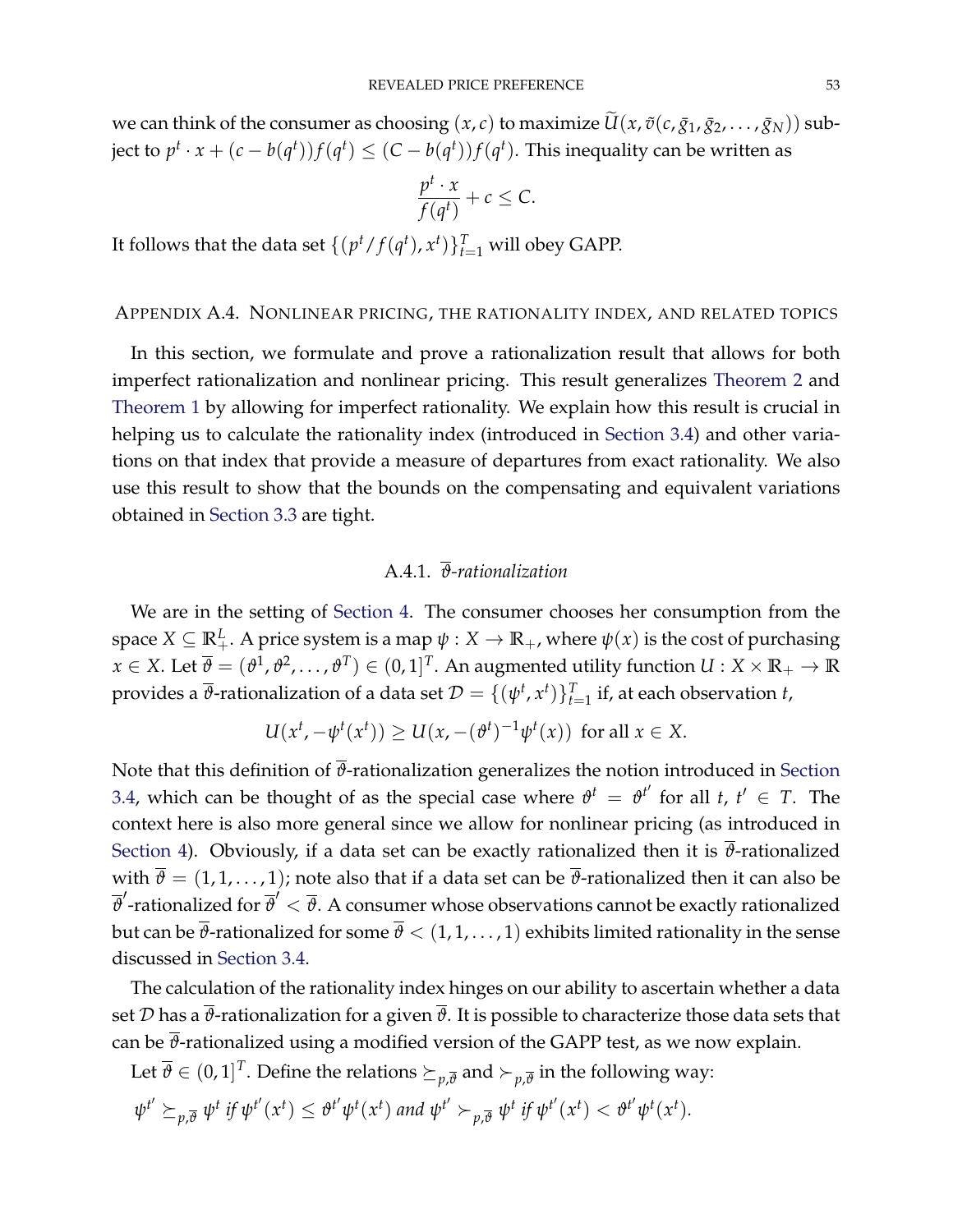we can think of the consumer as choosing $(x, c)$ to maximize $\widetilde{U}(x, \tilde{v}(c, \bar{g}_1, \bar{g}_2, \ldots, \bar{g}_N))$ subject to $p^t \cdot x + (c - b(q^t))f(q^t) \leq (C - b(q^t))f(q^t)$. This inequality can be written as

$$\frac{p^t \cdot x}{f(q^t)} + c \leq C.$$

It follows that the data set $\{(p^t/f(q^t), x^t)\}_{t=1}^T$ will obey GAPP.

## Appendix A.4. Nonlinear pricing, the rationality index, and related topics

In this section, we formulate and prove a rationalization result that allows for both imperfect rationalization and nonlinear pricing. This result generalizes Theorem 2 and Theorem 1 by allowing for imperfect rationality. We explain how this result is crucial in helping us to calculate the rationality index (introduced in Section 3.4) and other variations on that index that provide a measure of departures from exact rationality. We also use this result to show that the bounds on the compensating and equivalent variations obtained in Section 3.3 are tight.

### A.4.1. $\overline{\vartheta}$-*rationalization*

We are in the setting of Section 4. The consumer chooses her consumption from the space $X \subseteq \mathbb{R}_+^L$. A price system is a map $\psi : X \to \mathbb{R}_+$, where $\psi(x)$ is the cost of purchasing $x \in X$. Let $\overline{\vartheta} = (\vartheta^1, \vartheta^2, \ldots, \vartheta^T) \in (0,1]^T$. An augmented utility function $U : X \times \mathbb{R}_+ \to \mathbb{R}$ provides a $\overline{\vartheta}$-rationalization of a data set $\mathcal{D} = \{(\psi^t, x^t)\}_{t=1}^T$ if, at each observation $t$,

$$U(x^t, -\psi^t(x^t)) \geq U(x, -(\vartheta^t)^{-1}\psi^t(x)) \text{ for all } x \in X.$$

Note that this definition of $\overline{\vartheta}$-rationalization generalizes the notion introduced in Section 3.4, which can be thought of as the special case where $\vartheta^t = \vartheta^{t'}$ for all $t, t' \in T$. The context here is also more general since we allow for nonlinear pricing (as introduced in Section 4). Obviously, if a data set can be exactly rationalized then it is $\overline{\vartheta}$-rationalized with $\overline{\vartheta} = (1, 1, \ldots, 1)$; note also that if a data set can be $\overline{\vartheta}$-rationalized then it can also be $\overline{\vartheta}'$-rationalized for $\overline{\vartheta}' < \overline{\vartheta}$. A consumer whose observations cannot be exactly rationalized but can be $\overline{\vartheta}$-rationalized for some $\overline{\vartheta} < (1, 1, \ldots, 1)$ exhibits limited rationality in the sense discussed in Section 3.4.

The calculation of the rationality index hinges on our ability to ascertain whether a data set $\mathcal{D}$ has a $\overline{\vartheta}$-rationalization for a given $\overline{\vartheta}$. It is possible to characterize those data sets that can be $\overline{\vartheta}$-rationalized using a modified version of the GAPP test, as we now explain.

Let $\overline{\vartheta} \in (0,1]^T$. Define the relations $\succeq_{p,\overline{\vartheta}}$ and $\succ_{p,\overline{\vartheta}}$ in the following way:

$\psi^{t'} \succeq_{p,\overline{\vartheta}} \psi^t$ *if* $\psi^{t'}(x^t) \leq \vartheta^{t'}\psi^t(x^t)$ *and* $\psi^{t'} \succ_{p,\overline{\vartheta}} \psi^t$ *if* $\psi^{t'}(x^t) < \vartheta^{t'}\psi^t(x^t)$.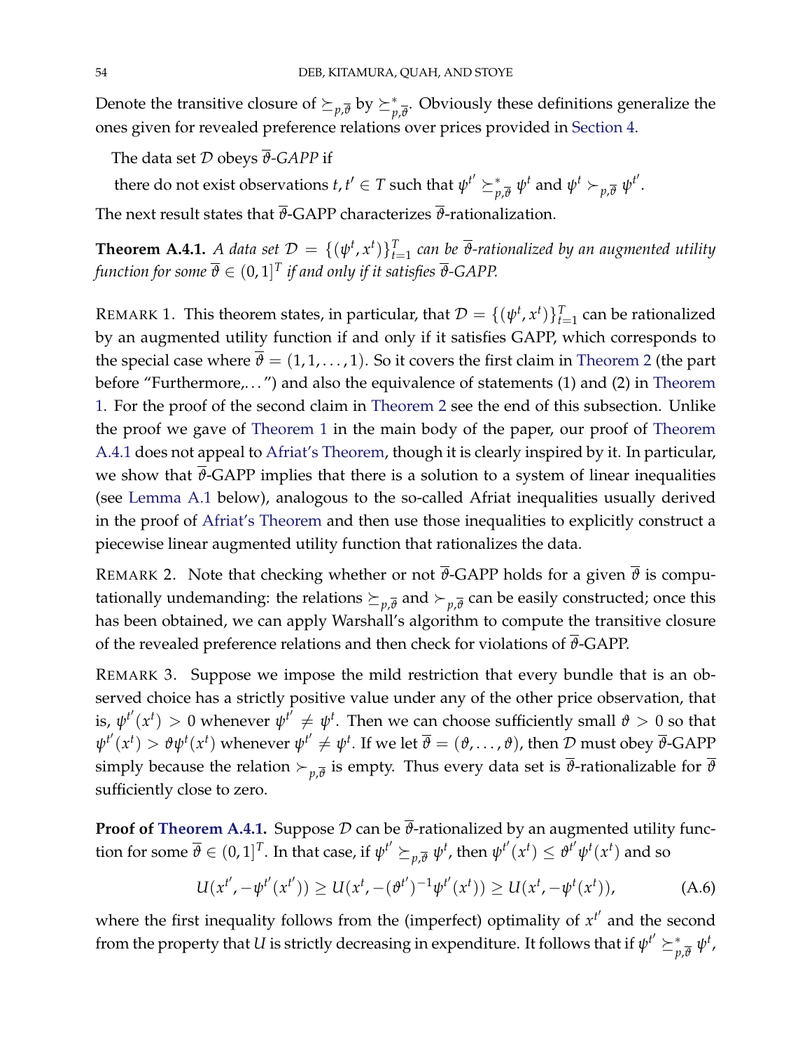Denote the transitive closure of $\succeq_{p,\overline{\vartheta}}$ by $\succeq^*_{p,\overline{\vartheta}}$. Obviously these definitions generalize the ones given for revealed preference relations over prices provided in Section 4.

The data set $\mathcal{D}$ obeys $\overline{\vartheta}$-*GAPP* if

there do not exist observations $t, t' \in T$ such that $\psi^{t'} \succeq^*_{p,\overline{\vartheta}} \psi^t$ and $\psi^t \succ_{p,\overline{\vartheta}} \psi^{t'}$.

The next result states that $\overline{\vartheta}$-GAPP characterizes $\overline{\vartheta}$-rationalization.

**Theorem A.4.1.** *A data set $\mathcal{D} = \{(\psi^t, x^t)\}_{t=1}^T$ can be $\overline{\vartheta}$-rationalized by an augmented utility function for some $\overline{\vartheta} \in (0,1]^T$ if and only if it satisfies $\overline{\vartheta}$-GAPP.*

Remark 1. This theorem states, in particular, that $\mathcal{D} = \{(\psi^t, x^t)\}_{t=1}^T$ can be rationalized by an augmented utility function if and only if it satisfies GAPP, which corresponds to the special case where $\overline{\vartheta} = (1, 1, \ldots, 1)$. So it covers the first claim in Theorem 2 (the part before "Furthermore,...") and also the equivalence of statements (1) and (2) in Theorem 1. For the proof of the second claim in Theorem 2 see the end of this subsection. Unlike the proof we gave of Theorem 1 in the main body of the paper, our proof of Theorem A.4.1 does not appeal to Afriat's Theorem, though it is clearly inspired by it. In particular, we show that $\overline{\vartheta}$-GAPP implies that there is a solution to a system of linear inequalities (see Lemma A.1 below), analogous to the so-called Afriat inequalities usually derived in the proof of Afriat's Theorem and then use those inequalities to explicitly construct a piecewise linear augmented utility function that rationalizes the data.

Remark 2. Note that checking whether or not $\overline{\vartheta}$-GAPP holds for a given $\overline{\vartheta}$ is computationally undemanding: the relations $\succeq_{p,\overline{\vartheta}}$ and $\succ_{p,\overline{\vartheta}}$ can be easily constructed; once this has been obtained, we can apply Warshall's algorithm to compute the transitive closure of the revealed preference relations and then check for violations of $\overline{\vartheta}$-GAPP.

Remark 3. Suppose we impose the mild restriction that every bundle that is an observed choice has a strictly positive value under any of the other price observation, that is, $\psi^{t'}(x^t) > 0$ whenever $\psi^{t'} \neq \psi^t$. Then we can choose sufficiently small $\vartheta > 0$ so that $\psi^{t'}(x^t) > \vartheta \psi^t(x^t)$ whenever $\psi^{t'} \neq \psi^t$. If we let $\overline{\vartheta} = (\vartheta, \ldots, \vartheta)$, then $\mathcal{D}$ must obey $\overline{\vartheta}$-GAPP simply because the relation $\succ_{p,\overline{\vartheta}}$ is empty. Thus every data set is $\overline{\vartheta}$-rationalizable for $\overline{\vartheta}$ sufficiently close to zero.

**Proof of Theorem A.4.1.** Suppose $\mathcal{D}$ can be $\overline{\vartheta}$-rationalized by an augmented utility function for some $\overline{\vartheta} \in (0,1]^T$. In that case, if $\psi^{t'} \succeq_{p,\overline{\vartheta}} \psi^t$, then $\psi^{t'}(x^t) \leq \vartheta^{t'} \psi^t(x^t)$ and so

$$U(x^{t'}, -\psi^{t'}(x^{t'})) \geq U(x^t, -(\vartheta^{t'})^{-1}\psi^{t'}(x^t)) \geq U(x^t, -\psi^t(x^t)), \tag{A.6}$$

where the first inequality follows from the (imperfect) optimality of $x^{t'}$ and the second from the property that $U$ is strictly decreasing in expenditure. It follows that if $\psi^{t'} \succeq^*_{p,\overline{\vartheta}} \psi^t$,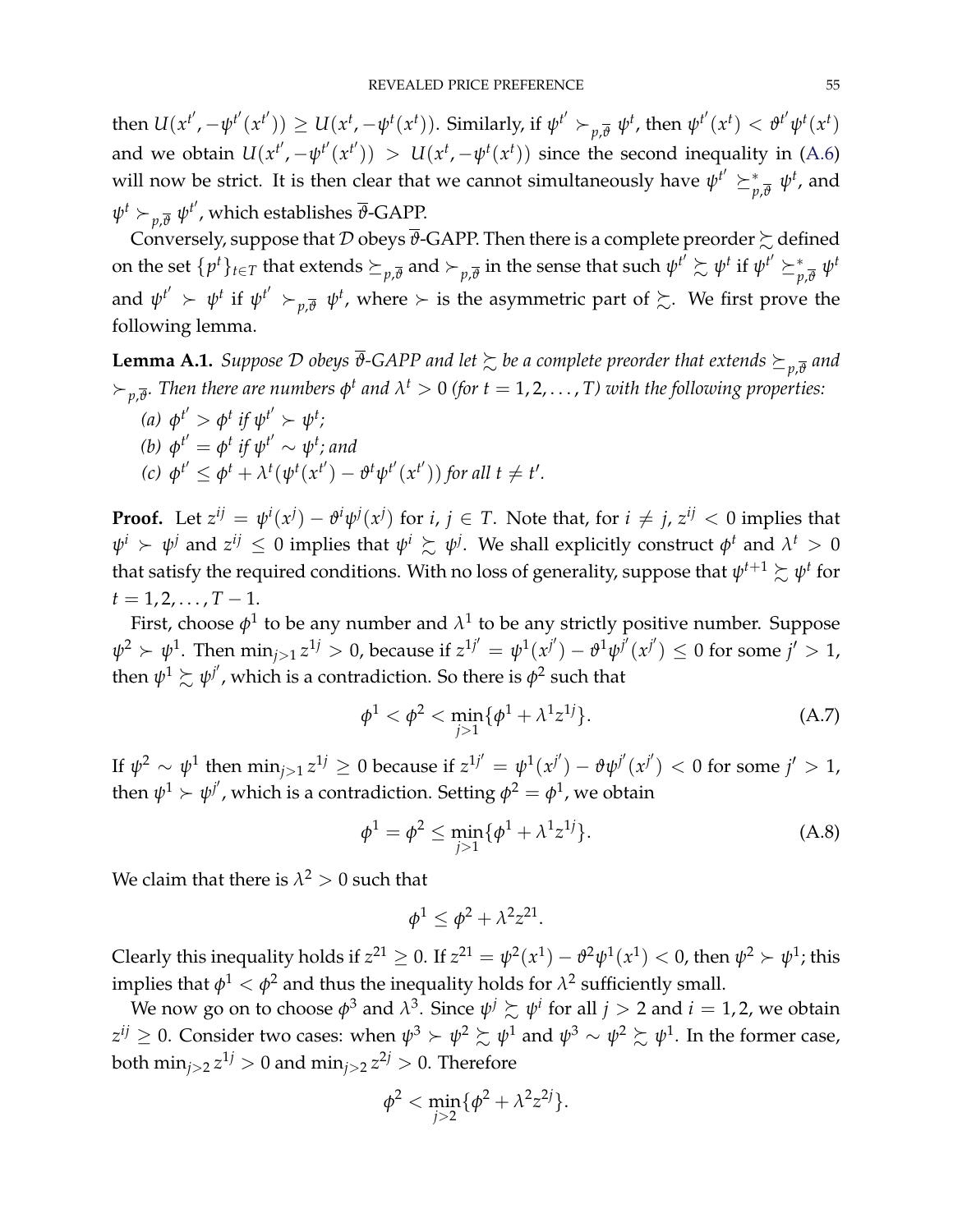then $U(x^{t'}, -\psi^{t'}(x^{t'})) \geq U(x^t, -\psi^t(x^t))$. Similarly, if $\psi^{t'} \succ_{p,\overline{\vartheta}} \psi^t$, then $\psi^{t'}(x^t) < \vartheta^{t'}\psi^t(x^t)$ and we obtain $U(x^{t'}, -\psi^{t'}(x^{t'})) > U(x^t, -\psi^t(x^t))$ since the second inequality in (A.6) will now be strict. It is then clear that we cannot simultaneously have $\psi^{t'} \succeq^*_{p,\overline{\vartheta}} \psi^t$, and $\psi^t \succ_{p,\overline{\vartheta}} \psi^{t'}$, which establishes $\overline{\vartheta}$-GAPP.

Conversely, suppose that $\mathcal{D}$ obeys $\overline{\vartheta}$-GAPP. Then there is a complete preorder $\succsim$ defined on the set $\{p^t\}_{t \in T}$ that extends $\succeq_{p,\overline{\vartheta}}$ and $\succ_{p,\overline{\vartheta}}$ in the sense that such $\psi^{t'} \succsim \psi^t$ if $\psi^{t'} \succeq^*_{p,\overline{\vartheta}} \psi^t$ and $\psi^{t'} \succ \psi^t$ if $\psi^{t'} \succ_{p,\overline{\vartheta}} \psi^t$, where $\succ$ is the asymmetric part of $\succsim$. We first prove the following lemma.

**Lemma A.1.** *Suppose $\mathcal{D}$ obeys $\overline{\vartheta}$-GAPP and let $\succsim$ be a complete preorder that extends $\succeq_{p,\overline{\vartheta}}$ and $\succ_{p,\overline{\vartheta}}$. Then there are numbers $\phi^t$ and $\lambda^t > 0$ (for $t = 1, 2, \ldots, T$) with the following properties:*

*(a) $\phi^{t'} > \phi^t$ if $\psi^{t'} \succ \psi^t$;*
*(b) $\phi^{t'} = \phi^t$ if $\psi^{t'} \sim \psi^t$; and*
*(c) $\phi^{t'} \leq \phi^t + \lambda^t(\psi^t(x^{t'}) - \vartheta^t \psi^{t'}(x^{t'}))$ for all $t \neq t'$.*

**Proof.** Let $z^{ij} = \psi^i(x^j) - \vartheta^i \psi^j(x^j)$ for $i, j \in T$. Note that, for $i \neq j$, $z^{ij} < 0$ implies that $\psi^i \succ \psi^j$ and $z^{ij} \leq 0$ implies that $\psi^i \succsim \psi^j$. We shall explicitly construct $\phi^t$ and $\lambda^t > 0$ that satisfy the required conditions. With no loss of generality, suppose that $\psi^{t+1} \succsim \psi^t$ for $t = 1, 2, \ldots, T-1$.

First, choose $\phi^1$ to be any number and $\lambda^1$ to be any strictly positive number. Suppose $\psi^2 \succ \psi^1$. Then $\min_{j>1} z^{1j} > 0$, because if $z^{1j'} = \psi^1(x^{j'}) - \vartheta^1 \psi^{j'}(x^{j'}) \leq 0$ for some $j' > 1$, then $\psi^1 \succsim \psi^{j'}$, which is a contradiction. So there is $\phi^2$ such that

$$\phi^1 < \phi^2 < \min_{j>1}\{\phi^1 + \lambda^1 z^{1j}\}. \tag{A.7}$$

If $\psi^2 \sim \psi^1$ then $\min_{j>1} z^{1j} \geq 0$ because if $z^{1j'} = \psi^1(x^{j'}) - \vartheta \psi^{j'}(x^{j'}) < 0$ for some $j' > 1$, then $\psi^1 \succ \psi^{j'}$, which is a contradiction. Setting $\phi^2 = \phi^1$, we obtain

$$\phi^1 = \phi^2 \leq \min_{j>1}\{\phi^1 + \lambda^1 z^{1j}\}. \tag{A.8}$$

We claim that there is $\lambda^2 > 0$ such that

$$\phi^1 \leq \phi^2 + \lambda^2 z^{21}.$$

Clearly this inequality holds if $z^{21} \geq 0$. If $z^{21} = \psi^2(x^1) - \vartheta^2 \psi^1(x^1) < 0$, then $\psi^2 \succ \psi^1$; this implies that $\phi^1 < \phi^2$ and thus the inequality holds for $\lambda^2$ sufficiently small.

We now go on to choose $\phi^3$ and $\lambda^3$. Since $\psi^j \succsim \psi^i$ for all $j > 2$ and $i = 1, 2$, we obtain $z^{ij} \geq 0$. Consider two cases: when $\psi^3 \succ \psi^2 \succsim \psi^1$ and $\psi^3 \sim \psi^2 \succsim \psi^1$. In the former case, both $\min_{j>2} z^{1j} > 0$ and $\min_{j>2} z^{2j} > 0$. Therefore

$$\phi^2 < \min_{j>2}\{\phi^2 + \lambda^2 z^{2j}\}.$$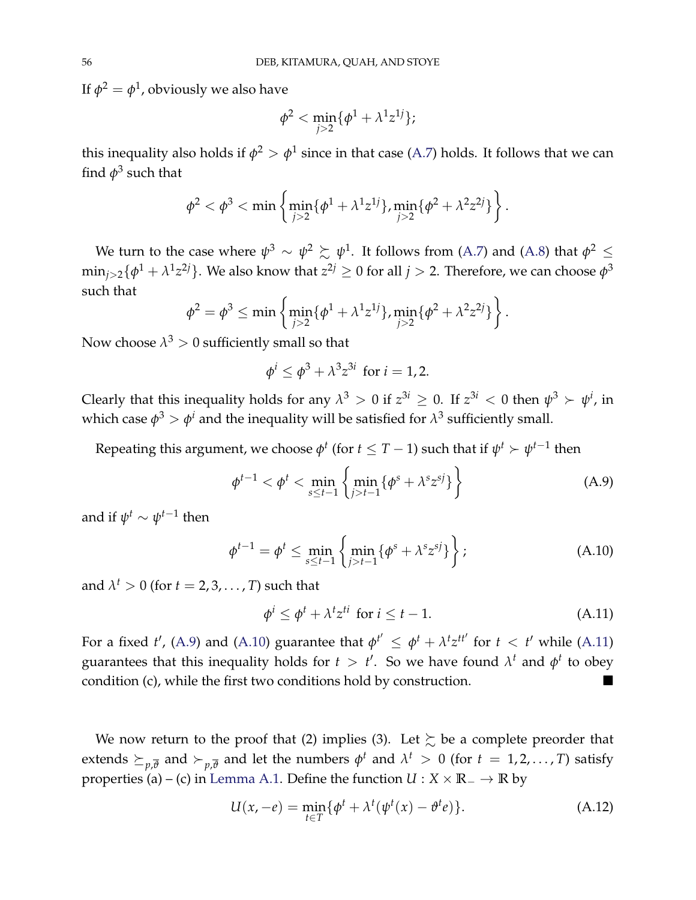If $\phi^2 = \phi^1$, obviously we also have

$$\phi^2 < \min_{j>2}\{\phi^1 + \lambda^1 z^{1j}\};$$

this inequality also holds if $\phi^2 > \phi^1$ since in that case (A.7) holds. It follows that we can find $\phi^3$ such that

$$\phi^2 < \phi^3 < \min\left\{\min_{j>2}\{\phi^1 + \lambda^1 z^{1j}\}, \min_{j>2}\{\phi^2 + \lambda^2 z^{2j}\}\right\}.$$

We turn to the case where $\psi^3 \sim \psi^2 \succsim \psi^1$. It follows from (A.7) and (A.8) that $\phi^2 \leq \min_{j>2}\{\phi^1 + \lambda^1 z^{2j}\}$. We also know that $z^{2j} \geq 0$ for all $j > 2$. Therefore, we can choose $\phi^3$ such that

$$\phi^2 = \phi^3 \leq \min\left\{\min_{j>2}\{\phi^1 + \lambda^1 z^{1j}\}, \min_{j>2}\{\phi^2 + \lambda^2 z^{2j}\}\right\}.$$

Now choose $\lambda^3 > 0$ sufficiently small so that

$$\phi^i \leq \phi^3 + \lambda^3 z^{3i} \text{ for } i = 1, 2.$$

Clearly that this inequality holds for any $\lambda^3 > 0$ if $z^{3i} \geq 0$. If $z^{3i} < 0$ then $\psi^3 \succ \psi^i$, in which case $\phi^3 > \phi^i$ and the inequality will be satisfied for $\lambda^3$ sufficiently small.

Repeating this argument, we choose $\phi^t$ (for $t \leq T-1$) such that if $\psi^t \succ \psi^{t-1}$ then

$$\phi^{t-1} < \phi^t < \min_{s \leq t-1}\left\{\min_{j>t-1}\{\phi^s + \lambda^s z^{sj}\}\right\} \tag{A.9}$$

and if $\psi^t \sim \psi^{t-1}$ then

$$\phi^{t-1} = \phi^t \leq \min_{s \leq t-1}\left\{\min_{j>t-1}\{\phi^s + \lambda^s z^{sj}\}\right\}; \tag{A.10}$$

and $\lambda^t > 0$ (for $t = 2, 3, \ldots, T$) such that

$$\phi^i \leq \phi^t + \lambda^t z^{ti} \text{ for } i \leq t-1. \tag{A.11}$$

For a fixed $t'$, (A.9) and (A.10) guarantee that $\phi^{t'} \leq \phi^t + \lambda^t z^{tt'}$ for $t < t'$ while (A.11) guarantees that this inequality holds for $t > t'$. So we have found $\lambda^t$ and $\phi^t$ to obey condition (c), while the first two conditions hold by construction. ■

We now return to the proof that (2) implies (3). Let $\succsim$ be a complete preorder that extends $\succeq_{p,\overline{\vartheta}}$ and $\succ_{p,\overline{\vartheta}}$ and let the numbers $\phi^t$ and $\lambda^t > 0$ (for $t = 1, 2, \ldots, T$) satisfy properties (a) – (c) in Lemma A.1. Define the function $U : X \times \mathbb{R}_- \to \mathbb{R}$ by

$$U(x, -e) = \min_{t \in T}\{\phi^t + \lambda^t(\psi^t(x) - \vartheta^t e)\}. \tag{A.12}$$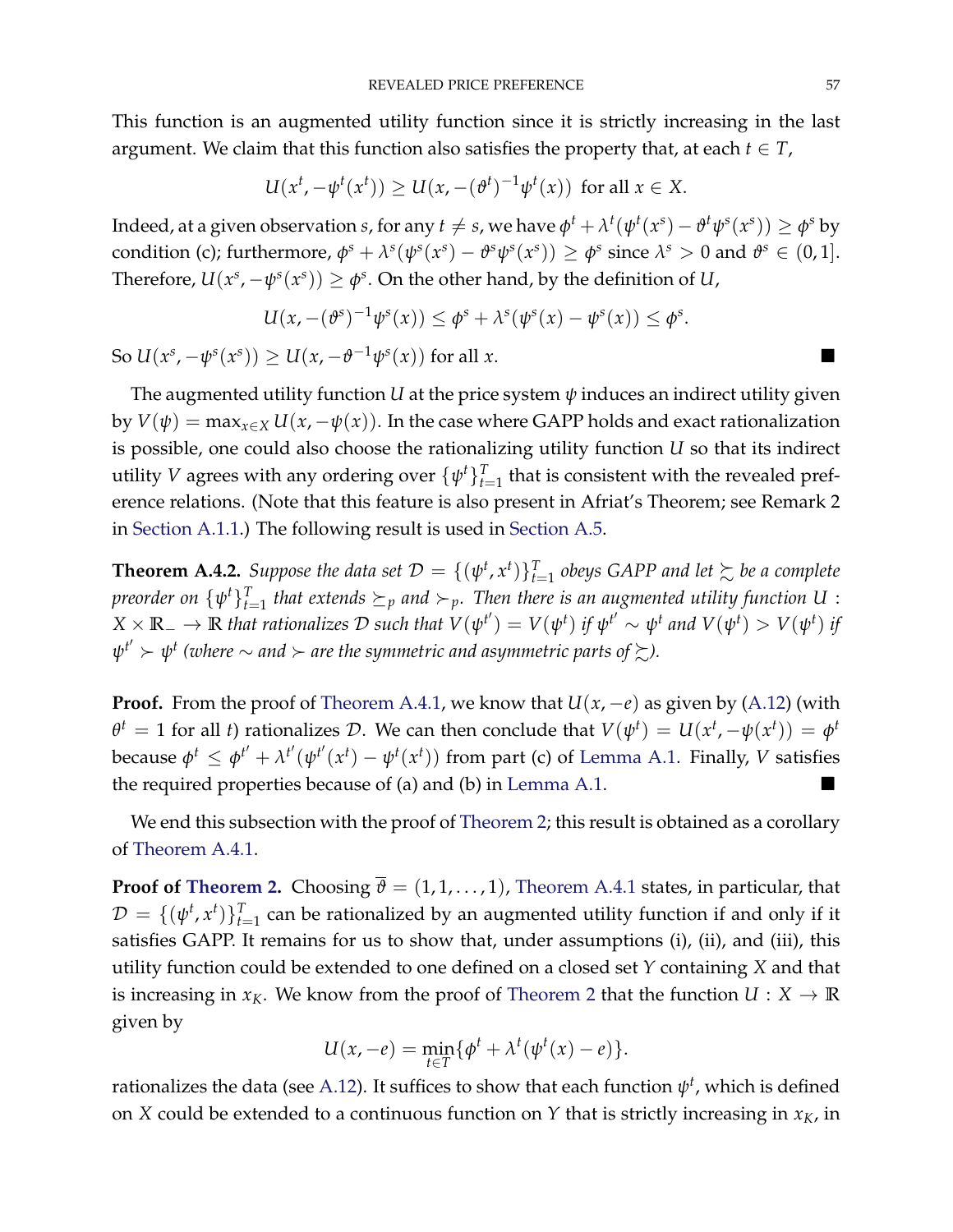This function is an augmented utility function since it is strictly increasing in the last argument. We claim that this function also satisfies the property that, at each $t \in T$,

$$U(x^t, -\psi^t(x^t)) \geq U(x, -(\vartheta^t)^{-1}\psi^t(x)) \text{ for all } x \in X.$$

Indeed, at a given observation $s$, for any $t \neq s$, we have $\phi^t + \lambda^t(\psi^t(x^s) - \vartheta^t\psi^s(x^s)) \geq \phi^s$ by condition (c); furthermore, $\phi^s + \lambda^s(\psi^s(x^s) - \vartheta^s\psi^s(x^s)) \geq \phi^s$ since $\lambda^s > 0$ and $\vartheta^s \in (0,1]$. Therefore, $U(x^s, -\psi^s(x^s)) \geq \phi^s$. On the other hand, by the definition of $U$,

$$U(x, -(\vartheta^s)^{-1}\psi^s(x)) \leq \phi^s + \lambda^s(\psi^s(x) - \psi^s(x)) \leq \phi^s.$$

So $U(x^s, -\psi^s(x^s)) \geq U(x, -\vartheta^{-1}\psi^s(x))$ for all $x$. ■

The augmented utility function $U$ at the price system $\psi$ induces an indirect utility given by $V(\psi) = \max_{x \in X} U(x, -\psi(x))$. In the case where GAPP holds and exact rationalization is possible, one could also choose the rationalizing utility function $U$ so that its indirect utility $V$ agrees with any ordering over $\{\psi^t\}_{t=1}^T$ that is consistent with the revealed preference relations. (Note that this feature is also present in Afriat's Theorem; see Remark 2 in Section A.1.1.) The following result is used in Section A.5.

**Theorem A.4.2.** *Suppose the data set $\mathcal{D} = \{(\psi^t, x^t)\}_{t=1}^T$ obeys GAPP and let $\succsim$ be a complete preorder on $\{\psi^t\}_{t=1}^T$ that extends $\succeq_p$ and $\succ_p$. Then there is an augmented utility function $U : X \times \mathbb{R}_- \to \mathbb{R}$ that rationalizes $\mathcal{D}$ such that $V(\psi^{t'}) = V(\psi^t)$ if $\psi^{t'} \sim \psi^t$ and $V(\psi^t) > V(\psi^t)$ if $\psi^{t'} \succ \psi^t$ (where $\sim$ and $\succ$ are the symmetric and asymmetric parts of $\succsim$).*

**Proof.** From the proof of Theorem A.4.1, we know that $U(x, -e)$ as given by (A.12) (with $\theta^t = 1$ for all $t$) rationalizes $\mathcal{D}$. We can then conclude that $V(\psi^t) = U(x^t, -\psi(x^t)) = \phi^t$ because $\phi^t \leq \phi^{t'} + \lambda^{t'}(\psi^{t'}(x^t) - \psi^t(x^t))$ from part (c) of Lemma A.1. Finally, $V$ satisfies the required properties because of (a) and (b) in Lemma A.1. ■

We end this subsection with the proof of Theorem 2; this result is obtained as a corollary of Theorem A.4.1.

**Proof of Theorem 2.** Choosing $\overline{\vartheta} = (1, 1, \ldots, 1)$, Theorem A.4.1 states, in particular, that $\mathcal{D} = \{(\psi^t, x^t)\}_{t=1}^T$ can be rationalized by an augmented utility function if and only if it satisfies GAPP. It remains for us to show that, under assumptions (i), (ii), and (iii), this utility function could be extended to one defined on a closed set $Y$ containing $X$ and that is increasing in $x_K$. We know from the proof of Theorem 2 that the function $U : X \to \mathbb{R}$ given by

$$U(x, -e) = \min_{t \in T}\{\phi^t + \lambda^t(\psi^t(x) - e)\}.$$

rationalizes the data (see A.12). It suffices to show that each function $\psi^t$, which is defined on $X$ could be extended to a continuous function on $Y$ that is strictly increasing in $x_K$, in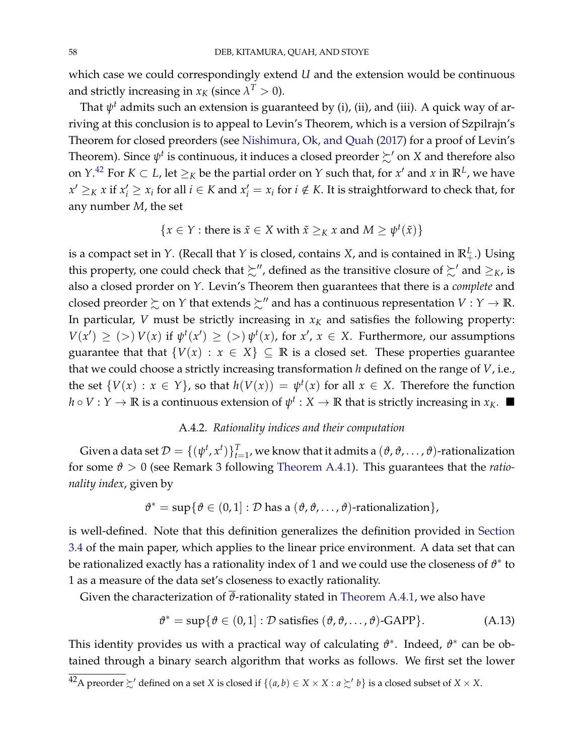which case we could correspondingly extend $U$ and the extension would be continuous and strictly increasing in $x_K$ (since $\lambda^T > 0$).

That $\psi^t$ admits such an extension is guaranteed by (i), (ii), and (iii). A quick way of arriving at this conclusion is to appeal to Levin's Theorem, which is a version of Szpilrajn's Theorem for closed preorders (see Nishimura, Ok, and Quah (2017) for a proof of Levin's Theorem). Since $\psi^t$ is continuous, it induces a closed preorder $\succsim'$ on $X$ and therefore also on $Y$.[42] For $K \subset L$, let $\geq_K$ be the partial order on $Y$ such that, for $x'$ and $x$ in $\mathbb{R}^L$, we have $x' \geq_K x$ if $x'_i \geq x_i$ for all $i \in K$ and $x'_i = x_i$ for $i \notin K$. It is straightforward to check that, for any number $M$, the set

$$\{x \in Y : \text{there is } \tilde{x} \in X \text{ with } \tilde{x} \geq_K x \text{ and } M \geq \psi^t(\tilde{x})\}$$

is a compact set in $Y$. (Recall that $Y$ is closed, contains $X$, and is contained in $\mathbb{R}^L_+$.) Using this property, one could check that $\succsim''$, defined as the transitive closure of $\succsim'$ and $\geq_K$, is also a closed prorder on $Y$. Levin's Theorem then guarantees that there is a *complete* and closed preorder $\succsim$ on $Y$ that extends $\succsim''$ and has a continuous representation $V : Y \to \mathbb{R}$. In particular, $V$ must be strictly increasing in $x_K$ and satisfies the following property: $V(x') \geq (>)\, V(x)$ if $\psi^t(x') \geq (>)\, \psi^t(x)$, for $x'$, $x \in X$. Furthermore, our assumptions guarantee that that $\{V(x) : x \in X\} \subseteq \mathbb{R}$ is a closed set. These properties guarantee that we could choose a strictly increasing transformation $h$ defined on the range of $V$, i.e., the set $\{V(x) : x \in Y\}$, so that $h(V(x)) = \psi^t(x)$ for all $x \in X$. Therefore the function $h \circ V : Y \to \mathbb{R}$ is a continuous extension of $\psi^t : X \to \mathbb{R}$ that is strictly increasing in $x_K$. ■

### A.4.2. *Rationality indices and their computation*

Given a data set $\mathcal{D} = \{(\psi^t, x^t)\}_{t=1}^T$, we know that it admits a $(\vartheta, \vartheta, \ldots, \vartheta)$-rationalization for some $\vartheta > 0$ (see Remark 3 following Theorem A.4.1). This guarantees that the *rationality index*, given by

$$\vartheta^* = \sup\{\vartheta \in (0, 1] : \mathcal{D} \text{ has a } (\vartheta, \vartheta, \ldots, \vartheta)\text{-rationalization}\},$$

is well-defined. Note that this definition generalizes the definition provided in Section 3.4 of the main paper, which applies to the linear price environment. A data set that can be rationalized exactly has a rationality index of 1 and we could use the closeness of $\vartheta^*$ to 1 as a measure of the data set's closeness to exactly rationality.

Given the characterization of $\overline{\vartheta}$-rationality stated in Theorem A.4.1, we also have

$$\vartheta^* = \sup\{\vartheta \in (0, 1] : \mathcal{D} \text{ satisfies } (\vartheta, \vartheta, \ldots, \vartheta)\text{-GAPP}\}. \tag{A.13}$$

This identity provides us with a practical way of calculating $\vartheta^*$. Indeed, $\vartheta^*$ can be obtained through a binary search algorithm that works as follows. We first set the lower

[42] A preorder $\succsim'$ defined on a set $X$ is closed if $\{(a, b) \in X \times X : a \succsim' b\}$ is a closed subset of $X \times X$.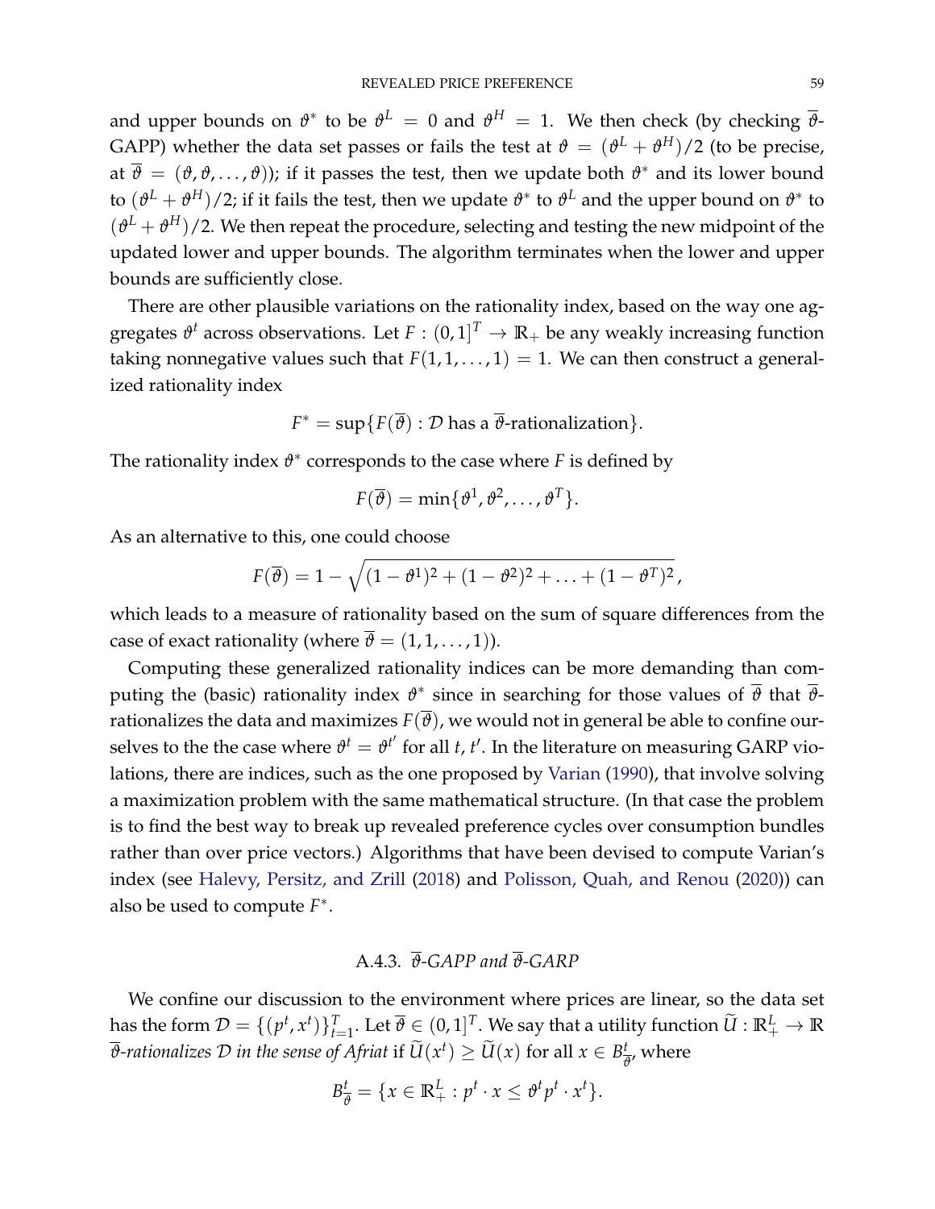and upper bounds on $\vartheta^*$ to be $\vartheta^L = 0$ and $\vartheta^H = 1$. We then check (by checking $\overline{\vartheta}$-GAPP) whether the data set passes or fails the test at $\vartheta = (\vartheta^L + \vartheta^H)/2$ (to be precise, at $\overline{\vartheta} = (\vartheta, \vartheta, \ldots, \vartheta)$); if it passes the test, then we update both $\vartheta^*$ and its lower bound to $(\vartheta^L + \vartheta^H)/2$; if it fails the test, then we update $\vartheta^*$ to $\vartheta^L$ and the upper bound on $\vartheta^*$ to $(\vartheta^L + \vartheta^H)/2$. We then repeat the procedure, selecting and testing the new midpoint of the updated lower and upper bounds. The algorithm terminates when the lower and upper bounds are sufficiently close.

There are other plausible variations on the rationality index, based on the way one aggregates $\vartheta^t$ across observations. Let $F : (0,1]^T \to \mathbb{R}_+$ be any weakly increasing function taking nonnegative values such that $F(1,1,\ldots,1) = 1$. We can then construct a generalized rationality index

$$F^* = \sup\{F(\overline{\vartheta}) : \mathcal{D} \text{ has a } \overline{\vartheta}\text{-rationalization}\}.$$

The rationality index $\vartheta^*$ corresponds to the case where $F$ is defined by

$$F(\overline{\vartheta}) = \min\{\vartheta^1, \vartheta^2, \ldots, \vartheta^T\}.$$

As an alternative to this, one could choose

$$F(\overline{\vartheta}) = 1 - \sqrt{(1-\vartheta^1)^2 + (1-\vartheta^2)^2 + \ldots + (1-\vartheta^T)^2},$$

which leads to a measure of rationality based on the sum of square differences from the case of exact rationality (where $\overline{\vartheta} = (1,1,\ldots,1)$).

Computing these generalized rationality indices can be more demanding than computing the (basic) rationality index $\vartheta^*$ since in searching for those values of $\overline{\vartheta}$ that $\overline{\vartheta}$-rationalizes the data and maximizes $F(\overline{\vartheta})$, we would not in general be able to confine ourselves to the the case where $\vartheta^t = \vartheta^{t'}$ for all $t$, $t'$. In the literature on measuring GARP violations, there are indices, such as the one proposed by Varian (1990), that involve solving a maximization problem with the same mathematical structure. (In that case the problem is to find the best way to break up revealed preference cycles over consumption bundles rather than over price vectors.) Algorithms that have been devised to compute Varian's index (see Halevy, Persitz, and Zrill (2018) and Polisson, Quah, and Renou (2020)) can also be used to compute $F^*$.

### A.4.3. $\overline{\vartheta}$-*GAPP and* $\overline{\vartheta}$-*GARP*

We confine our discussion to the environment where prices are linear, so the data set has the form $\mathcal{D} = \{(p^t, x^t)\}_{t=1}^T$. Let $\overline{\vartheta} \in (0,1]^T$. We say that a utility function $\widetilde{U} : \mathbb{R}^L_+ \to \mathbb{R}$ *$\overline{\vartheta}$-rationalizes $\mathcal{D}$ in the sense of Afriat* if $\widetilde{U}(x^t) \geq \widetilde{U}(x)$ for all $x \in B^t_{\overline{\vartheta}}$, where

$$B^t_{\overline{\vartheta}} = \{x \in \mathbb{R}^L_+ : p^t \cdot x \leq \vartheta^t p^t \cdot x^t\}.$$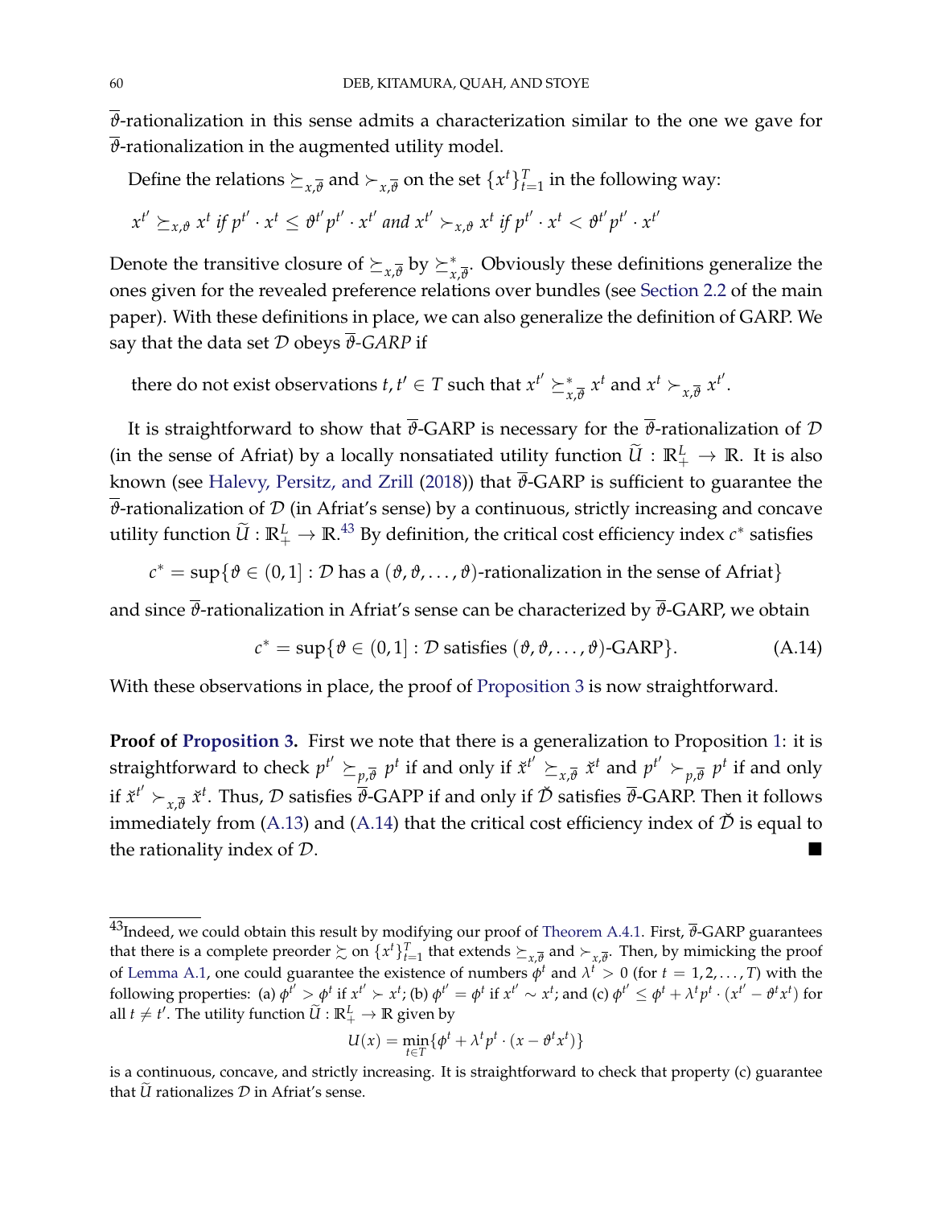$\overline{\vartheta}$-rationalization in this sense admits a characterization similar to the one we gave for $\overline{\vartheta}$-rationalization in the augmented utility model.

Define the relations $\succeq_{x,\overline{\vartheta}}$ and $\succ_{x,\overline{\vartheta}}$ on the set $\{x^t\}_{t=1}^T$ in the following way:

$$x^{t'} \succeq_{x,\vartheta} x^t \text{ if } p^{t'} \cdot x^t \leq \vartheta^{t'} p^{t'} \cdot x^{t'} \text{ and } x^{t'} \succ_{x,\vartheta} x^t \text{ if } p^{t'} \cdot x^t < \vartheta^{t'} p^{t'} \cdot x^{t'}$$

Denote the transitive closure of $\succeq_{x,\overline{\vartheta}}$ by $\succeq^*_{x,\overline{\vartheta}}$. Obviously these definitions generalize the ones given for the revealed preference relations over bundles (see Section 2.2 of the main paper). With these definitions in place, we can also generalize the definition of GARP. We say that the data set $\mathcal{D}$ obeys *$\overline{\vartheta}$-GARP* if

> there do not exist observations $t, t' \in T$ such that $x^{t'} \succeq^*_{x,\overline{\vartheta}} x^t$ and $x^t \succ_{x,\overline{\vartheta}} x^{t'}$.

It is straightforward to show that $\overline{\vartheta}$-GARP is necessary for the $\overline{\vartheta}$-rationalization of $\mathcal{D}$ (in the sense of Afriat) by a locally nonsatiated utility function $\widetilde{U} : \mathbb{R}^L_+ \to \mathbb{R}$. It is also known (see Halevy, Persitz, and Zrill (2018)) that $\overline{\vartheta}$-GARP is sufficient to guarantee the $\overline{\vartheta}$-rationalization of $\mathcal{D}$ (in Afriat's sense) by a continuous, strictly increasing and concave utility function $\widetilde{U} : \mathbb{R}^L_+ \to \mathbb{R}$.[43] By definition, the critical cost efficiency index $c^*$ satisfies

$$c^* = \sup\{\vartheta \in (0,1] : \mathcal{D} \text{ has a } (\vartheta, \vartheta, \ldots, \vartheta)\text{-rationalization in the sense of Afriat}\}$$

and since $\overline{\vartheta}$-rationalization in Afriat's sense can be characterized by $\overline{\vartheta}$-GARP, we obtain

$$c^* = \sup\{\vartheta \in (0,1] : \mathcal{D} \text{ satisfies } (\vartheta, \vartheta, \ldots, \vartheta)\text{-GARP}\}. \tag{A.14}$$

With these observations in place, the proof of Proposition 3 is now straightforward.

**Proof of Proposition 3.** First we note that there is a generalization to Proposition 1: it is straightforward to check $p^{t'} \succeq_{p,\overline{\vartheta}} p^t$ if and only if $\check{x}^{t'} \succeq_{x,\overline{\vartheta}} \check{x}^t$ and $p^{t'} \succ_{p,\overline{\vartheta}} p^t$ if and only if $\check{x}^{t'} \succ_{x,\overline{\vartheta}} \check{x}^t$. Thus, $\mathcal{D}$ satisfies $\overline{\vartheta}$-GAPP if and only if $\check{\mathcal{D}}$ satisfies $\overline{\vartheta}$-GARP. Then it follows immediately from (A.13) and (A.14) that the critical cost efficiency index of $\check{\mathcal{D}}$ is equal to the rationality index of $\mathcal{D}$. ■

---

[43] Indeed, we could obtain this result by modifying our proof of Theorem A.4.1. First, $\overline{\vartheta}$-GARP guarantees that there is a complete preorder $\succsim$ on $\{x^t\}_{t=1}^T$ that extends $\succeq_{x,\overline{\vartheta}}$ and $\succ_{x,\overline{\vartheta}}$. Then, by mimicking the proof of Lemma A.1, one could guarantee the existence of numbers $\phi^t$ and $\lambda^t > 0$ (for $t = 1, 2, \ldots, T$) with the following properties: (a) $\phi^{t'} > \phi^t$ if $x^{t'} \succ x^t$; (b) $\phi^{t'} = \phi^t$ if $x^{t'} \sim x^t$; and (c) $\phi^{t'} \leq \phi^t + \lambda^t p^t \cdot (x^{t'} - \vartheta^t x^t)$ for all $t \neq t'$. The utility function $\widetilde{U} : \mathbb{R}^L_+ \to \mathbb{R}$ given by

$$U(x) = \min_{t \in T}\{\phi^t + \lambda^t p^t \cdot (x - \vartheta^t x^t)\}$$

is a continuous, concave, and strictly increasing. It is straightforward to check that property (c) guarantee that $\widetilde{U}$ rationalizes $\mathcal{D}$ in Afriat's sense.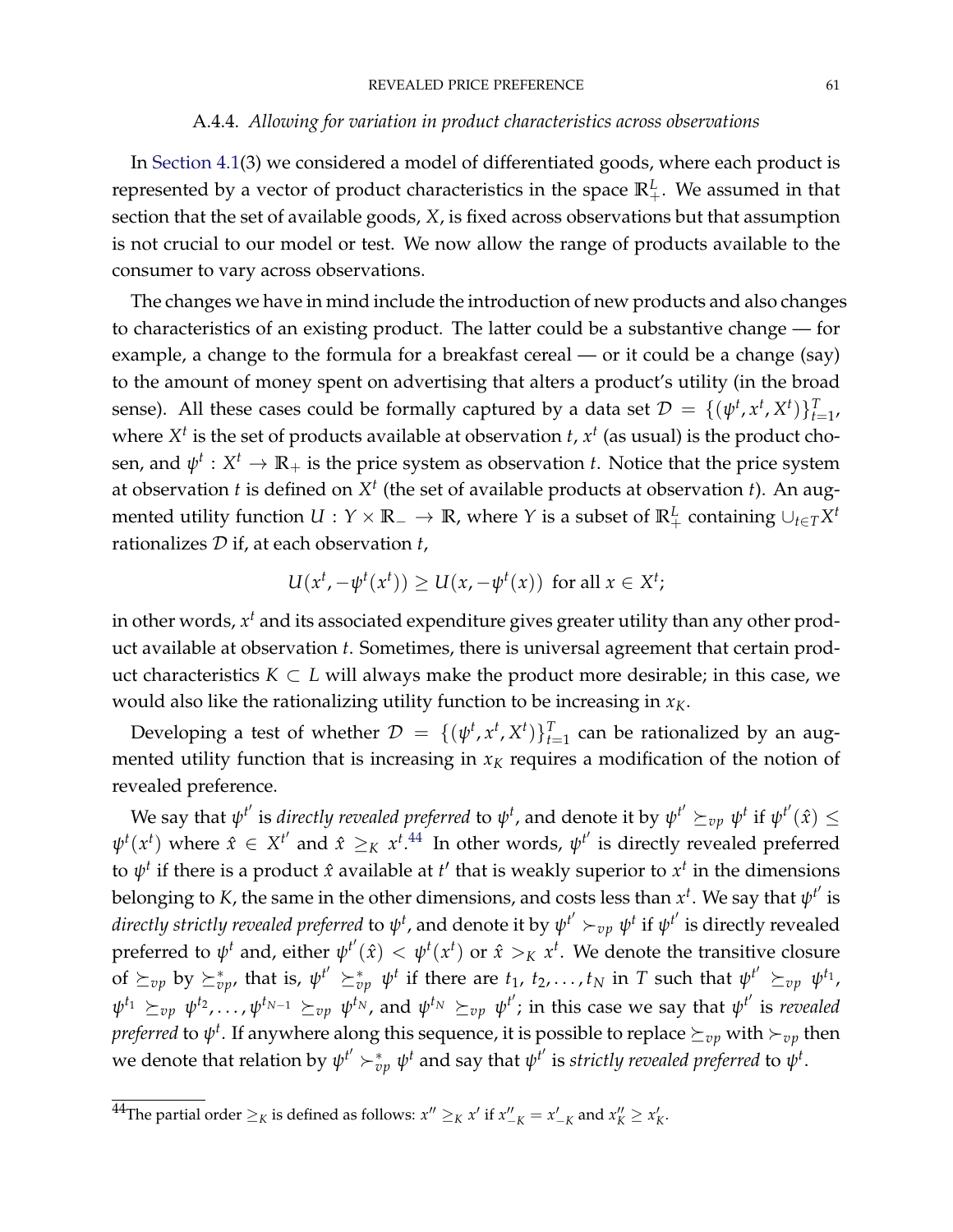### A.4.4. *Allowing for variation in product characteristics across observations*

In Section 4.1(3) we considered a model of differentiated goods, where each product is represented by a vector of product characteristics in the space $\mathbb{R}^L_+$. We assumed in that section that the set of available goods, $X$, is fixed across observations but that assumption is not crucial to our model or test. We now allow the range of products available to the consumer to vary across observations.

The changes we have in mind include the introduction of new products and also changes to characteristics of an existing product. The latter could be a substantive change — for example, a change to the formula for a breakfast cereal — or it could be a change (say) to the amount of money spent on advertising that alters a product's utility (in the broad sense). All these cases could be formally captured by a data set $\mathcal{D} = \{(\psi^t, x^t, X^t)\}_{t=1}^T$, where $X^t$ is the set of products available at observation $t$, $x^t$ (as usual) is the product chosen, and $\psi^t : X^t \to \mathbb{R}_+$ is the price system as observation $t$. Notice that the price system at observation $t$ is defined on $X^t$ (the set of available products at observation $t$). An augmented utility function $U : Y \times \mathbb{R}_- \to \mathbb{R}$, where $Y$ is a subset of $\mathbb{R}^L_+$ containing $\cup_{t\in T} X^t$ rationalizes $\mathcal{D}$ if, at each observation $t$,

$$U(x^t, -\psi^t(x^t)) \geq U(x, -\psi^t(x)) \text{ for all } x \in X^t;$$

in other words, $x^t$ and its associated expenditure gives greater utility than any other product available at observation $t$. Sometimes, there is universal agreement that certain product characteristics $K \subset L$ will always make the product more desirable; in this case, we would also like the rationalizing utility function to be increasing in $x_K$.

Developing a test of whether $\mathcal{D} = \{(\psi^t, x^t, X^t)\}_{t=1}^T$ can be rationalized by an augmented utility function that is increasing in $x_K$ requires a modification of the notion of revealed preference.

We say that $\psi^{t'}$ is *directly revealed preferred* to $\psi^t$, and denote it by $\psi^{t'} \succeq_{vp} \psi^t$ if $\psi^{t'}(\hat{x}) \leq \psi^t(x^t)$ where $\hat{x} \in X^{t'}$ and $\hat{x} \geq_K x^t$.[44] In other words, $\psi^{t'}$ is directly revealed preferred to $\psi^t$ if there is a product $\hat{x}$ available at $t'$ that is weakly superior to $x^t$ in the dimensions belonging to $K$, the same in the other dimensions, and costs less than $x^t$. We say that $\psi^{t'}$ is *directly strictly revealed preferred* to $\psi^t$, and denote it by $\psi^{t'} \succ_{vp} \psi^t$ if $\psi^{t'}$ is directly revealed preferred to $\psi^t$ and, either $\psi^{t'}(\hat{x}) < \psi^t(x^t)$ or $\hat{x} >_K x^t$. We denote the transitive closure of $\succeq_{vp}$ by $\succeq^*_{vp}$, that is, $\psi^{t'} \succeq^*_{vp} \psi^t$ if there are $t_1, t_2, \ldots, t_N$ in $T$ such that $\psi^{t'} \succeq_{vp} \psi^{t_1}$, $\psi^{t_1} \succeq_{vp} \psi^{t_2}, \ldots, \psi^{t_{N-1}} \succeq_{vp} \psi^{t_N}$, and $\psi^{t_N} \succeq_{vp} \psi^{t'}$; in this case we say that $\psi^{t'}$ is *revealed preferred* to $\psi^t$. If anywhere along this sequence, it is possible to replace $\succeq_{vp}$ with $\succ_{vp}$ then we denote that relation by $\psi^{t'} \succ^*_{vp} \psi^t$ and say that $\psi^{t'}$ is *strictly revealed preferred* to $\psi^t$.

[44] The partial order $\geq_K$ is defined as follows: $x'' \geq_K x'$ if $x''_{-K} = x'_{-K}$ and $x''_K \geq x'_K$.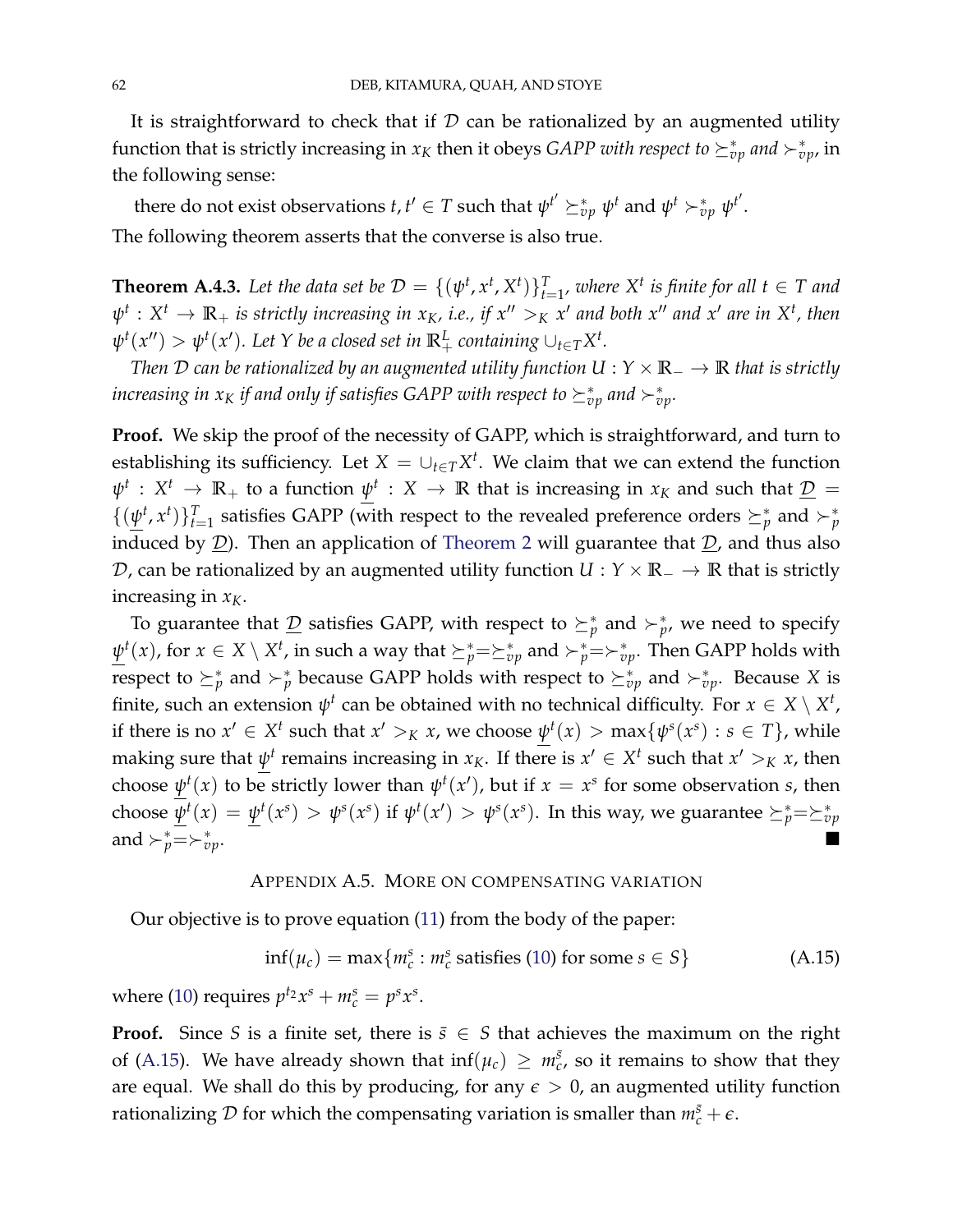It is straightforward to check that if $\mathcal{D}$ can be rationalized by an augmented utility function that is strictly increasing in $x_K$ then it obeys *GAPP with respect to* $\succeq^*_{vp}$ *and* $\succ^*_{vp}$, in the following sense:

there do not exist observations $t, t' \in T$ such that $\psi^{t'} \succeq^*_{vp} \psi^t$ and $\psi^t \succ^*_{vp} \psi^{t'}$.

The following theorem asserts that the converse is also true.

**Theorem A.4.3.** *Let the data set be $\mathcal{D} = \{(\psi^t, x^t, X^t)\}_{t=1}^T$, where $X^t$ is finite for all $t \in T$ and $\psi^t : X^t \to \mathbb{R}_+$ is strictly increasing in $x_K$, i.e., if $x'' >_K x'$ and both $x''$ and $x'$ are in $X^t$, then $\psi^t(x'') > \psi^t(x')$. Let $Y$ be a closed set in $\mathbb{R}^L_+$ containing $\cup_{t\in T} X^t$.*

*Then $\mathcal{D}$ can be rationalized by an augmented utility function $U : Y \times \mathbb{R}_- \to \mathbb{R}$ that is strictly increasing in $x_K$ if and only if satisfies GAPP with respect to $\succeq^*_{vp}$ and $\succ^*_{vp}$.*

**Proof.** We skip the proof of the necessity of GAPP, which is straightforward, and turn to establishing its sufficiency. Let $X = \cup_{t\in T} X^t$. We claim that we can extend the function $\psi^t : X^t \to \mathbb{R}_+$ to a function $\underline{\psi}^t : X \to \mathbb{R}$ that is increasing in $x_K$ and such that $\underline{\mathcal{D}} = \{(\underline{\psi}^t, x^t)\}_{t=1}^T$ satisfies GAPP (with respect to the revealed preference orders $\succeq^*_p$ and $\succ^*_p$ induced by $\underline{\mathcal{D}}$). Then an application of Theorem 2 will guarantee that $\underline{\mathcal{D}}$, and thus also $\mathcal{D}$, can be rationalized by an augmented utility function $U : Y \times \mathbb{R}_- \to \mathbb{R}$ that is strictly increasing in $x_K$.

To guarantee that $\underline{\mathcal{D}}$ satisfies GAPP, with respect to $\succeq^*_p$ and $\succ^*_p$, we need to specify $\underline{\psi}^t(x)$, for $x \in X \setminus X^t$, in such a way that $\succeq^*_p = \succeq^*_{vp}$ and $\succ^*_p = \succ^*_{vp}$. Then GAPP holds with respect to $\succeq^*_p$ and $\succ^*_p$ because GAPP holds with respect to $\succeq^*_{vp}$ and $\succ^*_{vp}$. Because $X$ is finite, such an extension $\psi^t$ can be obtained with no technical difficulty. For $x \in X \setminus X^t$, if there is no $x' \in X^t$ such that $x' >_K x$, we choose $\underline{\psi}^t(x) > \max\{\psi^s(x^s) : s \in T\}$, while making sure that $\underline{\psi}^t$ remains increasing in $x_K$. If there is $x' \in X^t$ such that $x' >_K x$, then choose $\underline{\psi}^t(x)$ to be strictly lower than $\psi^t(x')$, but if $x = x^s$ for some observation $s$, then choose $\underline{\psi}^t(x) = \underline{\psi}^t(x^s) > \psi^s(x^s)$ if $\psi^t(x') > \psi^s(x^s)$. In this way, we guarantee $\succeq^*_p = \succeq^*_{vp}$ and $\succ^*_p = \succ^*_{vp}$. ■

## Appendix A.5. More on compensating variation

Our objective is to prove equation (11) from the body of the paper:

$$\inf(\mu_c) = \max\{m^s_c : m^s_c \text{ satisfies (10) for some } s \in S\} \tag{A.15}$$

where (10) requires $p^{t_2} x^s + m^s_c = p^s x^s$.

**Proof.** Since $S$ is a finite set, there is $\bar{s} \in S$ that achieves the maximum on the right of (A.15). We have already shown that $\inf(\mu_c) \geq m^{\bar{s}}_c$, so it remains to show that they are equal. We shall do this by producing, for any $\epsilon > 0$, an augmented utility function rationalizing $\mathcal{D}$ for which the compensating variation is smaller than $m^{\bar{s}}_c + \epsilon$.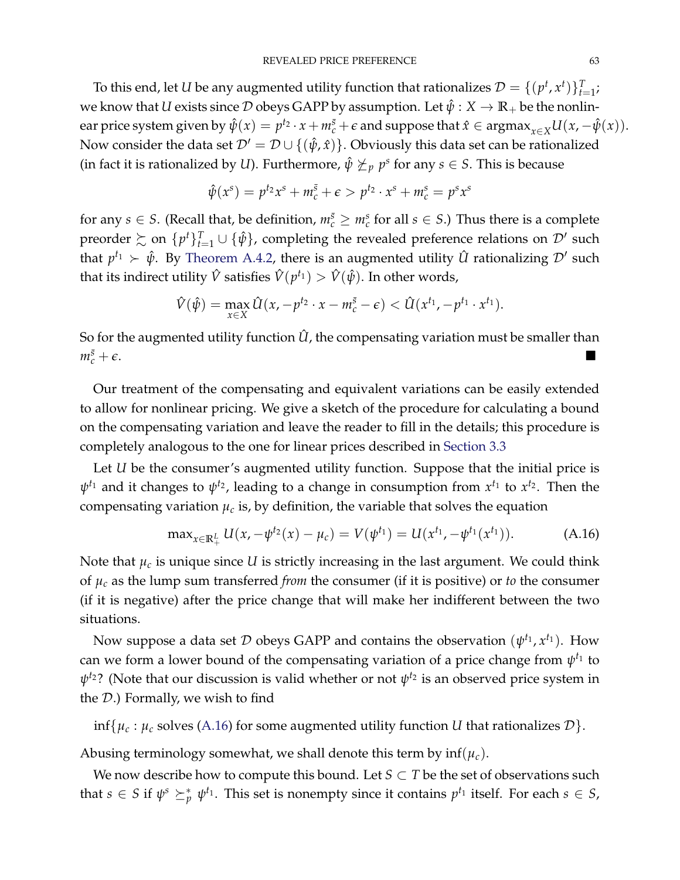To this end, let $U$ be any augmented utility function that rationalizes $\mathcal{D} = \{(p^t, x^t)\}_{t=1}^T$; we know that $U$ exists since $\mathcal{D}$ obeys GAPP by assumption. Let $\hat{\psi} : X \to \mathbb{R}_+$ be the nonlinear price system given by $\hat{\psi}(x) = p^{t_2} \cdot x + m_c^{\bar{s}} + \epsilon$ and suppose that $\hat{x} \in \text{argmax}_{x \in X} U(x, -\hat{\psi}(x))$. Now consider the data set $\mathcal{D}' = \mathcal{D} \cup \{(\hat{\psi}, \hat{x})\}$. Obviously this data set can be rationalized (in fact it is rationalized by $U$). Furthermore, $\hat{\psi} \not\succeq_p p^s$ for any $s \in S$. This is because

$$\hat{\psi}(x^s) = p^{t_2} x^s + m_c^{\bar{s}} + \epsilon > p^{t_2} \cdot x^s + m_c^s = p^s x^s$$

for any $s \in S$. (Recall that, be definition, $m_c^{\bar{s}} \geq m_c^s$ for all $s \in S$.) Thus there is a complete preorder $\succsim$ on $\{p^t\}_{t=1}^T \cup \{\hat{\psi}\}$, completing the revealed preference relations on $\mathcal{D}'$ such that $p^{t_1} \succ \hat{\psi}$. By Theorem A.4.2, there is an augmented utility $\hat{U}$ rationalizing $\mathcal{D}'$ such that its indirect utility $\hat{V}$ satisfies $\hat{V}(p^{t_1}) > \hat{V}(\hat{\psi})$. In other words,

$$\hat{V}(\hat{\psi}) = \max_{x \in X} \hat{U}(x, -p^{t_2} \cdot x - m_c^{\bar{s}} - \epsilon) < \hat{U}(x^{t_1}, -p^{t_1} \cdot x^{t_1}).$$

So for the augmented utility function $\hat{U}$, the compensating variation must be smaller than $m_c^{\bar{s}} + \epsilon$. ■

Our treatment of the compensating and equivalent variations can be easily extended to allow for nonlinear pricing. We give a sketch of the procedure for calculating a bound on the compensating variation and leave the reader to fill in the details; this procedure is completely analogous to the one for linear prices described in Section 3.3

Let $U$ be the consumer's augmented utility function. Suppose that the initial price is $\psi^{t_1}$ and it changes to $\psi^{t_2}$, leading to a change in consumption from $x^{t_1}$ to $x^{t_2}$. Then the compensating variation $\mu_c$ is, by definition, the variable that solves the equation

$$\max_{x \in \mathbb{R}_+^L} U(x, -\psi^{t_2}(x) - \mu_c) = V(\psi^{t_1}) = U(x^{t_1}, -\psi^{t_1}(x^{t_1})). \tag{A.16}$$

Note that $\mu_c$ is unique since $U$ is strictly increasing in the last argument. We could think of $\mu_c$ as the lump sum transferred *from* the consumer (if it is positive) or *to* the consumer (if it is negative) after the price change that will make her indifferent between the two situations.

Now suppose a data set $\mathcal{D}$ obeys GAPP and contains the observation $(\psi^{t_1}, x^{t_1})$. How can we form a lower bound of the compensating variation of a price change from $\psi^{t_1}$ to $\psi^{t_2}$? (Note that our discussion is valid whether or not $\psi^{t_2}$ is an observed price system in the $\mathcal{D}$.) Formally, we wish to find

$$\inf\{\mu_c : \mu_c \text{ solves (A.16) for some augmented utility function } U \text{ that rationalizes } \mathcal{D}\}.$$

Abusing terminology somewhat, we shall denote this term by $\inf(\mu_c)$.

We now describe how to compute this bound. Let $S \subset T$ be the set of observations such that $s \in S$ if $\psi^s \succeq_p^* \psi^{t_1}$. This set is nonempty since it contains $p^{t_1}$ itself. For each $s \in S$,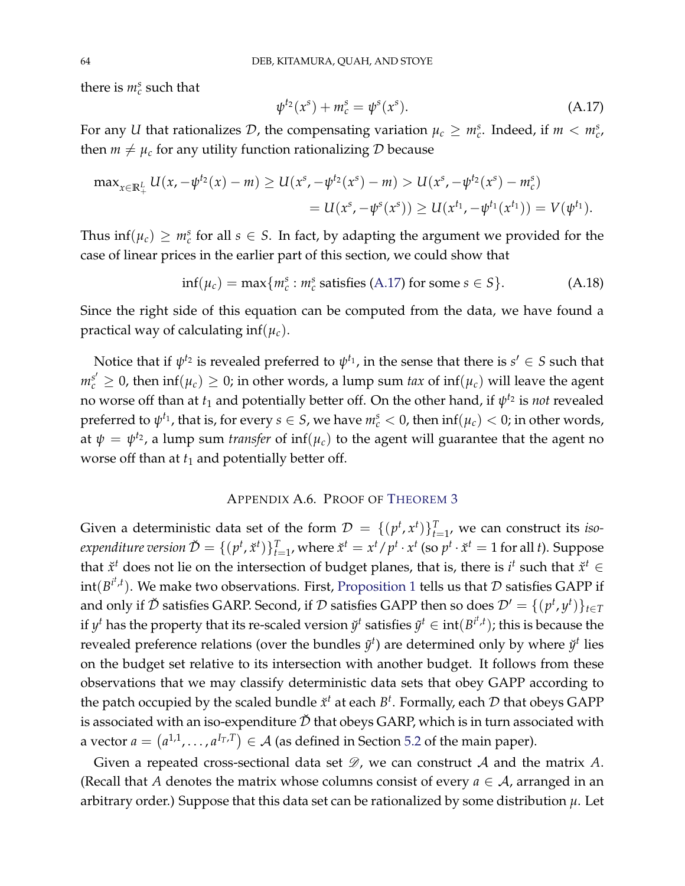there is $m_c^s$ such that

$$\psi^{t_2}(x^s) + m_c^s = \psi^s(x^s). \tag{A.17}$$

For any $U$ that rationalizes $\mathcal{D}$, the compensating variation $\mu_c \geq m_c^s$. Indeed, if $m < m_c^s$, then $m \neq \mu_c$ for any utility function rationalizing $\mathcal{D}$ because

$$\begin{aligned}\max\nolimits_{x \in \mathbb{R}^L_+} U(x, -\psi^{t_2}(x) - m) &\geq U(x^s, -\psi^{t_2}(x^s) - m) > U(x^s, -\psi^{t_2}(x^s) - m_c^s) \\ &= U(x^s, -\psi^s(x^s)) \geq U(x^{t_1}, -\psi^{t_1}(x^{t_1})) = V(\psi^{t_1}).\end{aligned}$$

Thus $\inf(\mu_c) \geq m_c^s$ for all $s \in S$. In fact, by adapting the argument we provided for the case of linear prices in the earlier part of this section, we could show that

$$\inf(\mu_c) = \max\{m_c^s : m_c^s \text{ satisfies (A.17) for some } s \in S\}. \tag{A.18}$$

Since the right side of this equation can be computed from the data, we have found a practical way of calculating $\inf(\mu_c)$.

Notice that if $\psi^{t_2}$ is revealed preferred to $\psi^{t_1}$, in the sense that there is $s' \in S$ such that $m_c^{s'} \geq 0$, then $\inf(\mu_c) \geq 0$; in other words, a lump sum *tax* of $\inf(\mu_c)$ will leave the agent no worse off than at $t_1$ and potentially better off. On the other hand, if $\psi^{t_2}$ is *not* revealed preferred to $\psi^{t_1}$, that is, for every $s \in S$, we have $m_c^s < 0$, then $\inf(\mu_c) < 0$; in other words, at $\psi = \psi^{t_2}$, a lump sum *transfer* of $\inf(\mu_c)$ to the agent will guarantee that the agent no worse off than at $t_1$ and potentially better off.

## APPENDIX A.6. PROOF OF THEOREM 3

Given a deterministic data set of the form $\mathcal{D} = \{(p^t, x^t)\}_{t=1}^T$, we can construct its *iso-expenditure version* $\check{\mathcal{D}} = \{(p^t, \check{x}^t)\}_{t=1}^T$, where $\check{x}^t = x^t / p^t \cdot x^t$ (so $p^t \cdot \check{x}^t = 1$ for all $t$). Suppose that $\check{x}^t$ does not lie on the intersection of budget planes, that is, there is $i^t$ such that $\check{x}^t \in \text{int}(B^{i^t,t})$. We make two observations. First, Proposition 1 tells us that $\mathcal{D}$ satisfies GAPP if and only if $\check{\mathcal{D}}$ satisfies GARP. Second, if $\mathcal{D}$ satisfies GAPP then so does $\mathcal{D}' = \{(p^t, y^t)\}_{t \in T}$ if $y^t$ has the property that its re-scaled version $\check{y}^t$ satisfies $\check{y}^t \in \text{int}(B^{i^t,t})$; this is because the revealed preference relations (over the bundles $\check{y}^t$) are determined only by where $\check{y}^t$ lies on the budget set relative to its intersection with another budget. It follows from these observations that we may classify deterministic data sets that obey GAPP according to the patch occupied by the scaled bundle $\check{x}^t$ at each $B^t$. Formally, each $\mathcal{D}$ that obeys GAPP is associated with an iso-expenditure $\check{\mathcal{D}}$ that obeys GARP, which is in turn associated with a vector $a = (a^{1,1}, \ldots, a^{I_T,T}) \in \mathcal{A}$ (as defined in Section 5.2 of the main paper).

Given a repeated cross-sectional data set $\mathscr{D}$, we can construct $\mathcal{A}$ and the matrix $A$. (Recall that $A$ denotes the matrix whose columns consist of every $a \in \mathcal{A}$, arranged in an arbitrary order.) Suppose that this data set can be rationalized by some distribution $\mu$. Let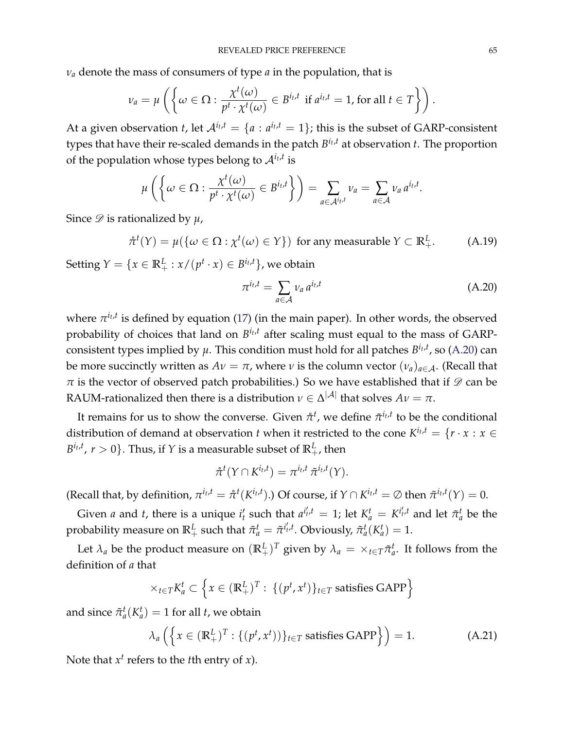$\nu_a$ denote the mass of consumers of type $a$ in the population, that is

$$\nu_a = \mu\left(\left\{\omega \in \Omega : \frac{\chi^t(\omega)}{p^t \cdot \chi^t(\omega)} \in B^{i_t,t} \text{ if } a^{i_t,t} = 1, \text{for all } t \in T\right\}\right).$$

At a given observation $t$, let $\mathcal{A}^{i_t,t} = \{a : a^{i_t,t} = 1\}$; this is the subset of GARP-consistent types that have their re-scaled demands in the patch $B^{i_t,t}$ at observation $t$. The proportion of the population whose types belong to $\mathcal{A}^{i_t,t}$ is

$$\mu\left(\left\{\omega \in \Omega : \frac{\chi^t(\omega)}{p^t \cdot \chi^t(\omega)} \in B^{i_t,t}\right\}\right) = \sum_{a \in \mathcal{A}^{i_t,t}} \nu_a = \sum_{a \in \mathcal{A}} \nu_a \, a^{i_t,t}.$$

Since $\mathscr{D}$ is rationalized by $\mu$,

$$\mathring{\pi}^t(Y) = \mu(\{\omega \in \Omega : \chi^t(\omega) \in Y\}) \text{ for any measurable } Y \subset \mathbb{R}^L_+. \tag{A.19}$$

Setting $Y = \{x \in \mathbb{R}^L_+ : x/(p^t \cdot x) \in B^{i_t,t}\}$, we obtain

$$\pi^{i_t,t} = \sum_{a \in \mathcal{A}} \nu_a \, a^{i_t,t} \tag{A.20}$$

where $\pi^{i_t,t}$ is defined by equation (17) (in the main paper). In other words, the observed probability of choices that land on $B^{i_t,t}$ after scaling must equal to the mass of GARP-consistent types implied by $\mu$. This condition must hold for all patches $B^{i_t,t}$, so (A.20) can be more succinctly written as $A\nu = \pi$, where $\nu$ is the column vector $(\nu_a)_{a \in \mathcal{A}}$. (Recall that $\pi$ is the vector of observed patch probabilities.) So we have established that if $\mathscr{D}$ can be RAUM-rationalized then there is a distribution $\nu \in \Delta^{|\mathcal{A}|}$ that solves $A\nu = \pi$.

It remains for us to show the converse. Given $\mathring{\pi}^t$, we define $\tilde{\pi}^{i_t,t}$ to be the conditional distribution of demand at observation $t$ when it restricted to the cone $K^{i_t,t} = \{r \cdot x : x \in B^{i_t,t},\ r > 0\}$. Thus, if $Y$ is a measurable subset of $\mathbb{R}^L_+$, then

$$\mathring{\pi}^t(Y \cap K^{i_t,t}) = \pi^{i_t,t} \, \tilde{\pi}^{i_t,t}(Y).$$

(Recall that, by definition, $\pi^{i_t,t} = \mathring{\pi}^t(K^{i_t,t})$.) Of course, if $Y \cap K^{i_t,t} = \emptyset$ then $\tilde{\pi}^{i_t,t}(Y) = 0$.

Given $a$ and $t$, there is a unique $i'_t$ such that $a^{i'_t,t} = 1$; let $K^t_a = K^{i'_t,t}$ and let $\tilde{\pi}^t_a$ be the probability measure on $\mathbb{R}^L_+$ such that $\tilde{\pi}^t_a = \tilde{\pi}^{i'_t,t}$. Obviously, $\tilde{\pi}^t_a(K^t_a) = 1$.

Let $\lambda_a$ be the product measure on $(\mathbb{R}^L_+)^T$ given by $\lambda_a = \times_{t \in T} \tilde{\pi}^t_a$. It follows from the definition of $a$ that

$$\times_{t \in T} K^t_a \subset \left\{x \in (\mathbb{R}^L_+)^T : \{(p^t, x^t)\}_{t \in T} \text{ satisfies GAPP}\right\}$$

and since $\tilde{\pi}^t_a(K^t_a) = 1$ for all $t$, we obtain

$$\lambda_a\left(\left\{x \in (\mathbb{R}^L_+)^T : \{(p^t, x^t))\}_{t \in T} \text{ satisfies GAPP}\right\}\right) = 1. \tag{A.21}$$

Note that $x^t$ refers to the $t$th entry of $x$).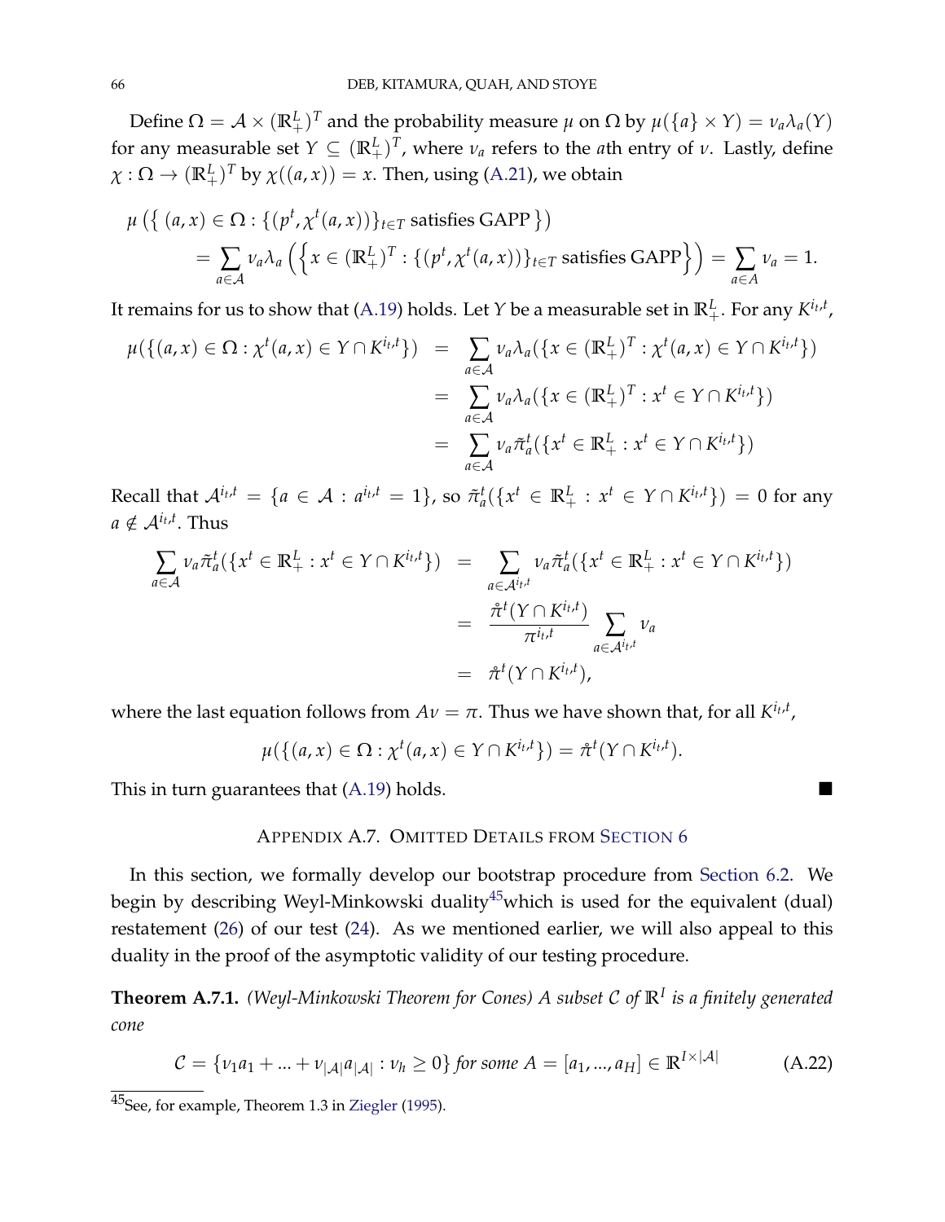Define $\Omega = \mathcal{A} \times (\mathbb{R}^L_+)^T$ and the probability measure $\mu$ on $\Omega$ by $\mu(\{a\} \times Y) = \nu_a \lambda_a(Y)$ for any measurable set $Y \subseteq (\mathbb{R}^L_+)^T$, where $\nu_a$ refers to the $a$th entry of $\nu$. Lastly, define $\chi : \Omega \to (\mathbb{R}^L_+)^T$ by $\chi((a,x)) = x$. Then, using (A.21), we obtain

$$
\begin{aligned}
&\mu\left(\{\, (a,x) \in \Omega : \{(p^t, \chi^t(a,x))\}_{t \in T} \text{ satisfies GAPP }\}\right) \\
&\qquad = \sum_{a \in \mathcal{A}} \nu_a \lambda_a \left( \left\{ x \in (\mathbb{R}^L_+)^T : \{(p^t, \chi^t(a,x))\}_{t \in T} \text{ satisfies GAPP} \right\} \right) = \sum_{a \in A} \nu_a = 1.
\end{aligned}
$$

It remains for us to show that (A.19) holds. Let $Y$ be a measurable set in $\mathbb{R}^L_+$. For any $K^{i_t,t}$,

$$
\begin{aligned}
\mu(\{(a,x) \in \Omega : \chi^t(a,x) \in Y \cap K^{i_t,t}\}) &= \sum_{a \in \mathcal{A}} \nu_a \lambda_a(\{x \in (\mathbb{R}^L_+)^T : \chi^t(a,x) \in Y \cap K^{i_t,t}\}) \\
&= \sum_{a \in \mathcal{A}} \nu_a \lambda_a(\{x \in (\mathbb{R}^L_+)^T : x^t \in Y \cap K^{i_t,t}\}) \\
&= \sum_{a \in \mathcal{A}} \nu_a \tilde{\pi}^t_a(\{x^t \in \mathbb{R}^L_+ : x^t \in Y \cap K^{i_t,t}\})
\end{aligned}
$$

Recall that $\mathcal{A}^{i_t,t} = \{a \in \mathcal{A} : a^{i_t,t} = 1\}$, so $\tilde{\pi}^t_a(\{x^t \in \mathbb{R}^L_+ : x^t \in Y \cap K^{i_t,t}\}) = 0$ for any $a \notin \mathcal{A}^{i_t,t}$. Thus

$$
\begin{aligned}
\sum_{a \in \mathcal{A}} \nu_a \tilde{\pi}^t_a(\{x^t \in \mathbb{R}^L_+ : x^t \in Y \cap K^{i_t,t}\}) &= \sum_{a \in \mathcal{A}^{i_t,t}} \nu_a \tilde{\pi}^t_a(\{x^t \in \mathbb{R}^L_+ : x^t \in Y \cap K^{i_t,t}\}) \\
&= \frac{\mathring{\pi}^t(Y \cap K^{i_t,t})}{\pi^{i_t,t}} \sum_{a \in \mathcal{A}^{i_t,t}} \nu_a \\
&= \mathring{\pi}^t(Y \cap K^{i_t,t}),
\end{aligned}
$$

where the last equation follows from $A\nu = \pi$. Thus we have shown that, for all $K^{i_t,t}$,

$$
\mu(\{(a,x) \in \Omega : \chi^t(a,x) \in Y \cap K^{i_t,t}\}) = \mathring{\pi}^t(Y \cap K^{i_t,t}).
$$

This in turn guarantees that (A.19) holds. ■

## Appendix A.7. Omitted Details from Section 6

In this section, we formally develop our bootstrap procedure from Section 6.2. We begin by describing Weyl-Minkowski duality[45]which is used for the equivalent (dual) restatement (26) of our test (24). As we mentioned earlier, we will also appeal to this duality in the proof of the asymptotic validity of our testing procedure.

**Theorem A.7.1.** *(Weyl-Minkowski Theorem for Cones) A subset $\mathcal{C}$ of $\mathbb{R}^I$ is a finitely generated cone*

$$
\mathcal{C} = \{\nu_1 a_1 + ... + \nu_{|\mathcal{A}|} a_{|\mathcal{A}|} : \nu_h \geq 0\} \text{ for some } A = [a_1, ..., a_H] \in \mathbb{R}^{I \times |\mathcal{A}|} \tag{A.22}
$$

[45]See, for example, Theorem 1.3 in Ziegler (1995).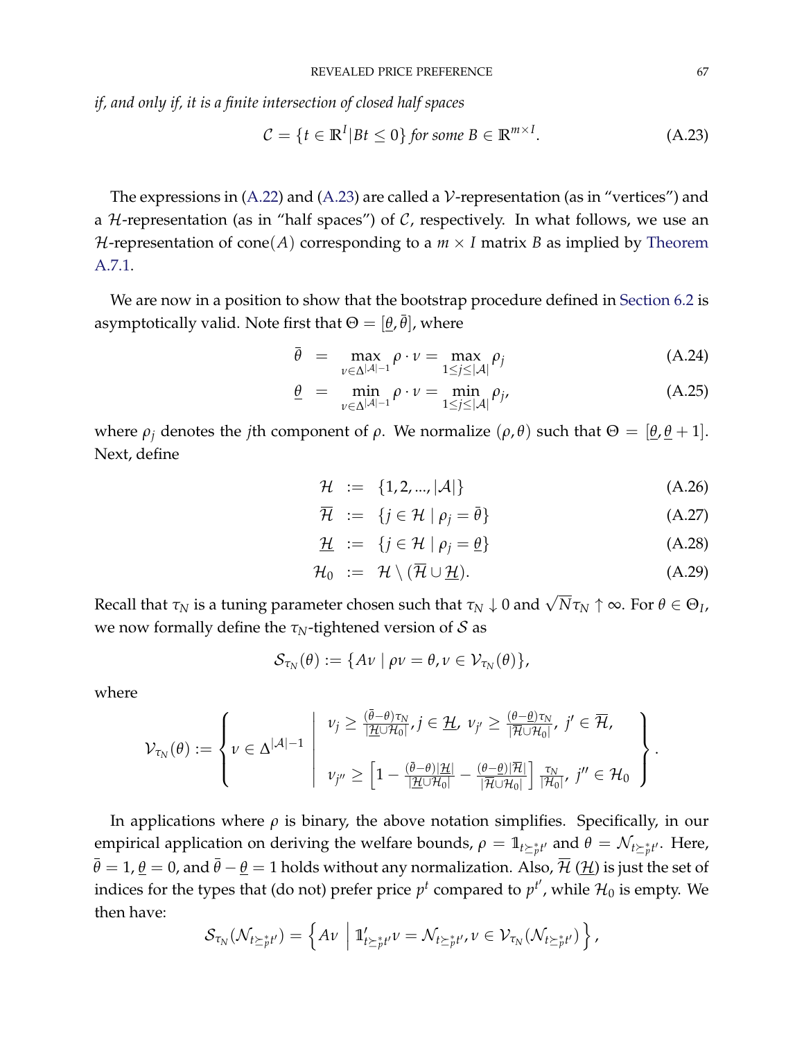*if, and only if, it is a finite intersection of closed half spaces*

$$\mathcal{C} = \{t \in \mathbb{R}^I | Bt \leq 0\} \text{ for some } B \in \mathbb{R}^{m \times I}. \tag{A.23}$$

The expressions in (A.22) and (A.23) are called a $\mathcal{V}$-representation (as in "vertices") and a $\mathcal{H}$-representation (as in "half spaces") of $\mathcal{C}$, respectively. In what follows, we use an $\mathcal{H}$-representation of cone$(A)$ corresponding to a $m \times I$ matrix $B$ as implied by Theorem A.7.1.

We are now in a position to show that the bootstrap procedure defined in Section 6.2 is asymptotically valid. Note first that $\Theta = [\underline{\theta}, \bar{\theta}]$, where

$$\bar{\theta} = \max_{\nu \in \Delta^{|\mathcal{A}|-1}} \rho \cdot \nu = \max_{1 \leq j \leq |\mathcal{A}|} \rho_j \tag{A.24}$$

$$\underline{\theta} = \min_{\nu \in \Delta^{|\mathcal{A}|-1}} \rho \cdot \nu = \min_{1 \leq j \leq |\mathcal{A}|} \rho_j, \tag{A.25}$$

where $\rho_j$ denotes the $j$th component of $\rho$. We normalize $(\rho, \theta)$ such that $\Theta = [\underline{\theta}, \underline{\theta} + 1]$. Next, define

$$\mathcal{H} := \{1, 2, ..., |\mathcal{A}|\} \tag{A.26}$$

$$\overline{\mathcal{H}} := \{j \in \mathcal{H} \mid \rho_j = \bar{\theta}\} \tag{A.27}$$

$$\underline{\mathcal{H}} := \{j \in \mathcal{H} \mid \rho_j = \underline{\theta}\} \tag{A.28}$$

$$\mathcal{H}_0 := \mathcal{H} \setminus (\overline{\mathcal{H}} \cup \underline{\mathcal{H}}). \tag{A.29}$$

Recall that $\tau_N$ is a tuning parameter chosen such that $\tau_N \downarrow 0$ and $\sqrt{N}\tau_N \uparrow \infty$. For $\theta \in \Theta_I$, we now formally define the $\tau_N$-tightened version of $\mathcal{S}$ as

$$\mathcal{S}_{\tau_N}(\theta) := \{A\nu \mid \rho\nu = \theta, \nu \in \mathcal{V}_{\tau_N}(\theta)\},$$

where

$$\mathcal{V}_{\tau_N}(\theta) := \left\{ \nu \in \Delta^{|\mathcal{A}|-1} \;\middle|\; \begin{array}{l} \nu_j \geq \frac{(\bar{\theta}-\theta)\tau_N}{|\underline{\mathcal{H}} \cup \mathcal{H}_0|}, j \in \underline{\mathcal{H}},\ \nu_{j'} \geq \frac{(\theta-\underline{\theta})\tau_N}{|\overline{\mathcal{H}} \cup \mathcal{H}_0|},\ j' \in \overline{\mathcal{H}}, \\[2ex] \nu_{j''} \geq \left[1 - \frac{(\bar{\theta}-\theta)|\underline{\mathcal{H}}|}{|\underline{\mathcal{H}} \cup \mathcal{H}_0|} - \frac{(\theta-\underline{\theta})|\overline{\mathcal{H}}|}{|\overline{\mathcal{H}} \cup \mathcal{H}_0|}\right] \frac{\tau_N}{|\mathcal{H}_0|},\ j'' \in \mathcal{H}_0 \end{array} \right\}.$$

In applications where $\rho$ is binary, the above notation simplifies. Specifically, in our empirical application on deriving the welfare bounds, $\rho = \mathbb{1}_{t \succeq_p^* t'}$ and $\theta = \mathcal{N}_{t \succeq_p^* t'}$. Here, $\bar{\theta} = 1$, $\underline{\theta} = 0$, and $\bar{\theta} - \underline{\theta} = 1$ holds without any normalization. Also, $\overline{\mathcal{H}}$ ($\underline{\mathcal{H}}$) is just the set of indices for the types that (do not) prefer price $p^t$ compared to $p^{t'}$, while $\mathcal{H}_0$ is empty. We then have:

$$\mathcal{S}_{\tau_N}(\mathcal{N}_{t \succeq_p^* t'}) = \left\{ A\nu \;\middle|\; \mathbb{1}'_{t \succeq_p^* t'}\nu = \mathcal{N}_{t \succeq_p^* t'}, \nu \in \mathcal{V}_{\tau_N}(\mathcal{N}_{t \succeq_p^* t'}) \right\},$$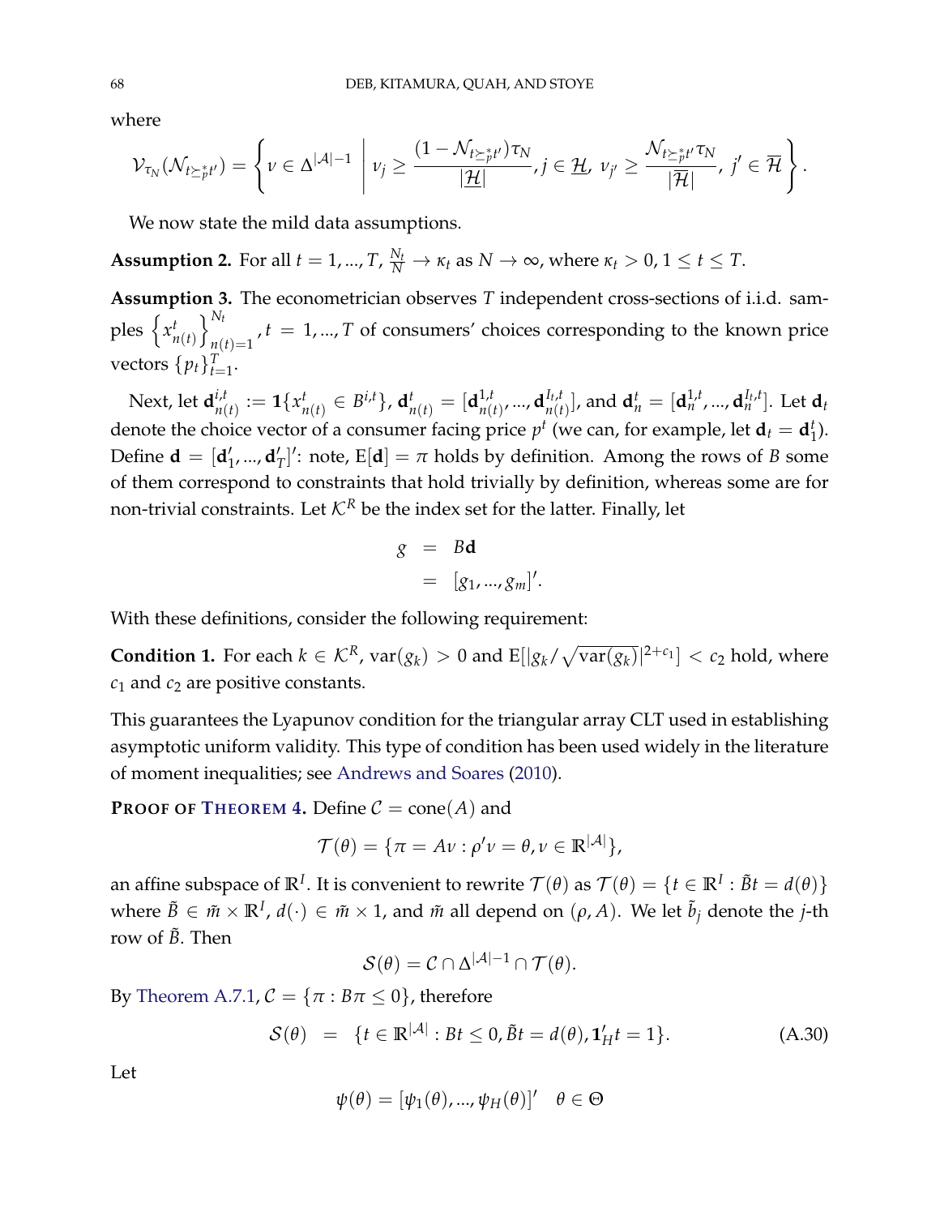where

$$\mathcal{V}_{\tau_N}(\mathcal{N}_{t\succeq_p^* t'}) = \left\{ \nu \in \Delta^{|\mathcal{A}|-1} \;\middle|\; \nu_j \geq \frac{(1-\mathcal{N}_{t\succeq_p^* t'})\tau_N}{|\underline{\mathcal{H}}|}, j \in \underline{\mathcal{H}},\ \nu_{j'} \geq \frac{\mathcal{N}_{t\succeq_p^* t'}\tau_N}{|\overline{\mathcal{H}}|},\ j' \in \overline{\mathcal{H}} \right\}.$$

We now state the mild data assumptions.

**Assumption 2.** For all $t = 1, ..., T$, $\frac{N_t}{N} \to \kappa_t$ as $N \to \infty$, where $\kappa_t > 0, 1 \leq t \leq T$.

**Assumption 3.** The econometrician observes $T$ independent cross-sections of i.i.d. samples $\left\{x_{n(t)}^t\right\}_{n(t)=1}^{N_t}, t = 1, ..., T$ of consumers' choices corresponding to the known price vectors $\{p_t\}_{t=1}^T$.

Next, let $\mathbf{d}_{n(t)}^{i,t} := \mathbf{1}\{x_{n(t)}^t \in B^{i,t}\}$, $\mathbf{d}_{n(t)}^t = [\mathbf{d}_{n(t)}^{1,t}, ..., \mathbf{d}_{n(t)}^{I_t,t}]$, and $\mathbf{d}_n^t = [\mathbf{d}_n^{1,t}, ..., \mathbf{d}_n^{I_t,t}]$. Let $\mathbf{d}_t$ denote the choice vector of a consumer facing price $p^t$ (we can, for example, let $\mathbf{d}_t = \mathbf{d}_1^t$). Define $\mathbf{d} = [\mathbf{d}_1', ..., \mathbf{d}_T']'$: note, $\mathrm{E}[\mathbf{d}] = \pi$ holds by definition. Among the rows of $B$ some of them correspond to constraints that hold trivially by definition, whereas some are for non-trivial constraints. Let $\mathcal{K}^R$ be the index set for the latter. Finally, let

$$\begin{aligned} g &= B\mathbf{d} \\ &= [g_1, ..., g_m]'. \end{aligned}$$

With these definitions, consider the following requirement:

**Condition 1.** For each $k \in \mathcal{K}^R$, $\mathrm{var}(g_k) > 0$ and $\mathrm{E}[|g_k/\sqrt{\mathrm{var}(g_k)}|^{2+c_1}] < c_2$ hold, where $c_1$ and $c_2$ are positive constants.

This guarantees the Lyapunov condition for the triangular array CLT used in establishing asymptotic uniform validity. This type of condition has been used widely in the literature of moment inequalities; see Andrews and Soares (2010).

**PROOF OF THEOREM 4.** Define $\mathcal{C} = \mathrm{cone}(A)$ and

$$\mathcal{T}(\theta) = \{\pi = A\nu : \rho'\nu = \theta, \nu \in \mathbb{R}^{|\mathcal{A}|}\},$$

an affine subspace of $\mathbb{R}^I$. It is convenient to rewrite $\mathcal{T}(\theta)$ as $\mathcal{T}(\theta) = \{t \in \mathbb{R}^I : \tilde{B}t = d(\theta)\}$ where $\tilde{B} \in \tilde{m} \times \mathbb{R}^I$, $d(\cdot) \in \tilde{m} \times 1$, and $\tilde{m}$ all depend on $(\rho, A)$. We let $\tilde{b}_j$ denote the $j$-th row of $\tilde{B}$. Then

$$\mathcal{S}(\theta) = \mathcal{C} \cap \Delta^{|\mathcal{A}|-1} \cap \mathcal{T}(\theta).$$

By Theorem A.7.1, $\mathcal{C} = \{\pi : B\pi \leq 0\}$, therefore

$$\mathcal{S}(\theta) \;\; = \;\; \{t \in \mathbb{R}^{|\mathcal{A}|} : Bt \leq 0, \tilde{B}t = d(\theta), \mathbf{1}_H' t = 1\}. \tag{A.30}$$

Let

$$\psi(\theta) = [\psi_1(\theta), ..., \psi_H(\theta)]' \quad \theta \in \Theta$$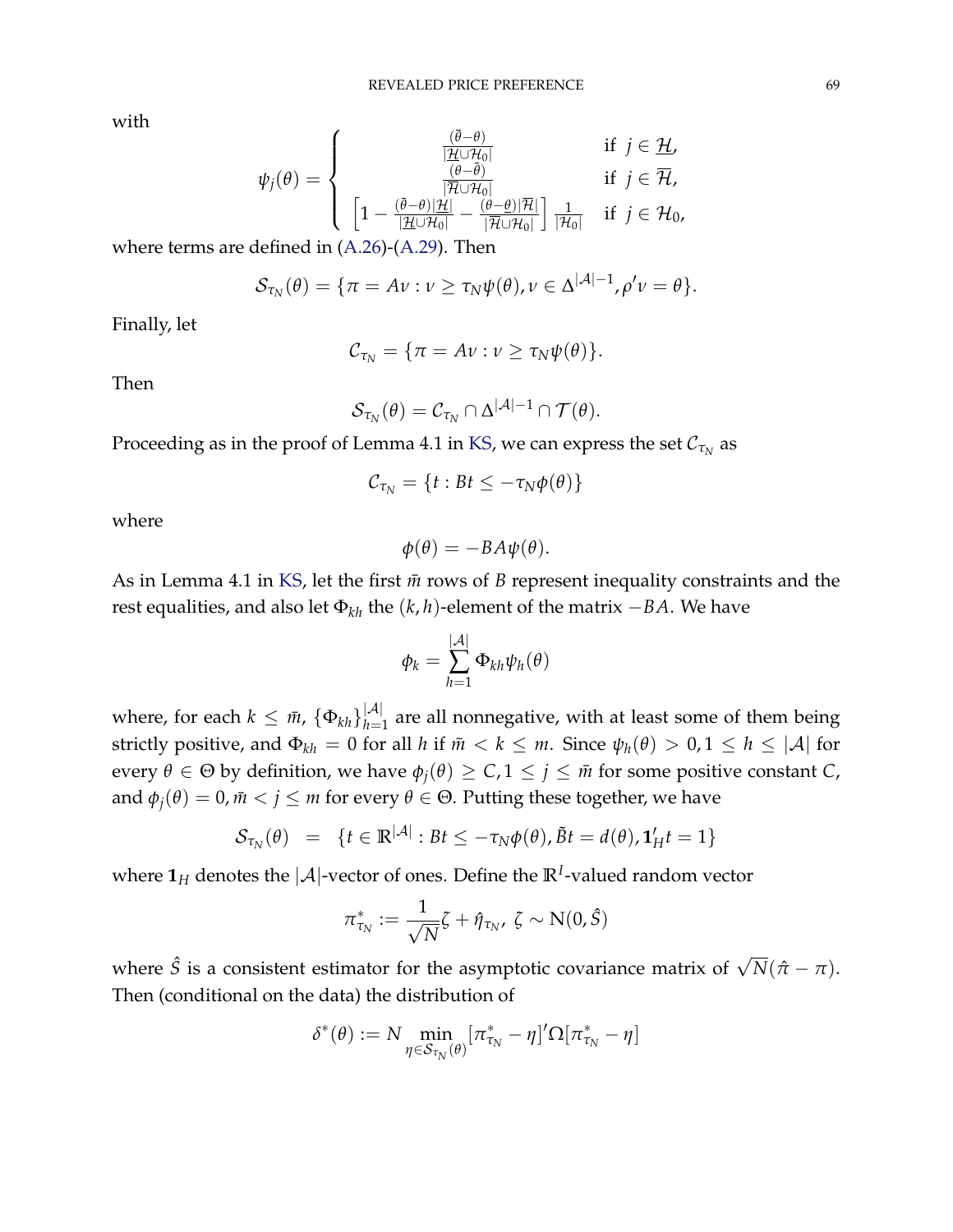with

$$
\psi_j(\theta) = \begin{cases} \frac{(\bar{\theta}-\theta)}{|\underline{\mathcal{H}} \cup \mathcal{H}_0|} & \text{if } j \in \underline{\mathcal{H}}, \\ \frac{(\theta-\bar{\theta})}{|\overline{\mathcal{H}} \cup \mathcal{H}_0|} & \text{if } j \in \overline{\mathcal{H}}, \\ \left[1 - \frac{(\bar{\theta}-\theta)|\underline{\mathcal{H}}|}{|\underline{\mathcal{H}} \cup \mathcal{H}_0|} - \frac{(\theta-\underline{\theta})|\overline{\mathcal{H}}|}{|\overline{\mathcal{H}} \cup \mathcal{H}_0|}\right] \frac{1}{|\mathcal{H}_0|} & \text{if } j \in \mathcal{H}_0, \end{cases}
$$

where terms are defined in (A.26)-(A.29). Then

$$
\mathcal{S}_{\tau_N}(\theta) = \{\pi = A\nu : \nu \geq \tau_N \psi(\theta), \nu \in \Delta^{|\mathcal{A}|-1}, \rho'\nu = \theta\}.
$$

Finally, let

$$
\mathcal{C}_{\tau_N} = \{\pi = A\nu : \nu \geq \tau_N \psi(\theta)\}.
$$

Then

$$
\mathcal{S}_{\tau_N}(\theta) = \mathcal{C}_{\tau_N} \cap \Delta^{|\mathcal{A}|-1} \cap \mathcal{T}(\theta).
$$

Proceeding as in the proof of Lemma 4.1 in KS, we can express the set $\mathcal{C}_{\tau_N}$ as

$$
\mathcal{C}_{\tau_N} = \{t : Bt \leq -\tau_N \phi(\theta)\}
$$

where

$$
\phi(\theta) = -BA\psi(\theta).
$$

As in Lemma 4.1 in KS, let the first $\bar{m}$ rows of $B$ represent inequality constraints and the rest equalities, and also let $\Phi_{kh}$ the $(k, h)$-element of the matrix $-BA$. We have

$$
\phi_k = \sum_{h=1}^{|\mathcal{A}|} \Phi_{kh} \psi_h(\theta)
$$

where, for each $k \leq \bar{m}$, $\{\Phi_{kh}\}_{h=1}^{|\mathcal{A}|}$ are all nonnegative, with at least some of them being strictly positive, and $\Phi_{kh} = 0$ for all $h$ if $\bar{m} < k \leq m$. Since $\psi_h(\theta) > 0, 1 \leq h \leq |\mathcal{A}|$ for every $\theta \in \Theta$ by definition, we have $\phi_j(\theta) \geq C, 1 \leq j \leq \bar{m}$ for some positive constant $C$, and $\phi_j(\theta) = 0, \bar{m} < j \leq m$ for every $\theta \in \Theta$. Putting these together, we have

$$
\mathcal{S}_{\tau_N}(\theta) = \{t \in \mathbb{R}^{|\mathcal{A}|} : Bt \leq -\tau_N \phi(\theta), \tilde{B}t = d(\theta), \mathbf{1}_H' t = 1\}
$$

where $\mathbf{1}_H$ denotes the $|\mathcal{A}|$-vector of ones. Define the $\mathbb{R}^I$-valued random vector

$$
\pi^*_{\tau_N} := \frac{1}{\sqrt{N}} \zeta + \hat{\eta}_{\tau_N}, \ \zeta \sim \mathrm{N}(0, \hat{S})
$$

where $\hat{S}$ is a consistent estimator for the asymptotic covariance matrix of $\sqrt{N}(\hat{\pi} - \pi)$. Then (conditional on the data) the distribution of

$$
\delta^*(\theta) := N \min_{\eta \in \mathcal{S}_{\tau_N}(\theta)} [\pi^*_{\tau_N} - \eta]' \Omega [\pi^*_{\tau_N} - \eta]
$$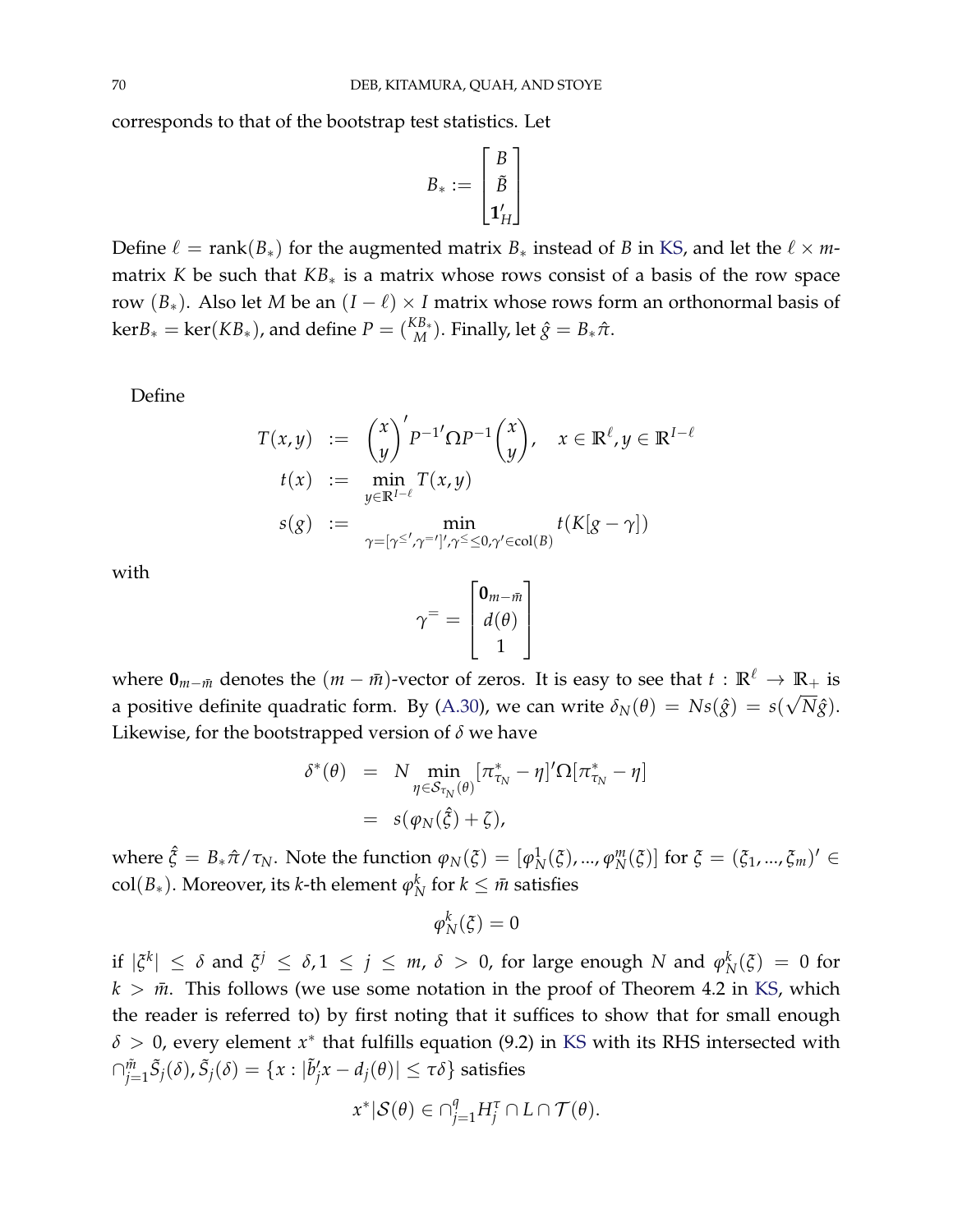corresponds to that of the bootstrap test statistics. Let

$$B_* := \begin{bmatrix} B \\ \tilde{B} \\ \mathbf{1}'_H \end{bmatrix}$$

Define $\ell = \text{rank}(B_*)$ for the augmented matrix $B_*$ instead of $B$ in KS, and let the $\ell \times m$-matrix $K$ be such that $KB_*$ is a matrix whose rows consist of a basis of the row space row $(B_*)$. Also let $M$ be an $(I - \ell) \times I$ matrix whose rows form an orthonormal basis of $\ker B_* = \ker(KB_*)$, and define $P = \binom{KB_*}{M}$. Finally, let $\hat{g} = B_* \hat{\pi}$.

Define

$$\begin{aligned} T(x, y) &:= \binom{x}{y}' P^{-1\prime} \Omega P^{-1} \binom{x}{y}, \quad x \in \mathbb{R}^\ell, y \in \mathbb{R}^{I-\ell} \\ t(x) &:= \min_{y \in \mathbb{R}^{I-\ell}} T(x, y) \\ s(g) &:= \min_{\gamma = [\gamma^{\leq\prime}, \gamma^{=\prime}]', \gamma^{\leq} \leq 0, \gamma' \in \text{col}(B)} t(K[g - \gamma]) \end{aligned}$$

with

$$\gamma^{=} = \begin{bmatrix} \mathbf{0}_{m-\bar{m}} \\ d(\theta) \\ 1 \end{bmatrix}$$

where $\mathbf{0}_{m-\bar{m}}$ denotes the $(m - \bar{m})$-vector of zeros. It is easy to see that $t : \mathbb{R}^\ell \to \mathbb{R}_+$ is a positive definite quadratic form. By (A.30), we can write $\delta_N(\theta) = Ns(\hat{g}) = s(\sqrt{N}\hat{g})$. Likewise, for the bootstrapped version of $\delta$ we have

$$\begin{aligned} \delta^*(\theta) &= N \min_{\eta \in \mathcal{S}_{\tau_N}(\theta)} [\pi^*_{\tau_N} - \eta]' \Omega [\pi^*_{\tau_N} - \eta] \\ &= s(\varphi_N(\hat{\xi}) + \zeta), \end{aligned}$$

where $\hat{\xi} = B_* \hat{\pi} / \tau_N$. Note the function $\varphi_N(\xi) = [\varphi^1_N(\xi), ..., \varphi^m_N(\xi)]$ for $\xi = (\xi_1, ..., \xi_m)' \in \text{col}(B_*)$. Moreover, its $k$-th element $\varphi^k_N$ for $k \leq \bar{m}$ satisfies

$$\varphi^k_N(\xi) = 0$$

if $|\xi^k| \leq \delta$ and $\xi^j \leq \delta, 1 \leq j \leq m$, $\delta > 0$, for large enough $N$ and $\varphi^k_N(\xi) = 0$ for $k > \bar{m}$. This follows (we use some notation in the proof of Theorem 4.2 in KS, which the reader is referred to) by first noting that it suffices to show that for small enough $\delta > 0$, every element $x^*$ that fulfills equation (9.2) in KS with its RHS intersected with $\cap_{j=1}^{\bar{m}} \tilde{S}_j(\delta), \tilde{S}_j(\delta) = \{x : |\tilde{b}'_j x - d_j(\theta)| \leq \tau\delta\}$ satisfies

$$x^* | \mathcal{S}(\theta) \in \cap_{j=1}^q H^\tau_j \cap L \cap \mathcal{T}(\theta).$$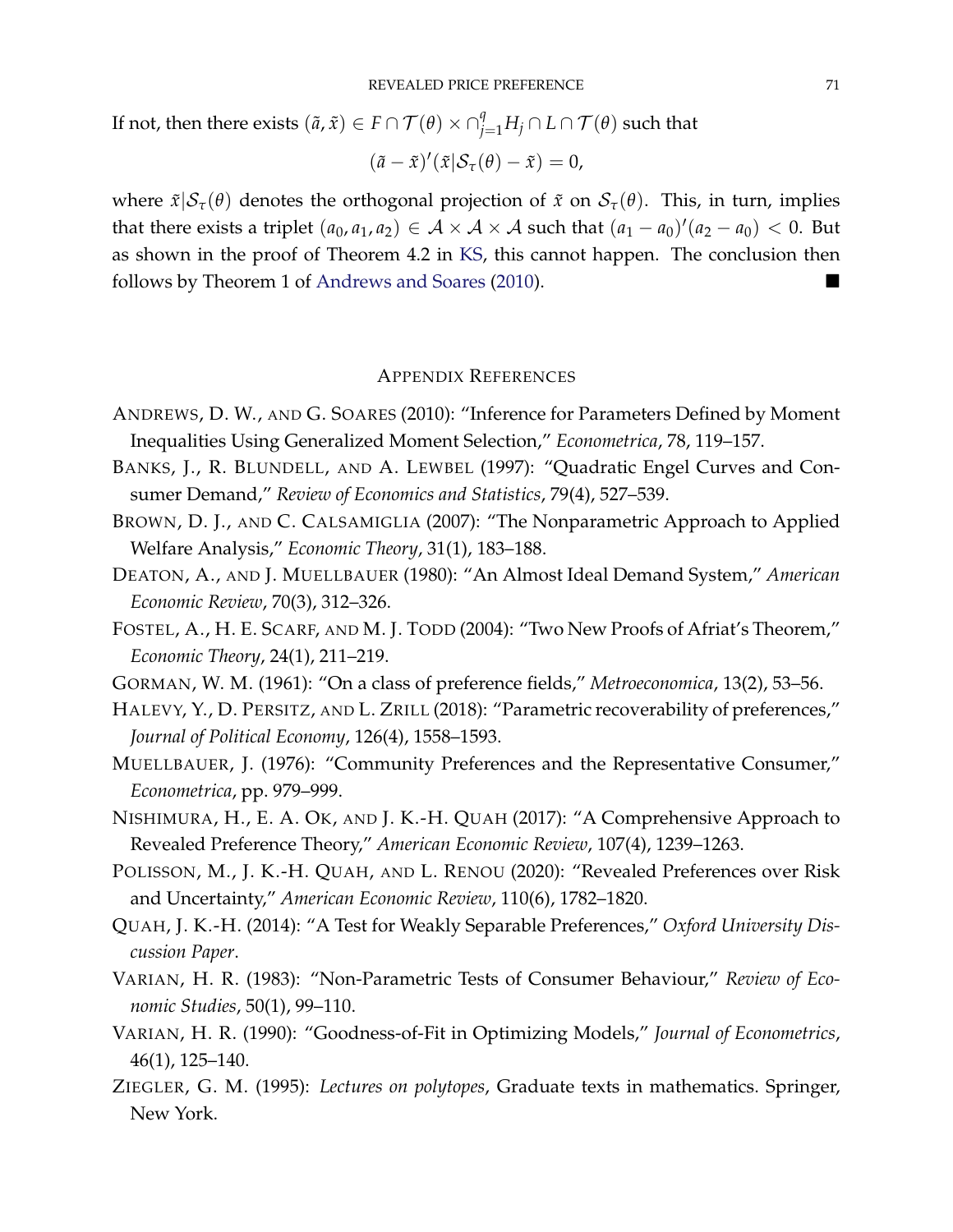If not, then there exists $(\tilde{a}, \tilde{x}) \in F \cap \mathcal{T}(\theta) \times \cap_{j=1}^{q} H_j \cap L \cap \mathcal{T}(\theta)$ such that

$$(\tilde{a} - \tilde{x})'(\tilde{x}|\mathcal{S}_\tau(\theta) - \tilde{x}) = 0,$$

where $\tilde{x}|\mathcal{S}_\tau(\theta)$ denotes the orthogonal projection of $\tilde{x}$ on $\mathcal{S}_\tau(\theta)$. This, in turn, implies that there exists a triplet $(a_0, a_1, a_2) \in \mathcal{A} \times \mathcal{A} \times \mathcal{A}$ such that $(a_1 - a_0)'(a_2 - a_0) < 0$. But as shown in the proof of Theorem 4.2 in KS, this cannot happen. The conclusion then follows by Theorem 1 of Andrews and Soares (2010). ■

## APPENDIX REFERENCES

ANDREWS, D. W., AND G. SOARES (2010): "Inference for Parameters Defined by Moment Inequalities Using Generalized Moment Selection," *Econometrica*, 78, 119–157.

BANKS, J., R. BLUNDELL, AND A. LEWBEL (1997): "Quadratic Engel Curves and Consumer Demand," *Review of Economics and Statistics*, 79(4), 527–539.

BROWN, D. J., AND C. CALSAMIGLIA (2007): "The Nonparametric Approach to Applied Welfare Analysis," *Economic Theory*, 31(1), 183–188.

DEATON, A., AND J. MUELLBAUER (1980): "An Almost Ideal Demand System," *American Economic Review*, 70(3), 312–326.

FOSTEL, A., H. E. SCARF, AND M. J. TODD (2004): "Two New Proofs of Afriat's Theorem," *Economic Theory*, 24(1), 211–219.

GORMAN, W. M. (1961): "On a class of preference fields," *Metroeconomica*, 13(2), 53–56.

HALEVY, Y., D. PERSITZ, AND L. ZRILL (2018): "Parametric recoverability of preferences," *Journal of Political Economy*, 126(4), 1558–1593.

MUELLBAUER, J. (1976): "Community Preferences and the Representative Consumer," *Econometrica*, pp. 979–999.

NISHIMURA, H., E. A. OK, AND J. K.-H. QUAH (2017): "A Comprehensive Approach to Revealed Preference Theory," *American Economic Review*, 107(4), 1239–1263.

POLISSON, M., J. K.-H. QUAH, AND L. RENOU (2020): "Revealed Preferences over Risk and Uncertainty," *American Economic Review*, 110(6), 1782–1820.

QUAH, J. K.-H. (2014): "A Test for Weakly Separable Preferences," *Oxford University Discussion Paper*.

VARIAN, H. R. (1983): "Non-Parametric Tests of Consumer Behaviour," *Review of Economic Studies*, 50(1), 99–110.

VARIAN, H. R. (1990): "Goodness-of-Fit in Optimizing Models," *Journal of Econometrics*, 46(1), 125–140.

ZIEGLER, G. M. (1995): *Lectures on polytopes*, Graduate texts in mathematics. Springer, New York.